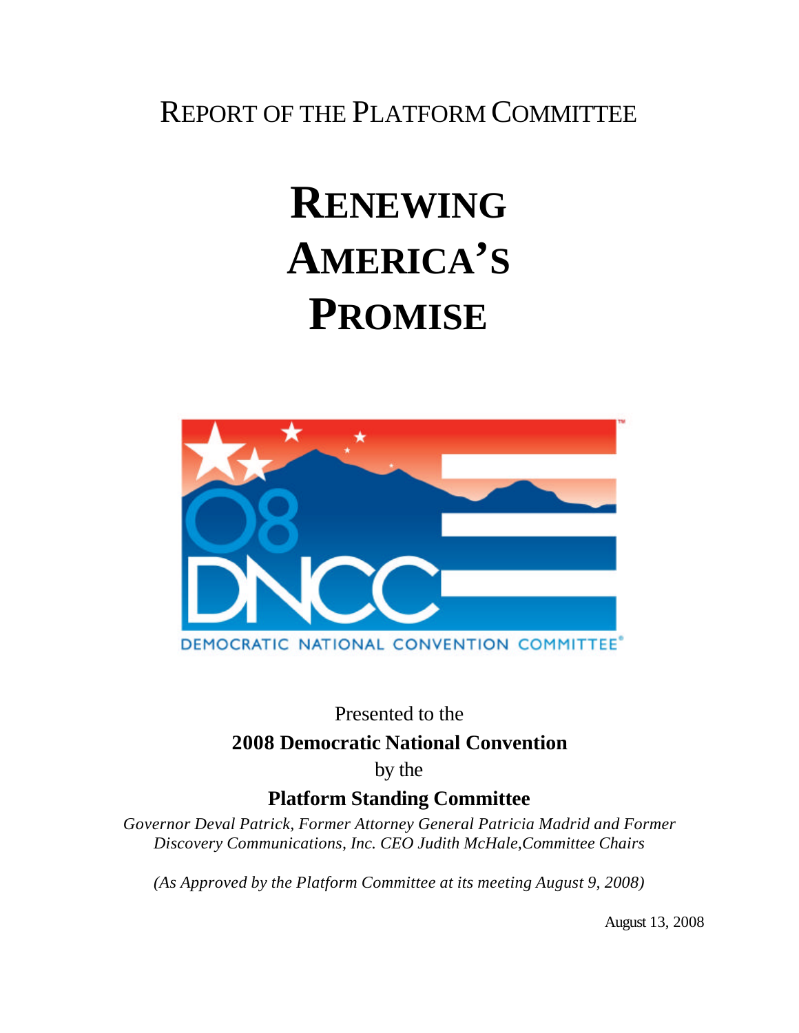REPORT OF THE PLATFORM COMMITTEE

# RENEWING AMERICA'S PROMISE

Presented to the

**2008 Democratic National Convention**

by the

**Platform Standing Committee**

*Governor Deval Patrick, Former Attorney General Patricia Madrid and Former Discovery Communications, Inc. CEO Judith McHale,Committee Chairs*

*(As Approved by the Platform Committee at its meeting August 9, 2008)*

August 13, 2008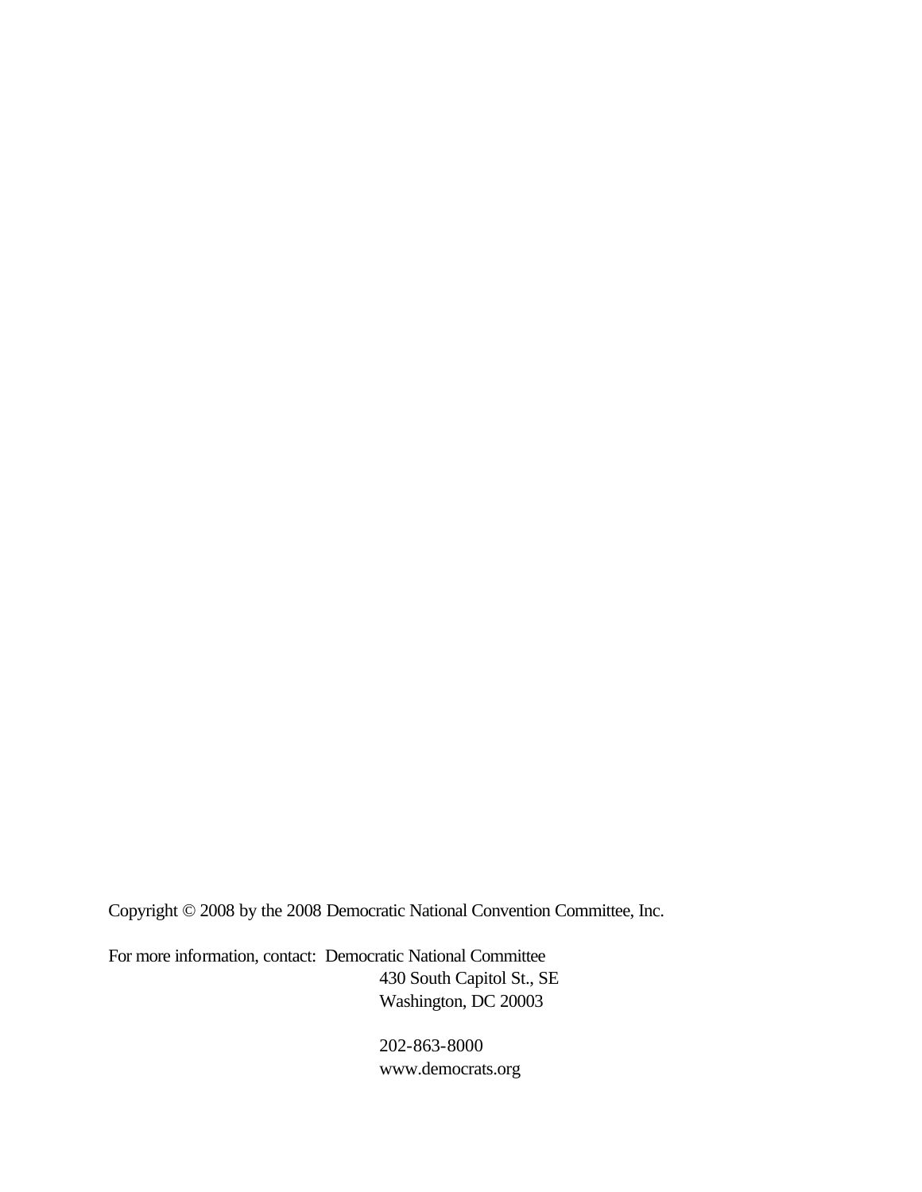Copyright © 2008 by the 2008 Democratic National Convention Committee, Inc.

For more information, contact: Democratic National Committee
430 South Capitol St., SE
Washington, DC 20003

202-863-8000
www.democrats.org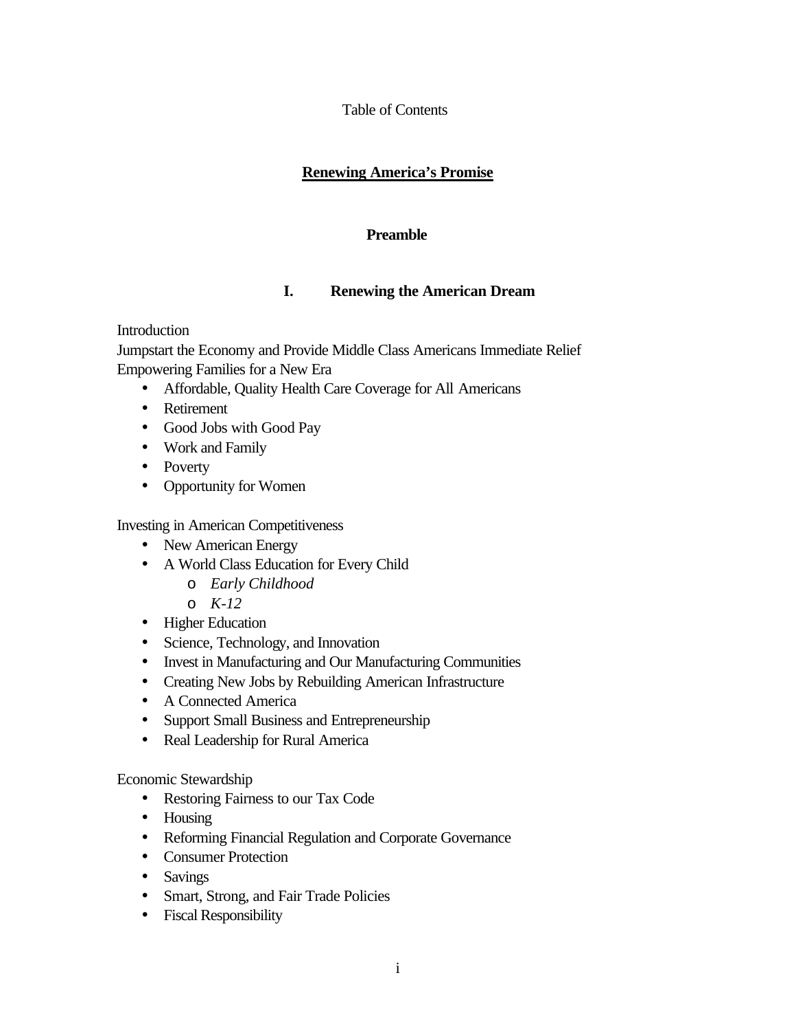Table of Contents

## **Renewing America's Promise**

### **Preamble**

### **I. Renewing the American Dream**

Introduction
Jumpstart the Economy and Provide Middle Class Americans Immediate Relief
Empowering Families for a New Era

- Affordable, Quality Health Care Coverage for All Americans
- Retirement
- Good Jobs with Good Pay
- Work and Family
- Poverty
- Opportunity for Women

Investing in American Competitiveness

- New American Energy
- A World Class Education for Every Child
  - *Early Childhood*
  - *K-12*
- Higher Education
- Science, Technology, and Innovation
- Invest in Manufacturing and Our Manufacturing Communities
- Creating New Jobs by Rebuilding American Infrastructure
- A Connected America
- Support Small Business and Entrepreneurship
- Real Leadership for Rural America

Economic Stewardship

- Restoring Fairness to our Tax Code
- Housing
- Reforming Financial Regulation and Corporate Governance
- Consumer Protection
- Savings
- Smart, Strong, and Fair Trade Policies
- Fiscal Responsibility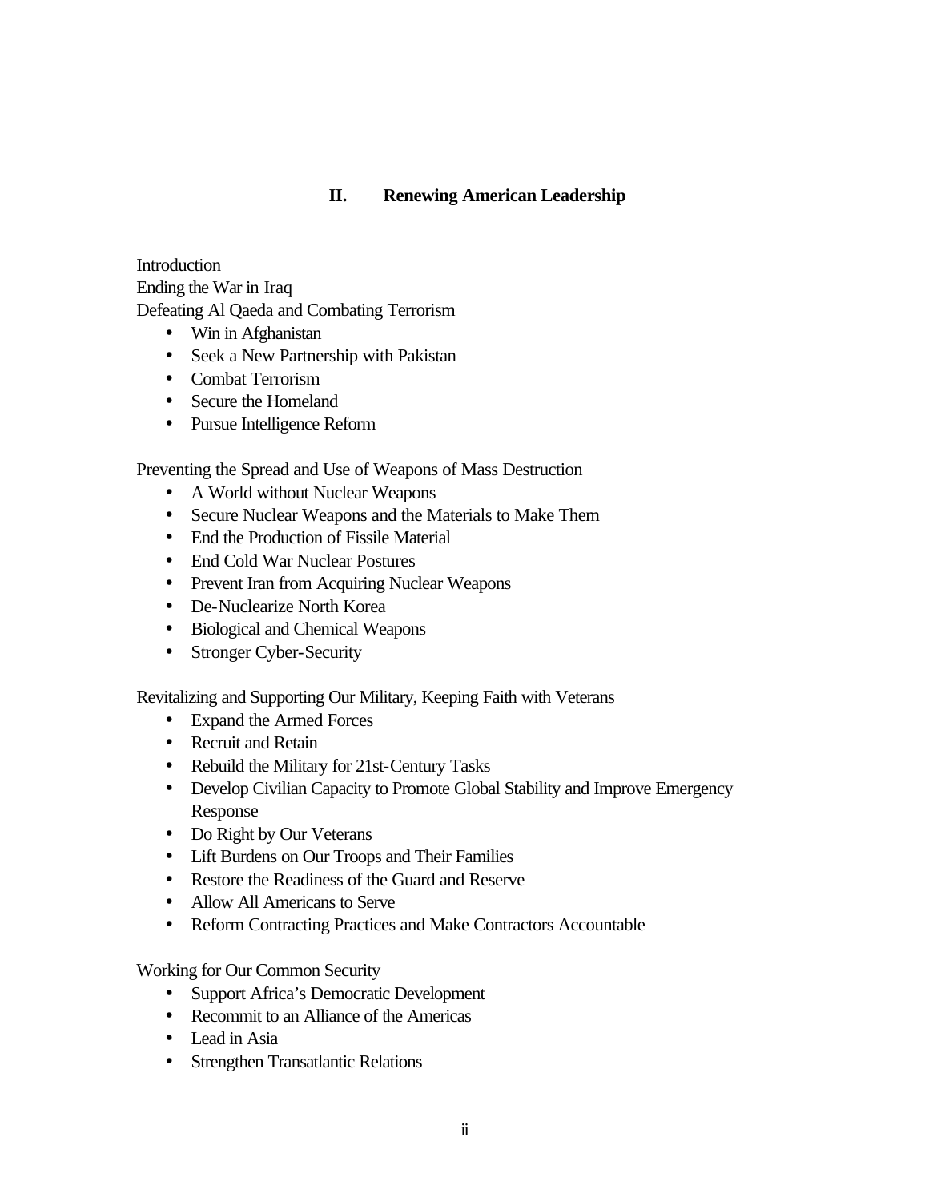## II. Renewing American Leadership

Introduction
Ending the War in Iraq
Defeating Al Qaeda and Combating Terrorism

- Win in Afghanistan
- Seek a New Partnership with Pakistan
- Combat Terrorism
- Secure the Homeland
- Pursue Intelligence Reform

Preventing the Spread and Use of Weapons of Mass Destruction

- A World without Nuclear Weapons
- Secure Nuclear Weapons and the Materials to Make Them
- End the Production of Fissile Material
- End Cold War Nuclear Postures
- Prevent Iran from Acquiring Nuclear Weapons
- De-Nuclearize North Korea
- Biological and Chemical Weapons
- Stronger Cyber-Security

Revitalizing and Supporting Our Military, Keeping Faith with Veterans

- Expand the Armed Forces
- Recruit and Retain
- Rebuild the Military for 21st-Century Tasks
- Develop Civilian Capacity to Promote Global Stability and Improve Emergency Response
- Do Right by Our Veterans
- Lift Burdens on Our Troops and Their Families
- Restore the Readiness of the Guard and Reserve
- Allow All Americans to Serve
- Reform Contracting Practices and Make Contractors Accountable

Working for Our Common Security

- Support Africa's Democratic Development
- Recommit to an Alliance of the Americas
- Lead in Asia
- Strengthen Transatlantic Relations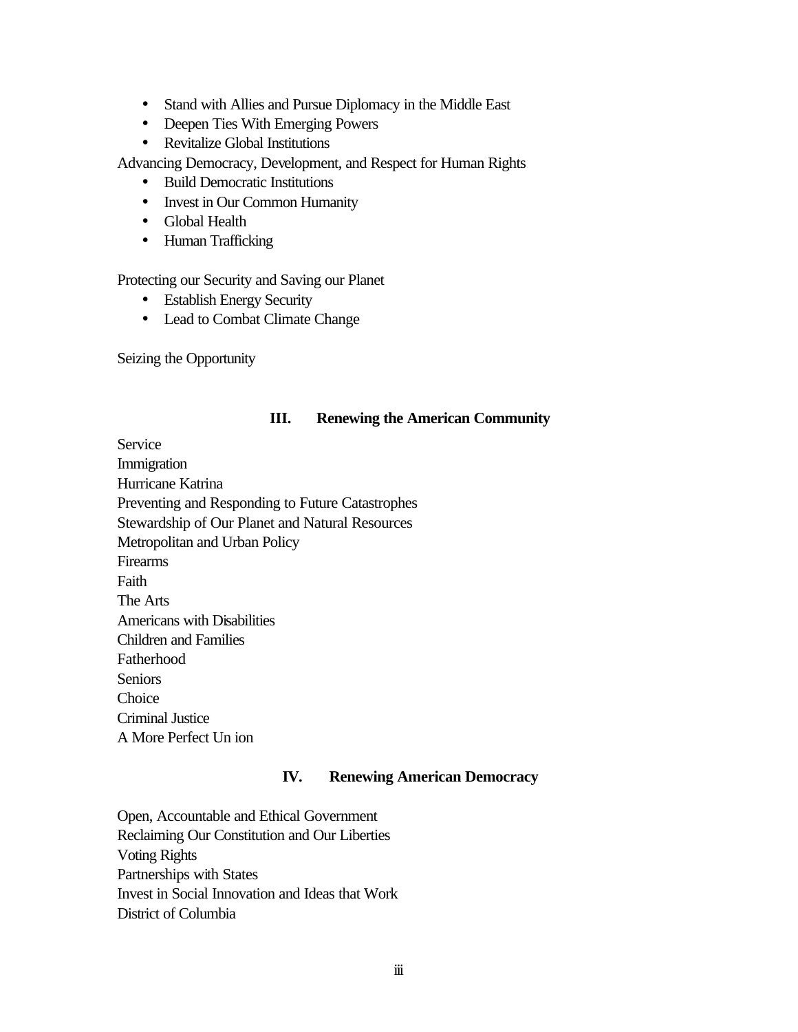- Stand with Allies and Pursue Diplomacy in the Middle East
- Deepen Ties With Emerging Powers
- Revitalize Global Institutions

Advancing Democracy, Development, and Respect for Human Rights

- Build Democratic Institutions
- Invest in Our Common Humanity
- Global Health
- Human Trafficking

Protecting our Security and Saving our Planet

- Establish Energy Security
- Lead to Combat Climate Change

Seizing the Opportunity

## III. Renewing the American Community

Service
Immigration
Hurricane Katrina
Preventing and Responding to Future Catastrophes
Stewardship of Our Planet and Natural Resources
Metropolitan and Urban Policy
Firearms
Faith
The Arts
Americans with Disabilities
Children and Families
Fatherhood
Seniors
Choice
Criminal Justice
A More Perfect Un ion

## IV. Renewing American Democracy

Open, Accountable and Ethical Government
Reclaiming Our Constitution and Our Liberties
Voting Rights
Partnerships with States
Invest in Social Innovation and Ideas that Work
District of Columbia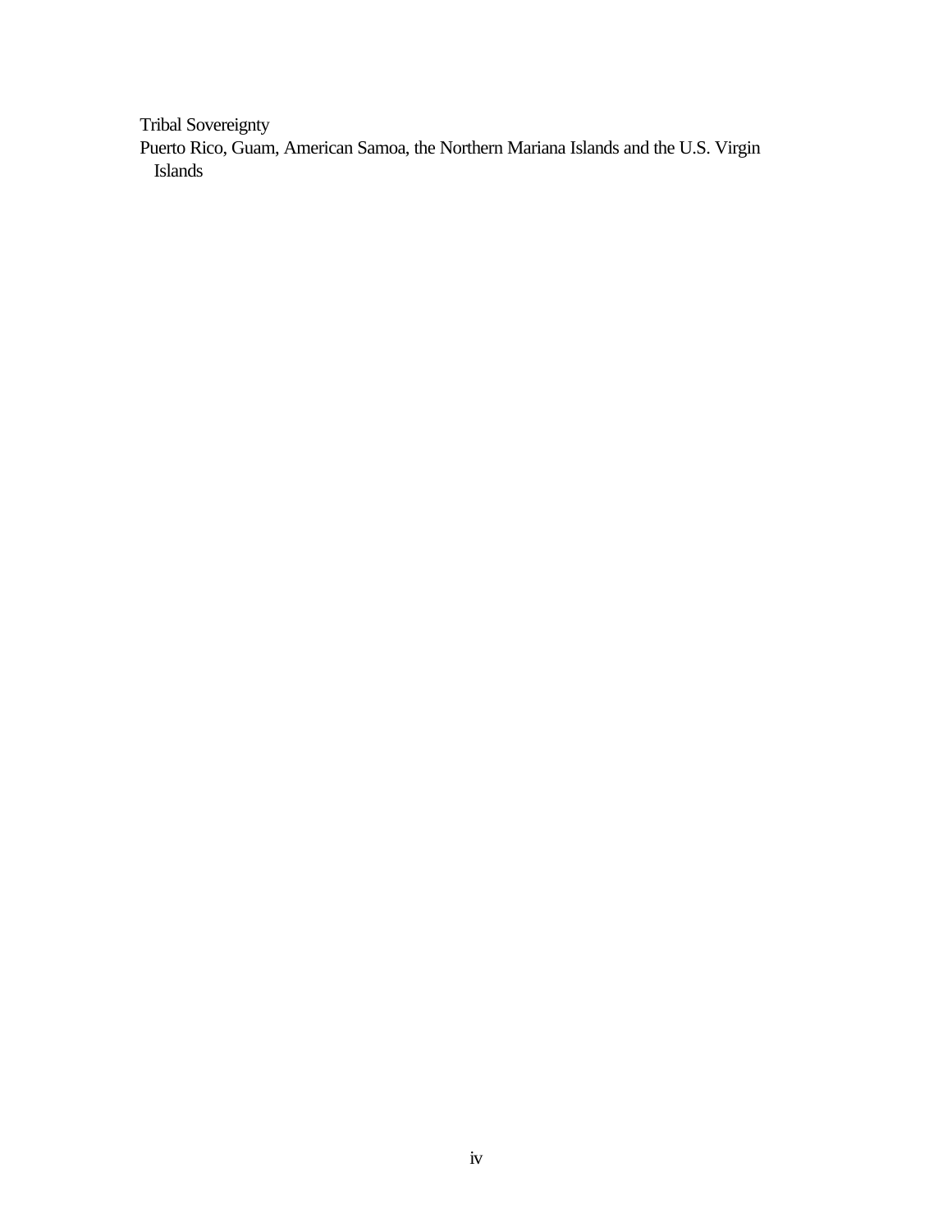Tribal Sovereignty

Puerto Rico, Guam, American Samoa, the Northern Mariana Islands and the U.S. Virgin Islands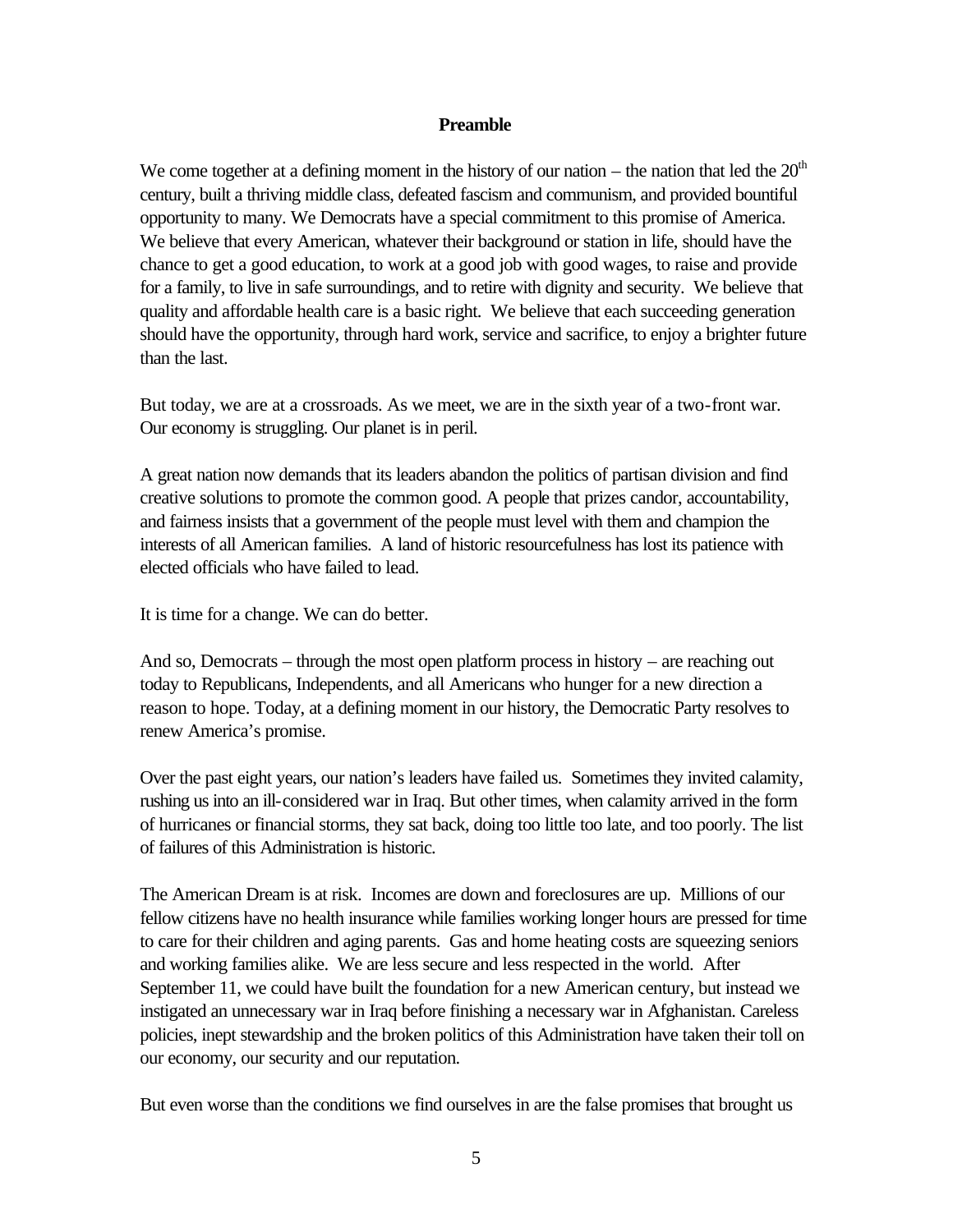## Preamble

We come together at a defining moment in the history of our nation – the nation that led the $20^{th}$ century, built a thriving middle class, defeated fascism and communism, and provided bountiful opportunity to many. We Democrats have a special commitment to this promise of America. We believe that every American, whatever their background or station in life, should have the chance to get a good education, to work at a good job with good wages, to raise and provide for a family, to live in safe surroundings, and to retire with dignity and security. We believe that quality and affordable health care is a basic right. We believe that each succeeding generation should have the opportunity, through hard work, service and sacrifice, to enjoy a brighter future than the last.

But today, we are at a crossroads. As we meet, we are in the sixth year of a two-front war. Our economy is struggling. Our planet is in peril.

A great nation now demands that its leaders abandon the politics of partisan division and find creative solutions to promote the common good. A people that prizes candor, accountability, and fairness insists that a government of the people must level with them and champion the interests of all American families. A land of historic resourcefulness has lost its patience with elected officials who have failed to lead.

It is time for a change. We can do better.

And so, Democrats – through the most open platform process in history – are reaching out today to Republicans, Independents, and all Americans who hunger for a new direction a reason to hope. Today, at a defining moment in our history, the Democratic Party resolves to renew America's promise.

Over the past eight years, our nation's leaders have failed us. Sometimes they invited calamity, rushing us into an ill-considered war in Iraq. But other times, when calamity arrived in the form of hurricanes or financial storms, they sat back, doing too little too late, and too poorly. The list of failures of this Administration is historic.

The American Dream is at risk. Incomes are down and foreclosures are up. Millions of our fellow citizens have no health insurance while families working longer hours are pressed for time to care for their children and aging parents. Gas and home heating costs are squeezing seniors and working families alike. We are less secure and less respected in the world. After September 11, we could have built the foundation for a new American century, but instead we instigated an unnecessary war in Iraq before finishing a necessary war in Afghanistan. Careless policies, inept stewardship and the broken politics of this Administration have taken their toll on our economy, our security and our reputation.

But even worse than the conditions we find ourselves in are the false promises that brought us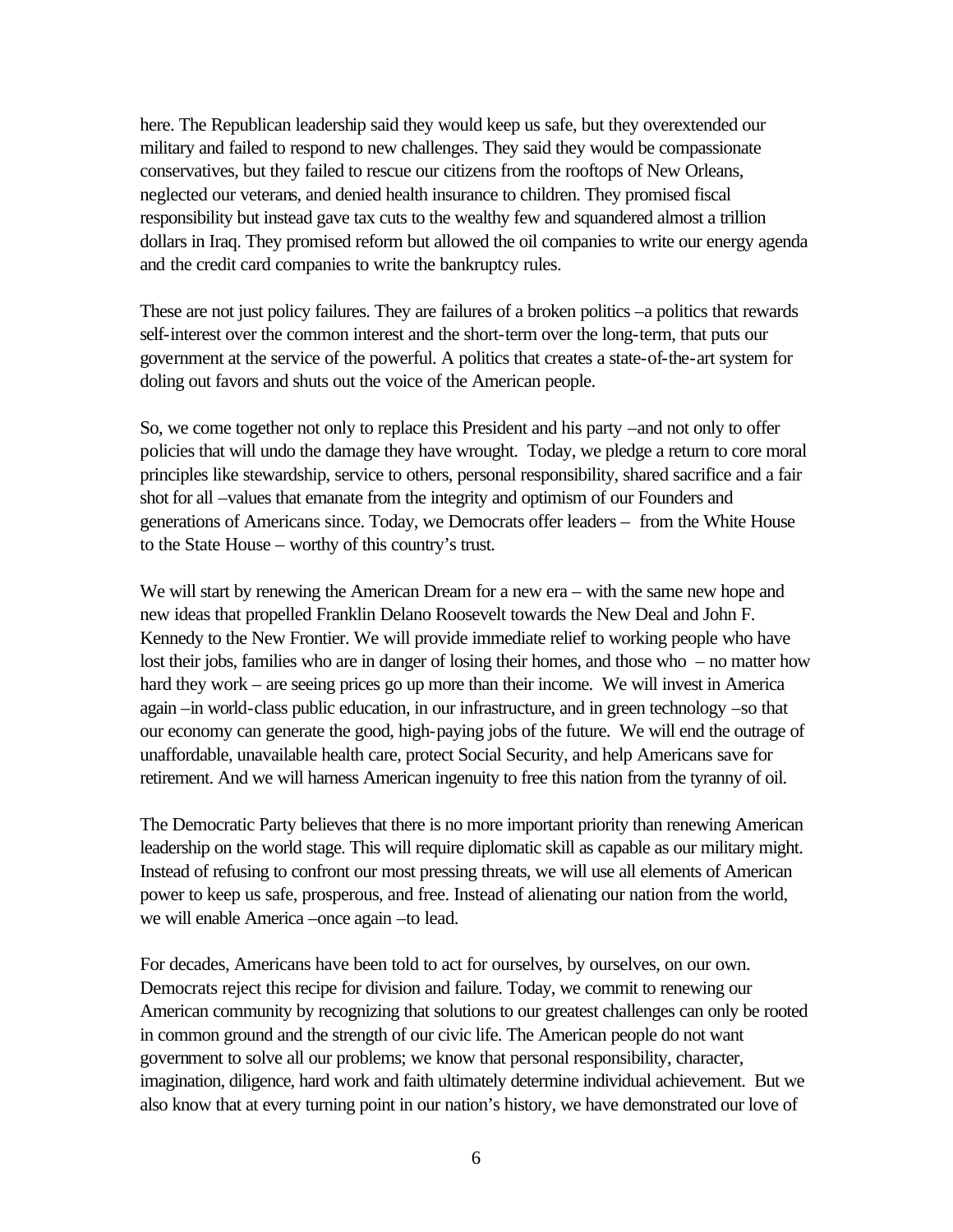here. The Republican leadership said they would keep us safe, but they overextended our military and failed to respond to new challenges. They said they would be compassionate conservatives, but they failed to rescue our citizens from the rooftops of New Orleans, neglected our veterans, and denied health insurance to children. They promised fiscal responsibility but instead gave tax cuts to the wealthy few and squandered almost a trillion dollars in Iraq. They promised reform but allowed the oil companies to write our energy agenda and the credit card companies to write the bankruptcy rules.

These are not just policy failures. They are failures of a broken politics –a politics that rewards self-interest over the common interest and the short-term over the long-term, that puts our government at the service of the powerful. A politics that creates a state-of-the-art system for doling out favors and shuts out the voice of the American people.

So, we come together not only to replace this President and his party –and not only to offer policies that will undo the damage they have wrought. Today, we pledge a return to core moral principles like stewardship, service to others, personal responsibility, shared sacrifice and a fair shot for all –values that emanate from the integrity and optimism of our Founders and generations of Americans since. Today, we Democrats offer leaders – from the White House to the State House – worthy of this country's trust.

We will start by renewing the American Dream for a new era – with the same new hope and new ideas that propelled Franklin Delano Roosevelt towards the New Deal and John F. Kennedy to the New Frontier. We will provide immediate relief to working people who have lost their jobs, families who are in danger of losing their homes, and those who – no matter how hard they work – are seeing prices go up more than their income. We will invest in America again –in world-class public education, in our infrastructure, and in green technology –so that our economy can generate the good, high-paying jobs of the future. We will end the outrage of unaffordable, unavailable health care, protect Social Security, and help Americans save for retirement. And we will harness American ingenuity to free this nation from the tyranny of oil.

The Democratic Party believes that there is no more important priority than renewing American leadership on the world stage. This will require diplomatic skill as capable as our military might. Instead of refusing to confront our most pressing threats, we will use all elements of American power to keep us safe, prosperous, and free. Instead of alienating our nation from the world, we will enable America –once again –to lead.

For decades, Americans have been told to act for ourselves, by ourselves, on our own. Democrats reject this recipe for division and failure. Today, we commit to renewing our American community by recognizing that solutions to our greatest challenges can only be rooted in common ground and the strength of our civic life. The American people do not want government to solve all our problems; we know that personal responsibility, character, imagination, diligence, hard work and faith ultimately determine individual achievement. But we also know that at every turning point in our nation's history, we have demonstrated our love of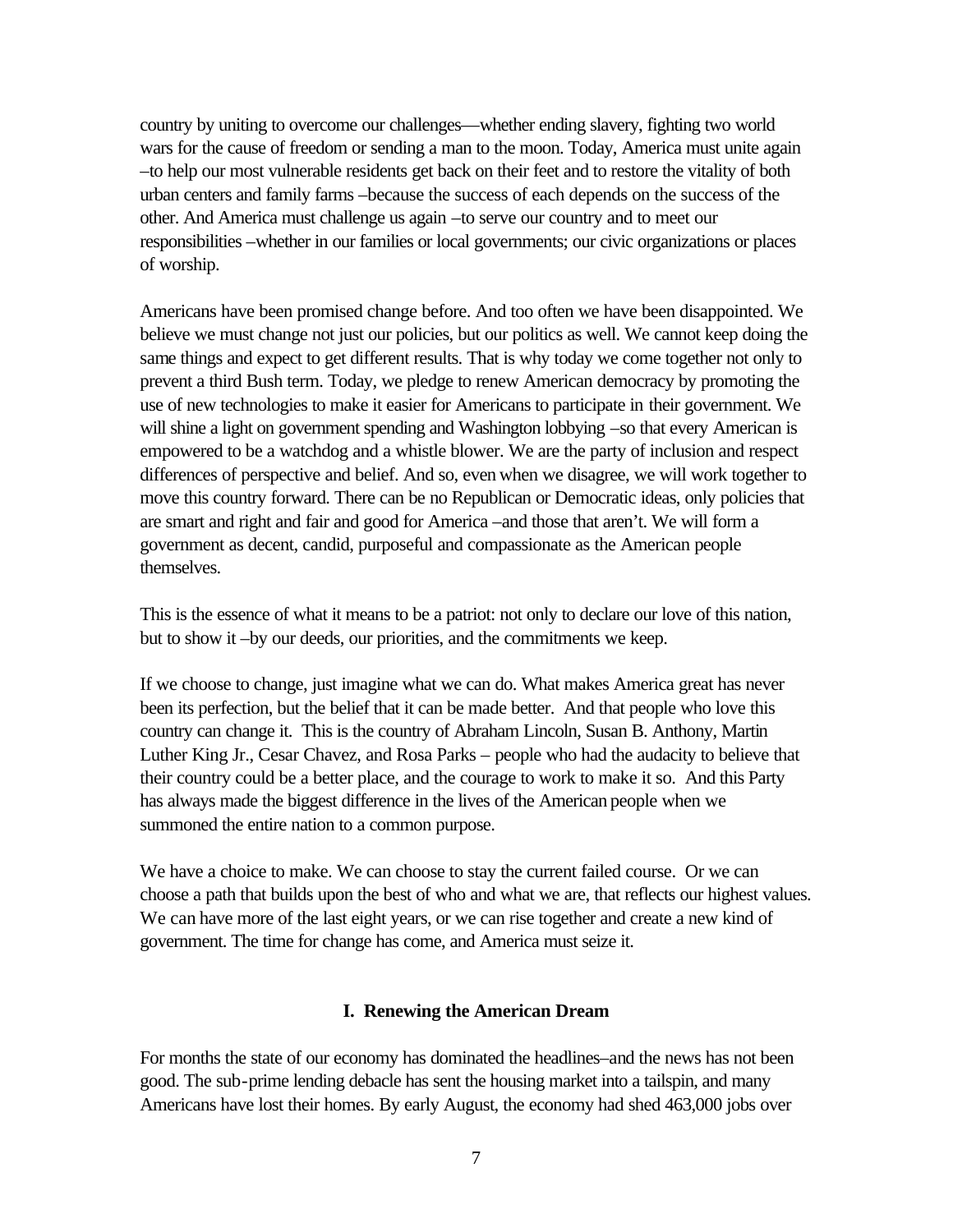country by uniting to overcome our challenges—whether ending slavery, fighting two world wars for the cause of freedom or sending a man to the moon. Today, America must unite again –to help our most vulnerable residents get back on their feet and to restore the vitality of both urban centers and family farms –because the success of each depends on the success of the other. And America must challenge us again –to serve our country and to meet our responsibilities –whether in our families or local governments; our civic organizations or places of worship.

Americans have been promised change before. And too often we have been disappointed. We believe we must change not just our policies, but our politics as well. We cannot keep doing the same things and expect to get different results. That is why today we come together not only to prevent a third Bush term. Today, we pledge to renew American democracy by promoting the use of new technologies to make it easier for Americans to participate in their government. We will shine a light on government spending and Washington lobbying –so that every American is empowered to be a watchdog and a whistle blower. We are the party of inclusion and respect differences of perspective and belief. And so, even when we disagree, we will work together to move this country forward. There can be no Republican or Democratic ideas, only policies that are smart and right and fair and good for America –and those that aren't. We will form a government as decent, candid, purposeful and compassionate as the American people themselves.

This is the essence of what it means to be a patriot: not only to declare our love of this nation, but to show it –by our deeds, our priorities, and the commitments we keep.

If we choose to change, just imagine what we can do. What makes America great has never been its perfection, but the belief that it can be made better. And that people who love this country can change it. This is the country of Abraham Lincoln, Susan B. Anthony, Martin Luther King Jr., Cesar Chavez, and Rosa Parks – people who had the audacity to believe that their country could be a better place, and the courage to work to make it so. And this Party has always made the biggest difference in the lives of the American people when we summoned the entire nation to a common purpose.

We have a choice to make. We can choose to stay the current failed course. Or we can choose a path that builds upon the best of who and what we are, that reflects our highest values. We can have more of the last eight years, or we can rise together and create a new kind of government. The time for change has come, and America must seize it.

## I. Renewing the American Dream

For months the state of our economy has dominated the headlines–and the news has not been good. The sub-prime lending debacle has sent the housing market into a tailspin, and many Americans have lost their homes. By early August, the economy had shed 463,000 jobs over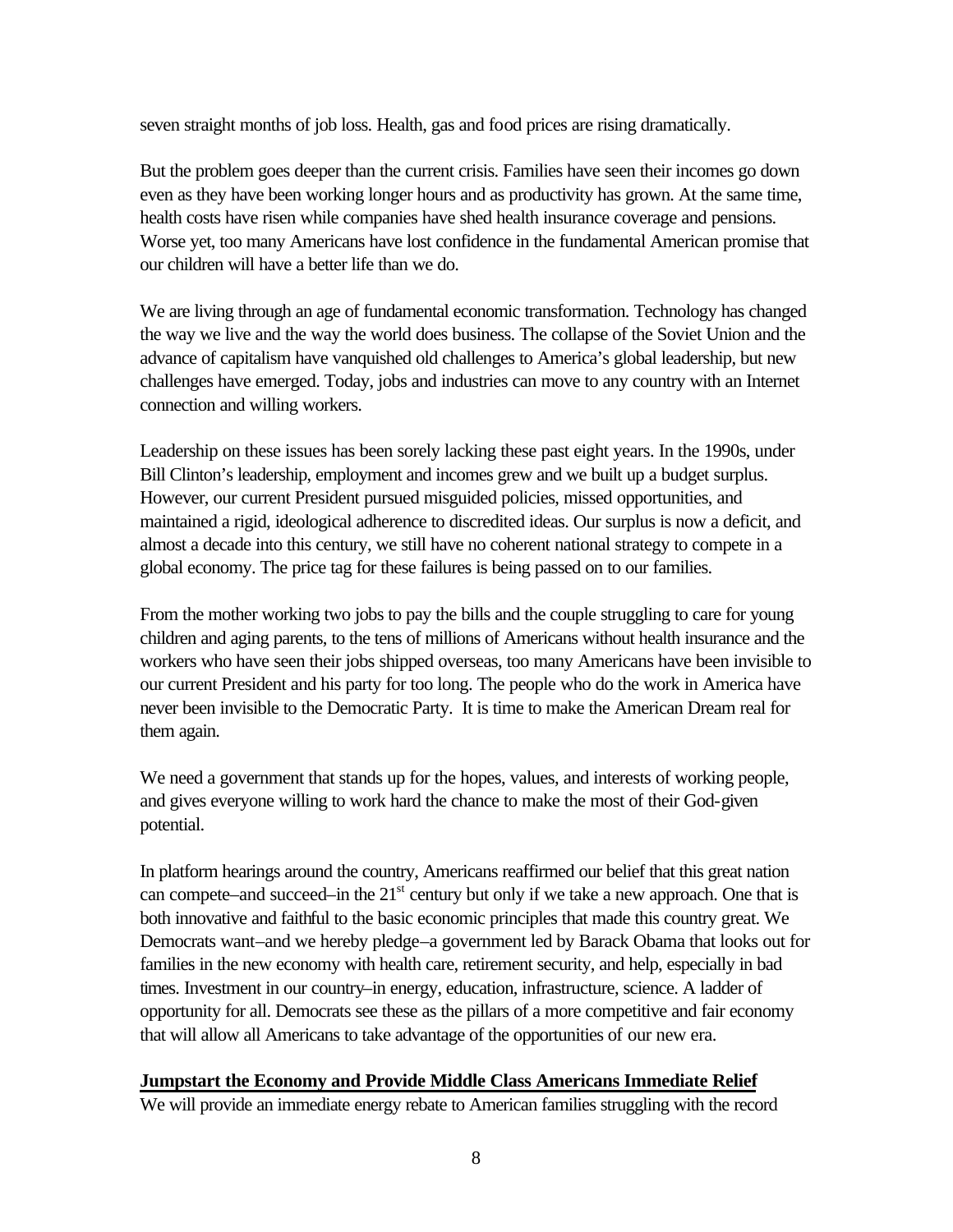seven straight months of job loss. Health, gas and food prices are rising dramatically.

But the problem goes deeper than the current crisis. Families have seen their incomes go down even as they have been working longer hours and as productivity has grown. At the same time, health costs have risen while companies have shed health insurance coverage and pensions. Worse yet, too many Americans have lost confidence in the fundamental American promise that our children will have a better life than we do.

We are living through an age of fundamental economic transformation. Technology has changed the way we live and the way the world does business. The collapse of the Soviet Union and the advance of capitalism have vanquished old challenges to America's global leadership, but new challenges have emerged. Today, jobs and industries can move to any country with an Internet connection and willing workers.

Leadership on these issues has been sorely lacking these past eight years. In the 1990s, under Bill Clinton's leadership, employment and incomes grew and we built up a budget surplus. However, our current President pursued misguided policies, missed opportunities, and maintained a rigid, ideological adherence to discredited ideas. Our surplus is now a deficit, and almost a decade into this century, we still have no coherent national strategy to compete in a global economy. The price tag for these failures is being passed on to our families.

From the mother working two jobs to pay the bills and the couple struggling to care for young children and aging parents, to the tens of millions of Americans without health insurance and the workers who have seen their jobs shipped overseas, too many Americans have been invisible to our current President and his party for too long. The people who do the work in America have never been invisible to the Democratic Party. It is time to make the American Dream real for them again.

We need a government that stands up for the hopes, values, and interests of working people, and gives everyone willing to work hard the chance to make the most of their God-given potential.

In platform hearings around the country, Americans reaffirmed our belief that this great nation can compete–and succeed–in the 21st century but only if we take a new approach. One that is both innovative and faithful to the basic economic principles that made this country great. We Democrats want–and we hereby pledge–a government led by Barack Obama that looks out for families in the new economy with health care, retirement security, and help, especially in bad times. Investment in our country–in energy, education, infrastructure, science. A ladder of opportunity for all. Democrats see these as the pillars of a more competitive and fair economy that will allow all Americans to take advantage of the opportunities of our new era.

**Jumpstart the Economy and Provide Middle Class Americans Immediate Relief**

We will provide an immediate energy rebate to American families struggling with the record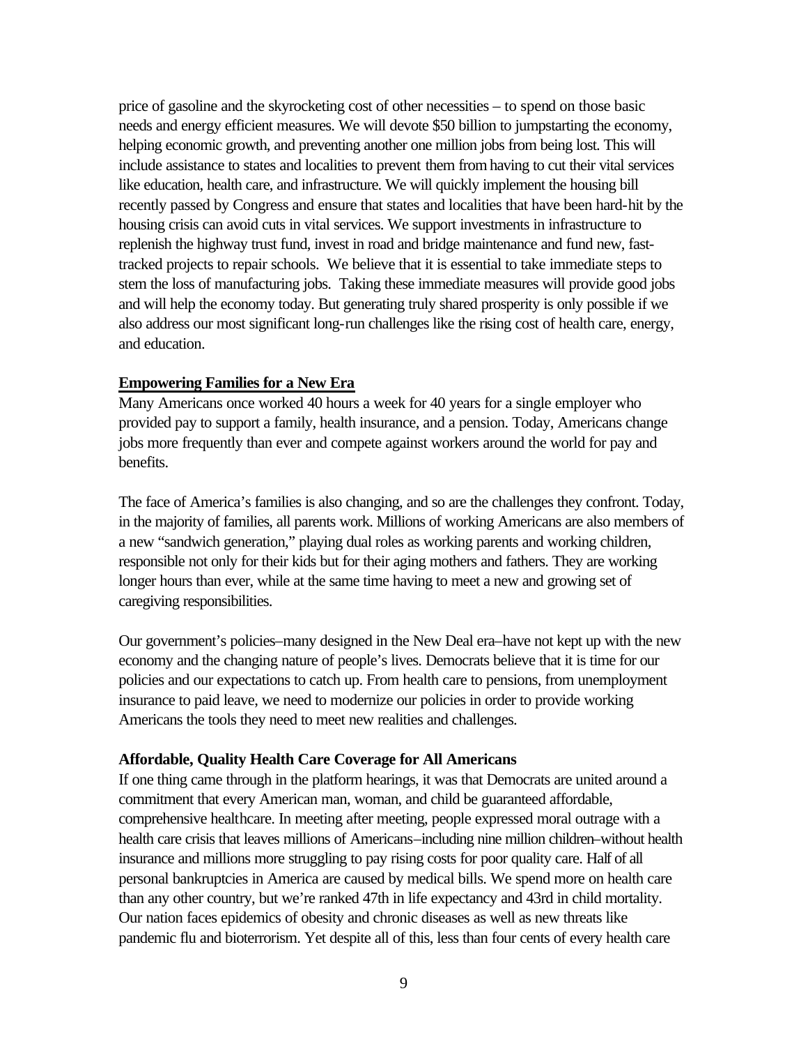price of gasoline and the skyrocketing cost of other necessities – to spend on those basic needs and energy efficient measures. We will devote $50 billion to jumpstarting the economy, helping economic growth, and preventing another one million jobs from being lost. This will include assistance to states and localities to prevent them from having to cut their vital services like education, health care, and infrastructure. We will quickly implement the housing bill recently passed by Congress and ensure that states and localities that have been hard-hit by the housing crisis can avoid cuts in vital services. We support investments in infrastructure to replenish the highway trust fund, invest in road and bridge maintenance and fund new, fast-tracked projects to repair schools. We believe that it is essential to take immediate steps to stem the loss of manufacturing jobs. Taking these immediate measures will provide good jobs and will help the economy today. But generating truly shared prosperity is only possible if we also address our most significant long-run challenges like the rising cost of health care, energy, and education.

## Empowering Families for a New Era

Many Americans once worked 40 hours a week for 40 years for a single employer who provided pay to support a family, health insurance, and a pension. Today, Americans change jobs more frequently than ever and compete against workers around the world for pay and benefits.

The face of America's families is also changing, and so are the challenges they confront. Today, in the majority of families, all parents work. Millions of working Americans are also members of a new "sandwich generation," playing dual roles as working parents and working children, responsible not only for their kids but for their aging mothers and fathers. They are working longer hours than ever, while at the same time having to meet a new and growing set of caregiving responsibilities.

Our government's policies–many designed in the New Deal era–have not kept up with the new economy and the changing nature of people's lives. Democrats believe that it is time for our policies and our expectations to catch up. From health care to pensions, from unemployment insurance to paid leave, we need to modernize our policies in order to provide working Americans the tools they need to meet new realities and challenges.

### Affordable, Quality Health Care Coverage for All Americans

If one thing came through in the platform hearings, it was that Democrats are united around a commitment that every American man, woman, and child be guaranteed affordable, comprehensive healthcare. In meeting after meeting, people expressed moral outrage with a health care crisis that leaves millions of Americans–including nine million children–without health insurance and millions more struggling to pay rising costs for poor quality care. Half of all personal bankruptcies in America are caused by medical bills. We spend more on health care than any other country, but we're ranked 47th in life expectancy and 43rd in child mortality. Our nation faces epidemics of obesity and chronic diseases as well as new threats like pandemic flu and bioterrorism. Yet despite all of this, less than four cents of every health care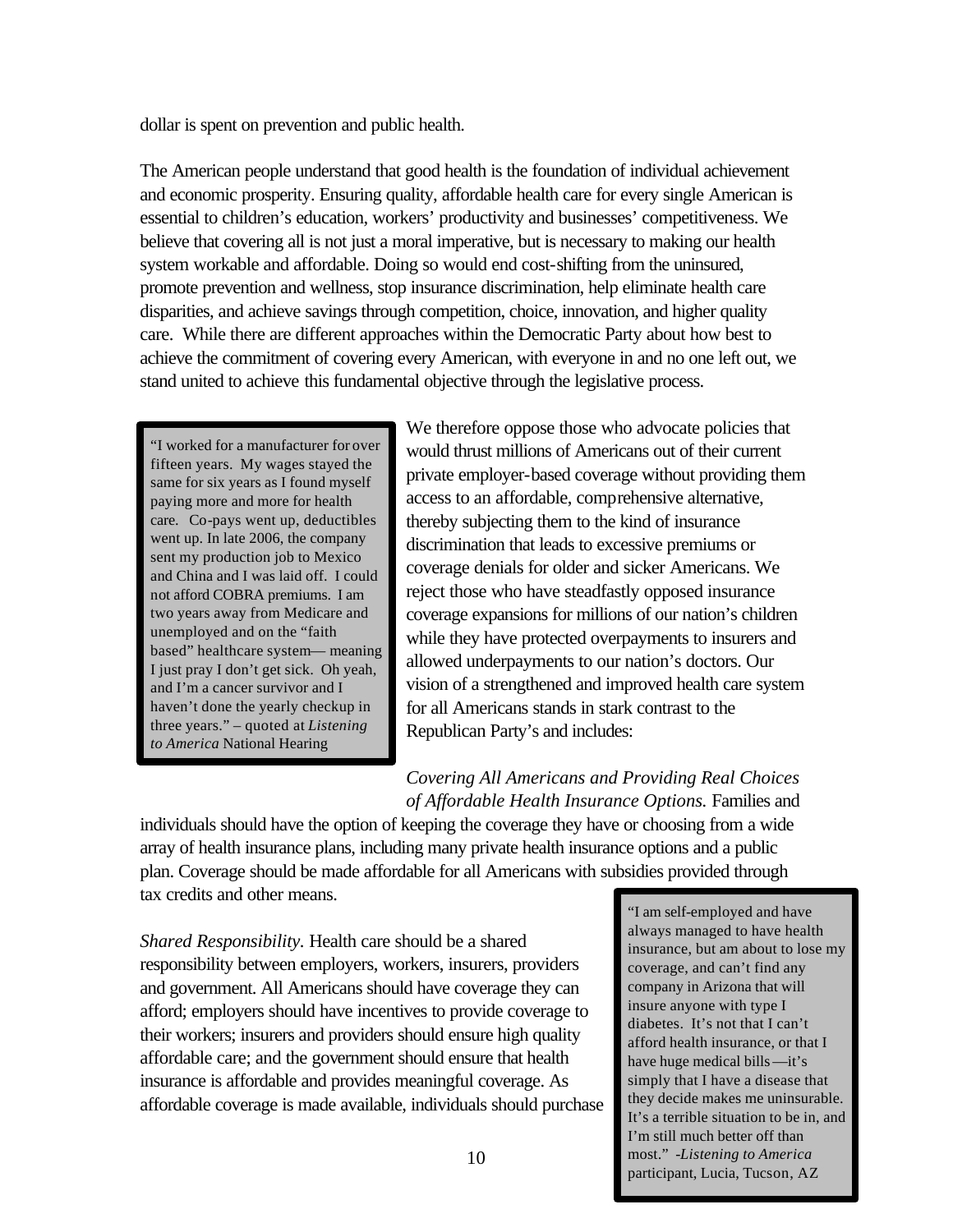dollar is spent on prevention and public health.

The American people understand that good health is the foundation of individual achievement and economic prosperity. Ensuring quality, affordable health care for every single American is essential to children's education, workers' productivity and businesses' competitiveness. We believe that covering all is not just a moral imperative, but is necessary to making our health system workable and affordable. Doing so would end cost-shifting from the uninsured, promote prevention and wellness, stop insurance discrimination, help eliminate health care disparities, and achieve savings through competition, choice, innovation, and higher quality care. While there are different approaches within the Democratic Party about how best to achieve the commitment of covering every American, with everyone in and no one left out, we stand united to achieve this fundamental objective through the legislative process.

> "I worked for a manufacturer for over fifteen years. My wages stayed the same for six years as I found myself paying more and more for health care. Co-pays went up, deductibles went up. In late 2006, the company sent my production job to Mexico and China and I was laid off. I could not afford COBRA premiums. I am two years away from Medicare and unemployed and on the "faith based" healthcare system— meaning I just pray I don't get sick. Oh yeah, and I'm a cancer survivor and I haven't done the yearly checkup in three years." – quoted at *Listening to America* National Hearing

We therefore oppose those who advocate policies that would thrust millions of Americans out of their current private employer-based coverage without providing them access to an affordable, comprehensive alternative, thereby subjecting them to the kind of insurance discrimination that leads to excessive premiums or coverage denials for older and sicker Americans. We reject those who have steadfastly opposed insurance coverage expansions for millions of our nation's children while they have protected overpayments to insurers and allowed underpayments to our nation's doctors. Our vision of a strengthened and improved health care system for all Americans stands in stark contrast to the Republican Party's and includes:

*Covering All Americans and Providing Real Choices of Affordable Health Insurance Options.* Families and individuals should have the option of keeping the coverage they have or choosing from a wide array of health insurance plans, including many private health insurance options and a public plan. Coverage should be made affordable for all Americans with subsidies provided through tax credits and other means.

*Shared Responsibility.* Health care should be a shared responsibility between employers, workers, insurers, providers and government. All Americans should have coverage they can afford; employers should have incentives to provide coverage to their workers; insurers and providers should ensure high quality affordable care; and the government should ensure that health insurance is affordable and provides meaningful coverage. As affordable coverage is made available, individuals should purchase

> "I am self-employed and have always managed to have health insurance, but am about to lose my coverage, and can't find any company in Arizona that will insure anyone with type I diabetes. It's not that I can't afford health insurance, or that I have huge medical bills—it's simply that I have a disease that they decide makes me uninsurable. It's a terrible situation to be in, and I'm still much better off than most." -*Listening to America* participant, Lucia, Tucson, AZ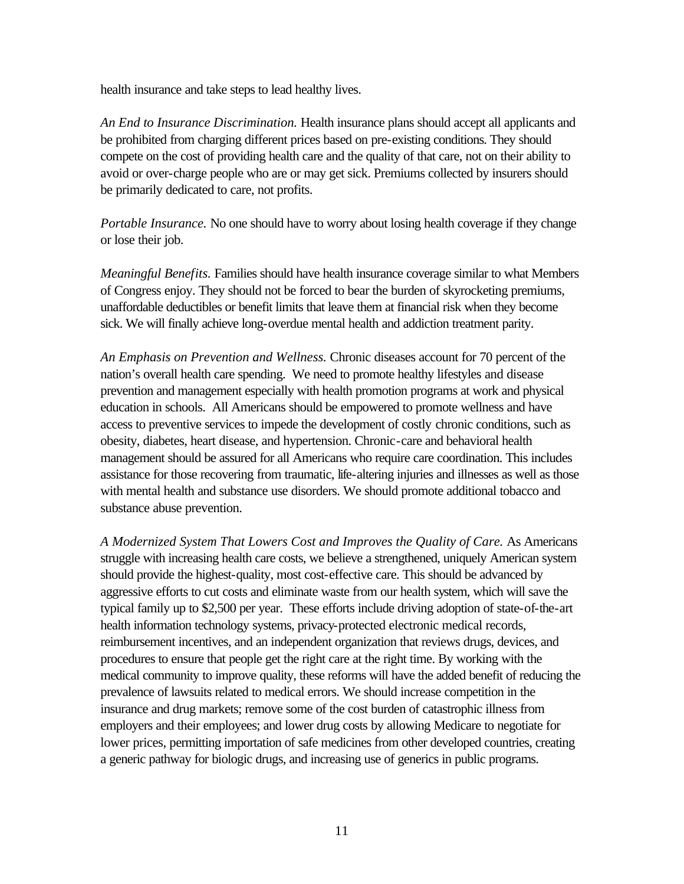health insurance and take steps to lead healthy lives.

*An End to Insurance Discrimination.* Health insurance plans should accept all applicants and be prohibited from charging different prices based on pre-existing conditions. They should compete on the cost of providing health care and the quality of that care, not on their ability to avoid or over-charge people who are or may get sick. Premiums collected by insurers should be primarily dedicated to care, not profits.

*Portable Insurance.* No one should have to worry about losing health coverage if they change or lose their job.

*Meaningful Benefits.* Families should have health insurance coverage similar to what Members of Congress enjoy. They should not be forced to bear the burden of skyrocketing premiums, unaffordable deductibles or benefit limits that leave them at financial risk when they become sick. We will finally achieve long-overdue mental health and addiction treatment parity.

*An Emphasis on Prevention and Wellness.* Chronic diseases account for 70 percent of the nation's overall health care spending. We need to promote healthy lifestyles and disease prevention and management especially with health promotion programs at work and physical education in schools. All Americans should be empowered to promote wellness and have access to preventive services to impede the development of costly chronic conditions, such as obesity, diabetes, heart disease, and hypertension. Chronic-care and behavioral health management should be assured for all Americans who require care coordination. This includes assistance for those recovering from traumatic, life-altering injuries and illnesses as well as those with mental health and substance use disorders. We should promote additional tobacco and substance abuse prevention.

*A Modernized System That Lowers Cost and Improves the Quality of Care.* As Americans struggle with increasing health care costs, we believe a strengthened, uniquely American system should provide the highest-quality, most cost-effective care. This should be advanced by aggressive efforts to cut costs and eliminate waste from our health system, which will save the typical family up to $2,500 per year. These efforts include driving adoption of state-of-the-art health information technology systems, privacy-protected electronic medical records, reimbursement incentives, and an independent organization that reviews drugs, devices, and procedures to ensure that people get the right care at the right time. By working with the medical community to improve quality, these reforms will have the added benefit of reducing the prevalence of lawsuits related to medical errors. We should increase competition in the insurance and drug markets; remove some of the cost burden of catastrophic illness from employers and their employees; and lower drug costs by allowing Medicare to negotiate for lower prices, permitting importation of safe medicines from other developed countries, creating a generic pathway for biologic drugs, and increasing use of generics in public programs.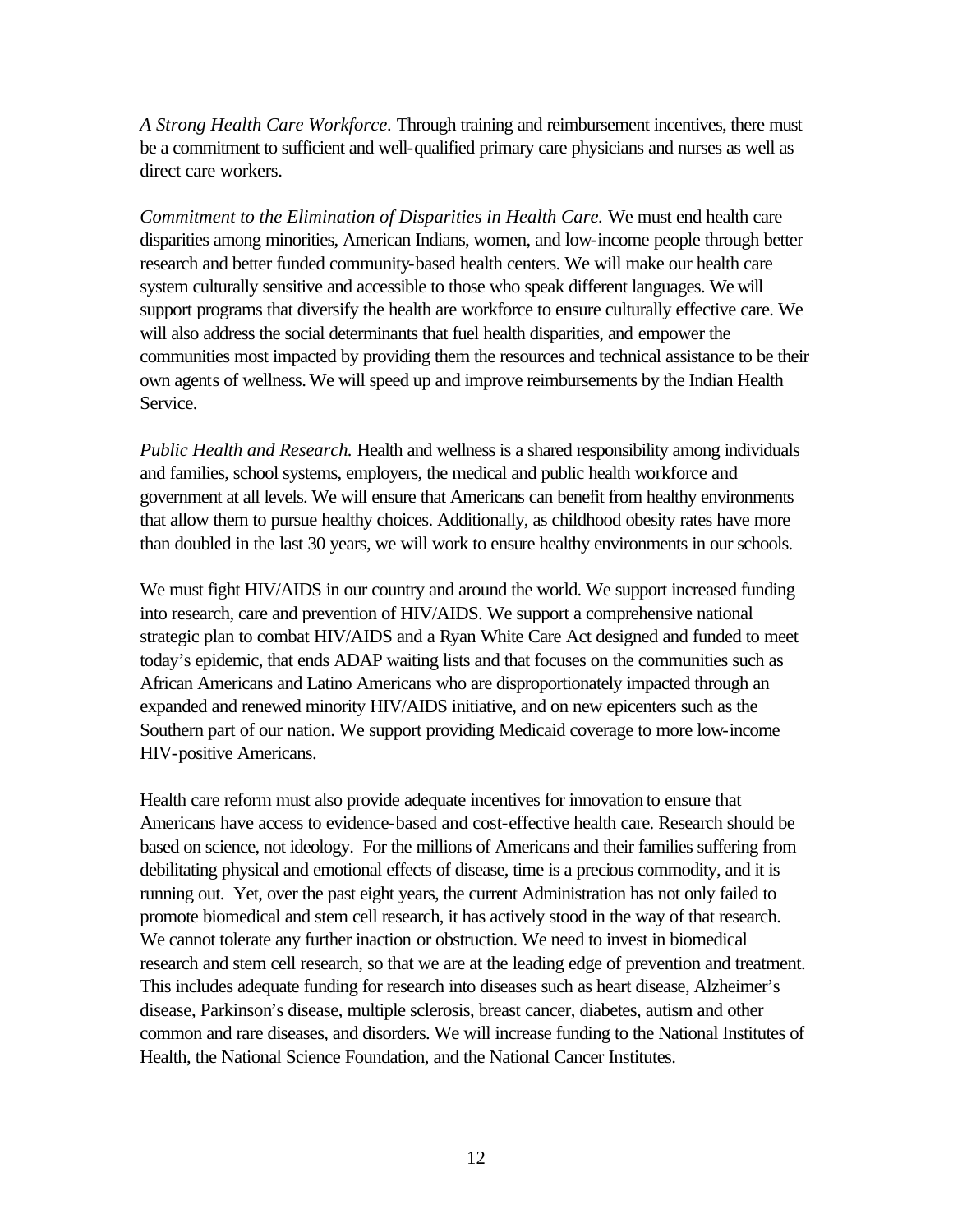*A Strong Health Care Workforce.* Through training and reimbursement incentives, there must be a commitment to sufficient and well-qualified primary care physicians and nurses as well as direct care workers.

*Commitment to the Elimination of Disparities in Health Care.* We must end health care disparities among minorities, American Indians, women, and low-income people through better research and better funded community-based health centers. We will make our health care system culturally sensitive and accessible to those who speak different languages. We will support programs that diversify the health are workforce to ensure culturally effective care. We will also address the social determinants that fuel health disparities, and empower the communities most impacted by providing them the resources and technical assistance to be their own agents of wellness. We will speed up and improve reimbursements by the Indian Health Service.

*Public Health and Research.* Health and wellness is a shared responsibility among individuals and families, school systems, employers, the medical and public health workforce and government at all levels. We will ensure that Americans can benefit from healthy environments that allow them to pursue healthy choices. Additionally, as childhood obesity rates have more than doubled in the last 30 years, we will work to ensure healthy environments in our schools.

We must fight HIV/AIDS in our country and around the world. We support increased funding into research, care and prevention of HIV/AIDS. We support a comprehensive national strategic plan to combat HIV/AIDS and a Ryan White Care Act designed and funded to meet today's epidemic, that ends ADAP waiting lists and that focuses on the communities such as African Americans and Latino Americans who are disproportionately impacted through an expanded and renewed minority HIV/AIDS initiative, and on new epicenters such as the Southern part of our nation. We support providing Medicaid coverage to more low-income HIV-positive Americans.

Health care reform must also provide adequate incentives for innovation to ensure that Americans have access to evidence-based and cost-effective health care. Research should be based on science, not ideology. For the millions of Americans and their families suffering from debilitating physical and emotional effects of disease, time is a precious commodity, and it is running out. Yet, over the past eight years, the current Administration has not only failed to promote biomedical and stem cell research, it has actively stood in the way of that research. We cannot tolerate any further inaction or obstruction. We need to invest in biomedical research and stem cell research, so that we are at the leading edge of prevention and treatment. This includes adequate funding for research into diseases such as heart disease, Alzheimer's disease, Parkinson's disease, multiple sclerosis, breast cancer, diabetes, autism and other common and rare diseases, and disorders. We will increase funding to the National Institutes of Health, the National Science Foundation, and the National Cancer Institutes.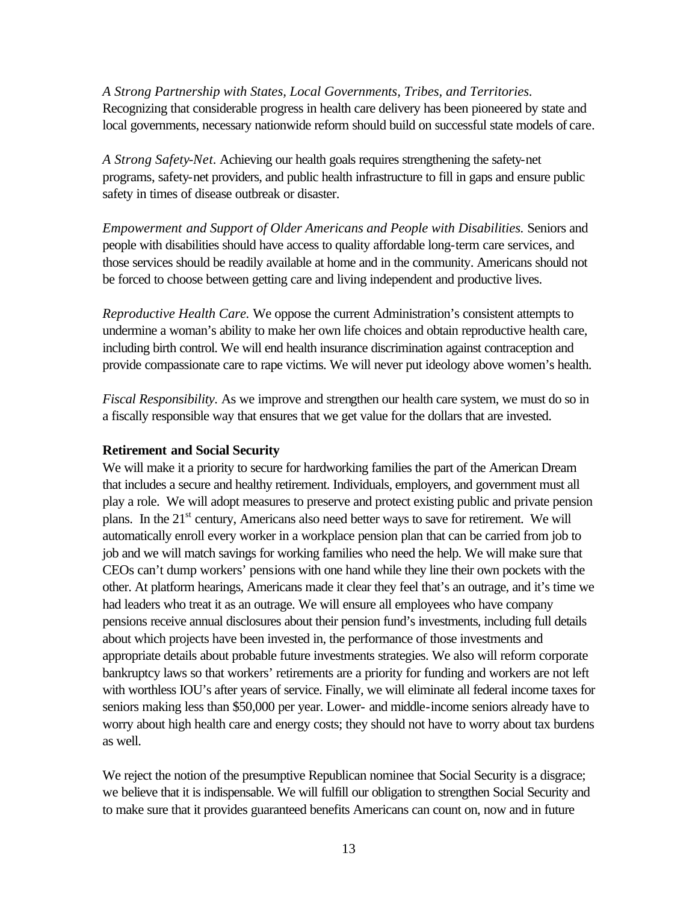*A Strong Partnership with States, Local Governments, Tribes, and Territories.* Recognizing that considerable progress in health care delivery has been pioneered by state and local governments, necessary nationwide reform should build on successful state models of care.

*A Strong Safety-Net.* Achieving our health goals requires strengthening the safety-net programs, safety-net providers, and public health infrastructure to fill in gaps and ensure public safety in times of disease outbreak or disaster.

*Empowerment and Support of Older Americans and People with Disabilities.* Seniors and people with disabilities should have access to quality affordable long-term care services, and those services should be readily available at home and in the community. Americans should not be forced to choose between getting care and living independent and productive lives.

*Reproductive Health Care.* We oppose the current Administration's consistent attempts to undermine a woman's ability to make her own life choices and obtain reproductive health care, including birth control. We will end health insurance discrimination against contraception and provide compassionate care to rape victims. We will never put ideology above women's health.

*Fiscal Responsibility.* As we improve and strengthen our health care system, we must do so in a fiscally responsible way that ensures that we get value for the dollars that are invested.

**Retirement and Social Security**

We will make it a priority to secure for hardworking families the part of the American Dream that includes a secure and healthy retirement. Individuals, employers, and government must all play a role. We will adopt measures to preserve and protect existing public and private pension plans. In the 21st century, Americans also need better ways to save for retirement. We will automatically enroll every worker in a workplace pension plan that can be carried from job to job and we will match savings for working families who need the help. We will make sure that CEOs can't dump workers' pensions with one hand while they line their own pockets with the other. At platform hearings, Americans made it clear they feel that's an outrage, and it's time we had leaders who treat it as an outrage. We will ensure all employees who have company pensions receive annual disclosures about their pension fund's investments, including full details about which projects have been invested in, the performance of those investments and appropriate details about probable future investments strategies. We also will reform corporate bankruptcy laws so that workers' retirements are a priority for funding and workers are not left with worthless IOU's after years of service. Finally, we will eliminate all federal income taxes for seniors making less than $50,000 per year. Lower- and middle-income seniors already have to worry about high health care and energy costs; they should not have to worry about tax burdens as well.

We reject the notion of the presumptive Republican nominee that Social Security is a disgrace; we believe that it is indispensable. We will fulfill our obligation to strengthen Social Security and to make sure that it provides guaranteed benefits Americans can count on, now and in future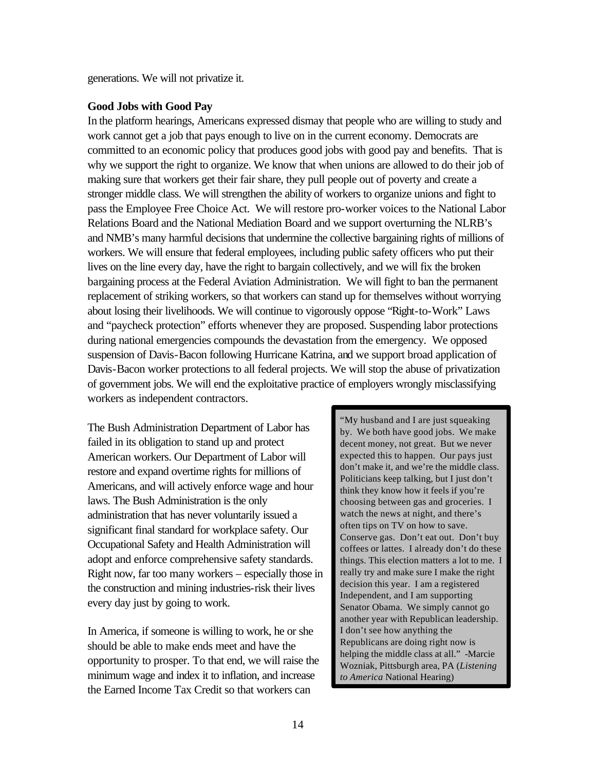generations. We will not privatize it.

**Good Jobs with Good Pay**

In the platform hearings, Americans expressed dismay that people who are willing to study and work cannot get a job that pays enough to live on in the current economy. Democrats are committed to an economic policy that produces good jobs with good pay and benefits. That is why we support the right to organize. We know that when unions are allowed to do their job of making sure that workers get their fair share, they pull people out of poverty and create a stronger middle class. We will strengthen the ability of workers to organize unions and fight to pass the Employee Free Choice Act. We will restore pro-worker voices to the National Labor Relations Board and the National Mediation Board and we support overturning the NLRB's and NMB's many harmful decisions that undermine the collective bargaining rights of millions of workers. We will ensure that federal employees, including public safety officers who put their lives on the line every day, have the right to bargain collectively, and we will fix the broken bargaining process at the Federal Aviation Administration. We will fight to ban the permanent replacement of striking workers, so that workers can stand up for themselves without worrying about losing their livelihoods. We will continue to vigorously oppose "Right-to-Work" Laws and "paycheck protection" efforts whenever they are proposed. Suspending labor protections during national emergencies compounds the devastation from the emergency. We opposed suspension of Davis-Bacon following Hurricane Katrina, and we support broad application of Davis-Bacon worker protections to all federal projects. We will stop the abuse of privatization of government jobs. We will end the exploitative practice of employers wrongly misclassifying workers as independent contractors.

The Bush Administration Department of Labor has failed in its obligation to stand up and protect American workers. Our Department of Labor will restore and expand overtime rights for millions of Americans, and will actively enforce wage and hour laws. The Bush Administration is the only administration that has never voluntarily issued a significant final standard for workplace safety. Our Occupational Safety and Health Administration will adopt and enforce comprehensive safety standards. Right now, far too many workers – especially those in the construction and mining industries-risk their lives every day just by going to work.

> "My husband and I are just squeaking by. We both have good jobs. We make decent money, not great. But we never expected this to happen. Our pays just don't make it, and we're the middle class. Politicians keep talking, but I just don't think they know how it feels if you're choosing between gas and groceries. I watch the news at night, and there's often tips on TV on how to save. Conserve gas. Don't eat out. Don't buy coffees or lattes. I already don't do these things. This election matters a lot to me. I really try and make sure I make the right decision this year. I am a registered Independent, and I am supporting Senator Obama. We simply cannot go another year with Republican leadership. I don't see how anything the Republicans are doing right now is helping the middle class at all." -Marcie Wozniak, Pittsburgh area, PA (*Listening to America* National Hearing)

In America, if someone is willing to work, he or she should be able to make ends meet and have the opportunity to prosper. To that end, we will raise the minimum wage and index it to inflation, and increase the Earned Income Tax Credit so that workers can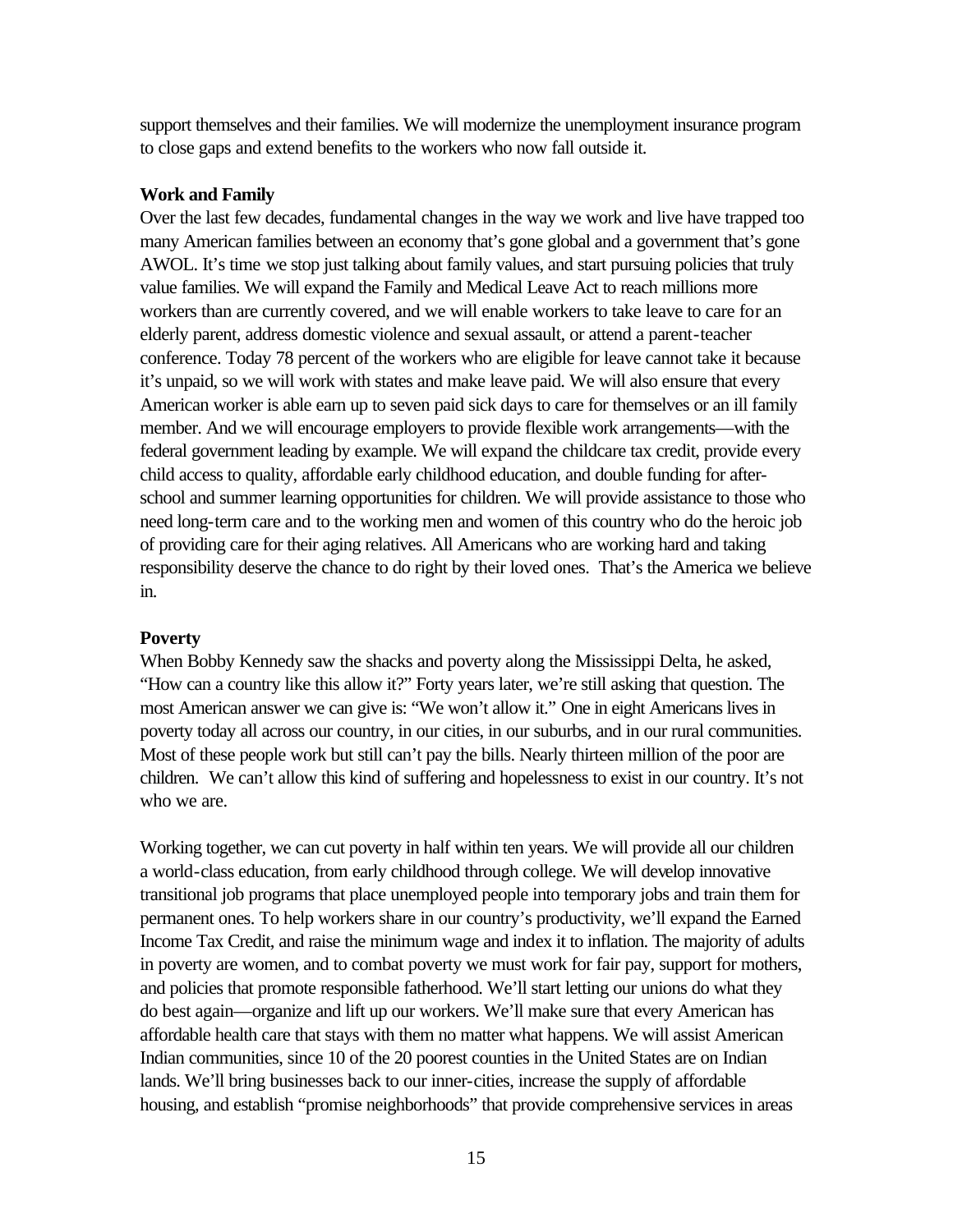support themselves and their families. We will modernize the unemployment insurance program to close gaps and extend benefits to the workers who now fall outside it.

**Work and Family**

Over the last few decades, fundamental changes in the way we work and live have trapped too many American families between an economy that's gone global and a government that's gone AWOL. It's time we stop just talking about family values, and start pursuing policies that truly value families. We will expand the Family and Medical Leave Act to reach millions more workers than are currently covered, and we will enable workers to take leave to care for an elderly parent, address domestic violence and sexual assault, or attend a parent-teacher conference. Today 78 percent of the workers who are eligible for leave cannot take it because it's unpaid, so we will work with states and make leave paid. We will also ensure that every American worker is able earn up to seven paid sick days to care for themselves or an ill family member. And we will encourage employers to provide flexible work arrangements—with the federal government leading by example. We will expand the childcare tax credit, provide every child access to quality, affordable early childhood education, and double funding for after-school and summer learning opportunities for children. We will provide assistance to those who need long-term care and to the working men and women of this country who do the heroic job of providing care for their aging relatives. All Americans who are working hard and taking responsibility deserve the chance to do right by their loved ones. That's the America we believe in.

**Poverty**

When Bobby Kennedy saw the shacks and poverty along the Mississippi Delta, he asked, "How can a country like this allow it?" Forty years later, we're still asking that question. The most American answer we can give is: "We won't allow it." One in eight Americans lives in poverty today all across our country, in our cities, in our suburbs, and in our rural communities. Most of these people work but still can't pay the bills. Nearly thirteen million of the poor are children. We can't allow this kind of suffering and hopelessness to exist in our country. It's not who we are.

Working together, we can cut poverty in half within ten years. We will provide all our children a world-class education, from early childhood through college. We will develop innovative transitional job programs that place unemployed people into temporary jobs and train them for permanent ones. To help workers share in our country's productivity, we'll expand the Earned Income Tax Credit, and raise the minimum wage and index it to inflation. The majority of adults in poverty are women, and to combat poverty we must work for fair pay, support for mothers, and policies that promote responsible fatherhood. We'll start letting our unions do what they do best again—organize and lift up our workers. We'll make sure that every American has affordable health care that stays with them no matter what happens. We will assist American Indian communities, since 10 of the 20 poorest counties in the United States are on Indian lands. We'll bring businesses back to our inner-cities, increase the supply of affordable housing, and establish "promise neighborhoods" that provide comprehensive services in areas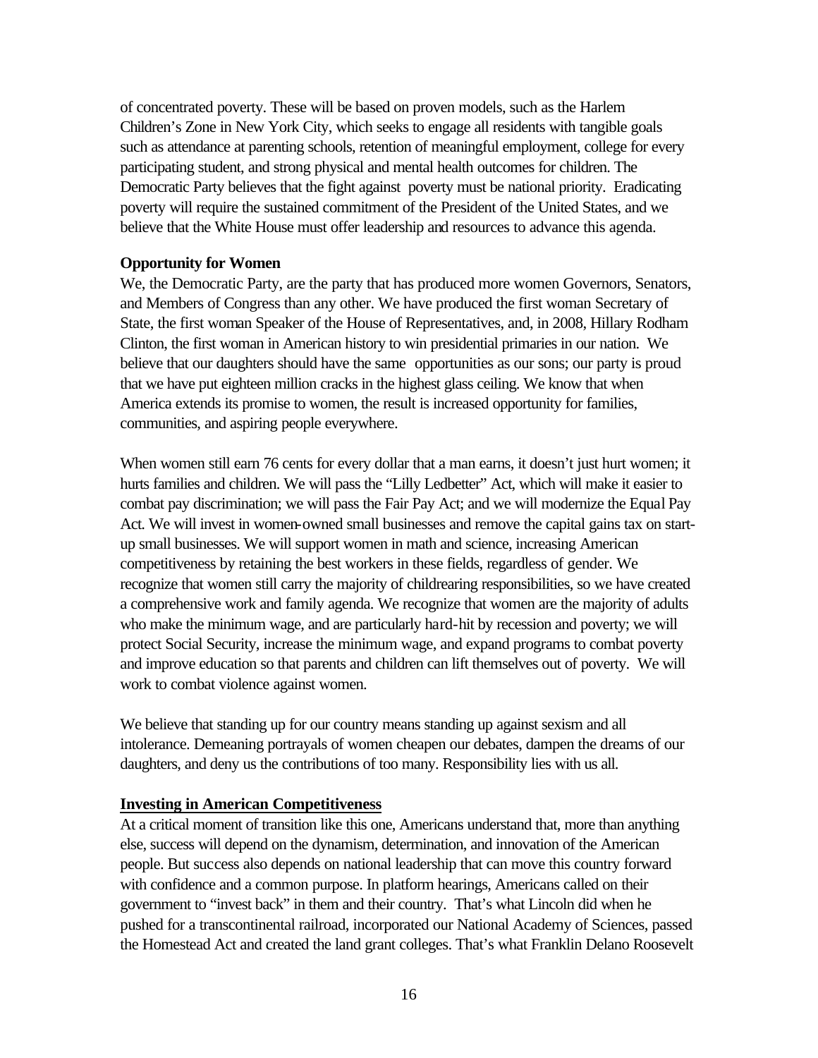of concentrated poverty. These will be based on proven models, such as the Harlem Children's Zone in New York City, which seeks to engage all residents with tangible goals such as attendance at parenting schools, retention of meaningful employment, college for every participating student, and strong physical and mental health outcomes for children. The Democratic Party believes that the fight against poverty must be national priority. Eradicating poverty will require the sustained commitment of the President of the United States, and we believe that the White House must offer leadership and resources to advance this agenda.

**Opportunity for Women**

We, the Democratic Party, are the party that has produced more women Governors, Senators, and Members of Congress than any other. We have produced the first woman Secretary of State, the first woman Speaker of the House of Representatives, and, in 2008, Hillary Rodham Clinton, the first woman in American history to win presidential primaries in our nation. We believe that our daughters should have the same opportunities as our sons; our party is proud that we have put eighteen million cracks in the highest glass ceiling. We know that when America extends its promise to women, the result is increased opportunity for families, communities, and aspiring people everywhere.

When women still earn 76 cents for every dollar that a man earns, it doesn't just hurt women; it hurts families and children. We will pass the "Lilly Ledbetter" Act, which will make it easier to combat pay discrimination; we will pass the Fair Pay Act; and we will modernize the Equal Pay Act. We will invest in women-owned small businesses and remove the capital gains tax on start-up small businesses. We will support women in math and science, increasing American competitiveness by retaining the best workers in these fields, regardless of gender. We recognize that women still carry the majority of childrearing responsibilities, so we have created a comprehensive work and family agenda. We recognize that women are the majority of adults who make the minimum wage, and are particularly hard-hit by recession and poverty; we will protect Social Security, increase the minimum wage, and expand programs to combat poverty and improve education so that parents and children can lift themselves out of poverty. We will work to combat violence against women.

We believe that standing up for our country means standing up against sexism and all intolerance. Demeaning portrayals of women cheapen our debates, dampen the dreams of our daughters, and deny us the contributions of too many. Responsibility lies with us all.

**Investing in American Competitiveness**

At a critical moment of transition like this one, Americans understand that, more than anything else, success will depend on the dynamism, determination, and innovation of the American people. But success also depends on national leadership that can move this country forward with confidence and a common purpose. In platform hearings, Americans called on their government to "invest back" in them and their country. That's what Lincoln did when he pushed for a transcontinental railroad, incorporated our National Academy of Sciences, passed the Homestead Act and created the land grant colleges. That's what Franklin Delano Roosevelt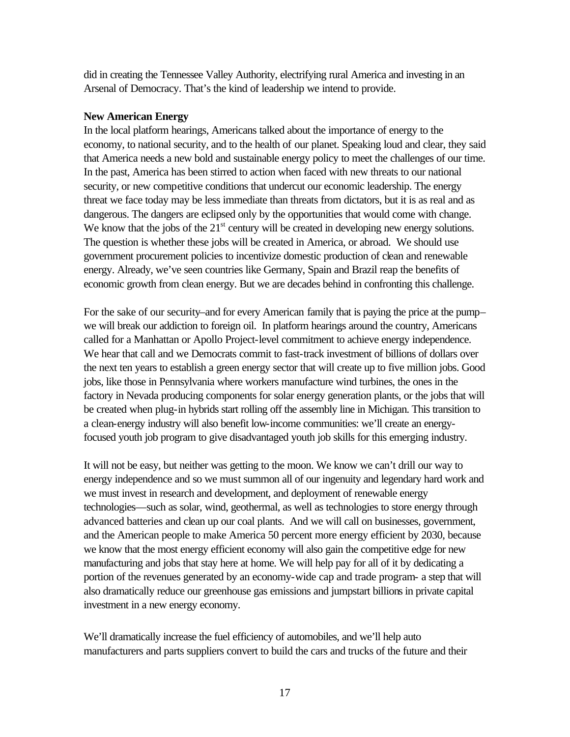did in creating the Tennessee Valley Authority, electrifying rural America and investing in an Arsenal of Democracy. That's the kind of leadership we intend to provide.

**New American Energy**

In the local platform hearings, Americans talked about the importance of energy to the economy, to national security, and to the health of our planet. Speaking loud and clear, they said that America needs a new bold and sustainable energy policy to meet the challenges of our time. In the past, America has been stirred to action when faced with new threats to our national security, or new competitive conditions that undercut our economic leadership. The energy threat we face today may be less immediate than threats from dictators, but it is as real and as dangerous. The dangers are eclipsed only by the opportunities that would come with change. We know that the jobs of the 21st century will be created in developing new energy solutions. The question is whether these jobs will be created in America, or abroad. We should use government procurement policies to incentivize domestic production of clean and renewable energy. Already, we've seen countries like Germany, Spain and Brazil reap the benefits of economic growth from clean energy. But we are decades behind in confronting this challenge.

For the sake of our security–and for every American family that is paying the price at the pump–we will break our addiction to foreign oil. In platform hearings around the country, Americans called for a Manhattan or Apollo Project-level commitment to achieve energy independence. We hear that call and we Democrats commit to fast-track investment of billions of dollars over the next ten years to establish a green energy sector that will create up to five million jobs. Good jobs, like those in Pennsylvania where workers manufacture wind turbines, the ones in the factory in Nevada producing components for solar energy generation plants, or the jobs that will be created when plug-in hybrids start rolling off the assembly line in Michigan. This transition to a clean-energy industry will also benefit low-income communities: we'll create an energy-focused youth job program to give disadvantaged youth job skills for this emerging industry.

It will not be easy, but neither was getting to the moon. We know we can't drill our way to energy independence and so we must summon all of our ingenuity and legendary hard work and we must invest in research and development, and deployment of renewable energy technologies—such as solar, wind, geothermal, as well as technologies to store energy through advanced batteries and clean up our coal plants. And we will call on businesses, government, and the American people to make America 50 percent more energy efficient by 2030, because we know that the most energy efficient economy will also gain the competitive edge for new manufacturing and jobs that stay here at home. We will help pay for all of it by dedicating a portion of the revenues generated by an economy-wide cap and trade program- a step that will also dramatically reduce our greenhouse gas emissions and jumpstart billions in private capital investment in a new energy economy.

We'll dramatically increase the fuel efficiency of automobiles, and we'll help auto manufacturers and parts suppliers convert to build the cars and trucks of the future and their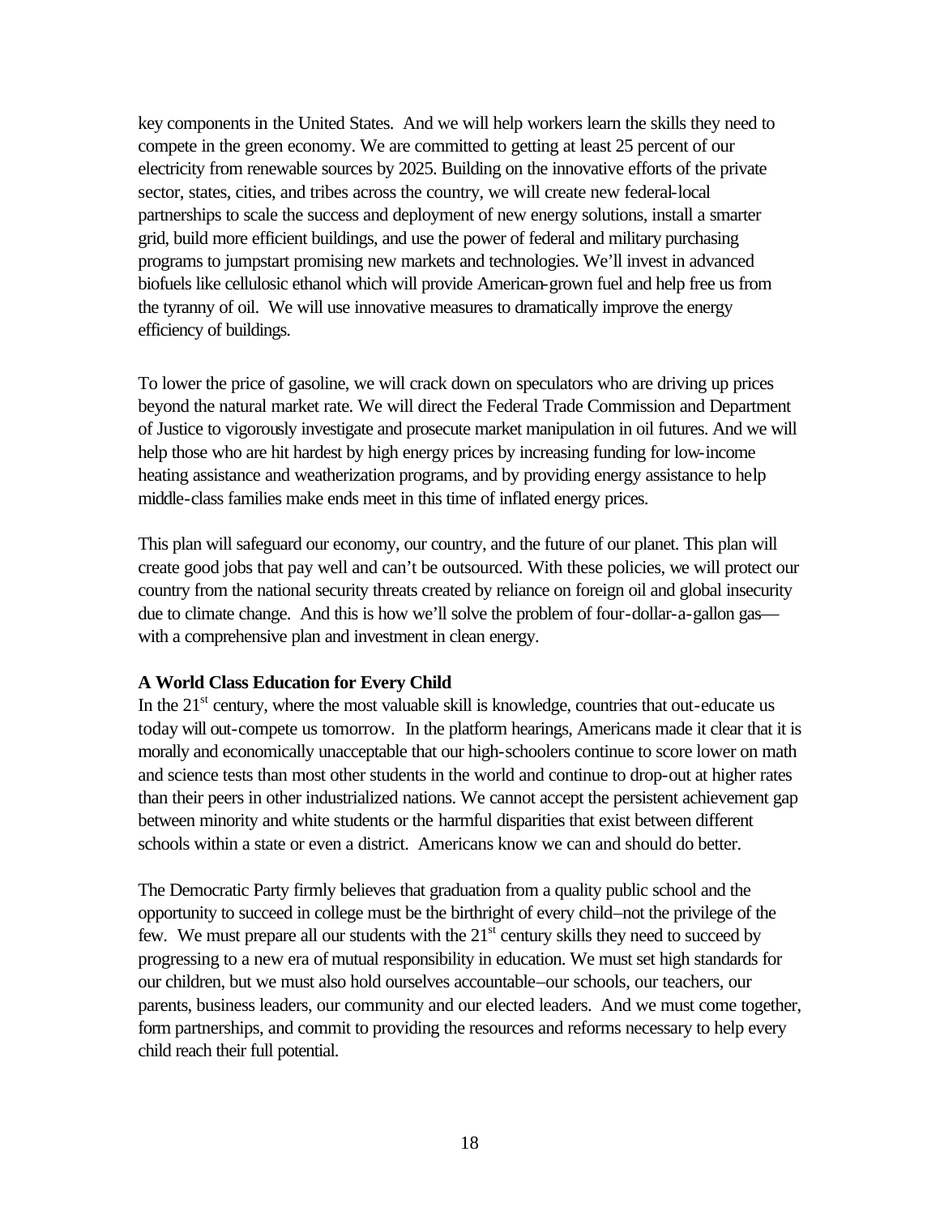key components in the United States. And we will help workers learn the skills they need to compete in the green economy. We are committed to getting at least 25 percent of our electricity from renewable sources by 2025. Building on the innovative efforts of the private sector, states, cities, and tribes across the country, we will create new federal-local partnerships to scale the success and deployment of new energy solutions, install a smarter grid, build more efficient buildings, and use the power of federal and military purchasing programs to jumpstart promising new markets and technologies. We'll invest in advanced biofuels like cellulosic ethanol which will provide American-grown fuel and help free us from the tyranny of oil. We will use innovative measures to dramatically improve the energy efficiency of buildings.

To lower the price of gasoline, we will crack down on speculators who are driving up prices beyond the natural market rate. We will direct the Federal Trade Commission and Department of Justice to vigorously investigate and prosecute market manipulation in oil futures. And we will help those who are hit hardest by high energy prices by increasing funding for low-income heating assistance and weatherization programs, and by providing energy assistance to help middle-class families make ends meet in this time of inflated energy prices.

This plan will safeguard our economy, our country, and the future of our planet. This plan will create good jobs that pay well and can't be outsourced. With these policies, we will protect our country from the national security threats created by reliance on foreign oil and global insecurity due to climate change. And this is how we'll solve the problem of four-dollar-a-gallon gas—with a comprehensive plan and investment in clean energy.

**A World Class Education for Every Child**

In the 21st century, where the most valuable skill is knowledge, countries that out-educate us today will out-compete us tomorrow. In the platform hearings, Americans made it clear that it is morally and economically unacceptable that our high-schoolers continue to score lower on math and science tests than most other students in the world and continue to drop-out at higher rates than their peers in other industrialized nations. We cannot accept the persistent achievement gap between minority and white students or the harmful disparities that exist between different schools within a state or even a district. Americans know we can and should do better.

The Democratic Party firmly believes that graduation from a quality public school and the opportunity to succeed in college must be the birthright of every child–not the privilege of the few. We must prepare all our students with the 21st century skills they need to succeed by progressing to a new era of mutual responsibility in education. We must set high standards for our children, but we must also hold ourselves accountable–our schools, our teachers, our parents, business leaders, our community and our elected leaders. And we must come together, form partnerships, and commit to providing the resources and reforms necessary to help every child reach their full potential.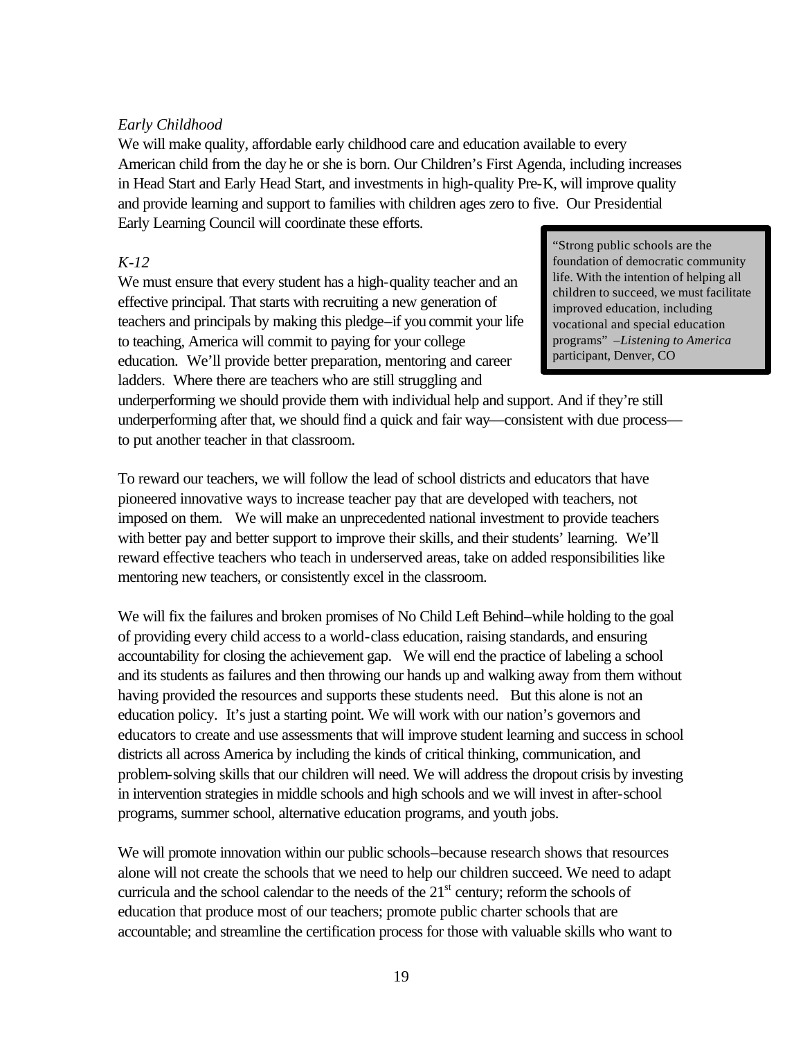*Early Childhood*

We will make quality, affordable early childhood care and education available to every American child from the day he or she is born. Our Children's First Agenda, including increases in Head Start and Early Head Start, and investments in high-quality Pre-K, will improve quality and provide learning and support to families with children ages zero to five. Our Presidential Early Learning Council will coordinate these efforts.

*K-12*

We must ensure that every student has a high-quality teacher and an effective principal. That starts with recruiting a new generation of teachers and principals by making this pledge–if you commit your life to teaching, America will commit to paying for your college education. We'll provide better preparation, mentoring and career ladders. Where there are teachers who are still struggling and underperforming we should provide them with individual help and support. And if they're still underperforming after that, we should find a quick and fair way—consistent with due process—to put another teacher in that classroom.

> "Strong public schools are the foundation of democratic community life. With the intention of helping all children to succeed, we must facilitate improved education, including vocational and special education programs" –*Listening to America* participant, Denver, CO

To reward our teachers, we will follow the lead of school districts and educators that have pioneered innovative ways to increase teacher pay that are developed with teachers, not imposed on them. We will make an unprecedented national investment to provide teachers with better pay and better support to improve their skills, and their students' learning. We'll reward effective teachers who teach in underserved areas, take on added responsibilities like mentoring new teachers, or consistently excel in the classroom.

We will fix the failures and broken promises of No Child Left Behind–while holding to the goal of providing every child access to a world-class education, raising standards, and ensuring accountability for closing the achievement gap. We will end the practice of labeling a school and its students as failures and then throwing our hands up and walking away from them without having provided the resources and supports these students need. But this alone is not an education policy. It's just a starting point. We will work with our nation's governors and educators to create and use assessments that will improve student learning and success in school districts all across America by including the kinds of critical thinking, communication, and problem-solving skills that our children will need. We will address the dropout crisis by investing in intervention strategies in middle schools and high schools and we will invest in after-school programs, summer school, alternative education programs, and youth jobs.

We will promote innovation within our public schools–because research shows that resources alone will not create the schools that we need to help our children succeed. We need to adapt curricula and the school calendar to the needs of the 21st century; reform the schools of education that produce most of our teachers; promote public charter schools that are accountable; and streamline the certification process for those with valuable skills who want to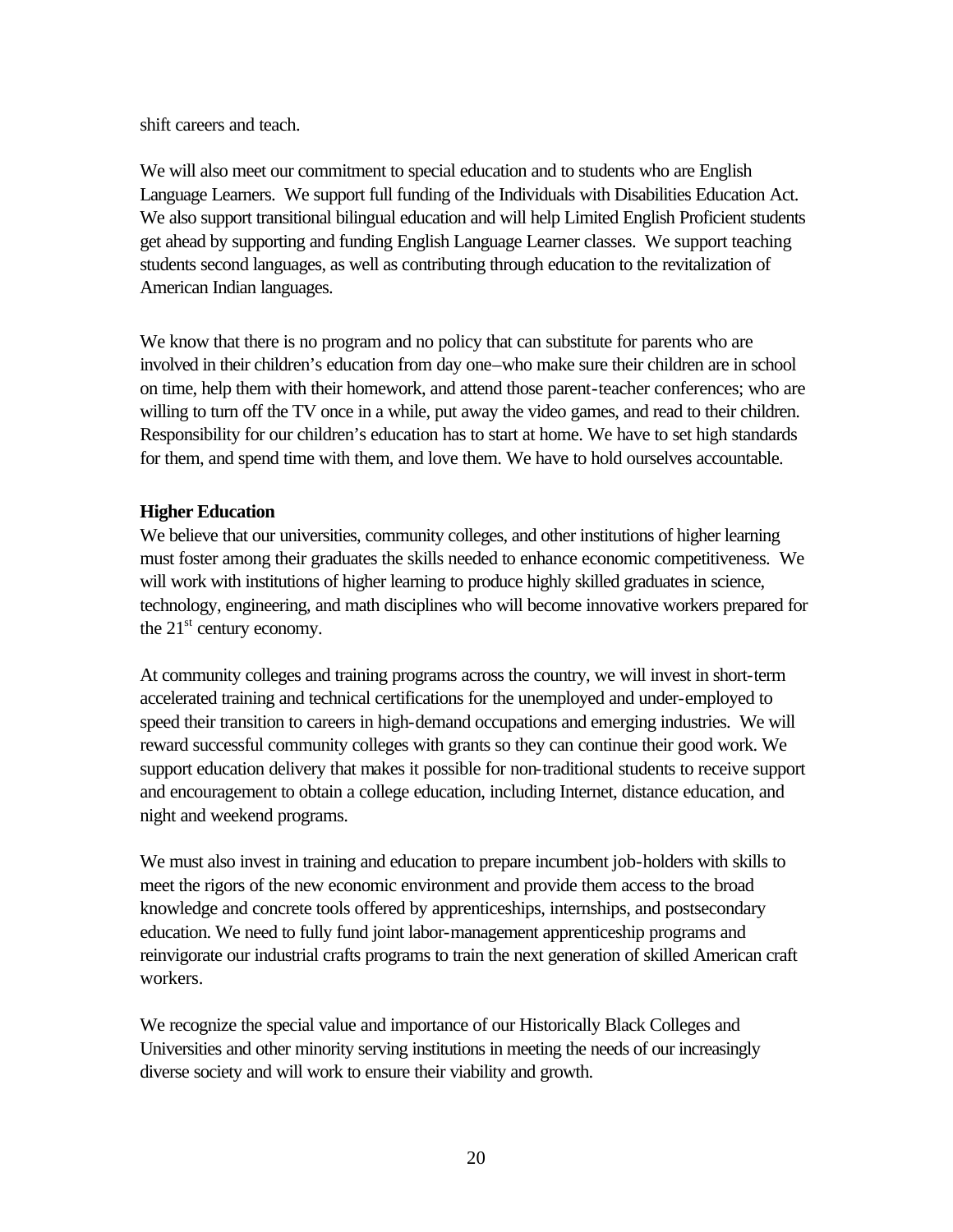shift careers and teach.

We will also meet our commitment to special education and to students who are English Language Learners. We support full funding of the Individuals with Disabilities Education Act. We also support transitional bilingual education and will help Limited English Proficient students get ahead by supporting and funding English Language Learner classes. We support teaching students second languages, as well as contributing through education to the revitalization of American Indian languages.

We know that there is no program and no policy that can substitute for parents who are involved in their children's education from day one–who make sure their children are in school on time, help them with their homework, and attend those parent-teacher conferences; who are willing to turn off the TV once in a while, put away the video games, and read to their children. Responsibility for our children's education has to start at home. We have to set high standards for them, and spend time with them, and love them. We have to hold ourselves accountable.

**Higher Education**

We believe that our universities, community colleges, and other institutions of higher learning must foster among their graduates the skills needed to enhance economic competitiveness. We will work with institutions of higher learning to produce highly skilled graduates in science, technology, engineering, and math disciplines who will become innovative workers prepared for the 21st century economy.

At community colleges and training programs across the country, we will invest in short-term accelerated training and technical certifications for the unemployed and under-employed to speed their transition to careers in high-demand occupations and emerging industries. We will reward successful community colleges with grants so they can continue their good work. We support education delivery that makes it possible for non-traditional students to receive support and encouragement to obtain a college education, including Internet, distance education, and night and weekend programs.

We must also invest in training and education to prepare incumbent job-holders with skills to meet the rigors of the new economic environment and provide them access to the broad knowledge and concrete tools offered by apprenticeships, internships, and postsecondary education. We need to fully fund joint labor-management apprenticeship programs and reinvigorate our industrial crafts programs to train the next generation of skilled American craft workers.

We recognize the special value and importance of our Historically Black Colleges and Universities and other minority serving institutions in meeting the needs of our increasingly diverse society and will work to ensure their viability and growth.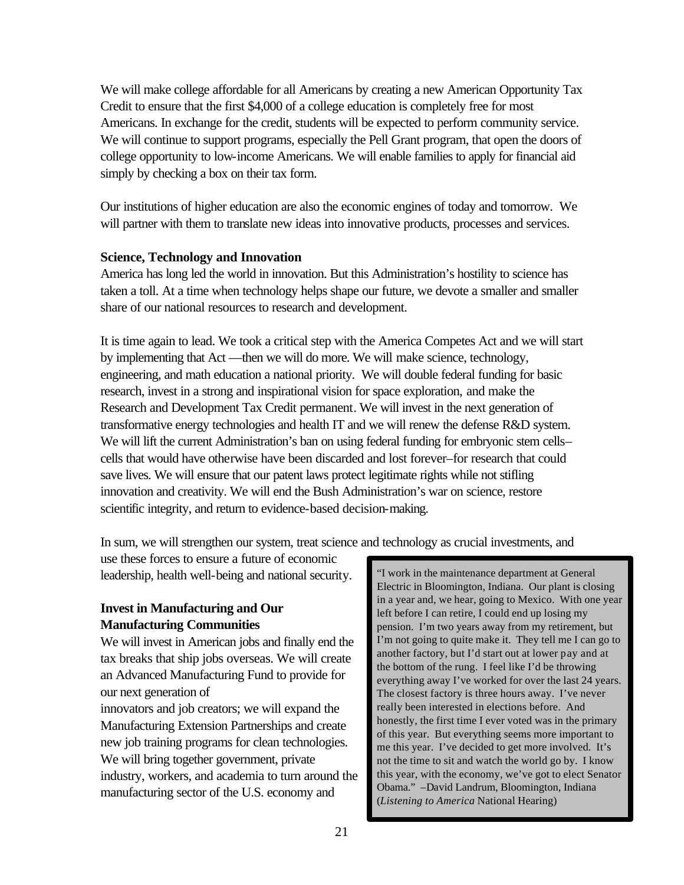We will make college affordable for all Americans by creating a new American Opportunity Tax Credit to ensure that the first $4,000 of a college education is completely free for most Americans. In exchange for the credit, students will be expected to perform community service. We will continue to support programs, especially the Pell Grant program, that open the doors of college opportunity to low-income Americans. We will enable families to apply for financial aid simply by checking a box on their tax form.

Our institutions of higher education are also the economic engines of today and tomorrow. We will partner with them to translate new ideas into innovative products, processes and services.

**Science, Technology and Innovation**

America has long led the world in innovation. But this Administration's hostility to science has taken a toll. At a time when technology helps shape our future, we devote a smaller and smaller share of our national resources to research and development.

It is time again to lead. We took a critical step with the America Competes Act and we will start by implementing that Act —then we will do more. We will make science, technology, engineering, and math education a national priority. We will double federal funding for basic research, invest in a strong and inspirational vision for space exploration, and make the Research and Development Tax Credit permanent. We will invest in the next generation of transformative energy technologies and health IT and we will renew the defense R&D system. We will lift the current Administration's ban on using federal funding for embryonic stem cells–cells that would have otherwise have been discarded and lost forever–for research that could save lives. We will ensure that our patent laws protect legitimate rights while not stifling innovation and creativity. We will end the Bush Administration's war on science, restore scientific integrity, and return to evidence-based decision-making.

In sum, we will strengthen our system, treat science and technology as crucial investments, and use these forces to ensure a future of economic leadership, health well-being and national security.

**Invest in Manufacturing and Our Manufacturing Communities**

We will invest in American jobs and finally end the tax breaks that ship jobs overseas. We will create an Advanced Manufacturing Fund to provide for our next generation of innovators and job creators; we will expand the Manufacturing Extension Partnerships and create new job training programs for clean technologies. We will bring together government, private industry, workers, and academia to turn around the manufacturing sector of the U.S. economy and

> "I work in the maintenance department at General Electric in Bloomington, Indiana. Our plant is closing in a year and, we hear, going to Mexico. With one year left before I can retire, I could end up losing my pension. I'm two years away from my retirement, but I'm not going to quite make it. They tell me I can go to another factory, but I'd start out at lower pay and at the bottom of the rung. I feel like I'd be throwing everything away I've worked for over the last 24 years. The closest factory is three hours away. I've never really been interested in elections before. And honestly, the first time I ever voted was in the primary of this year. But everything seems more important to me this year. I've decided to get more involved. It's not the time to sit and watch the world go by. I know this year, with the economy, we've got to elect Senator Obama." –David Landrum, Bloomington, Indiana (*Listening to America* National Hearing)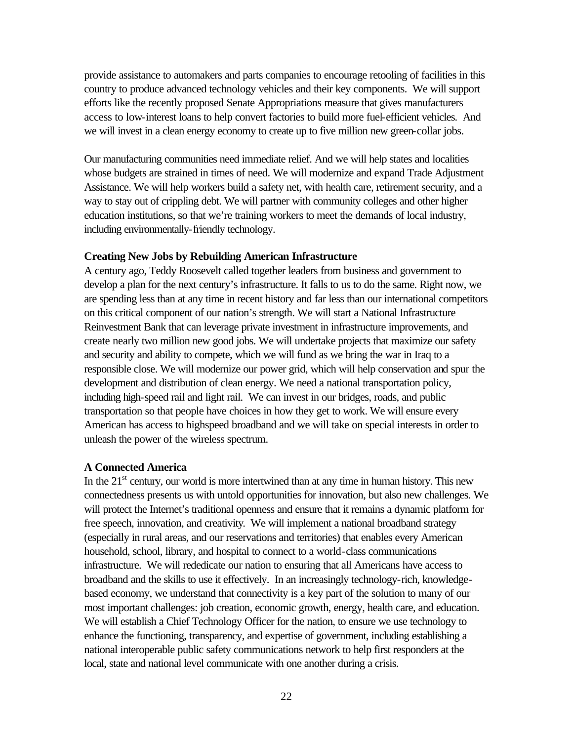provide assistance to automakers and parts companies to encourage retooling of facilities in this country to produce advanced technology vehicles and their key components. We will support efforts like the recently proposed Senate Appropriations measure that gives manufacturers access to low-interest loans to help convert factories to build more fuel-efficient vehicles. And we will invest in a clean energy economy to create up to five million new green-collar jobs.

Our manufacturing communities need immediate relief. And we will help states and localities whose budgets are strained in times of need. We will modernize and expand Trade Adjustment Assistance. We will help workers build a safety net, with health care, retirement security, and a way to stay out of crippling debt. We will partner with community colleges and other higher education institutions, so that we're training workers to meet the demands of local industry, including environmentally-friendly technology.

**Creating New Jobs by Rebuilding American Infrastructure**

A century ago, Teddy Roosevelt called together leaders from business and government to develop a plan for the next century's infrastructure. It falls to us to do the same. Right now, we are spending less than at any time in recent history and far less than our international competitors on this critical component of our nation's strength. We will start a National Infrastructure Reinvestment Bank that can leverage private investment in infrastructure improvements, and create nearly two million new good jobs. We will undertake projects that maximize our safety and security and ability to compete, which we will fund as we bring the war in Iraq to a responsible close. We will modernize our power grid, which will help conservation and spur the development and distribution of clean energy. We need a national transportation policy, including high-speed rail and light rail. We can invest in our bridges, roads, and public transportation so that people have choices in how they get to work. We will ensure every American has access to highspeed broadband and we will take on special interests in order to unleash the power of the wireless spectrum.

**A Connected America**

In the 21st century, our world is more intertwined than at any time in human history. This new connectedness presents us with untold opportunities for innovation, but also new challenges. We will protect the Internet's traditional openness and ensure that it remains a dynamic platform for free speech, innovation, and creativity. We will implement a national broadband strategy (especially in rural areas, and our reservations and territories) that enables every American household, school, library, and hospital to connect to a world-class communications infrastructure. We will rededicate our nation to ensuring that all Americans have access to broadband and the skills to use it effectively. In an increasingly technology-rich, knowledge-based economy, we understand that connectivity is a key part of the solution to many of our most important challenges: job creation, economic growth, energy, health care, and education. We will establish a Chief Technology Officer for the nation, to ensure we use technology to enhance the functioning, transparency, and expertise of government, including establishing a national interoperable public safety communications network to help first responders at the local, state and national level communicate with one another during a crisis.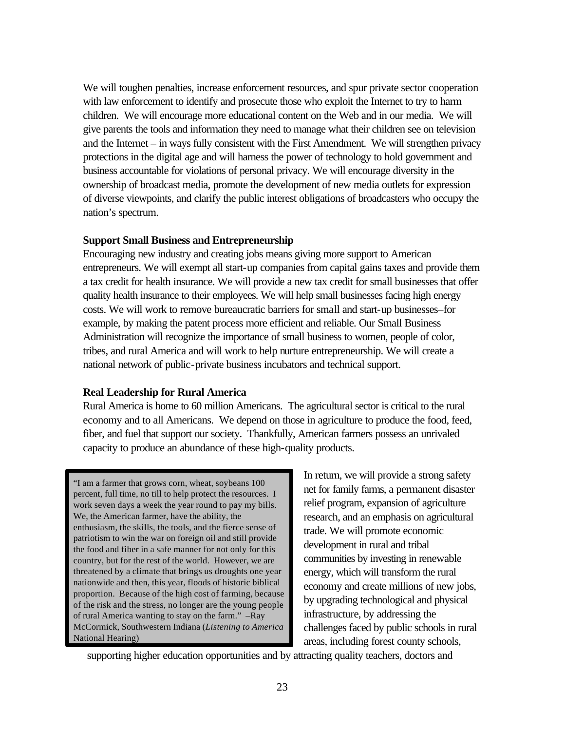We will toughen penalties, increase enforcement resources, and spur private sector cooperation with law enforcement to identify and prosecute those who exploit the Internet to try to harm children. We will encourage more educational content on the Web and in our media. We will give parents the tools and information they need to manage what their children see on television and the Internet – in ways fully consistent with the First Amendment. We will strengthen privacy protections in the digital age and will harness the power of technology to hold government and business accountable for violations of personal privacy. We will encourage diversity in the ownership of broadcast media, promote the development of new media outlets for expression of diverse viewpoints, and clarify the public interest obligations of broadcasters who occupy the nation's spectrum.

**Support Small Business and Entrepreneurship**

Encouraging new industry and creating jobs means giving more support to American entrepreneurs. We will exempt all start-up companies from capital gains taxes and provide them a tax credit for health insurance. We will provide a new tax credit for small businesses that offer quality health insurance to their employees. We will help small businesses facing high energy costs. We will work to remove bureaucratic barriers for small and start-up businesses–for example, by making the patent process more efficient and reliable. Our Small Business Administration will recognize the importance of small business to women, people of color, tribes, and rural America and will work to help nurture entrepreneurship. We will create a national network of public-private business incubators and technical support.

**Real Leadership for Rural America**

Rural America is home to 60 million Americans. The agricultural sector is critical to the rural economy and to all Americans. We depend on those in agriculture to produce the food, feed, fiber, and fuel that support our society. Thankfully, American farmers possess an unrivaled capacity to produce an abundance of these high-quality products.

> "I am a farmer that grows corn, wheat, soybeans 100 percent, full time, no till to help protect the resources. I work seven days a week the year round to pay my bills. We, the American farmer, have the ability, the enthusiasm, the skills, the tools, and the fierce sense of patriotism to win the war on foreign oil and still provide the food and fiber in a safe manner for not only for this country, but for the rest of the world. However, we are threatened by a climate that brings us droughts one year nationwide and then, this year, floods of historic biblical proportion. Because of the high cost of farming, because of the risk and the stress, no longer are the young people of rural America wanting to stay on the farm." –Ray McCormick, Southwestern Indiana (*Listening to America* National Hearing)

In return, we will provide a strong safety net for family farms, a permanent disaster relief program, expansion of agriculture research, and an emphasis on agricultural trade. We will promote economic development in rural and tribal communities by investing in renewable energy, which will transform the rural economy and create millions of new jobs, by upgrading technological and physical infrastructure, by addressing the challenges faced by public schools in rural areas, including forest county schools, supporting higher education opportunities and by attracting quality teachers, doctors and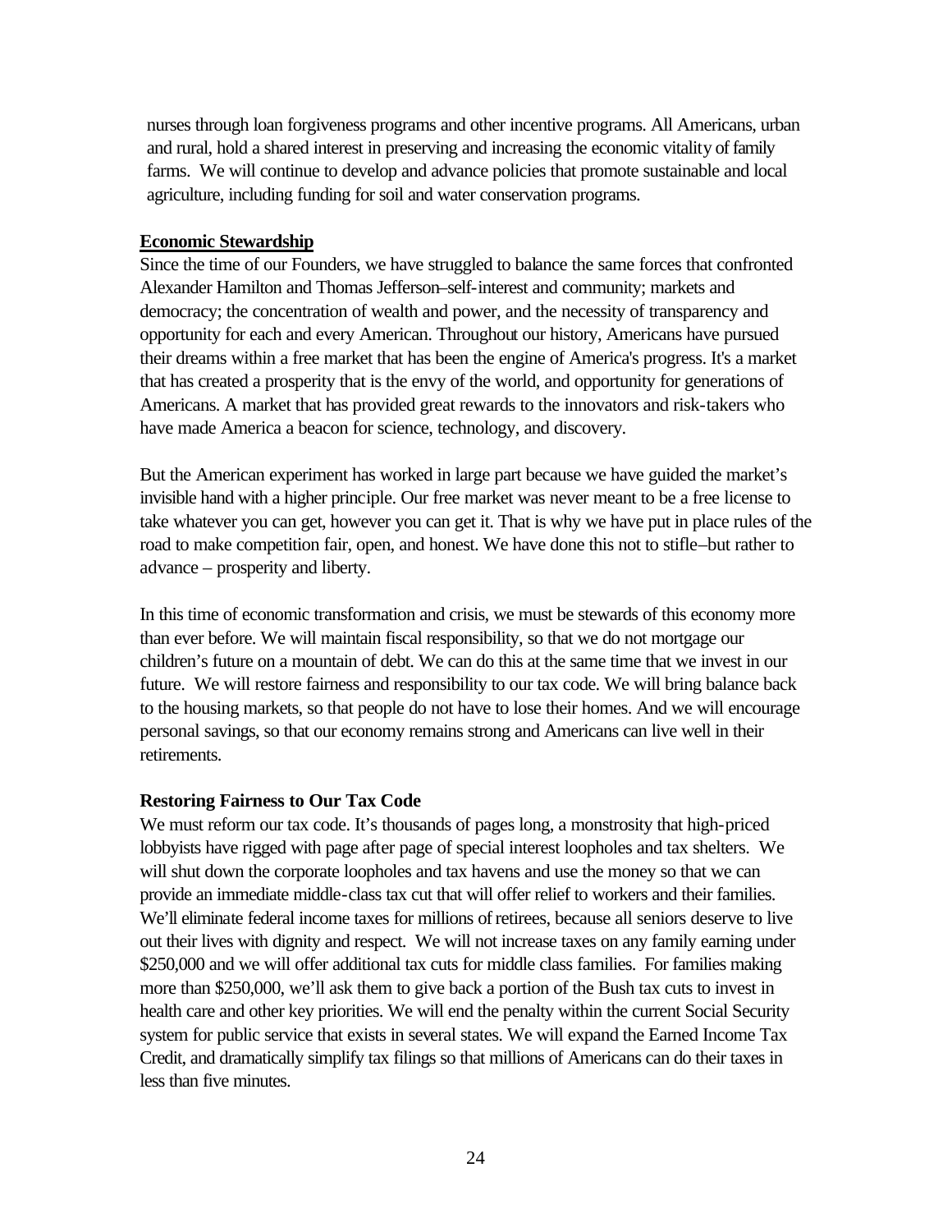nurses through loan forgiveness programs and other incentive programs. All Americans, urban and rural, hold a shared interest in preserving and increasing the economic vitality of family farms. We will continue to develop and advance policies that promote sustainable and local agriculture, including funding for soil and water conservation programs.

## Economic Stewardship

Since the time of our Founders, we have struggled to balance the same forces that confronted Alexander Hamilton and Thomas Jefferson–self-interest and community; markets and democracy; the concentration of wealth and power, and the necessity of transparency and opportunity for each and every American. Throughout our history, Americans have pursued their dreams within a free market that has been the engine of America's progress. It's a market that has created a prosperity that is the envy of the world, and opportunity for generations of Americans. A market that has provided great rewards to the innovators and risk-takers who have made America a beacon for science, technology, and discovery.

But the American experiment has worked in large part because we have guided the market's invisible hand with a higher principle. Our free market was never meant to be a free license to take whatever you can get, however you can get it. That is why we have put in place rules of the road to make competition fair, open, and honest. We have done this not to stifle–but rather to advance – prosperity and liberty.

In this time of economic transformation and crisis, we must be stewards of this economy more than ever before. We will maintain fiscal responsibility, so that we do not mortgage our children's future on a mountain of debt. We can do this at the same time that we invest in our future. We will restore fairness and responsibility to our tax code. We will bring balance back to the housing markets, so that people do not have to lose their homes. And we will encourage personal savings, so that our economy remains strong and Americans can live well in their retirements.

### Restoring Fairness to Our Tax Code

We must reform our tax code. It's thousands of pages long, a monstrosity that high-priced lobbyists have rigged with page after page of special interest loopholes and tax shelters. We will shut down the corporate loopholes and tax havens and use the money so that we can provide an immediate middle-class tax cut that will offer relief to workers and their families. We'll eliminate federal income taxes for millions of retirees, because all seniors deserve to live out their lives with dignity and respect. We will not increase taxes on any family earning under $250,000 and we will offer additional tax cuts for middle class families. For families making more than $250,000, we'll ask them to give back a portion of the Bush tax cuts to invest in health care and other key priorities. We will end the penalty within the current Social Security system for public service that exists in several states. We will expand the Earned Income Tax Credit, and dramatically simplify tax filings so that millions of Americans can do their taxes in less than five minutes.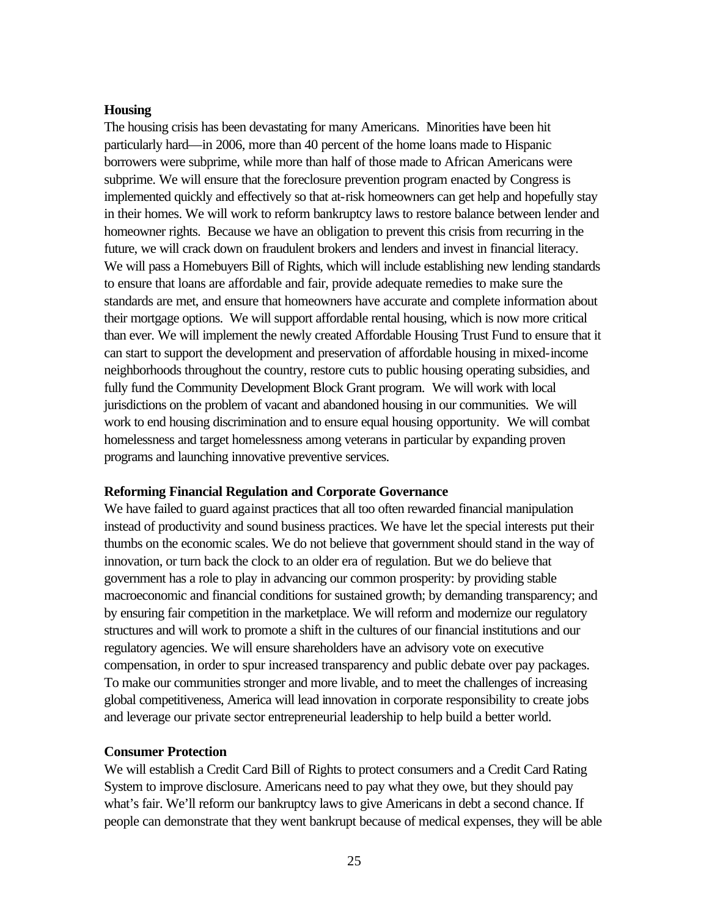**Housing**

The housing crisis has been devastating for many Americans. Minorities have been hit particularly hard—in 2006, more than 40 percent of the home loans made to Hispanic borrowers were subprime, while more than half of those made to African Americans were subprime. We will ensure that the foreclosure prevention program enacted by Congress is implemented quickly and effectively so that at-risk homeowners can get help and hopefully stay in their homes. We will work to reform bankruptcy laws to restore balance between lender and homeowner rights. Because we have an obligation to prevent this crisis from recurring in the future, we will crack down on fraudulent brokers and lenders and invest in financial literacy. We will pass a Homebuyers Bill of Rights, which will include establishing new lending standards to ensure that loans are affordable and fair, provide adequate remedies to make sure the standards are met, and ensure that homeowners have accurate and complete information about their mortgage options. We will support affordable rental housing, which is now more critical than ever. We will implement the newly created Affordable Housing Trust Fund to ensure that it can start to support the development and preservation of affordable housing in mixed-income neighborhoods throughout the country, restore cuts to public housing operating subsidies, and fully fund the Community Development Block Grant program. We will work with local jurisdictions on the problem of vacant and abandoned housing in our communities. We will work to end housing discrimination and to ensure equal housing opportunity. We will combat homelessness and target homelessness among veterans in particular by expanding proven programs and launching innovative preventive services.

**Reforming Financial Regulation and Corporate Governance**

We have failed to guard against practices that all too often rewarded financial manipulation instead of productivity and sound business practices. We have let the special interests put their thumbs on the economic scales. We do not believe that government should stand in the way of innovation, or turn back the clock to an older era of regulation. But we do believe that government has a role to play in advancing our common prosperity: by providing stable macroeconomic and financial conditions for sustained growth; by demanding transparency; and by ensuring fair competition in the marketplace. We will reform and modernize our regulatory structures and will work to promote a shift in the cultures of our financial institutions and our regulatory agencies. We will ensure shareholders have an advisory vote on executive compensation, in order to spur increased transparency and public debate over pay packages. To make our communities stronger and more livable, and to meet the challenges of increasing global competitiveness, America will lead innovation in corporate responsibility to create jobs and leverage our private sector entrepreneurial leadership to help build a better world.

**Consumer Protection**

We will establish a Credit Card Bill of Rights to protect consumers and a Credit Card Rating System to improve disclosure. Americans need to pay what they owe, but they should pay what's fair. We'll reform our bankruptcy laws to give Americans in debt a second chance. If people can demonstrate that they went bankrupt because of medical expenses, they will be able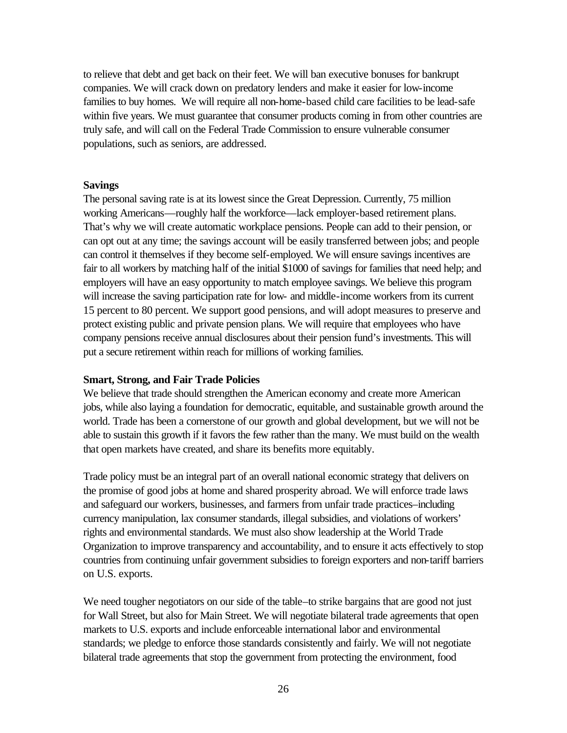to relieve that debt and get back on their feet. We will ban executive bonuses for bankrupt companies. We will crack down on predatory lenders and make it easier for low-income families to buy homes. We will require all non-home-based child care facilities to be lead-safe within five years. We must guarantee that consumer products coming in from other countries are truly safe, and will call on the Federal Trade Commission to ensure vulnerable consumer populations, such as seniors, are addressed.

**Savings**

The personal saving rate is at its lowest since the Great Depression. Currently, 75 million working Americans—roughly half the workforce—lack employer-based retirement plans. That's why we will create automatic workplace pensions. People can add to their pension, or can opt out at any time; the savings account will be easily transferred between jobs; and people can control it themselves if they become self-employed. We will ensure savings incentives are fair to all workers by matching half of the initial $1000 of savings for families that need help; and employers will have an easy opportunity to match employee savings. We believe this program will increase the saving participation rate for low- and middle-income workers from its current 15 percent to 80 percent. We support good pensions, and will adopt measures to preserve and protect existing public and private pension plans. We will require that employees who have company pensions receive annual disclosures about their pension fund's investments. This will put a secure retirement within reach for millions of working families.

**Smart, Strong, and Fair Trade Policies**

We believe that trade should strengthen the American economy and create more American jobs, while also laying a foundation for democratic, equitable, and sustainable growth around the world. Trade has been a cornerstone of our growth and global development, but we will not be able to sustain this growth if it favors the few rather than the many. We must build on the wealth that open markets have created, and share its benefits more equitably.

Trade policy must be an integral part of an overall national economic strategy that delivers on the promise of good jobs at home and shared prosperity abroad. We will enforce trade laws and safeguard our workers, businesses, and farmers from unfair trade practices–including currency manipulation, lax consumer standards, illegal subsidies, and violations of workers' rights and environmental standards. We must also show leadership at the World Trade Organization to improve transparency and accountability, and to ensure it acts effectively to stop countries from continuing unfair government subsidies to foreign exporters and non-tariff barriers on U.S. exports.

We need tougher negotiators on our side of the table–to strike bargains that are good not just for Wall Street, but also for Main Street. We will negotiate bilateral trade agreements that open markets to U.S. exports and include enforceable international labor and environmental standards; we pledge to enforce those standards consistently and fairly. We will not negotiate bilateral trade agreements that stop the government from protecting the environment, food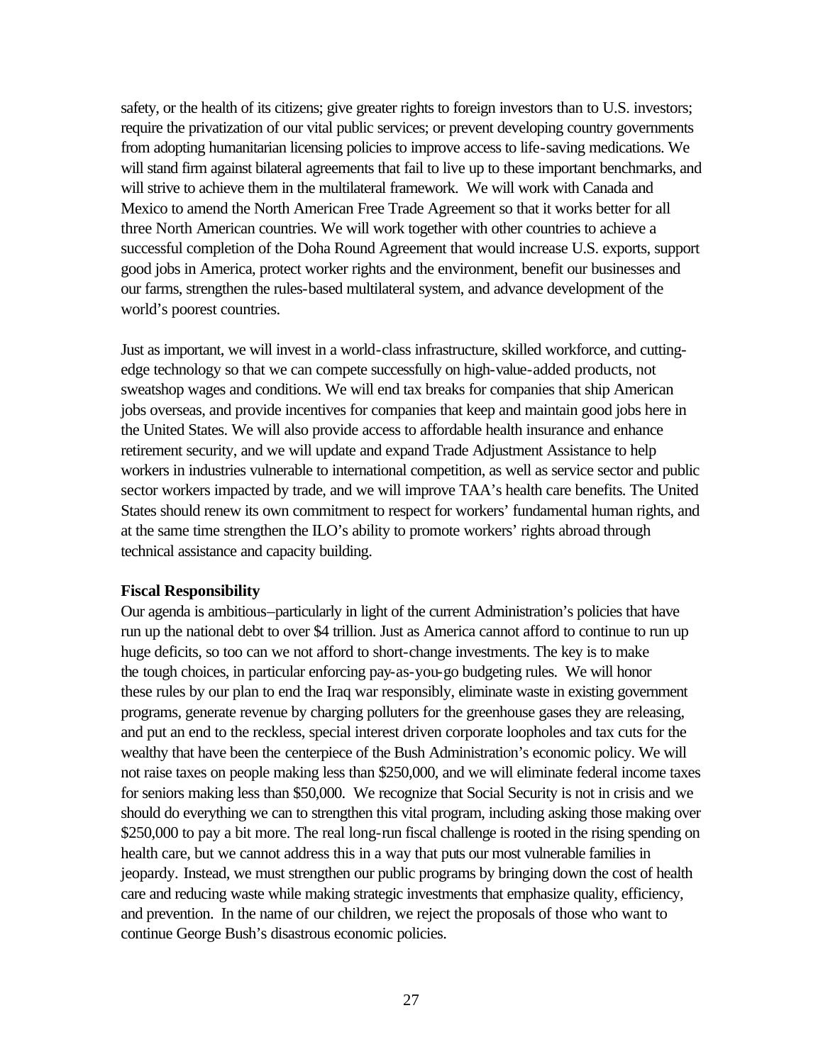safety, or the health of its citizens; give greater rights to foreign investors than to U.S. investors; require the privatization of our vital public services; or prevent developing country governments from adopting humanitarian licensing policies to improve access to life-saving medications. We will stand firm against bilateral agreements that fail to live up to these important benchmarks, and will strive to achieve them in the multilateral framework. We will work with Canada and Mexico to amend the North American Free Trade Agreement so that it works better for all three North American countries. We will work together with other countries to achieve a successful completion of the Doha Round Agreement that would increase U.S. exports, support good jobs in America, protect worker rights and the environment, benefit our businesses and our farms, strengthen the rules-based multilateral system, and advance development of the world's poorest countries.

Just as important, we will invest in a world-class infrastructure, skilled workforce, and cutting-edge technology so that we can compete successfully on high-value-added products, not sweatshop wages and conditions. We will end tax breaks for companies that ship American jobs overseas, and provide incentives for companies that keep and maintain good jobs here in the United States. We will also provide access to affordable health insurance and enhance retirement security, and we will update and expand Trade Adjustment Assistance to help workers in industries vulnerable to international competition, as well as service sector and public sector workers impacted by trade, and we will improve TAA's health care benefits. The United States should renew its own commitment to respect for workers' fundamental human rights, and at the same time strengthen the ILO's ability to promote workers' rights abroad through technical assistance and capacity building.

**Fiscal Responsibility**

Our agenda is ambitious–particularly in light of the current Administration's policies that have run up the national debt to over $4 trillion. Just as America cannot afford to continue to run up huge deficits, so too can we not afford to short-change investments. The key is to make the tough choices, in particular enforcing pay-as-you-go budgeting rules. We will honor these rules by our plan to end the Iraq war responsibly, eliminate waste in existing government programs, generate revenue by charging polluters for the greenhouse gases they are releasing, and put an end to the reckless, special interest driven corporate loopholes and tax cuts for the wealthy that have been the centerpiece of the Bush Administration's economic policy. We will not raise taxes on people making less than $250,000, and we will eliminate federal income taxes for seniors making less than $50,000. We recognize that Social Security is not in crisis and we should do everything we can to strengthen this vital program, including asking those making over $250,000 to pay a bit more. The real long-run fiscal challenge is rooted in the rising spending on health care, but we cannot address this in a way that puts our most vulnerable families in jeopardy. Instead, we must strengthen our public programs by bringing down the cost of health care and reducing waste while making strategic investments that emphasize quality, efficiency, and prevention. In the name of our children, we reject the proposals of those who want to continue George Bush's disastrous economic policies.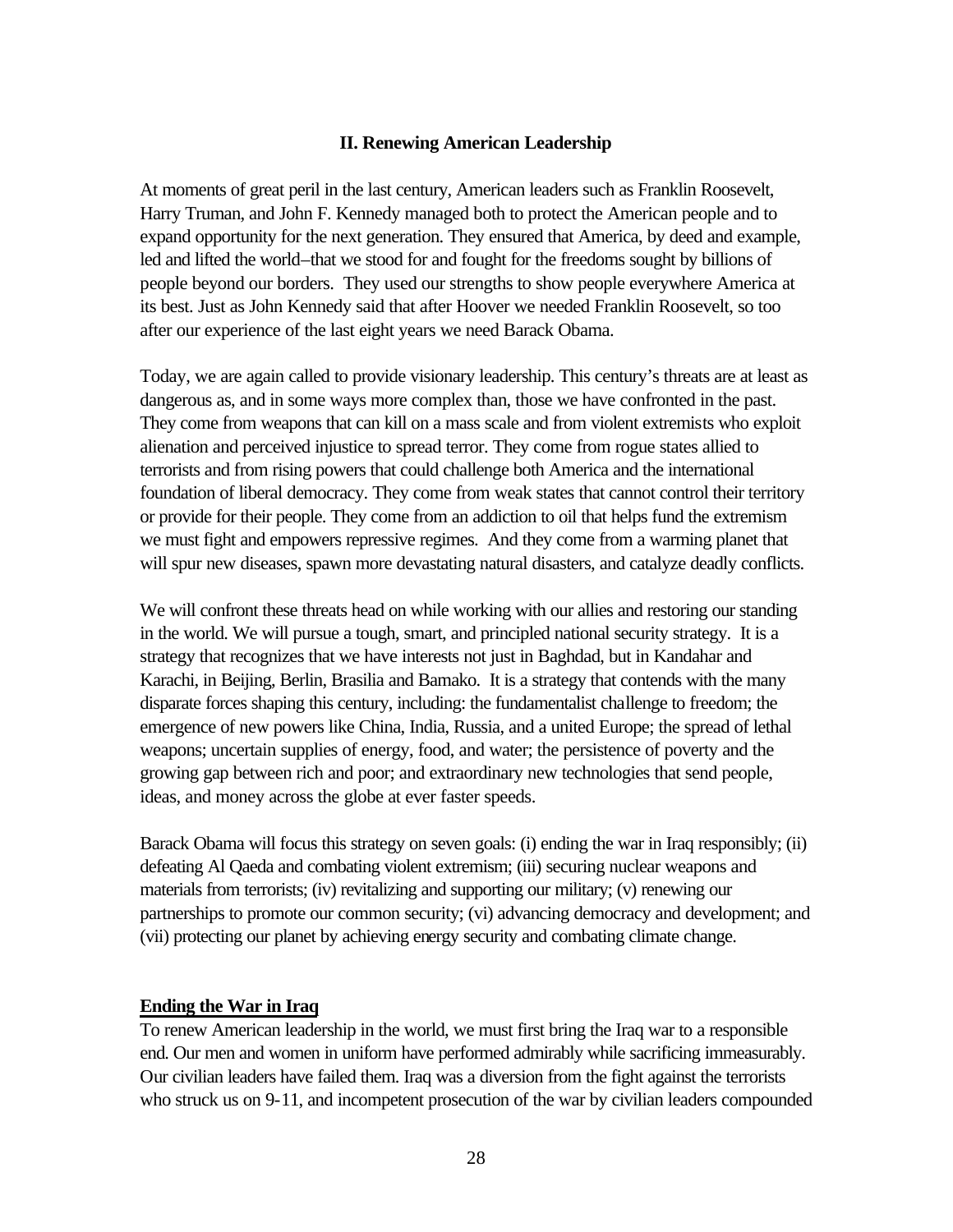## II. Renewing American Leadership

At moments of great peril in the last century, American leaders such as Franklin Roosevelt, Harry Truman, and John F. Kennedy managed both to protect the American people and to expand opportunity for the next generation. They ensured that America, by deed and example, led and lifted the world–that we stood for and fought for the freedoms sought by billions of people beyond our borders. They used our strengths to show people everywhere America at its best. Just as John Kennedy said that after Hoover we needed Franklin Roosevelt, so too after our experience of the last eight years we need Barack Obama.

Today, we are again called to provide visionary leadership. This century's threats are at least as dangerous as, and in some ways more complex than, those we have confronted in the past. They come from weapons that can kill on a mass scale and from violent extremists who exploit alienation and perceived injustice to spread terror. They come from rogue states allied to terrorists and from rising powers that could challenge both America and the international foundation of liberal democracy. They come from weak states that cannot control their territory or provide for their people. They come from an addiction to oil that helps fund the extremism we must fight and empowers repressive regimes. And they come from a warming planet that will spur new diseases, spawn more devastating natural disasters, and catalyze deadly conflicts.

We will confront these threats head on while working with our allies and restoring our standing in the world. We will pursue a tough, smart, and principled national security strategy. It is a strategy that recognizes that we have interests not just in Baghdad, but in Kandahar and Karachi, in Beijing, Berlin, Brasilia and Bamako. It is a strategy that contends with the many disparate forces shaping this century, including: the fundamentalist challenge to freedom; the emergence of new powers like China, India, Russia, and a united Europe; the spread of lethal weapons; uncertain supplies of energy, food, and water; the persistence of poverty and the growing gap between rich and poor; and extraordinary new technologies that send people, ideas, and money across the globe at ever faster speeds.

Barack Obama will focus this strategy on seven goals: (i) ending the war in Iraq responsibly; (ii) defeating Al Qaeda and combating violent extremism; (iii) securing nuclear weapons and materials from terrorists; (iv) revitalizing and supporting our military; (v) renewing our partnerships to promote our common security; (vi) advancing democracy and development; and (vii) protecting our planet by achieving energy security and combating climate change.

### Ending the War in Iraq

To renew American leadership in the world, we must first bring the Iraq war to a responsible end. Our men and women in uniform have performed admirably while sacrificing immeasurably. Our civilian leaders have failed them. Iraq was a diversion from the fight against the terrorists who struck us on 9-11, and incompetent prosecution of the war by civilian leaders compounded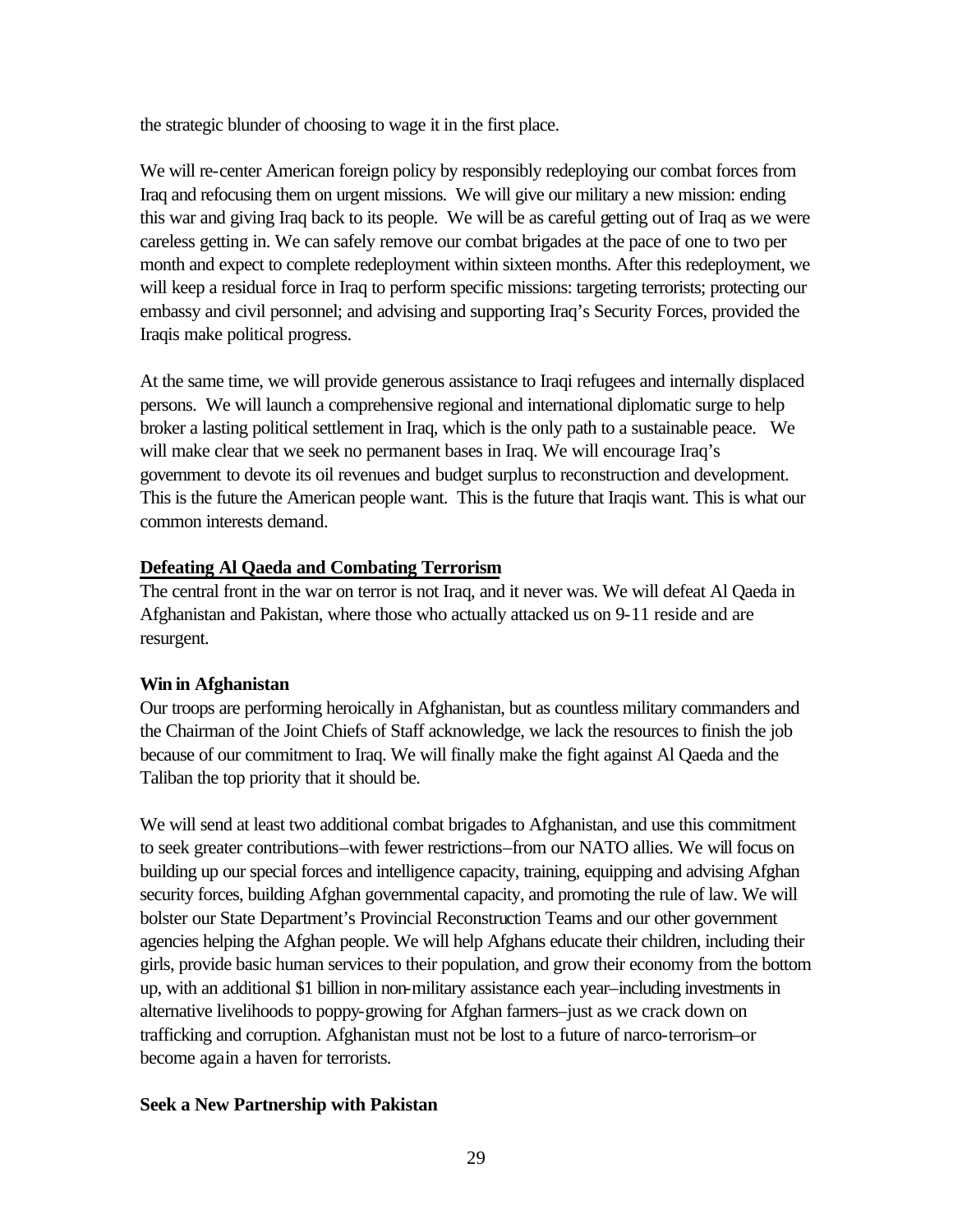the strategic blunder of choosing to wage it in the first place.

We will re-center American foreign policy by responsibly redeploying our combat forces from Iraq and refocusing them on urgent missions. We will give our military a new mission: ending this war and giving Iraq back to its people. We will be as careful getting out of Iraq as we were careless getting in. We can safely remove our combat brigades at the pace of one to two per month and expect to complete redeployment within sixteen months. After this redeployment, we will keep a residual force in Iraq to perform specific missions: targeting terrorists; protecting our embassy and civil personnel; and advising and supporting Iraq's Security Forces, provided the Iraqis make political progress.

At the same time, we will provide generous assistance to Iraqi refugees and internally displaced persons. We will launch a comprehensive regional and international diplomatic surge to help broker a lasting political settlement in Iraq, which is the only path to a sustainable peace. We will make clear that we seek no permanent bases in Iraq. We will encourage Iraq's government to devote its oil revenues and budget surplus to reconstruction and development. This is the future the American people want. This is the future that Iraqis want. This is what our common interests demand.

## Defeating Al Qaeda and Combating Terrorism

The central front in the war on terror is not Iraq, and it never was. We will defeat Al Qaeda in Afghanistan and Pakistan, where those who actually attacked us on 9-11 reside and are resurgent.

### Win in Afghanistan

Our troops are performing heroically in Afghanistan, but as countless military commanders and the Chairman of the Joint Chiefs of Staff acknowledge, we lack the resources to finish the job because of our commitment to Iraq. We will finally make the fight against Al Qaeda and the Taliban the top priority that it should be.

We will send at least two additional combat brigades to Afghanistan, and use this commitment to seek greater contributions–with fewer restrictions–from our NATO allies. We will focus on building up our special forces and intelligence capacity, training, equipping and advising Afghan security forces, building Afghan governmental capacity, and promoting the rule of law. We will bolster our State Department's Provincial Reconstruction Teams and our other government agencies helping the Afghan people. We will help Afghans educate their children, including their girls, provide basic human services to their population, and grow their economy from the bottom up, with an additional $1 billion in non-military assistance each year–including investments in alternative livelihoods to poppy-growing for Afghan farmers–just as we crack down on trafficking and corruption. Afghanistan must not be lost to a future of narco-terrorism–or become again a haven for terrorists.

### Seek a New Partnership with Pakistan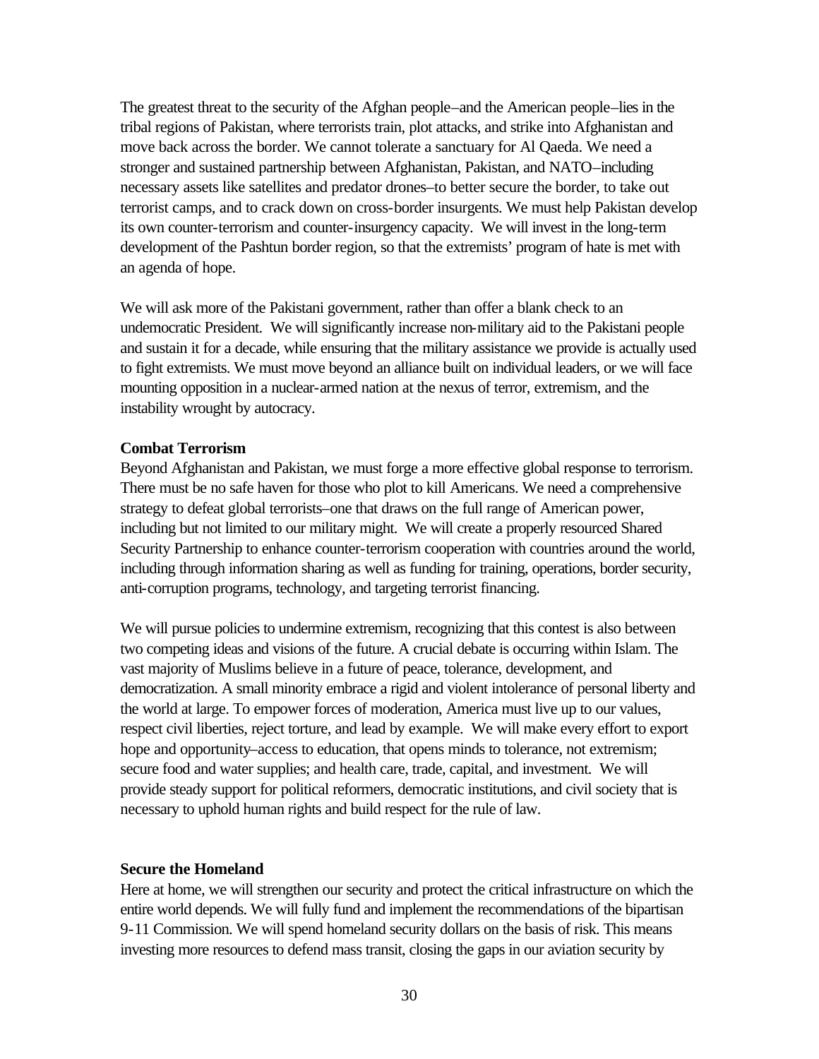The greatest threat to the security of the Afghan people–and the American people–lies in the tribal regions of Pakistan, where terrorists train, plot attacks, and strike into Afghanistan and move back across the border. We cannot tolerate a sanctuary for Al Qaeda. We need a stronger and sustained partnership between Afghanistan, Pakistan, and NATO–including necessary assets like satellites and predator drones–to better secure the border, to take out terrorist camps, and to crack down on cross-border insurgents. We must help Pakistan develop its own counter-terrorism and counter-insurgency capacity. We will invest in the long-term development of the Pashtun border region, so that the extremists' program of hate is met with an agenda of hope.

We will ask more of the Pakistani government, rather than offer a blank check to an undemocratic President. We will significantly increase non-military aid to the Pakistani people and sustain it for a decade, while ensuring that the military assistance we provide is actually used to fight extremists. We must move beyond an alliance built on individual leaders, or we will face mounting opposition in a nuclear-armed nation at the nexus of terror, extremism, and the instability wrought by autocracy.

**Combat Terrorism**

Beyond Afghanistan and Pakistan, we must forge a more effective global response to terrorism. There must be no safe haven for those who plot to kill Americans. We need a comprehensive strategy to defeat global terrorists–one that draws on the full range of American power, including but not limited to our military might. We will create a properly resourced Shared Security Partnership to enhance counter-terrorism cooperation with countries around the world, including through information sharing as well as funding for training, operations, border security, anti-corruption programs, technology, and targeting terrorist financing.

We will pursue policies to undermine extremism, recognizing that this contest is also between two competing ideas and visions of the future. A crucial debate is occurring within Islam. The vast majority of Muslims believe in a future of peace, tolerance, development, and democratization. A small minority embrace a rigid and violent intolerance of personal liberty and the world at large. To empower forces of moderation, America must live up to our values, respect civil liberties, reject torture, and lead by example. We will make every effort to export hope and opportunity–access to education, that opens minds to tolerance, not extremism; secure food and water supplies; and health care, trade, capital, and investment. We will provide steady support for political reformers, democratic institutions, and civil society that is necessary to uphold human rights and build respect for the rule of law.

**Secure the Homeland**

Here at home, we will strengthen our security and protect the critical infrastructure on which the entire world depends. We will fully fund and implement the recommendations of the bipartisan 9-11 Commission. We will spend homeland security dollars on the basis of risk. This means investing more resources to defend mass transit, closing the gaps in our aviation security by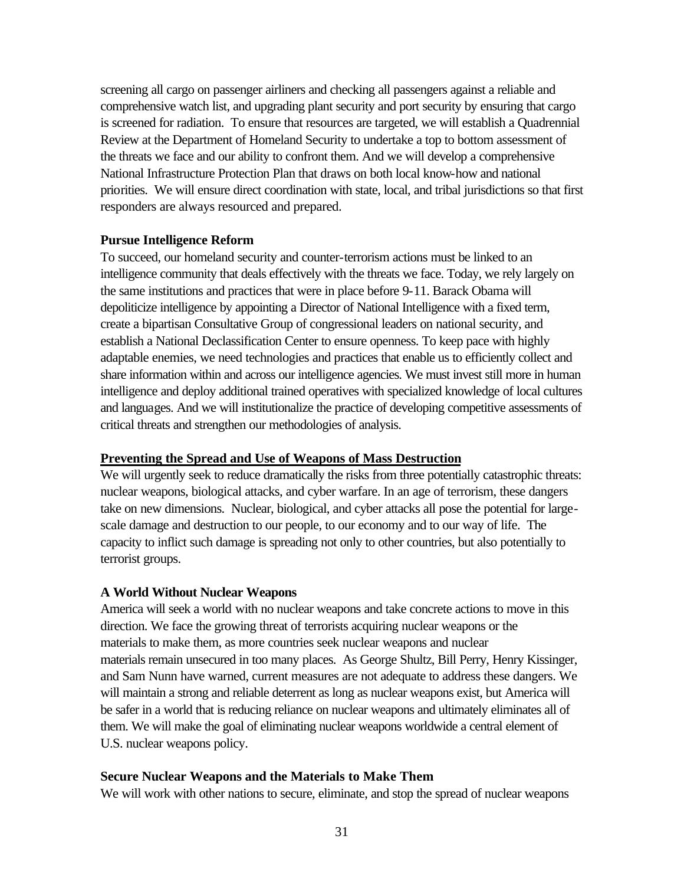screening all cargo on passenger airliners and checking all passengers against a reliable and comprehensive watch list, and upgrading plant security and port security by ensuring that cargo is screened for radiation. To ensure that resources are targeted, we will establish a Quadrennial Review at the Department of Homeland Security to undertake a top to bottom assessment of the threats we face and our ability to confront them. And we will develop a comprehensive National Infrastructure Protection Plan that draws on both local know-how and national priorities. We will ensure direct coordination with state, local, and tribal jurisdictions so that first responders are always resourced and prepared.

**Pursue Intelligence Reform**

To succeed, our homeland security and counter-terrorism actions must be linked to an intelligence community that deals effectively with the threats we face. Today, we rely largely on the same institutions and practices that were in place before 9-11. Barack Obama will depoliticize intelligence by appointing a Director of National Intelligence with a fixed term, create a bipartisan Consultative Group of congressional leaders on national security, and establish a National Declassification Center to ensure openness. To keep pace with highly adaptable enemies, we need technologies and practices that enable us to efficiently collect and share information within and across our intelligence agencies. We must invest still more in human intelligence and deploy additional trained operatives with specialized knowledge of local cultures and languages. And we will institutionalize the practice of developing competitive assessments of critical threats and strengthen our methodologies of analysis.

## Preventing the Spread and Use of Weapons of Mass Destruction

We will urgently seek to reduce dramatically the risks from three potentially catastrophic threats: nuclear weapons, biological attacks, and cyber warfare. In an age of terrorism, these dangers take on new dimensions. Nuclear, biological, and cyber attacks all pose the potential for large-scale damage and destruction to our people, to our economy and to our way of life. The capacity to inflict such damage is spreading not only to other countries, but also potentially to terrorist groups.

**A World Without Nuclear Weapons**

America will seek a world with no nuclear weapons and take concrete actions to move in this direction. We face the growing threat of terrorists acquiring nuclear weapons or the materials to make them, as more countries seek nuclear weapons and nuclear materials remain unsecured in too many places. As George Shultz, Bill Perry, Henry Kissinger, and Sam Nunn have warned, current measures are not adequate to address these dangers. We will maintain a strong and reliable deterrent as long as nuclear weapons exist, but America will be safer in a world that is reducing reliance on nuclear weapons and ultimately eliminates all of them. We will make the goal of eliminating nuclear weapons worldwide a central element of U.S. nuclear weapons policy.

**Secure Nuclear Weapons and the Materials to Make Them**

We will work with other nations to secure, eliminate, and stop the spread of nuclear weapons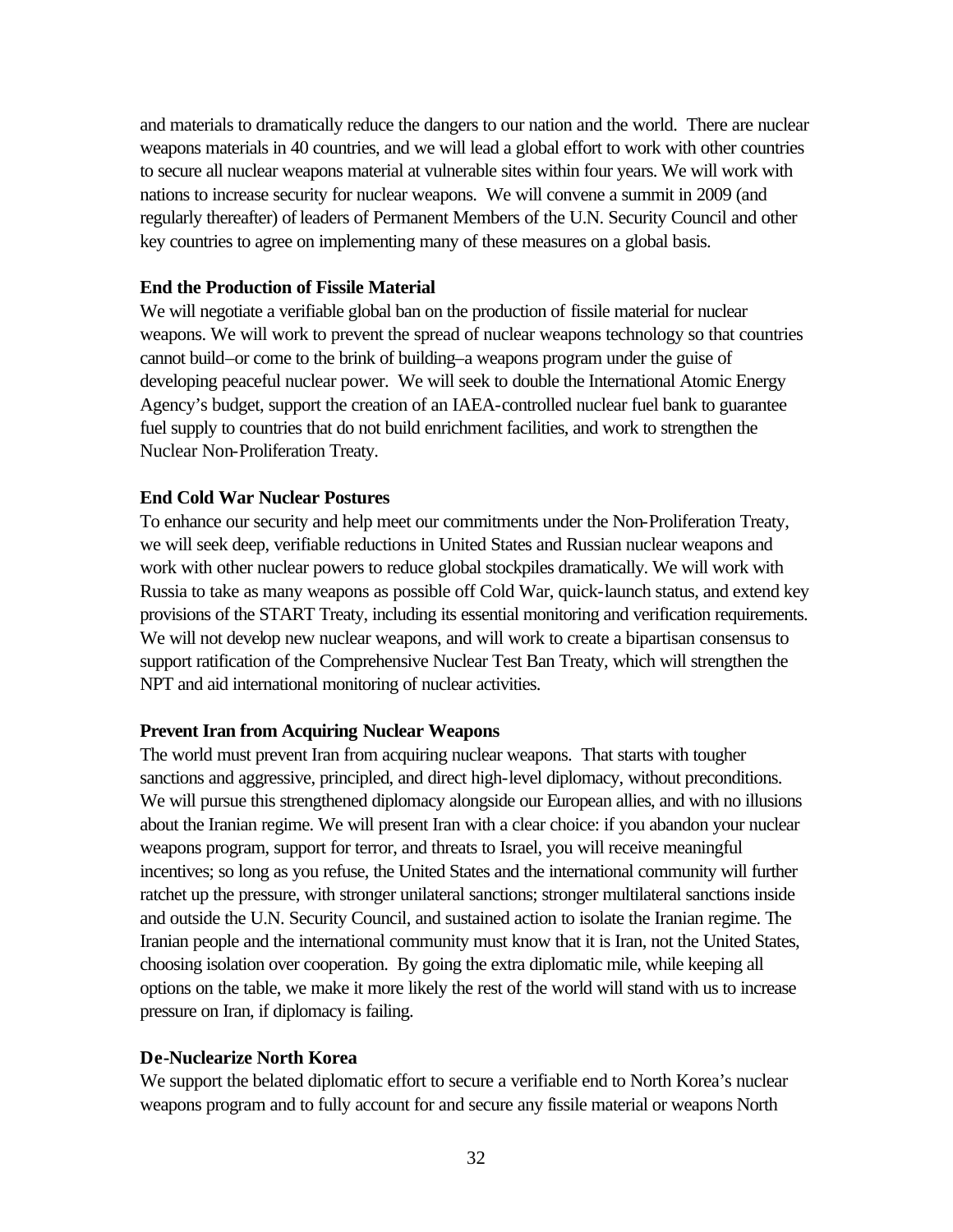and materials to dramatically reduce the dangers to our nation and the world. There are nuclear weapons materials in 40 countries, and we will lead a global effort to work with other countries to secure all nuclear weapons material at vulnerable sites within four years. We will work with nations to increase security for nuclear weapons. We will convene a summit in 2009 (and regularly thereafter) of leaders of Permanent Members of the U.N. Security Council and other key countries to agree on implementing many of these measures on a global basis.

**End the Production of Fissile Material**

We will negotiate a verifiable global ban on the production of fissile material for nuclear weapons. We will work to prevent the spread of nuclear weapons technology so that countries cannot build–or come to the brink of building–a weapons program under the guise of developing peaceful nuclear power. We will seek to double the International Atomic Energy Agency's budget, support the creation of an IAEA-controlled nuclear fuel bank to guarantee fuel supply to countries that do not build enrichment facilities, and work to strengthen the Nuclear Non-Proliferation Treaty.

**End Cold War Nuclear Postures**

To enhance our security and help meet our commitments under the Non-Proliferation Treaty, we will seek deep, verifiable reductions in United States and Russian nuclear weapons and work with other nuclear powers to reduce global stockpiles dramatically. We will work with Russia to take as many weapons as possible off Cold War, quick-launch status, and extend key provisions of the START Treaty, including its essential monitoring and verification requirements. We will not develop new nuclear weapons, and will work to create a bipartisan consensus to support ratification of the Comprehensive Nuclear Test Ban Treaty, which will strengthen the NPT and aid international monitoring of nuclear activities.

**Prevent Iran from Acquiring Nuclear Weapons**

The world must prevent Iran from acquiring nuclear weapons. That starts with tougher sanctions and aggressive, principled, and direct high-level diplomacy, without preconditions. We will pursue this strengthened diplomacy alongside our European allies, and with no illusions about the Iranian regime. We will present Iran with a clear choice: if you abandon your nuclear weapons program, support for terror, and threats to Israel, you will receive meaningful incentives; so long as you refuse, the United States and the international community will further ratchet up the pressure, with stronger unilateral sanctions; stronger multilateral sanctions inside and outside the U.N. Security Council, and sustained action to isolate the Iranian regime. The Iranian people and the international community must know that it is Iran, not the United States, choosing isolation over cooperation. By going the extra diplomatic mile, while keeping all options on the table, we make it more likely the rest of the world will stand with us to increase pressure on Iran, if diplomacy is failing.

**De-Nuclearize North Korea**

We support the belated diplomatic effort to secure a verifiable end to North Korea's nuclear weapons program and to fully account for and secure any fissile material or weapons North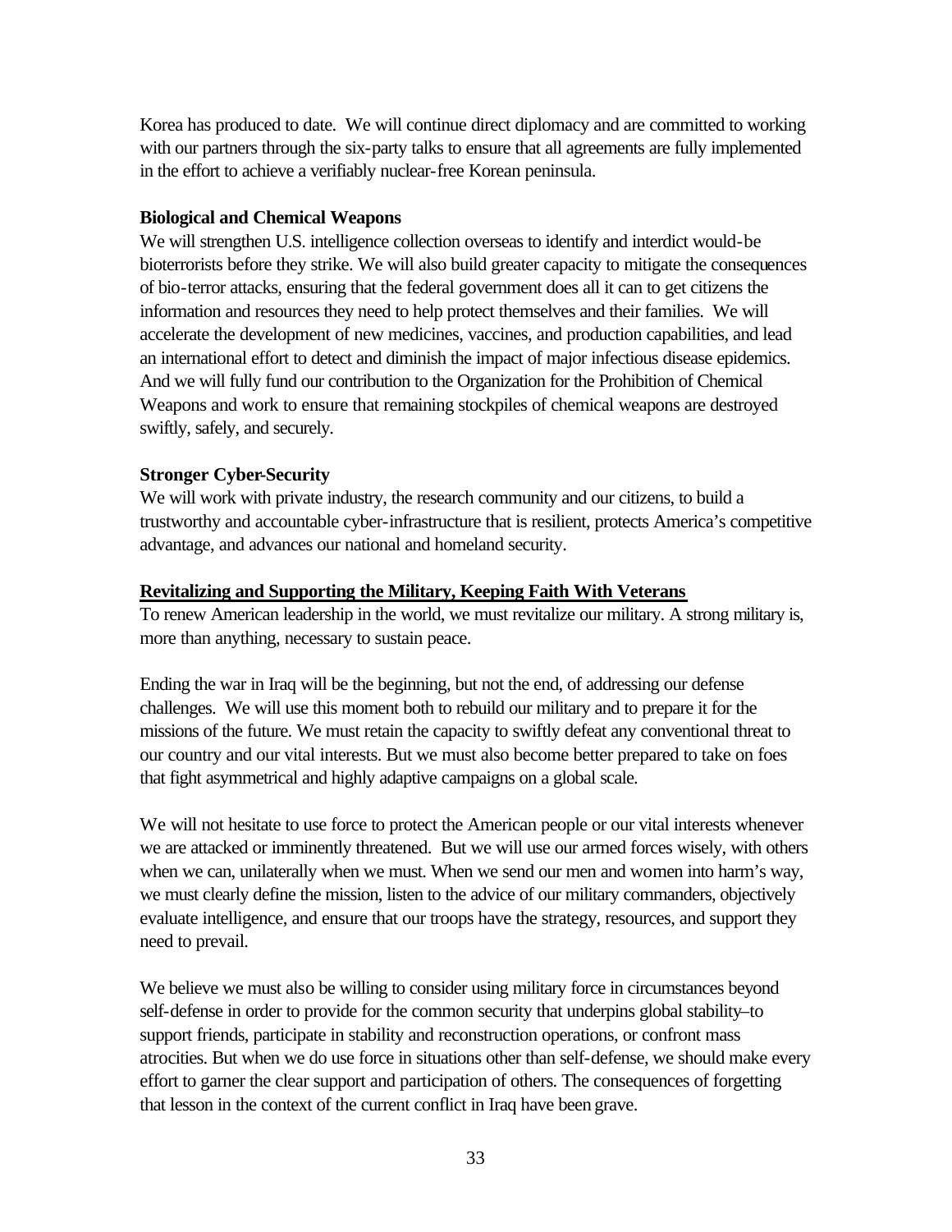Korea has produced to date. We will continue direct diplomacy and are committed to working with our partners through the six-party talks to ensure that all agreements are fully implemented in the effort to achieve a verifiably nuclear-free Korean peninsula.

**Biological and Chemical Weapons**

We will strengthen U.S. intelligence collection overseas to identify and interdict would-be bioterrorists before they strike. We will also build greater capacity to mitigate the consequences of bio-terror attacks, ensuring that the federal government does all it can to get citizens the information and resources they need to help protect themselves and their families. We will accelerate the development of new medicines, vaccines, and production capabilities, and lead an international effort to detect and diminish the impact of major infectious disease epidemics. And we will fully fund our contribution to the Organization for the Prohibition of Chemical Weapons and work to ensure that remaining stockpiles of chemical weapons are destroyed swiftly, safely, and securely.

**Stronger Cyber-Security**

We will work with private industry, the research community and our citizens, to build a trustworthy and accountable cyber-infrastructure that is resilient, protects America's competitive advantage, and advances our national and homeland security.

## Revitalizing and Supporting the Military, Keeping Faith With Veterans

To renew American leadership in the world, we must revitalize our military. A strong military is, more than anything, necessary to sustain peace.

Ending the war in Iraq will be the beginning, but not the end, of addressing our defense challenges. We will use this moment both to rebuild our military and to prepare it for the missions of the future. We must retain the capacity to swiftly defeat any conventional threat to our country and our vital interests. But we must also become better prepared to take on foes that fight asymmetrical and highly adaptive campaigns on a global scale.

We will not hesitate to use force to protect the American people or our vital interests whenever we are attacked or imminently threatened. But we will use our armed forces wisely, with others when we can, unilaterally when we must. When we send our men and women into harm's way, we must clearly define the mission, listen to the advice of our military commanders, objectively evaluate intelligence, and ensure that our troops have the strategy, resources, and support they need to prevail.

We believe we must also be willing to consider using military force in circumstances beyond self-defense in order to provide for the common security that underpins global stability–to support friends, participate in stability and reconstruction operations, or confront mass atrocities. But when we do use force in situations other than self-defense, we should make every effort to garner the clear support and participation of others. The consequences of forgetting that lesson in the context of the current conflict in Iraq have been grave.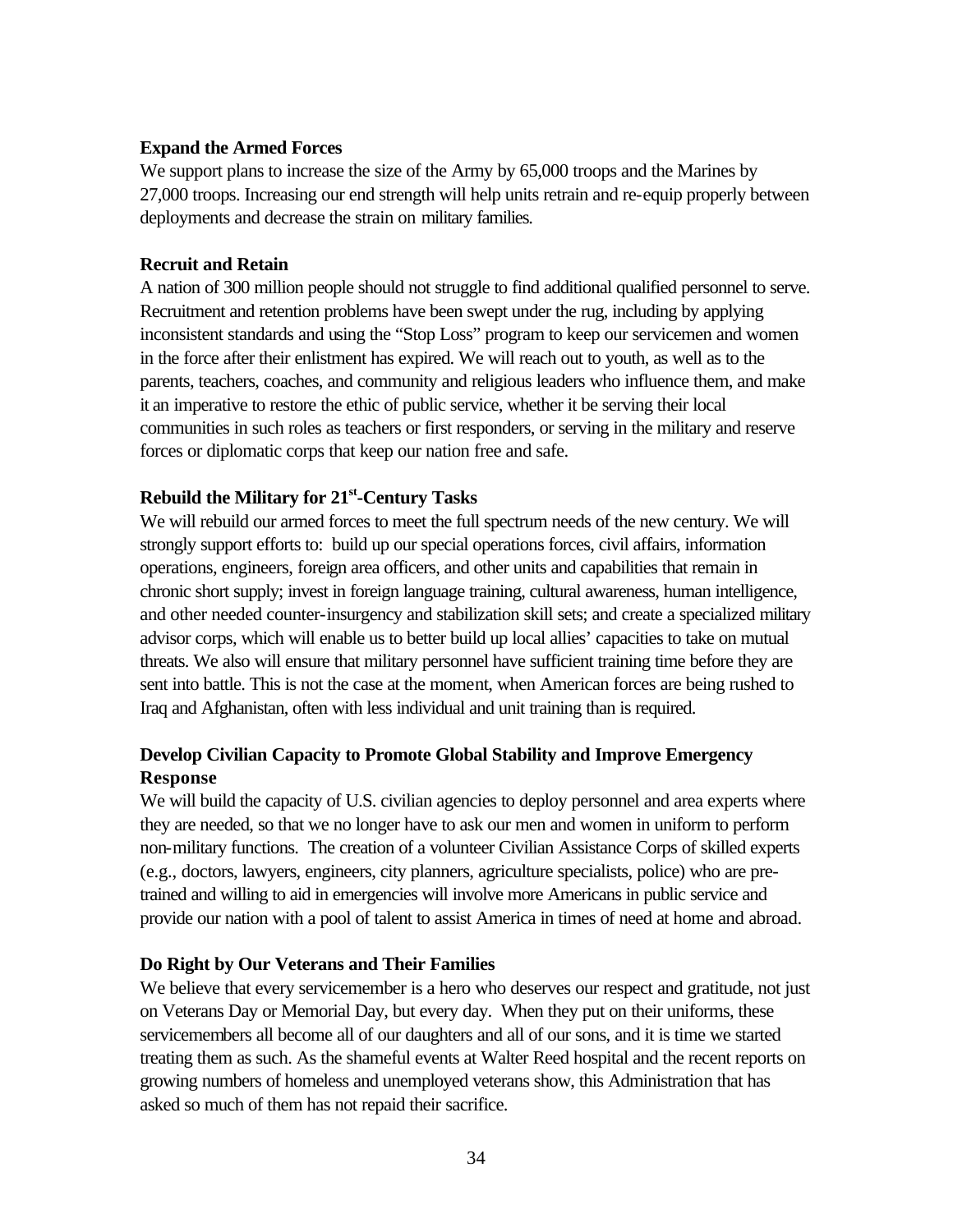**Expand the Armed Forces**

We support plans to increase the size of the Army by 65,000 troops and the Marines by 27,000 troops. Increasing our end strength will help units retrain and re-equip properly between deployments and decrease the strain on military families.

**Recruit and Retain**

A nation of 300 million people should not struggle to find additional qualified personnel to serve. Recruitment and retention problems have been swept under the rug, including by applying inconsistent standards and using the "Stop Loss" program to keep our servicemen and women in the force after their enlistment has expired. We will reach out to youth, as well as to the parents, teachers, coaches, and community and religious leaders who influence them, and make it an imperative to restore the ethic of public service, whether it be serving their local communities in such roles as teachers or first responders, or serving in the military and reserve forces or diplomatic corps that keep our nation free and safe.

**Rebuild the Military for 21st-Century Tasks**

We will rebuild our armed forces to meet the full spectrum needs of the new century. We will strongly support efforts to: build up our special operations forces, civil affairs, information operations, engineers, foreign area officers, and other units and capabilities that remain in chronic short supply; invest in foreign language training, cultural awareness, human intelligence, and other needed counter-insurgency and stabilization skill sets; and create a specialized military advisor corps, which will enable us to better build up local allies' capacities to take on mutual threats. We also will ensure that military personnel have sufficient training time before they are sent into battle. This is not the case at the moment, when American forces are being rushed to Iraq and Afghanistan, often with less individual and unit training than is required.

**Develop Civilian Capacity to Promote Global Stability and Improve Emergency Response**

We will build the capacity of U.S. civilian agencies to deploy personnel and area experts where they are needed, so that we no longer have to ask our men and women in uniform to perform non-military functions. The creation of a volunteer Civilian Assistance Corps of skilled experts (e.g., doctors, lawyers, engineers, city planners, agriculture specialists, police) who are pre-trained and willing to aid in emergencies will involve more Americans in public service and provide our nation with a pool of talent to assist America in times of need at home and abroad.

**Do Right by Our Veterans and Their Families**

We believe that every servicemember is a hero who deserves our respect and gratitude, not just on Veterans Day or Memorial Day, but every day. When they put on their uniforms, these servicemembers all become all of our daughters and all of our sons, and it is time we started treating them as such. As the shameful events at Walter Reed hospital and the recent reports on growing numbers of homeless and unemployed veterans show, this Administration that has asked so much of them has not repaid their sacrifice.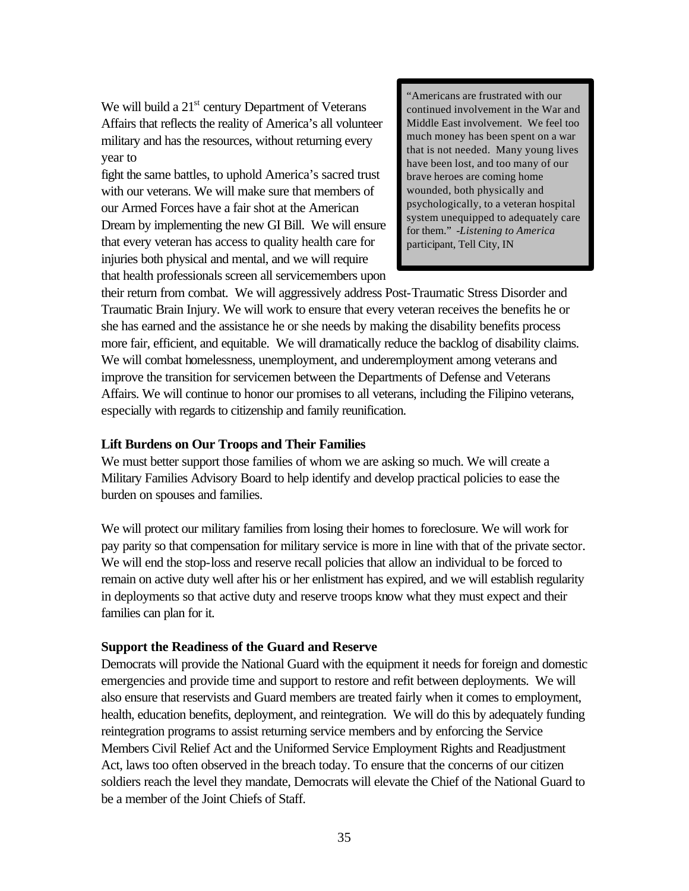We will build a 21st century Department of Veterans Affairs that reflects the reality of America's all volunteer military and has the resources, without returning every year to fight the same battles, to uphold America's sacred trust with our veterans. We will make sure that members of our Armed Forces have a fair shot at the American Dream by implementing the new GI Bill. We will ensure that every veteran has access to quality health care for injuries both physical and mental, and we will require that health professionals screen all servicemembers upon their return from combat. We will aggressively address Post-Traumatic Stress Disorder and Traumatic Brain Injury. We will work to ensure that every veteran receives the benefits he or she has earned and the assistance he or she needs by making the disability benefits process more fair, efficient, and equitable. We will dramatically reduce the backlog of disability claims. We will combat homelessness, unemployment, and underemployment among veterans and improve the transition for servicemen between the Departments of Defense and Veterans Affairs. We will continue to honor our promises to all veterans, including the Filipino veterans, especially with regards to citizenship and family reunification.

> "Americans are frustrated with our continued involvement in the War and Middle East involvement. We feel too much money has been spent on a war that is not needed. Many young lives have been lost, and too many of our brave heroes are coming home wounded, both physically and psychologically, to a veteran hospital system unequipped to adequately care for them." *-Listening to America* participant, Tell City, IN

**Lift Burdens on Our Troops and Their Families**

We must better support those families of whom we are asking so much. We will create a Military Families Advisory Board to help identify and develop practical policies to ease the burden on spouses and families.

We will protect our military families from losing their homes to foreclosure. We will work for pay parity so that compensation for military service is more in line with that of the private sector. We will end the stop-loss and reserve recall policies that allow an individual to be forced to remain on active duty well after his or her enlistment has expired, and we will establish regularity in deployments so that active duty and reserve troops know what they must expect and their families can plan for it.

**Support the Readiness of the Guard and Reserve**

Democrats will provide the National Guard with the equipment it needs for foreign and domestic emergencies and provide time and support to restore and refit between deployments. We will also ensure that reservists and Guard members are treated fairly when it comes to employment, health, education benefits, deployment, and reintegration. We will do this by adequately funding reintegration programs to assist returning service members and by enforcing the Service Members Civil Relief Act and the Uniformed Service Employment Rights and Readjustment Act, laws too often observed in the breach today. To ensure that the concerns of our citizen soldiers reach the level they mandate, Democrats will elevate the Chief of the National Guard to be a member of the Joint Chiefs of Staff.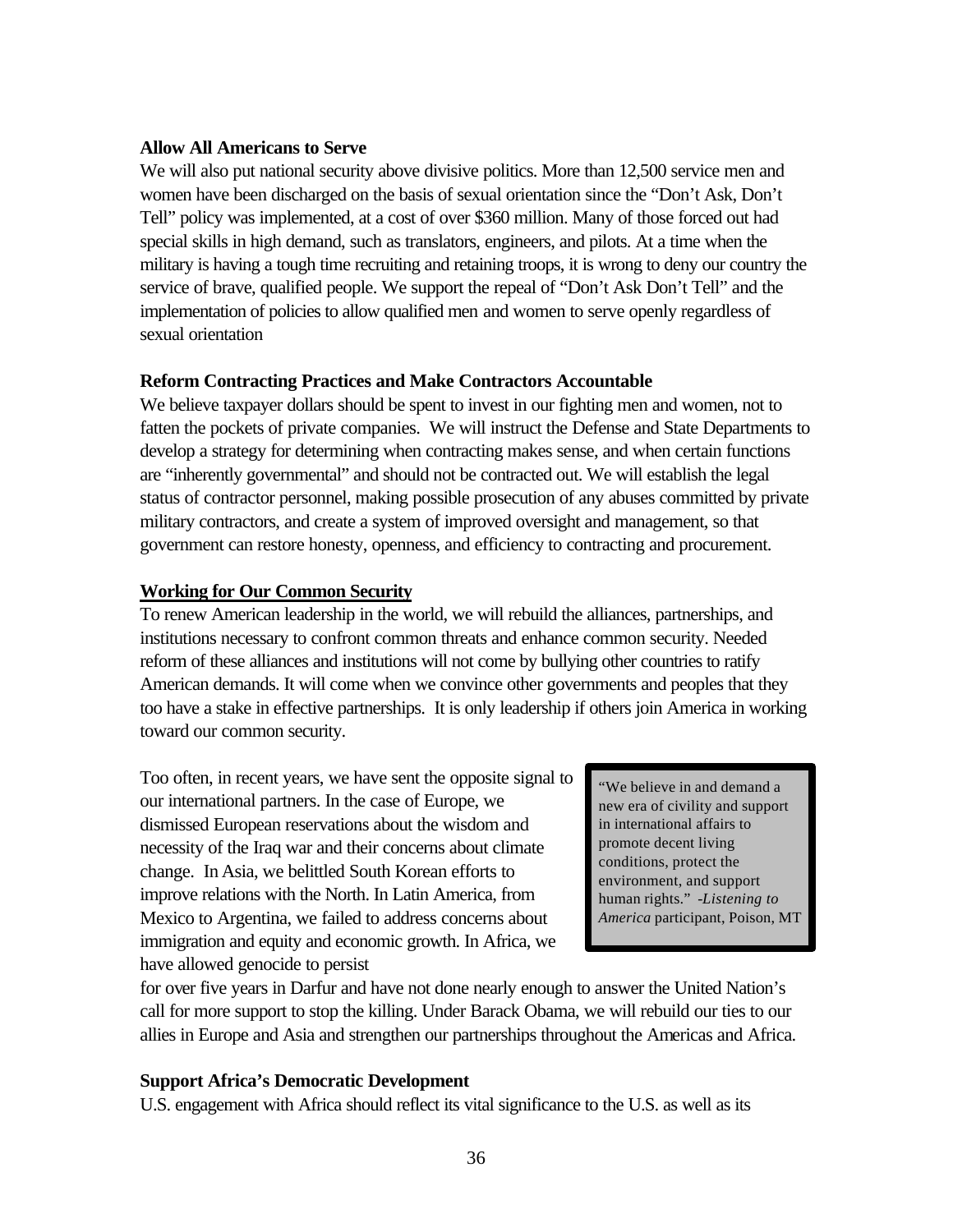**Allow All Americans to Serve**

We will also put national security above divisive politics. More than 12,500 service men and women have been discharged on the basis of sexual orientation since the "Don't Ask, Don't Tell" policy was implemented, at a cost of over $360 million. Many of those forced out had special skills in high demand, such as translators, engineers, and pilots. At a time when the military is having a tough time recruiting and retaining troops, it is wrong to deny our country the service of brave, qualified people. We support the repeal of "Don't Ask Don't Tell" and the implementation of policies to allow qualified men and women to serve openly regardless of sexual orientation

**Reform Contracting Practices and Make Contractors Accountable**

We believe taxpayer dollars should be spent to invest in our fighting men and women, not to fatten the pockets of private companies. We will instruct the Defense and State Departments to develop a strategy for determining when contracting makes sense, and when certain functions are "inherently governmental" and should not be contracted out. We will establish the legal status of contractor personnel, making possible prosecution of any abuses committed by private military contractors, and create a system of improved oversight and management, so that government can restore honesty, openness, and efficiency to contracting and procurement.

## Working for Our Common Security

To renew American leadership in the world, we will rebuild the alliances, partnerships, and institutions necessary to confront common threats and enhance common security. Needed reform of these alliances and institutions will not come by bullying other countries to ratify American demands. It will come when we convince other governments and peoples that they too have a stake in effective partnerships. It is only leadership if others join America in working toward our common security.

Too often, in recent years, we have sent the opposite signal to our international partners. In the case of Europe, we dismissed European reservations about the wisdom and necessity of the Iraq war and their concerns about climate change. In Asia, we belittled South Korean efforts to improve relations with the North. In Latin America, from Mexico to Argentina, we failed to address concerns about immigration and equity and economic growth. In Africa, we have allowed genocide to persist for over five years in Darfur and have not done nearly enough to answer the United Nation's call for more support to stop the killing. Under Barack Obama, we will rebuild our ties to our allies in Europe and Asia and strengthen our partnerships throughout the Americas and Africa.

> "We believe in and demand a new era of civility and support in international affairs to promote decent living conditions, protect the environment, and support human rights." -*Listening to America* participant, Poison, MT

**Support Africa's Democratic Development**

U.S. engagement with Africa should reflect its vital significance to the U.S. as well as its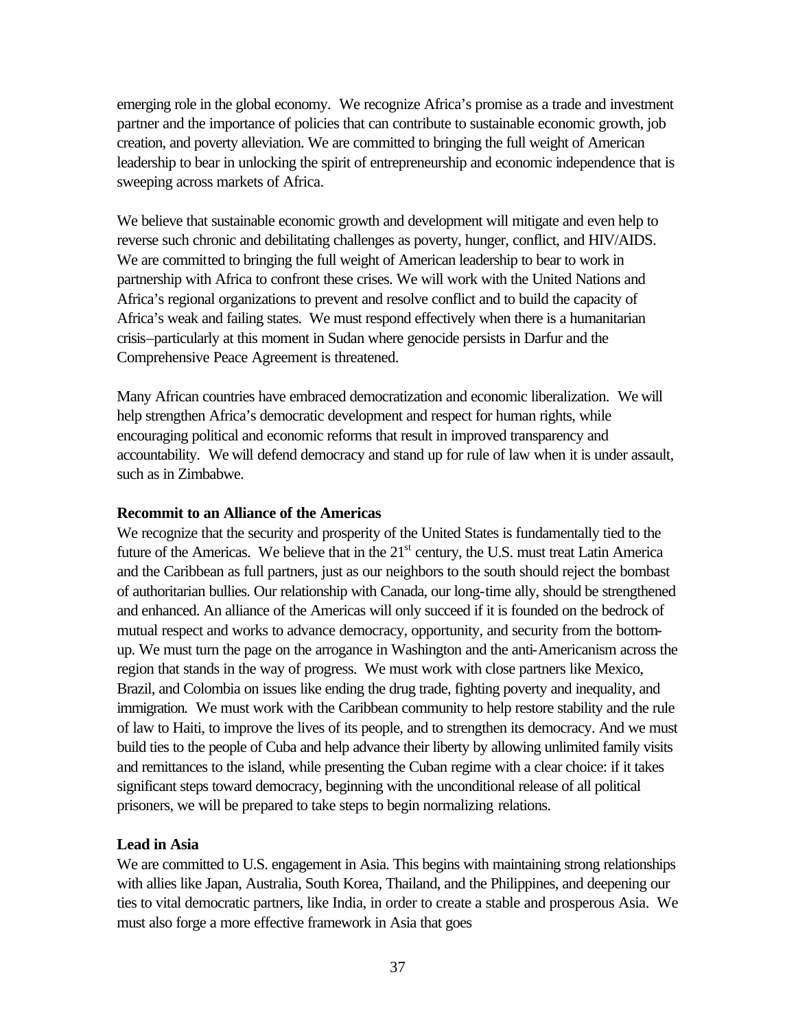emerging role in the global economy. We recognize Africa's promise as a trade and investment partner and the importance of policies that can contribute to sustainable economic growth, job creation, and poverty alleviation. We are committed to bringing the full weight of American leadership to bear in unlocking the spirit of entrepreneurship and economic independence that is sweeping across markets of Africa.

We believe that sustainable economic growth and development will mitigate and even help to reverse such chronic and debilitating challenges as poverty, hunger, conflict, and HIV/AIDS. We are committed to bringing the full weight of American leadership to bear to work in partnership with Africa to confront these crises. We will work with the United Nations and Africa's regional organizations to prevent and resolve conflict and to build the capacity of Africa's weak and failing states. We must respond effectively when there is a humanitarian crisis–particularly at this moment in Sudan where genocide persists in Darfur and the Comprehensive Peace Agreement is threatened.

Many African countries have embraced democratization and economic liberalization. We will help strengthen Africa's democratic development and respect for human rights, while encouraging political and economic reforms that result in improved transparency and accountability. We will defend democracy and stand up for rule of law when it is under assault, such as in Zimbabwe.

**Recommit to an Alliance of the Americas**

We recognize that the security and prosperity of the United States is fundamentally tied to the future of the Americas. We believe that in the 21st century, the U.S. must treat Latin America and the Caribbean as full partners, just as our neighbors to the south should reject the bombast of authoritarian bullies. Our relationship with Canada, our long-time ally, should be strengthened and enhanced. An alliance of the Americas will only succeed if it is founded on the bedrock of mutual respect and works to advance democracy, opportunity, and security from the bottom-up. We must turn the page on the arrogance in Washington and the anti-Americanism across the region that stands in the way of progress. We must work with close partners like Mexico, Brazil, and Colombia on issues like ending the drug trade, fighting poverty and inequality, and immigration. We must work with the Caribbean community to help restore stability and the rule of law to Haiti, to improve the lives of its people, and to strengthen its democracy. And we must build ties to the people of Cuba and help advance their liberty by allowing unlimited family visits and remittances to the island, while presenting the Cuban regime with a clear choice: if it takes significant steps toward democracy, beginning with the unconditional release of all political prisoners, we will be prepared to take steps to begin normalizing relations.

**Lead in Asia**

We are committed to U.S. engagement in Asia. This begins with maintaining strong relationships with allies like Japan, Australia, South Korea, Thailand, and the Philippines, and deepening our ties to vital democratic partners, like India, in order to create a stable and prosperous Asia. We must also forge a more effective framework in Asia that goes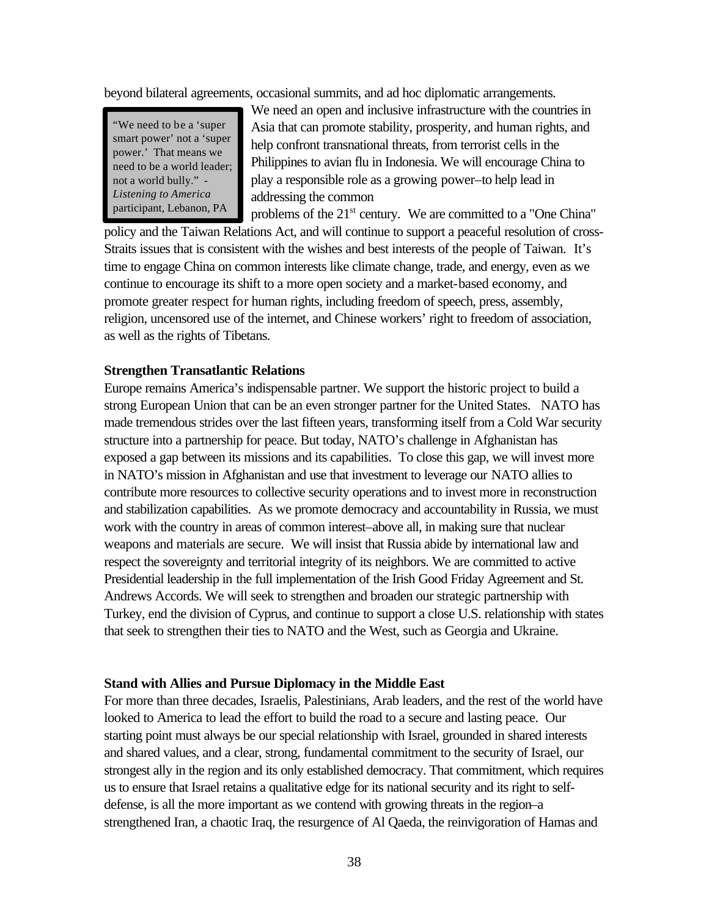beyond bilateral agreements, occasional summits, and ad hoc diplomatic arrangements.

> "We need to be a 'super smart power' not a 'super power.' That means we need to be a world leader; not a world bully." - *Listening to America* participant, Lebanon, PA

We need an open and inclusive infrastructure with the countries in Asia that can promote stability, prosperity, and human rights, and help confront transnational threats, from terrorist cells in the Philippines to avian flu in Indonesia. We will encourage China to play a responsible role as a growing power–to help lead in addressing the common problems of the 21st century. We are committed to a "One China" policy and the Taiwan Relations Act, and will continue to support a peaceful resolution of cross-Straits issues that is consistent with the wishes and best interests of the people of Taiwan. It's time to engage China on common interests like climate change, trade, and energy, even as we continue to encourage its shift to a more open society and a market-based economy, and promote greater respect for human rights, including freedom of speech, press, assembly, religion, uncensored use of the internet, and Chinese workers' right to freedom of association, as well as the rights of Tibetans.

**Strengthen Transatlantic Relations**

Europe remains America's indispensable partner. We support the historic project to build a strong European Union that can be an even stronger partner for the United States. NATO has made tremendous strides over the last fifteen years, transforming itself from a Cold War security structure into a partnership for peace. But today, NATO's challenge in Afghanistan has exposed a gap between its missions and its capabilities. To close this gap, we will invest more in NATO's mission in Afghanistan and use that investment to leverage our NATO allies to contribute more resources to collective security operations and to invest more in reconstruction and stabilization capabilities. As we promote democracy and accountability in Russia, we must work with the country in areas of common interest–above all, in making sure that nuclear weapons and materials are secure. We will insist that Russia abide by international law and respect the sovereignty and territorial integrity of its neighbors. We are committed to active Presidential leadership in the full implementation of the Irish Good Friday Agreement and St. Andrews Accords. We will seek to strengthen and broaden our strategic partnership with Turkey, end the division of Cyprus, and continue to support a close U.S. relationship with states that seek to strengthen their ties to NATO and the West, such as Georgia and Ukraine.

**Stand with Allies and Pursue Diplomacy in the Middle East**

For more than three decades, Israelis, Palestinians, Arab leaders, and the rest of the world have looked to America to lead the effort to build the road to a secure and lasting peace. Our starting point must always be our special relationship with Israel, grounded in shared interests and shared values, and a clear, strong, fundamental commitment to the security of Israel, our strongest ally in the region and its only established democracy. That commitment, which requires us to ensure that Israel retains a qualitative edge for its national security and its right to self-defense, is all the more important as we contend with growing threats in the region–a strengthened Iran, a chaotic Iraq, the resurgence of Al Qaeda, the reinvigoration of Hamas and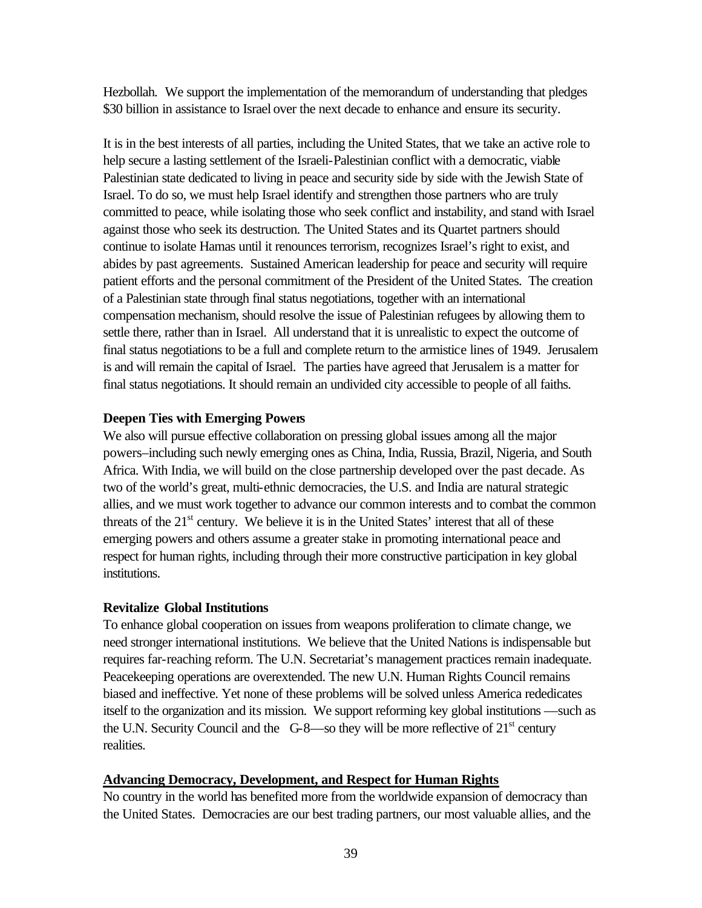Hezbollah. We support the implementation of the memorandum of understanding that pledges $30 billion in assistance to Israel over the next decade to enhance and ensure its security.

It is in the best interests of all parties, including the United States, that we take an active role to help secure a lasting settlement of the Israeli-Palestinian conflict with a democratic, viable Palestinian state dedicated to living in peace and security side by side with the Jewish State of Israel. To do so, we must help Israel identify and strengthen those partners who are truly committed to peace, while isolating those who seek conflict and instability, and stand with Israel against those who seek its destruction. The United States and its Quartet partners should continue to isolate Hamas until it renounces terrorism, recognizes Israel's right to exist, and abides by past agreements. Sustained American leadership for peace and security will require patient efforts and the personal commitment of the President of the United States. The creation of a Palestinian state through final status negotiations, together with an international compensation mechanism, should resolve the issue of Palestinian refugees by allowing them to settle there, rather than in Israel. All understand that it is unrealistic to expect the outcome of final status negotiations to be a full and complete return to the armistice lines of 1949. Jerusalem is and will remain the capital of Israel. The parties have agreed that Jerusalem is a matter for final status negotiations. It should remain an undivided city accessible to people of all faiths.

**Deepen Ties with Emerging Powers**

We also will pursue effective collaboration on pressing global issues among all the major powers–including such newly emerging ones as China, India, Russia, Brazil, Nigeria, and South Africa. With India, we will build on the close partnership developed over the past decade. As two of the world's great, multi-ethnic democracies, the U.S. and India are natural strategic allies, and we must work together to advance our common interests and to combat the common threats of the 21st century. We believe it is in the United States' interest that all of these emerging powers and others assume a greater stake in promoting international peace and respect for human rights, including through their more constructive participation in key global institutions.

**Revitalize Global Institutions**

To enhance global cooperation on issues from weapons proliferation to climate change, we need stronger international institutions. We believe that the United Nations is indispensable but requires far-reaching reform. The U.N. Secretariat's management practices remain inadequate. Peacekeeping operations are overextended. The new U.N. Human Rights Council remains biased and ineffective. Yet none of these problems will be solved unless America rededicates itself to the organization and its mission. We support reforming key global institutions —such as the U.N. Security Council and the G-8—so they will be more reflective of 21st century realities.

**Advancing Democracy, Development, and Respect for Human Rights**

No country in the world has benefited more from the worldwide expansion of democracy than the United States. Democracies are our best trading partners, our most valuable allies, and the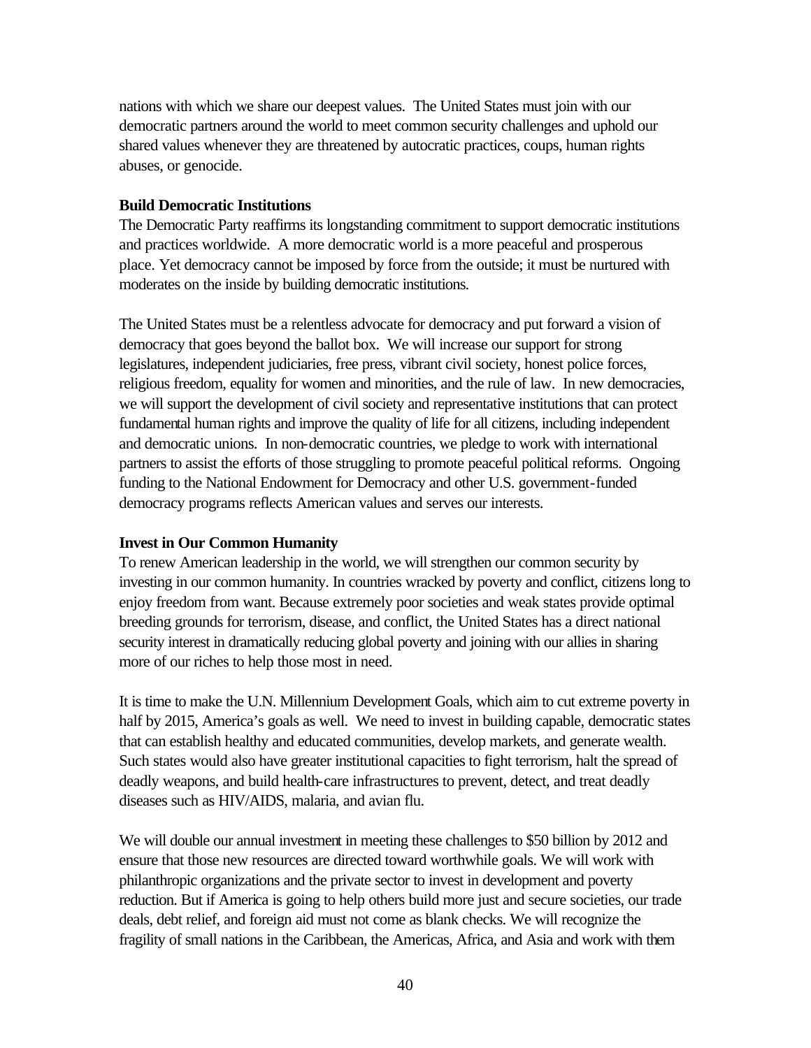nations with which we share our deepest values. The United States must join with our democratic partners around the world to meet common security challenges and uphold our shared values whenever they are threatened by autocratic practices, coups, human rights abuses, or genocide.

**Build Democratic Institutions**

The Democratic Party reaffirms its longstanding commitment to support democratic institutions and practices worldwide. A more democratic world is a more peaceful and prosperous place. Yet democracy cannot be imposed by force from the outside; it must be nurtured with moderates on the inside by building democratic institutions.

The United States must be a relentless advocate for democracy and put forward a vision of democracy that goes beyond the ballot box. We will increase our support for strong legislatures, independent judiciaries, free press, vibrant civil society, honest police forces, religious freedom, equality for women and minorities, and the rule of law. In new democracies, we will support the development of civil society and representative institutions that can protect fundamental human rights and improve the quality of life for all citizens, including independent and democratic unions. In non-democratic countries, we pledge to work with international partners to assist the efforts of those struggling to promote peaceful political reforms. Ongoing funding to the National Endowment for Democracy and other U.S. government-funded democracy programs reflects American values and serves our interests.

**Invest in Our Common Humanity**

To renew American leadership in the world, we will strengthen our common security by investing in our common humanity. In countries wracked by poverty and conflict, citizens long to enjoy freedom from want. Because extremely poor societies and weak states provide optimal breeding grounds for terrorism, disease, and conflict, the United States has a direct national security interest in dramatically reducing global poverty and joining with our allies in sharing more of our riches to help those most in need.

It is time to make the U.N. Millennium Development Goals, which aim to cut extreme poverty in half by 2015, America's goals as well. We need to invest in building capable, democratic states that can establish healthy and educated communities, develop markets, and generate wealth. Such states would also have greater institutional capacities to fight terrorism, halt the spread of deadly weapons, and build health-care infrastructures to prevent, detect, and treat deadly diseases such as HIV/AIDS, malaria, and avian flu.

We will double our annual investment in meeting these challenges to $50 billion by 2012 and ensure that those new resources are directed toward worthwhile goals. We will work with philanthropic organizations and the private sector to invest in development and poverty reduction. But if America is going to help others build more just and secure societies, our trade deals, debt relief, and foreign aid must not come as blank checks. We will recognize the fragility of small nations in the Caribbean, the Americas, Africa, and Asia and work with them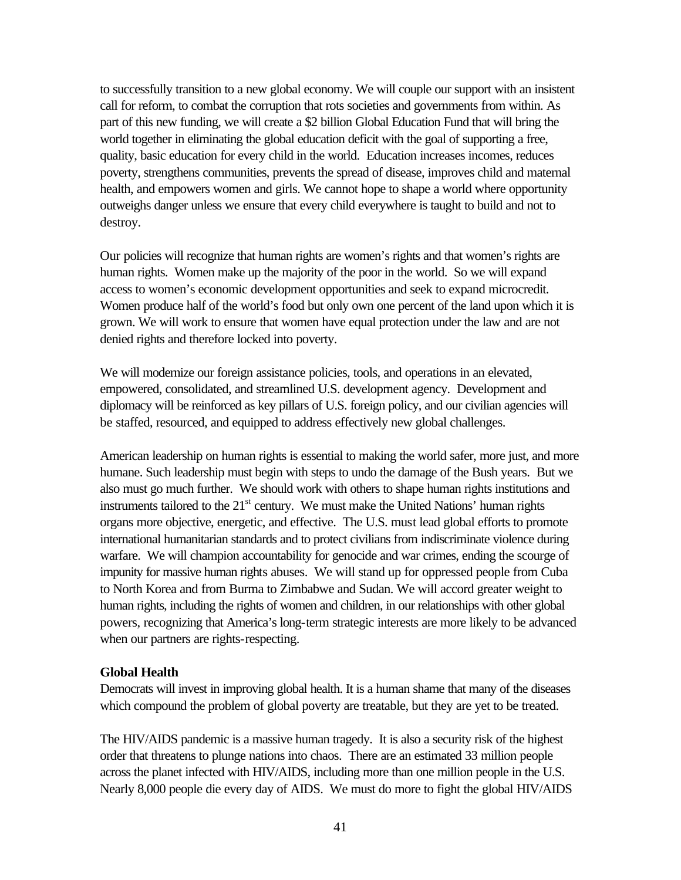to successfully transition to a new global economy. We will couple our support with an insistent call for reform, to combat the corruption that rots societies and governments from within. As part of this new funding, we will create a $2 billion Global Education Fund that will bring the world together in eliminating the global education deficit with the goal of supporting a free, quality, basic education for every child in the world. Education increases incomes, reduces poverty, strengthens communities, prevents the spread of disease, improves child and maternal health, and empowers women and girls. We cannot hope to shape a world where opportunity outweighs danger unless we ensure that every child everywhere is taught to build and not to destroy.

Our policies will recognize that human rights are women's rights and that women's rights are human rights. Women make up the majority of the poor in the world. So we will expand access to women's economic development opportunities and seek to expand microcredit. Women produce half of the world's food but only own one percent of the land upon which it is grown. We will work to ensure that women have equal protection under the law and are not denied rights and therefore locked into poverty.

We will modernize our foreign assistance policies, tools, and operations in an elevated, empowered, consolidated, and streamlined U.S. development agency. Development and diplomacy will be reinforced as key pillars of U.S. foreign policy, and our civilian agencies will be staffed, resourced, and equipped to address effectively new global challenges.

American leadership on human rights is essential to making the world safer, more just, and more humane. Such leadership must begin with steps to undo the damage of the Bush years. But we also must go much further. We should work with others to shape human rights institutions and instruments tailored to the 21st century. We must make the United Nations' human rights organs more objective, energetic, and effective. The U.S. must lead global efforts to promote international humanitarian standards and to protect civilians from indiscriminate violence during warfare. We will champion accountability for genocide and war crimes, ending the scourge of impunity for massive human rights abuses. We will stand up for oppressed people from Cuba to North Korea and from Burma to Zimbabwe and Sudan. We will accord greater weight to human rights, including the rights of women and children, in our relationships with other global powers, recognizing that America's long-term strategic interests are more likely to be advanced when our partners are rights-respecting.

**Global Health**

Democrats will invest in improving global health. It is a human shame that many of the diseases which compound the problem of global poverty are treatable, but they are yet to be treated.

The HIV/AIDS pandemic is a massive human tragedy. It is also a security risk of the highest order that threatens to plunge nations into chaos. There are an estimated 33 million people across the planet infected with HIV/AIDS, including more than one million people in the U.S. Nearly 8,000 people die every day of AIDS. We must do more to fight the global HIV/AIDS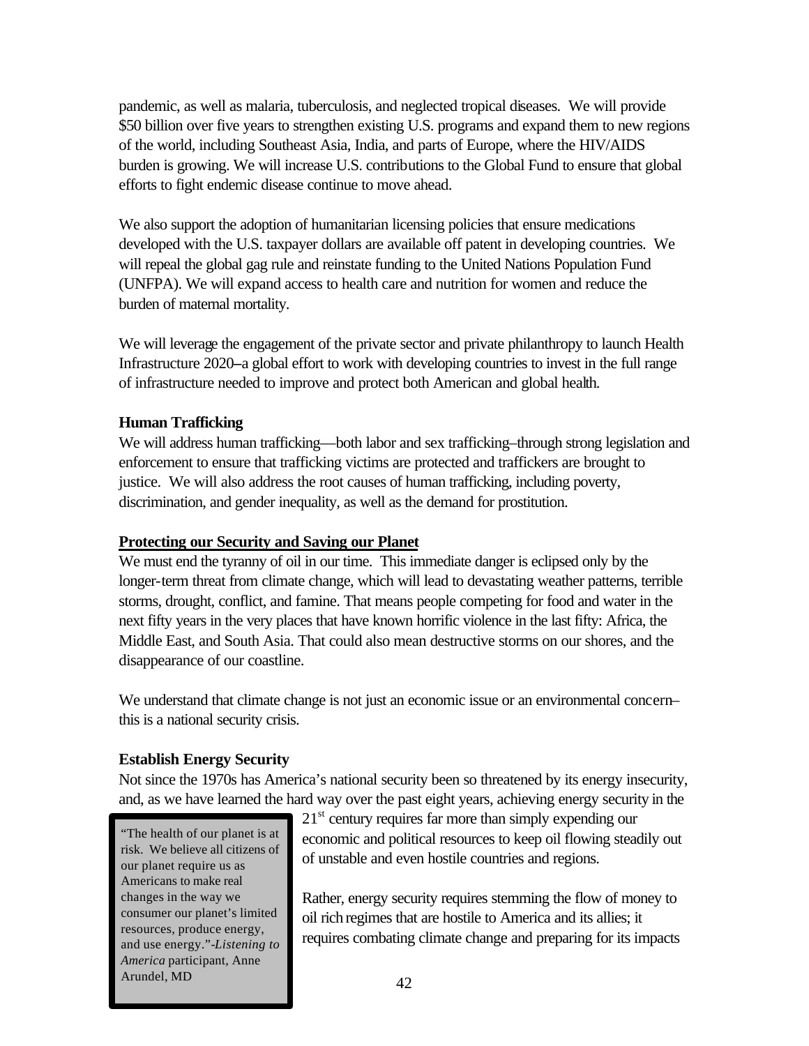pandemic, as well as malaria, tuberculosis, and neglected tropical diseases. We will provide $50 billion over five years to strengthen existing U.S. programs and expand them to new regions of the world, including Southeast Asia, India, and parts of Europe, where the HIV/AIDS burden is growing. We will increase U.S. contributions to the Global Fund to ensure that global efforts to fight endemic disease continue to move ahead.

We also support the adoption of humanitarian licensing policies that ensure medications developed with the U.S. taxpayer dollars are available off patent in developing countries. We will repeal the global gag rule and reinstate funding to the United Nations Population Fund (UNFPA). We will expand access to health care and nutrition for women and reduce the burden of maternal mortality.

We will leverage the engagement of the private sector and private philanthropy to launch Health Infrastructure 2020–a global effort to work with developing countries to invest in the full range of infrastructure needed to improve and protect both American and global health.

**Human Trafficking**

We will address human trafficking—both labor and sex trafficking–through strong legislation and enforcement to ensure that trafficking victims are protected and traffickers are brought to justice. We will also address the root causes of human trafficking, including poverty, discrimination, and gender inequality, as well as the demand for prostitution.

**Protecting our Security and Saving our Planet**

We must end the tyranny of oil in our time. This immediate danger is eclipsed only by the longer-term threat from climate change, which will lead to devastating weather patterns, terrible storms, drought, conflict, and famine. That means people competing for food and water in the next fifty years in the very places that have known horrific violence in the last fifty: Africa, the Middle East, and South Asia. That could also mean destructive storms on our shores, and the disappearance of our coastline.

We understand that climate change is not just an economic issue or an environmental concern–this is a national security crisis.

**Establish Energy Security**

Not since the 1970s has America's national security been so threatened by its energy insecurity, and, as we have learned the hard way over the past eight years, achieving energy security in the 21st century requires far more than simply expending our economic and political resources to keep oil flowing steadily out of unstable and even hostile countries and regions.

> "The health of our planet is at risk. We believe all citizens of our planet require us as Americans to make real changes in the way we consumer our planet's limited resources, produce energy, and use energy."-*Listening to America* participant, Anne Arundel, MD

Rather, energy security requires stemming the flow of money to oil rich regimes that are hostile to America and its allies; it requires combating climate change and preparing for its impacts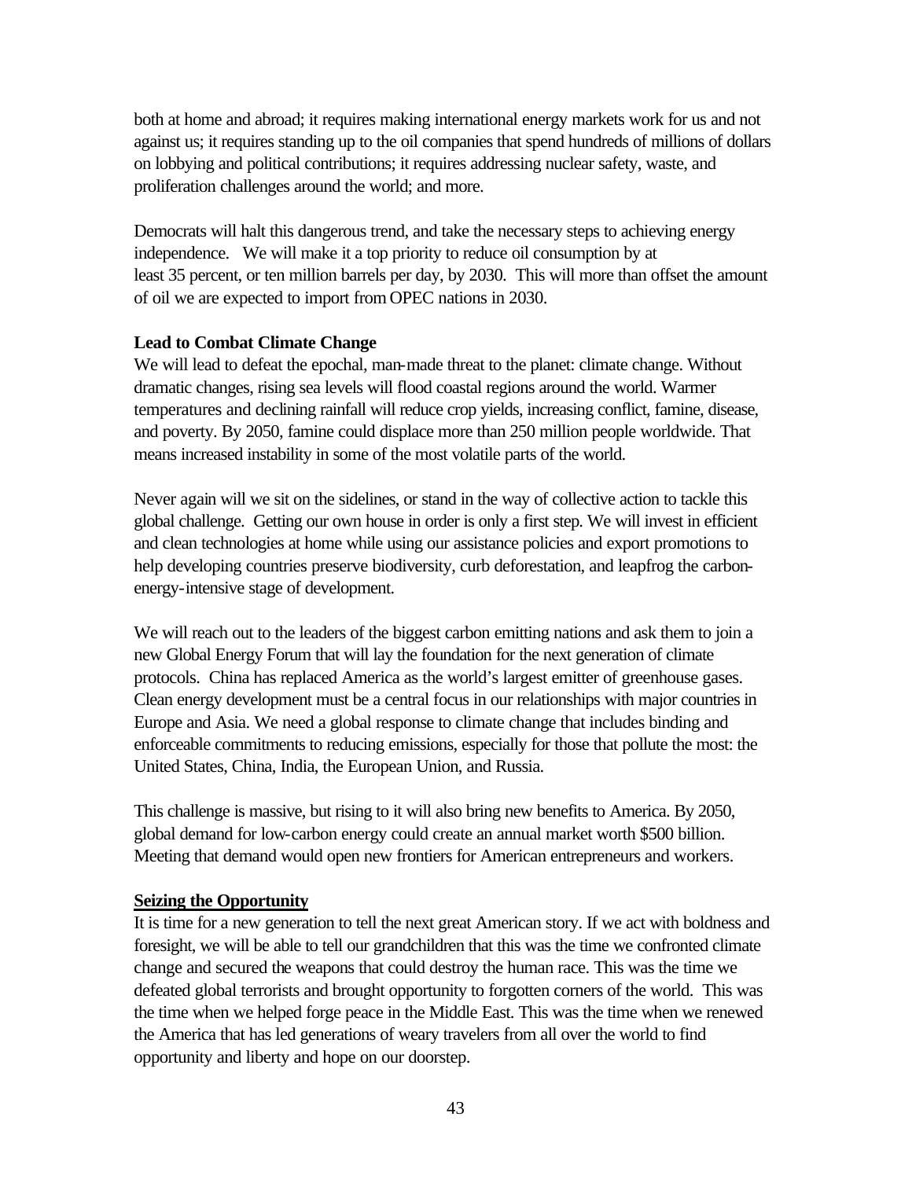both at home and abroad; it requires making international energy markets work for us and not against us; it requires standing up to the oil companies that spend hundreds of millions of dollars on lobbying and political contributions; it requires addressing nuclear safety, waste, and proliferation challenges around the world; and more.

Democrats will halt this dangerous trend, and take the necessary steps to achieving energy independence. We will make it a top priority to reduce oil consumption by at least 35 percent, or ten million barrels per day, by 2030. This will more than offset the amount of oil we are expected to import from OPEC nations in 2030.

**Lead to Combat Climate Change**

We will lead to defeat the epochal, man-made threat to the planet: climate change. Without dramatic changes, rising sea levels will flood coastal regions around the world. Warmer temperatures and declining rainfall will reduce crop yields, increasing conflict, famine, disease, and poverty. By 2050, famine could displace more than 250 million people worldwide. That means increased instability in some of the most volatile parts of the world.

Never again will we sit on the sidelines, or stand in the way of collective action to tackle this global challenge. Getting our own house in order is only a first step. We will invest in efficient and clean technologies at home while using our assistance policies and export promotions to help developing countries preserve biodiversity, curb deforestation, and leapfrog the carbon-energy-intensive stage of development.

We will reach out to the leaders of the biggest carbon emitting nations and ask them to join a new Global Energy Forum that will lay the foundation for the next generation of climate protocols. China has replaced America as the world's largest emitter of greenhouse gases. Clean energy development must be a central focus in our relationships with major countries in Europe and Asia. We need a global response to climate change that includes binding and enforceable commitments to reducing emissions, especially for those that pollute the most: the United States, China, India, the European Union, and Russia.

This challenge is massive, but rising to it will also bring new benefits to America. By 2050, global demand for low-carbon energy could create an annual market worth $500 billion. Meeting that demand would open new frontiers for American entrepreneurs and workers.

**Seizing the Opportunity**

It is time for a new generation to tell the next great American story. If we act with boldness and foresight, we will be able to tell our grandchildren that this was the time we confronted climate change and secured the weapons that could destroy the human race. This was the time we defeated global terrorists and brought opportunity to forgotten corners of the world. This was the time when we helped forge peace in the Middle East. This was the time when we renewed the America that has led generations of weary travelers from all over the world to find opportunity and liberty and hope on our doorstep.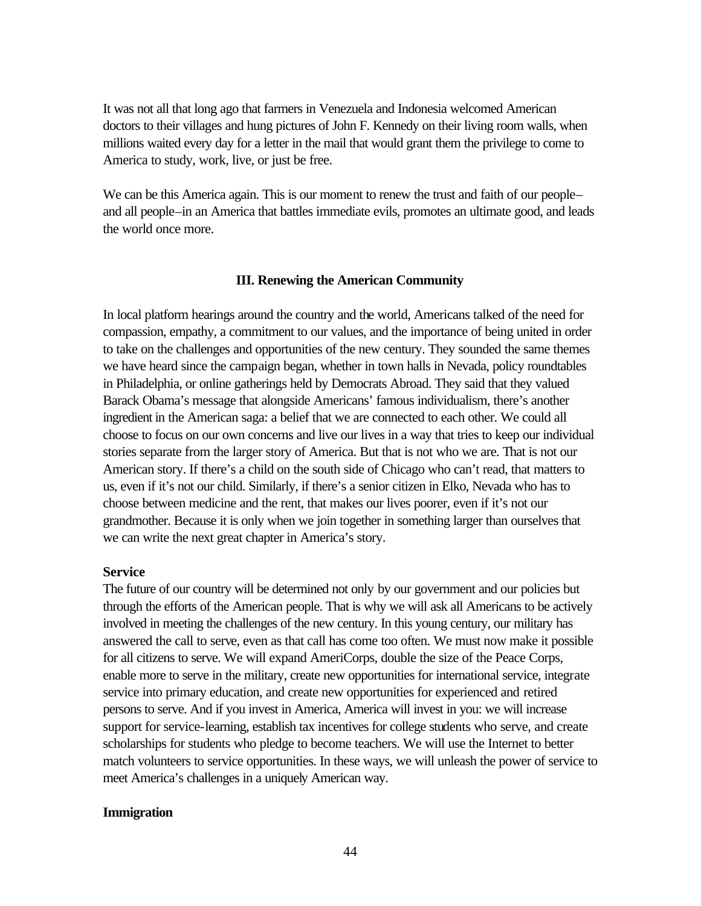It was not all that long ago that farmers in Venezuela and Indonesia welcomed American doctors to their villages and hung pictures of John F. Kennedy on their living room walls, when millions waited every day for a letter in the mail that would grant them the privilege to come to America to study, work, live, or just be free.

We can be this America again. This is our moment to renew the trust and faith of our people–and all people–in an America that battles immediate evils, promotes an ultimate good, and leads the world once more.

## III. Renewing the American Community

In local platform hearings around the country and the world, Americans talked of the need for compassion, empathy, a commitment to our values, and the importance of being united in order to take on the challenges and opportunities of the new century. They sounded the same themes we have heard since the campaign began, whether in town halls in Nevada, policy roundtables in Philadelphia, or online gatherings held by Democrats Abroad. They said that they valued Barack Obama's message that alongside Americans' famous individualism, there's another ingredient in the American saga: a belief that we are connected to each other. We could all choose to focus on our own concerns and live our lives in a way that tries to keep our individual stories separate from the larger story of America. But that is not who we are. That is not our American story. If there's a child on the south side of Chicago who can't read, that matters to us, even if it's not our child. Similarly, if there's a senior citizen in Elko, Nevada who has to choose between medicine and the rent, that makes our lives poorer, even if it's not our grandmother. Because it is only when we join together in something larger than ourselves that we can write the next great chapter in America's story.

### Service

The future of our country will be determined not only by our government and our policies but through the efforts of the American people. That is why we will ask all Americans to be actively involved in meeting the challenges of the new century. In this young century, our military has answered the call to serve, even as that call has come too often. We must now make it possible for all citizens to serve. We will expand AmeriCorps, double the size of the Peace Corps, enable more to serve in the military, create new opportunities for international service, integrate service into primary education, and create new opportunities for experienced and retired persons to serve. And if you invest in America, America will invest in you: we will increase support for service-learning, establish tax incentives for college students who serve, and create scholarships for students who pledge to become teachers. We will use the Internet to better match volunteers to service opportunities. In these ways, we will unleash the power of service to meet America's challenges in a uniquely American way.

### Immigration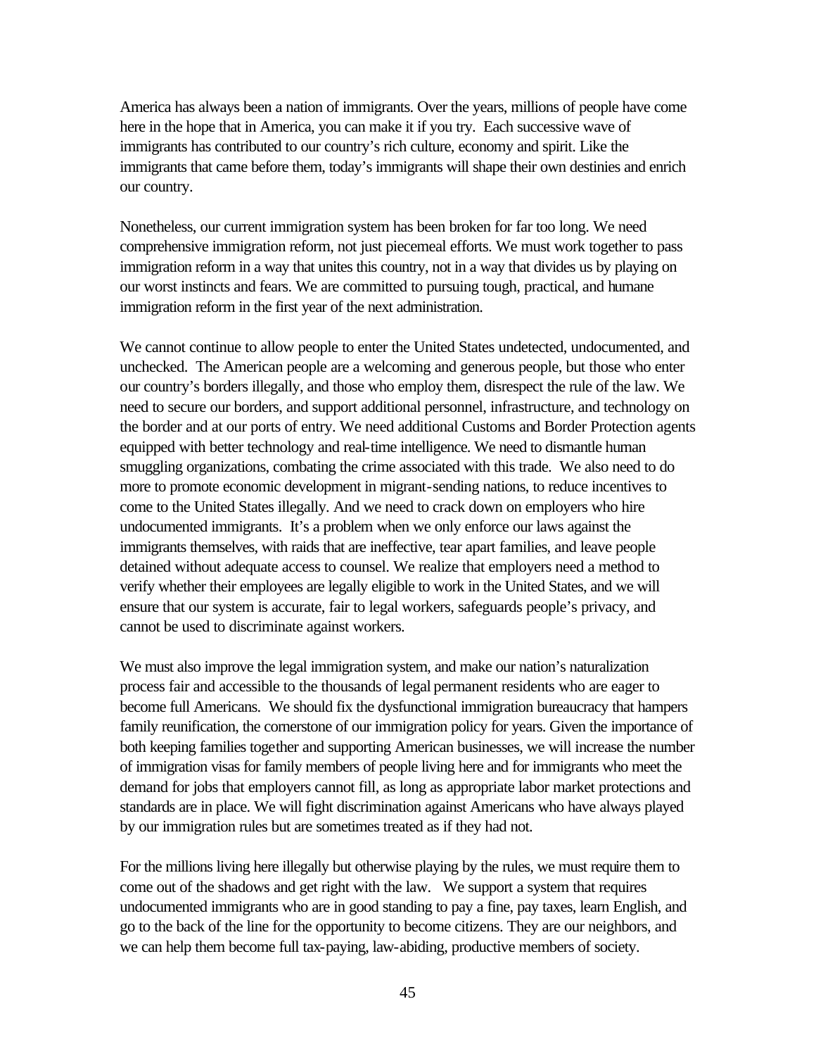America has always been a nation of immigrants. Over the years, millions of people have come here in the hope that in America, you can make it if you try. Each successive wave of immigrants has contributed to our country's rich culture, economy and spirit. Like the immigrants that came before them, today's immigrants will shape their own destinies and enrich our country.

Nonetheless, our current immigration system has been broken for far too long. We need comprehensive immigration reform, not just piecemeal efforts. We must work together to pass immigration reform in a way that unites this country, not in a way that divides us by playing on our worst instincts and fears. We are committed to pursuing tough, practical, and humane immigration reform in the first year of the next administration.

We cannot continue to allow people to enter the United States undetected, undocumented, and unchecked. The American people are a welcoming and generous people, but those who enter our country's borders illegally, and those who employ them, disrespect the rule of the law. We need to secure our borders, and support additional personnel, infrastructure, and technology on the border and at our ports of entry. We need additional Customs and Border Protection agents equipped with better technology and real-time intelligence. We need to dismantle human smuggling organizations, combating the crime associated with this trade. We also need to do more to promote economic development in migrant-sending nations, to reduce incentives to come to the United States illegally. And we need to crack down on employers who hire undocumented immigrants. It's a problem when we only enforce our laws against the immigrants themselves, with raids that are ineffective, tear apart families, and leave people detained without adequate access to counsel. We realize that employers need a method to verify whether their employees are legally eligible to work in the United States, and we will ensure that our system is accurate, fair to legal workers, safeguards people's privacy, and cannot be used to discriminate against workers.

We must also improve the legal immigration system, and make our nation's naturalization process fair and accessible to the thousands of legal permanent residents who are eager to become full Americans. We should fix the dysfunctional immigration bureaucracy that hampers family reunification, the cornerstone of our immigration policy for years. Given the importance of both keeping families together and supporting American businesses, we will increase the number of immigration visas for family members of people living here and for immigrants who meet the demand for jobs that employers cannot fill, as long as appropriate labor market protections and standards are in place. We will fight discrimination against Americans who have always played by our immigration rules but are sometimes treated as if they had not.

For the millions living here illegally but otherwise playing by the rules, we must require them to come out of the shadows and get right with the law. We support a system that requires undocumented immigrants who are in good standing to pay a fine, pay taxes, learn English, and go to the back of the line for the opportunity to become citizens. They are our neighbors, and we can help them become full tax-paying, law-abiding, productive members of society.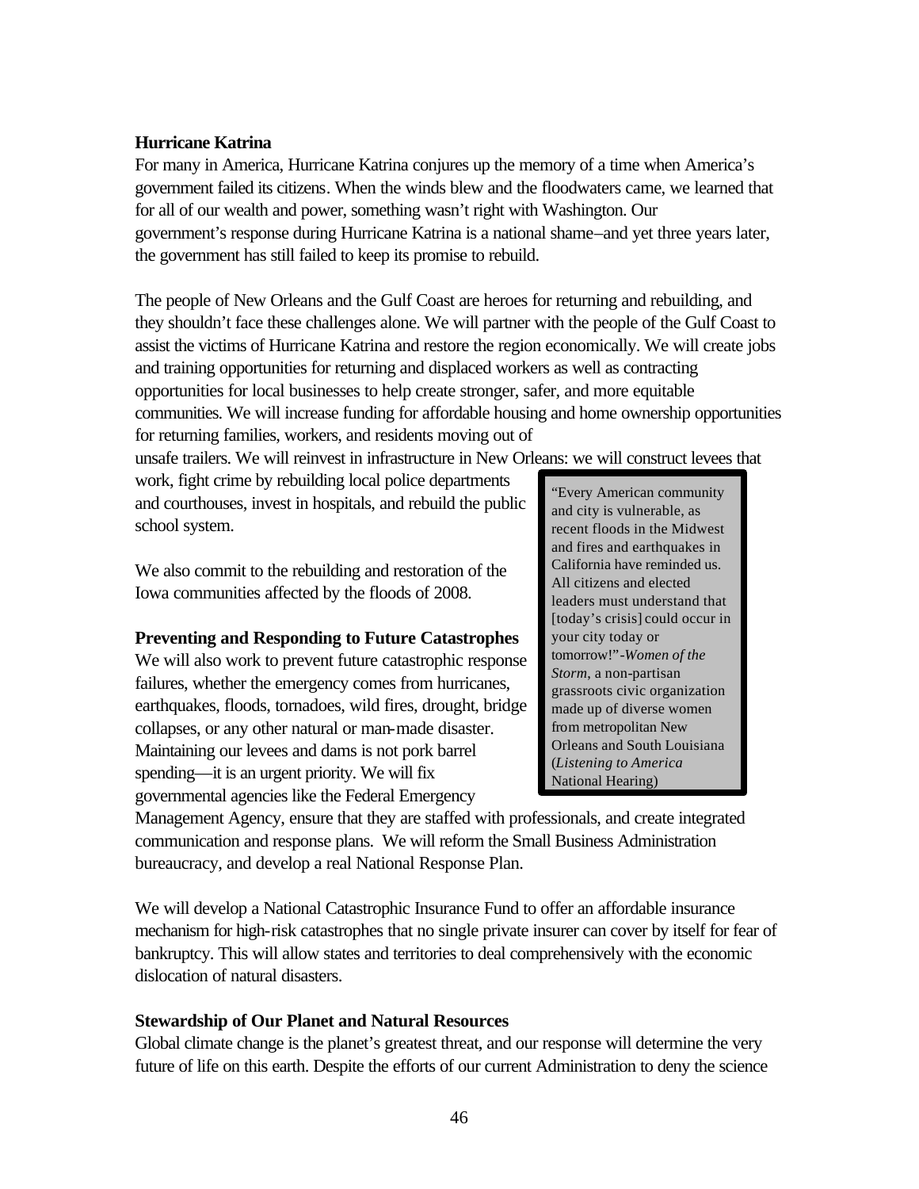**Hurricane Katrina**

For many in America, Hurricane Katrina conjures up the memory of a time when America's government failed its citizens. When the winds blew and the floodwaters came, we learned that for all of our wealth and power, something wasn't right with Washington. Our government's response during Hurricane Katrina is a national shame–and yet three years later, the government has still failed to keep its promise to rebuild.

The people of New Orleans and the Gulf Coast are heroes for returning and rebuilding, and they shouldn't face these challenges alone. We will partner with the people of the Gulf Coast to assist the victims of Hurricane Katrina and restore the region economically. We will create jobs and training opportunities for returning and displaced workers as well as contracting opportunities for local businesses to help create stronger, safer, and more equitable communities. We will increase funding for affordable housing and home ownership opportunities for returning families, workers, and residents moving out of unsafe trailers. We will reinvest in infrastructure in New Orleans: we will construct levees that work, fight crime by rebuilding local police departments and courthouses, invest in hospitals, and rebuild the public school system.

We also commit to the rebuilding and restoration of the Iowa communities affected by the floods of 2008.

> "Every American community and city is vulnerable, as recent floods in the Midwest and fires and earthquakes in California have reminded us. All citizens and elected leaders must understand that [today's crisis] could occur in your city today or tomorrow!"-*Women of the Storm*, a non-partisan grassroots civic organization made up of diverse women from metropolitan New Orleans and South Louisiana (*Listening to America* National Hearing)

**Preventing and Responding to Future Catastrophes**

We will also work to prevent future catastrophic response failures, whether the emergency comes from hurricanes, earthquakes, floods, tornadoes, wild fires, drought, bridge collapses, or any other natural or man-made disaster. Maintaining our levees and dams is not pork barrel spending—it is an urgent priority. We will fix governmental agencies like the Federal Emergency Management Agency, ensure that they are staffed with professionals, and create integrated communication and response plans. We will reform the Small Business Administration bureaucracy, and develop a real National Response Plan.

We will develop a National Catastrophic Insurance Fund to offer an affordable insurance mechanism for high-risk catastrophes that no single private insurer can cover by itself for fear of bankruptcy. This will allow states and territories to deal comprehensively with the economic dislocation of natural disasters.

**Stewardship of Our Planet and Natural Resources**

Global climate change is the planet's greatest threat, and our response will determine the very future of life on this earth. Despite the efforts of our current Administration to deny the science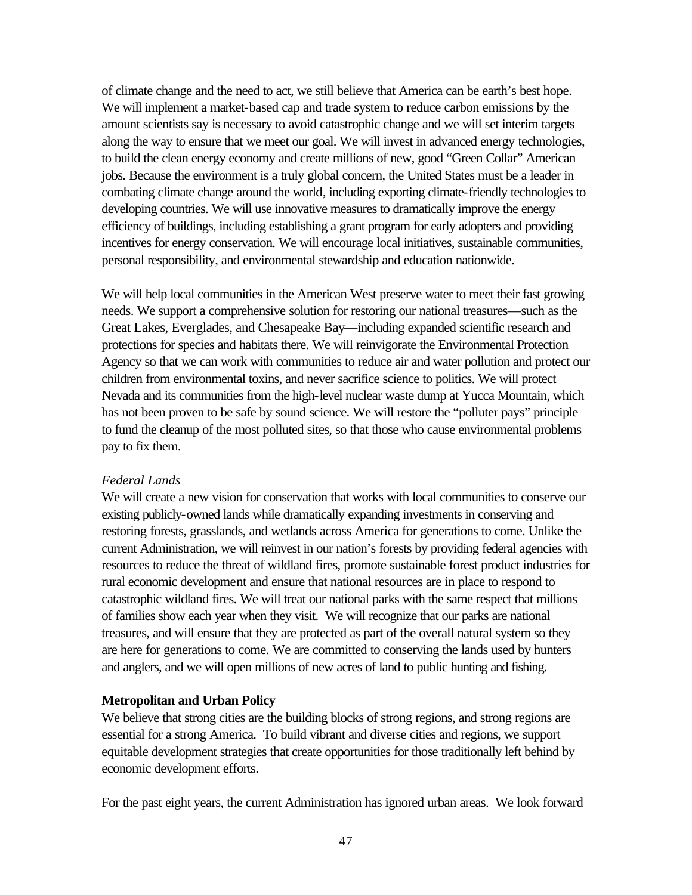of climate change and the need to act, we still believe that America can be earth's best hope. We will implement a market-based cap and trade system to reduce carbon emissions by the amount scientists say is necessary to avoid catastrophic change and we will set interim targets along the way to ensure that we meet our goal. We will invest in advanced energy technologies, to build the clean energy economy and create millions of new, good "Green Collar" American jobs. Because the environment is a truly global concern, the United States must be a leader in combating climate change around the world, including exporting climate-friendly technologies to developing countries. We will use innovative measures to dramatically improve the energy efficiency of buildings, including establishing a grant program for early adopters and providing incentives for energy conservation. We will encourage local initiatives, sustainable communities, personal responsibility, and environmental stewardship and education nationwide.

We will help local communities in the American West preserve water to meet their fast growing needs. We support a comprehensive solution for restoring our national treasures—such as the Great Lakes, Everglades, and Chesapeake Bay—including expanded scientific research and protections for species and habitats there. We will reinvigorate the Environmental Protection Agency so that we can work with communities to reduce air and water pollution and protect our children from environmental toxins, and never sacrifice science to politics. We will protect Nevada and its communities from the high-level nuclear waste dump at Yucca Mountain, which has not been proven to be safe by sound science. We will restore the "polluter pays" principle to fund the cleanup of the most polluted sites, so that those who cause environmental problems pay to fix them.

*Federal Lands*

We will create a new vision for conservation that works with local communities to conserve our existing publicly-owned lands while dramatically expanding investments in conserving and restoring forests, grasslands, and wetlands across America for generations to come. Unlike the current Administration, we will reinvest in our nation's forests by providing federal agencies with resources to reduce the threat of wildland fires, promote sustainable forest product industries for rural economic development and ensure that national resources are in place to respond to catastrophic wildland fires. We will treat our national parks with the same respect that millions of families show each year when they visit. We will recognize that our parks are national treasures, and will ensure that they are protected as part of the overall natural system so they are here for generations to come. We are committed to conserving the lands used by hunters and anglers, and we will open millions of new acres of land to public hunting and fishing.

**Metropolitan and Urban Policy**

We believe that strong cities are the building blocks of strong regions, and strong regions are essential for a strong America. To build vibrant and diverse cities and regions, we support equitable development strategies that create opportunities for those traditionally left behind by economic development efforts.

For the past eight years, the current Administration has ignored urban areas. We look forward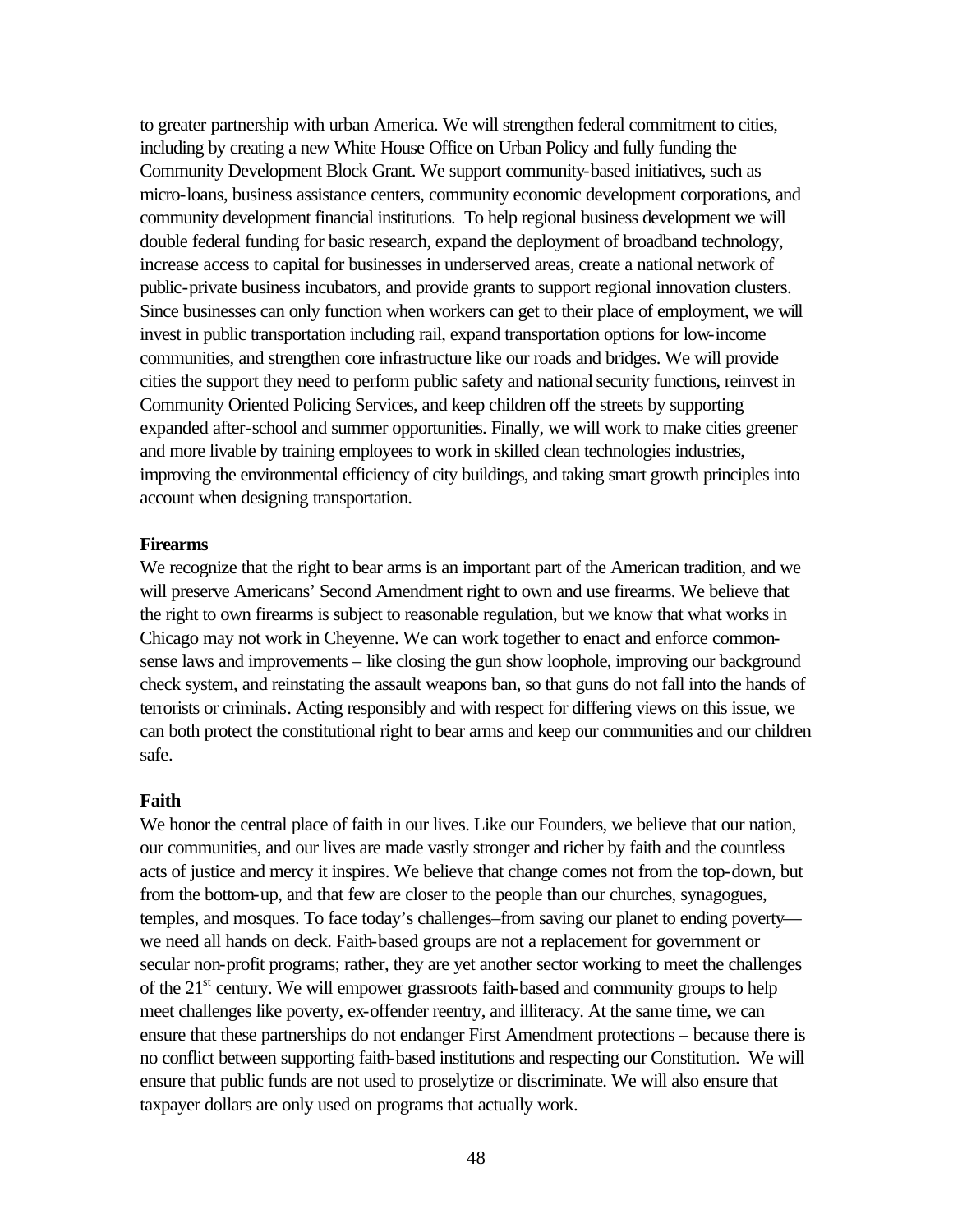to greater partnership with urban America. We will strengthen federal commitment to cities, including by creating a new White House Office on Urban Policy and fully funding the Community Development Block Grant. We support community-based initiatives, such as micro-loans, business assistance centers, community economic development corporations, and community development financial institutions. To help regional business development we will double federal funding for basic research, expand the deployment of broadband technology, increase access to capital for businesses in underserved areas, create a national network of public-private business incubators, and provide grants to support regional innovation clusters. Since businesses can only function when workers can get to their place of employment, we will invest in public transportation including rail, expand transportation options for low-income communities, and strengthen core infrastructure like our roads and bridges. We will provide cities the support they need to perform public safety and national security functions, reinvest in Community Oriented Policing Services, and keep children off the streets by supporting expanded after-school and summer opportunities. Finally, we will work to make cities greener and more livable by training employees to work in skilled clean technologies industries, improving the environmental efficiency of city buildings, and taking smart growth principles into account when designing transportation.

**Firearms**

We recognize that the right to bear arms is an important part of the American tradition, and we will preserve Americans' Second Amendment right to own and use firearms. We believe that the right to own firearms is subject to reasonable regulation, but we know that what works in Chicago may not work in Cheyenne. We can work together to enact and enforce common-sense laws and improvements – like closing the gun show loophole, improving our background check system, and reinstating the assault weapons ban, so that guns do not fall into the hands of terrorists or criminals. Acting responsibly and with respect for differing views on this issue, we can both protect the constitutional right to bear arms and keep our communities and our children safe.

**Faith**

We honor the central place of faith in our lives. Like our Founders, we believe that our nation, our communities, and our lives are made vastly stronger and richer by faith and the countless acts of justice and mercy it inspires. We believe that change comes not from the top-down, but from the bottom-up, and that few are closer to the people than our churches, synagogues, temples, and mosques. To face today's challenges–from saving our planet to ending poverty—we need all hands on deck. Faith-based groups are not a replacement for government or secular non-profit programs; rather, they are yet another sector working to meet the challenges of the 21st century. We will empower grassroots faith-based and community groups to help meet challenges like poverty, ex-offender reentry, and illiteracy. At the same time, we can ensure that these partnerships do not endanger First Amendment protections – because there is no conflict between supporting faith-based institutions and respecting our Constitution. We will ensure that public funds are not used to proselytize or discriminate. We will also ensure that taxpayer dollars are only used on programs that actually work.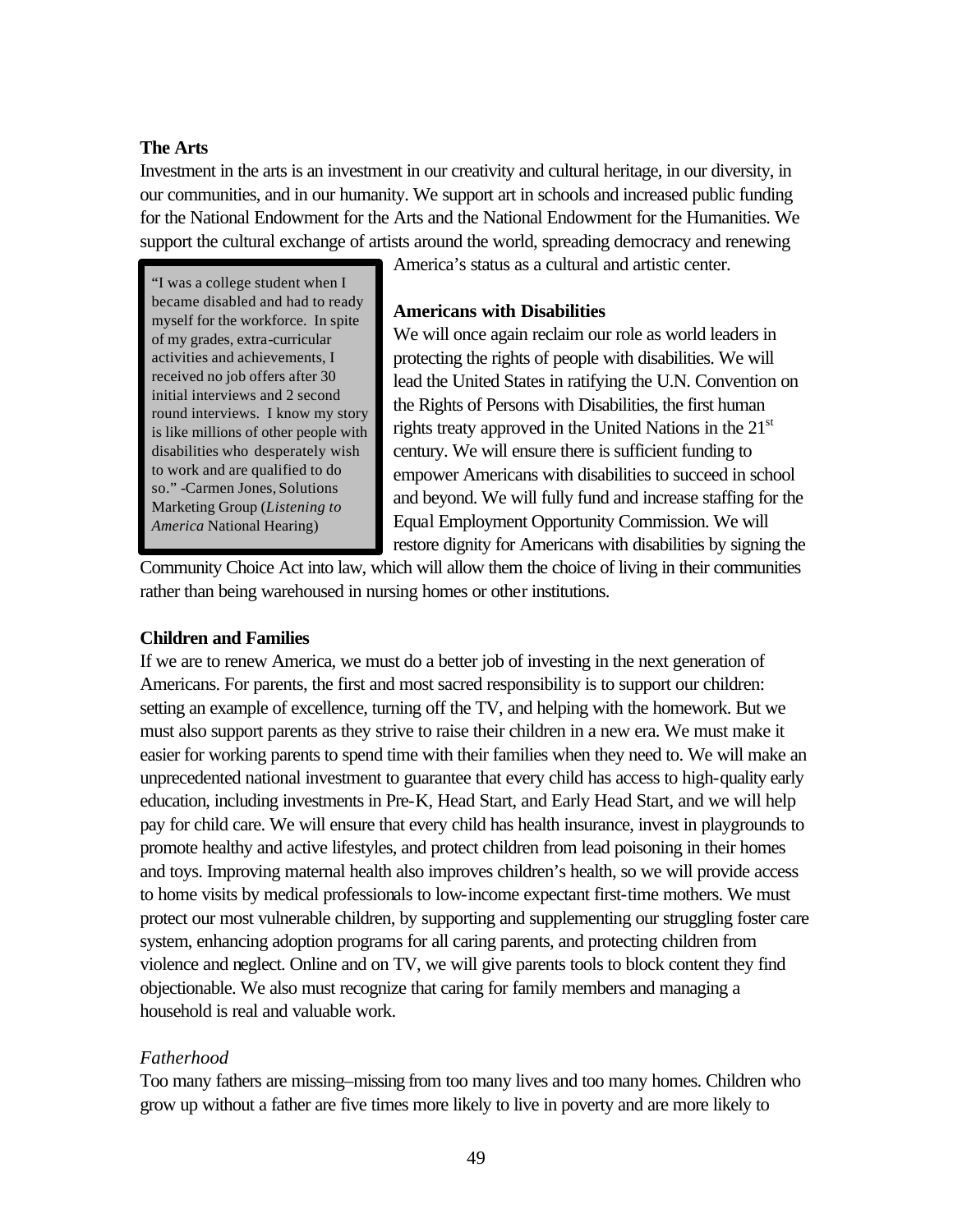**The Arts**

Investment in the arts is an investment in our creativity and cultural heritage, in our diversity, in our communities, and in our humanity. We support art in schools and increased public funding for the National Endowment for the Arts and the National Endowment for the Humanities. We support the cultural exchange of artists around the world, spreading democracy and renewing America's status as a cultural and artistic center.

> "I was a college student when I became disabled and had to ready myself for the workforce. In spite of my grades, extra-curricular activities and achievements, I received no job offers after 30 initial interviews and 2 second round interviews. I know my story is like millions of other people with disabilities who desperately wish to work and are qualified to do so." -Carmen Jones, Solutions Marketing Group (*Listening to America* National Hearing)

**Americans with Disabilities**

We will once again reclaim our role as world leaders in protecting the rights of people with disabilities. We will lead the United States in ratifying the U.N. Convention on the Rights of Persons with Disabilities, the first human rights treaty approved in the United Nations in the 21st century. We will ensure there is sufficient funding to empower Americans with disabilities to succeed in school and beyond. We will fully fund and increase staffing for the Equal Employment Opportunity Commission. We will restore dignity for Americans with disabilities by signing the Community Choice Act into law, which will allow them the choice of living in their communities rather than being warehoused in nursing homes or other institutions.

**Children and Families**

If we are to renew America, we must do a better job of investing in the next generation of Americans. For parents, the first and most sacred responsibility is to support our children: setting an example of excellence, turning off the TV, and helping with the homework. But we must also support parents as they strive to raise their children in a new era. We must make it easier for working parents to spend time with their families when they need to. We will make an unprecedented national investment to guarantee that every child has access to high-quality early education, including investments in Pre-K, Head Start, and Early Head Start, and we will help pay for child care. We will ensure that every child has health insurance, invest in playgrounds to promote healthy and active lifestyles, and protect children from lead poisoning in their homes and toys. Improving maternal health also improves children's health, so we will provide access to home visits by medical professionals to low-income expectant first-time mothers. We must protect our most vulnerable children, by supporting and supplementing our struggling foster care system, enhancing adoption programs for all caring parents, and protecting children from violence and neglect. Online and on TV, we will give parents tools to block content they find objectionable. We also must recognize that caring for family members and managing a household is real and valuable work.

*Fatherhood*

Too many fathers are missing–missing from too many lives and too many homes. Children who grow up without a father are five times more likely to live in poverty and are more likely to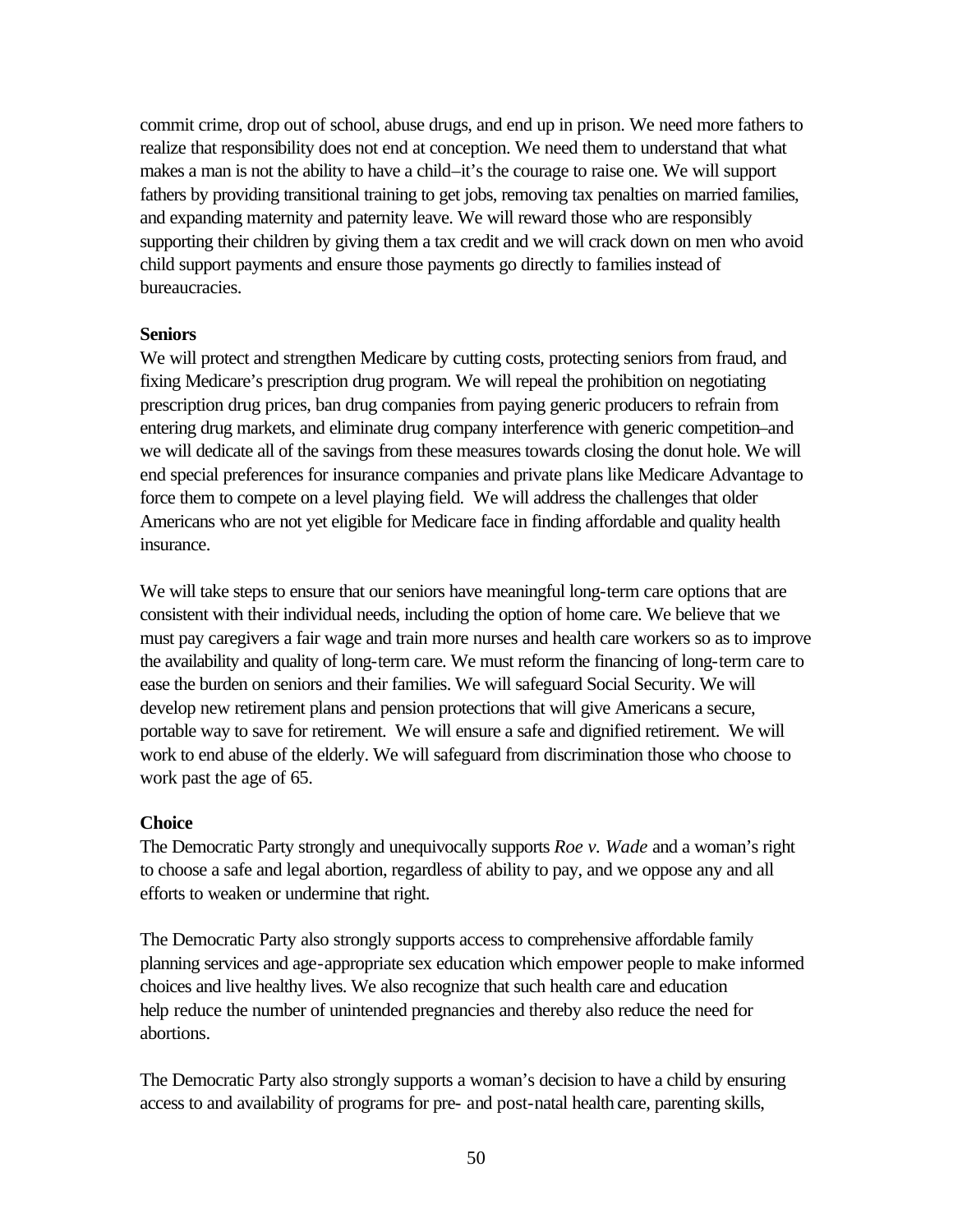commit crime, drop out of school, abuse drugs, and end up in prison. We need more fathers to realize that responsibility does not end at conception. We need them to understand that what makes a man is not the ability to have a child–it's the courage to raise one. We will support fathers by providing transitional training to get jobs, removing tax penalties on married families, and expanding maternity and paternity leave. We will reward those who are responsibly supporting their children by giving them a tax credit and we will crack down on men who avoid child support payments and ensure those payments go directly to families instead of bureaucracies.

**Seniors**

We will protect and strengthen Medicare by cutting costs, protecting seniors from fraud, and fixing Medicare's prescription drug program. We will repeal the prohibition on negotiating prescription drug prices, ban drug companies from paying generic producers to refrain from entering drug markets, and eliminate drug company interference with generic competition–and we will dedicate all of the savings from these measures towards closing the donut hole. We will end special preferences for insurance companies and private plans like Medicare Advantage to force them to compete on a level playing field. We will address the challenges that older Americans who are not yet eligible for Medicare face in finding affordable and quality health insurance.

We will take steps to ensure that our seniors have meaningful long-term care options that are consistent with their individual needs, including the option of home care. We believe that we must pay caregivers a fair wage and train more nurses and health care workers so as to improve the availability and quality of long-term care. We must reform the financing of long-term care to ease the burden on seniors and their families. We will safeguard Social Security. We will develop new retirement plans and pension protections that will give Americans a secure, portable way to save for retirement. We will ensure a safe and dignified retirement. We will work to end abuse of the elderly. We will safeguard from discrimination those who choose to work past the age of 65.

**Choice**

The Democratic Party strongly and unequivocally supports *Roe v. Wade* and a woman's right to choose a safe and legal abortion, regardless of ability to pay, and we oppose any and all efforts to weaken or undermine that right.

The Democratic Party also strongly supports access to comprehensive affordable family planning services and age-appropriate sex education which empower people to make informed choices and live healthy lives. We also recognize that such health care and education help reduce the number of unintended pregnancies and thereby also reduce the need for abortions.

The Democratic Party also strongly supports a woman's decision to have a child by ensuring access to and availability of programs for pre- and post-natal health care, parenting skills,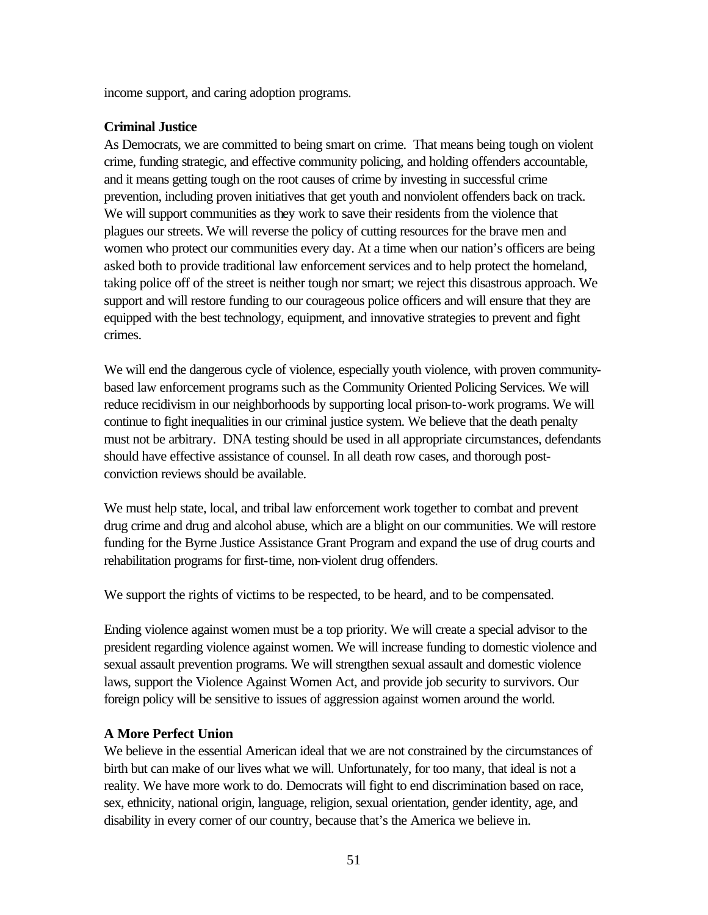income support, and caring adoption programs.

**Criminal Justice**

As Democrats, we are committed to being smart on crime. That means being tough on violent crime, funding strategic, and effective community policing, and holding offenders accountable, and it means getting tough on the root causes of crime by investing in successful crime prevention, including proven initiatives that get youth and nonviolent offenders back on track. We will support communities as they work to save their residents from the violence that plagues our streets. We will reverse the policy of cutting resources for the brave men and women who protect our communities every day. At a time when our nation's officers are being asked both to provide traditional law enforcement services and to help protect the homeland, taking police off of the street is neither tough nor smart; we reject this disastrous approach. We support and will restore funding to our courageous police officers and will ensure that they are equipped with the best technology, equipment, and innovative strategies to prevent and fight crimes.

We will end the dangerous cycle of violence, especially youth violence, with proven community-based law enforcement programs such as the Community Oriented Policing Services. We will reduce recidivism in our neighborhoods by supporting local prison-to-work programs. We will continue to fight inequalities in our criminal justice system. We believe that the death penalty must not be arbitrary. DNA testing should be used in all appropriate circumstances, defendants should have effective assistance of counsel. In all death row cases, and thorough post-conviction reviews should be available.

We must help state, local, and tribal law enforcement work together to combat and prevent drug crime and drug and alcohol abuse, which are a blight on our communities. We will restore funding for the Byrne Justice Assistance Grant Program and expand the use of drug courts and rehabilitation programs for first-time, non-violent drug offenders.

We support the rights of victims to be respected, to be heard, and to be compensated.

Ending violence against women must be a top priority. We will create a special advisor to the president regarding violence against women. We will increase funding to domestic violence and sexual assault prevention programs. We will strengthen sexual assault and domestic violence laws, support the Violence Against Women Act, and provide job security to survivors. Our foreign policy will be sensitive to issues of aggression against women around the world.

**A More Perfect Union**

We believe in the essential American ideal that we are not constrained by the circumstances of birth but can make of our lives what we will. Unfortunately, for too many, that ideal is not a reality. We have more work to do. Democrats will fight to end discrimination based on race, sex, ethnicity, national origin, language, religion, sexual orientation, gender identity, age, and disability in every corner of our country, because that's the America we believe in.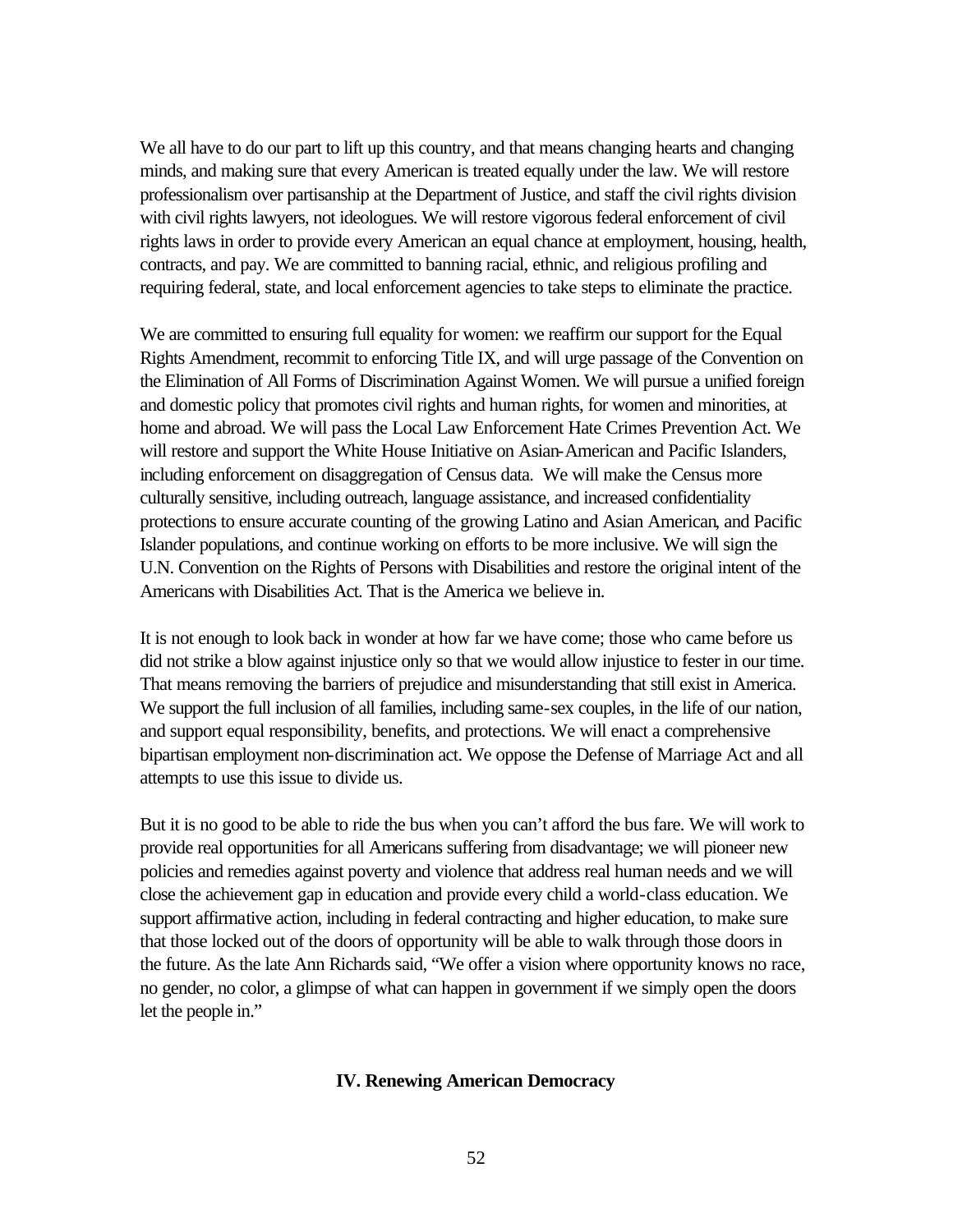We all have to do our part to lift up this country, and that means changing hearts and changing minds, and making sure that every American is treated equally under the law. We will restore professionalism over partisanship at the Department of Justice, and staff the civil rights division with civil rights lawyers, not ideologues. We will restore vigorous federal enforcement of civil rights laws in order to provide every American an equal chance at employment, housing, health, contracts, and pay. We are committed to banning racial, ethnic, and religious profiling and requiring federal, state, and local enforcement agencies to take steps to eliminate the practice.

We are committed to ensuring full equality for women: we reaffirm our support for the Equal Rights Amendment, recommit to enforcing Title IX, and will urge passage of the Convention on the Elimination of All Forms of Discrimination Against Women. We will pursue a unified foreign and domestic policy that promotes civil rights and human rights, for women and minorities, at home and abroad. We will pass the Local Law Enforcement Hate Crimes Prevention Act. We will restore and support the White House Initiative on Asian-American and Pacific Islanders, including enforcement on disaggregation of Census data. We will make the Census more culturally sensitive, including outreach, language assistance, and increased confidentiality protections to ensure accurate counting of the growing Latino and Asian American, and Pacific Islander populations, and continue working on efforts to be more inclusive. We will sign the U.N. Convention on the Rights of Persons with Disabilities and restore the original intent of the Americans with Disabilities Act. That is the America we believe in.

It is not enough to look back in wonder at how far we have come; those who came before us did not strike a blow against injustice only so that we would allow injustice to fester in our time. That means removing the barriers of prejudice and misunderstanding that still exist in America. We support the full inclusion of all families, including same-sex couples, in the life of our nation, and support equal responsibility, benefits, and protections. We will enact a comprehensive bipartisan employment non-discrimination act. We oppose the Defense of Marriage Act and all attempts to use this issue to divide us.

But it is no good to be able to ride the bus when you can't afford the bus fare. We will work to provide real opportunities for all Americans suffering from disadvantage; we will pioneer new policies and remedies against poverty and violence that address real human needs and we will close the achievement gap in education and provide every child a world-class education. We support affirmative action, including in federal contracting and higher education, to make sure that those locked out of the doors of opportunity will be able to walk through those doors in the future. As the late Ann Richards said, "We offer a vision where opportunity knows no race, no gender, no color, a glimpse of what can happen in government if we simply open the doors let the people in."

## IV. Renewing American Democracy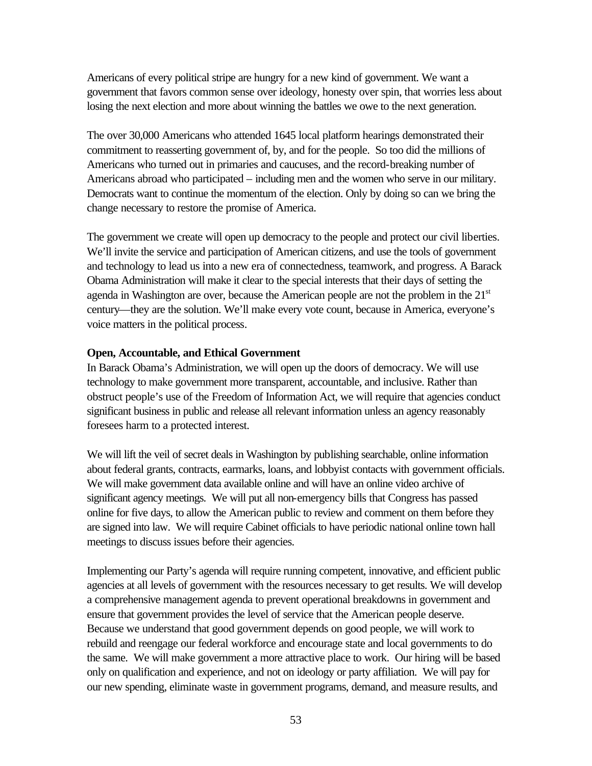Americans of every political stripe are hungry for a new kind of government. We want a government that favors common sense over ideology, honesty over spin, that worries less about losing the next election and more about winning the battles we owe to the next generation.

The over 30,000 Americans who attended 1645 local platform hearings demonstrated their commitment to reasserting government of, by, and for the people. So too did the millions of Americans who turned out in primaries and caucuses, and the record-breaking number of Americans abroad who participated – including men and the women who serve in our military. Democrats want to continue the momentum of the election. Only by doing so can we bring the change necessary to restore the promise of America.

The government we create will open up democracy to the people and protect our civil liberties. We'll invite the service and participation of American citizens, and use the tools of government and technology to lead us into a new era of connectedness, teamwork, and progress. A Barack Obama Administration will make it clear to the special interests that their days of setting the agenda in Washington are over, because the American people are not the problem in the 21st century—they are the solution. We'll make every vote count, because in America, everyone's voice matters in the political process.

**Open, Accountable, and Ethical Government**

In Barack Obama's Administration, we will open up the doors of democracy. We will use technology to make government more transparent, accountable, and inclusive. Rather than obstruct people's use of the Freedom of Information Act, we will require that agencies conduct significant business in public and release all relevant information unless an agency reasonably foresees harm to a protected interest.

We will lift the veil of secret deals in Washington by publishing searchable, online information about federal grants, contracts, earmarks, loans, and lobbyist contacts with government officials. We will make government data available online and will have an online video archive of significant agency meetings. We will put all non-emergency bills that Congress has passed online for five days, to allow the American public to review and comment on them before they are signed into law. We will require Cabinet officials to have periodic national online town hall meetings to discuss issues before their agencies.

Implementing our Party's agenda will require running competent, innovative, and efficient public agencies at all levels of government with the resources necessary to get results. We will develop a comprehensive management agenda to prevent operational breakdowns in government and ensure that government provides the level of service that the American people deserve. Because we understand that good government depends on good people, we will work to rebuild and reengage our federal workforce and encourage state and local governments to do the same. We will make government a more attractive place to work. Our hiring will be based only on qualification and experience, and not on ideology or party affiliation. We will pay for our new spending, eliminate waste in government programs, demand, and measure results, and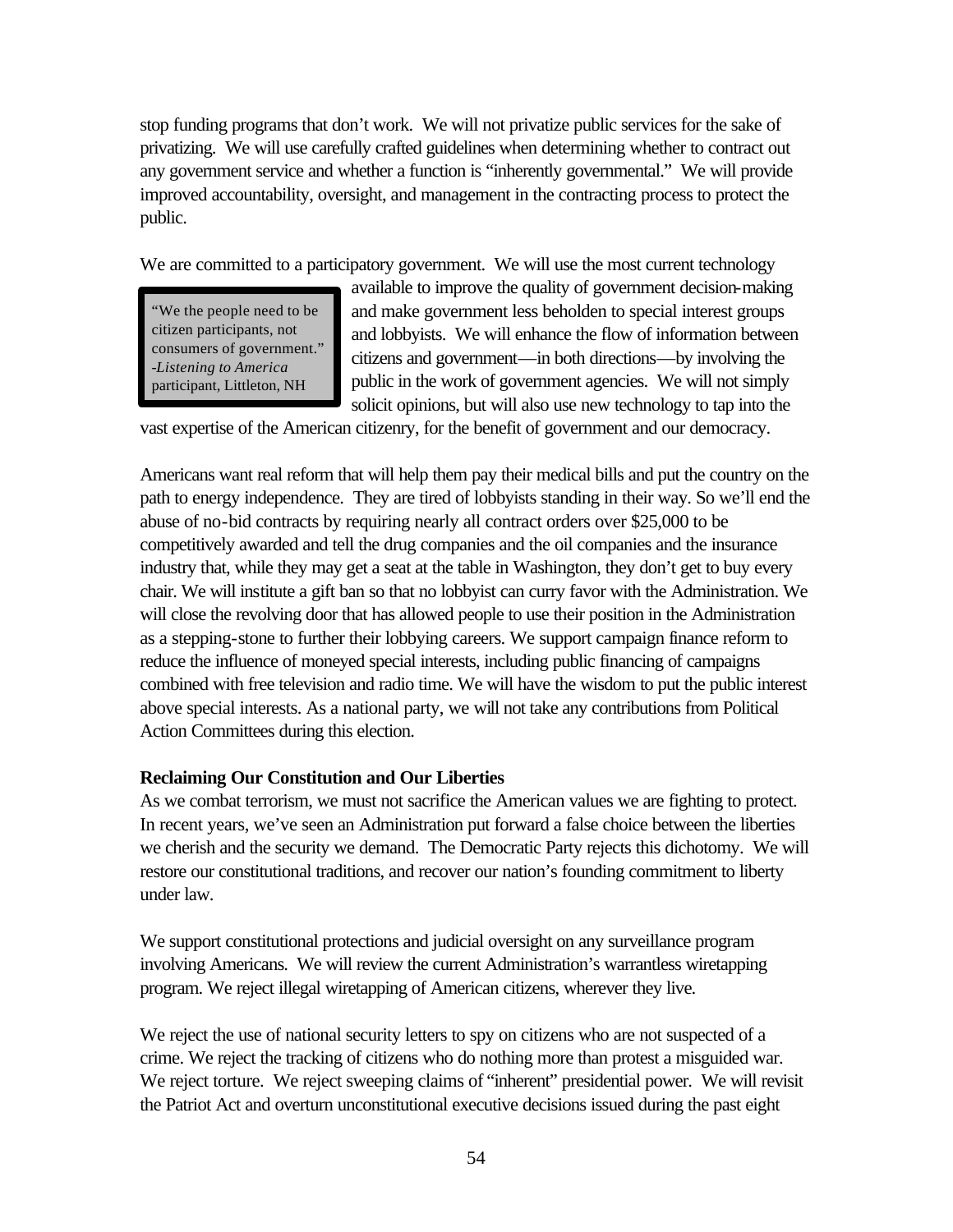stop funding programs that don't work. We will not privatize public services for the sake of privatizing. We will use carefully crafted guidelines when determining whether to contract out any government service and whether a function is "inherently governmental." We will provide improved accountability, oversight, and management in the contracting process to protect the public.

We are committed to a participatory government. We will use the most current technology available to improve the quality of government decision-making and make government less beholden to special interest groups and lobbyists. We will enhance the flow of information between citizens and government—in both directions—by involving the public in the work of government agencies. We will not simply solicit opinions, but will also use new technology to tap into the vast expertise of the American citizenry, for the benefit of government and our democracy.

> "We the people need to be citizen participants, not consumers of government." -*Listening to America* participant, Littleton, NH

Americans want real reform that will help them pay their medical bills and put the country on the path to energy independence. They are tired of lobbyists standing in their way. So we'll end the abuse of no-bid contracts by requiring nearly all contract orders over $25,000 to be competitively awarded and tell the drug companies and the oil companies and the insurance industry that, while they may get a seat at the table in Washington, they don't get to buy every chair. We will institute a gift ban so that no lobbyist can curry favor with the Administration. We will close the revolving door that has allowed people to use their position in the Administration as a stepping-stone to further their lobbying careers. We support campaign finance reform to reduce the influence of moneyed special interests, including public financing of campaigns combined with free television and radio time. We will have the wisdom to put the public interest above special interests. As a national party, we will not take any contributions from Political Action Committees during this election.

**Reclaiming Our Constitution and Our Liberties**

As we combat terrorism, we must not sacrifice the American values we are fighting to protect. In recent years, we've seen an Administration put forward a false choice between the liberties we cherish and the security we demand. The Democratic Party rejects this dichotomy. We will restore our constitutional traditions, and recover our nation's founding commitment to liberty under law.

We support constitutional protections and judicial oversight on any surveillance program involving Americans. We will review the current Administration's warrantless wiretapping program. We reject illegal wiretapping of American citizens, wherever they live.

We reject the use of national security letters to spy on citizens who are not suspected of a crime. We reject the tracking of citizens who do nothing more than protest a misguided war. We reject torture. We reject sweeping claims of "inherent" presidential power. We will revisit the Patriot Act and overturn unconstitutional executive decisions issued during the past eight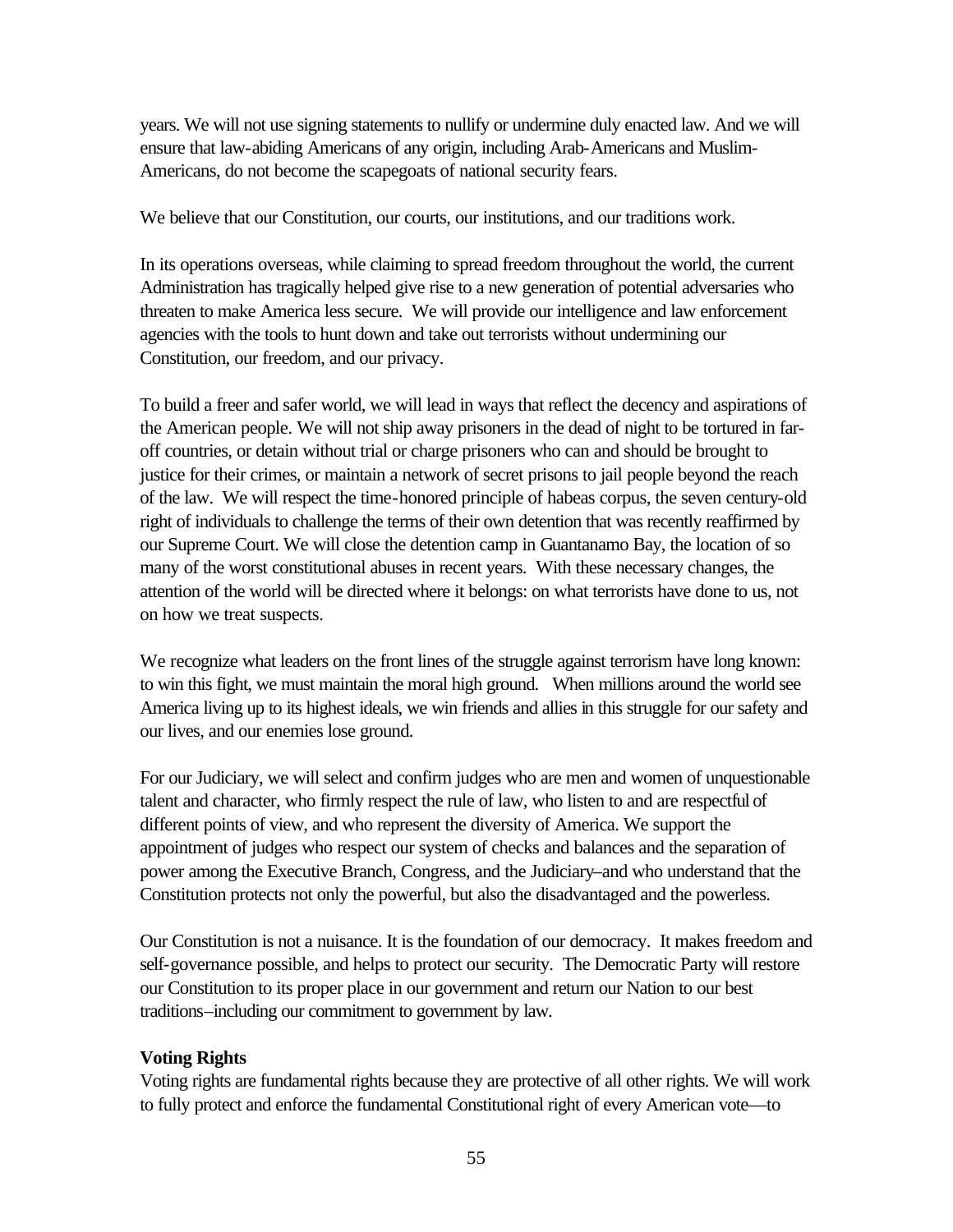years. We will not use signing statements to nullify or undermine duly enacted law. And we will ensure that law-abiding Americans of any origin, including Arab-Americans and Muslim-Americans, do not become the scapegoats of national security fears.

We believe that our Constitution, our courts, our institutions, and our traditions work.

In its operations overseas, while claiming to spread freedom throughout the world, the current Administration has tragically helped give rise to a new generation of potential adversaries who threaten to make America less secure. We will provide our intelligence and law enforcement agencies with the tools to hunt down and take out terrorists without undermining our Constitution, our freedom, and our privacy.

To build a freer and safer world, we will lead in ways that reflect the decency and aspirations of the American people. We will not ship away prisoners in the dead of night to be tortured in far-off countries, or detain without trial or charge prisoners who can and should be brought to justice for their crimes, or maintain a network of secret prisons to jail people beyond the reach of the law. We will respect the time-honored principle of habeas corpus, the seven century-old right of individuals to challenge the terms of their own detention that was recently reaffirmed by our Supreme Court. We will close the detention camp in Guantanamo Bay, the location of so many of the worst constitutional abuses in recent years. With these necessary changes, the attention of the world will be directed where it belongs: on what terrorists have done to us, not on how we treat suspects.

We recognize what leaders on the front lines of the struggle against terrorism have long known: to win this fight, we must maintain the moral high ground. When millions around the world see America living up to its highest ideals, we win friends and allies in this struggle for our safety and our lives, and our enemies lose ground.

For our Judiciary, we will select and confirm judges who are men and women of unquestionable talent and character, who firmly respect the rule of law, who listen to and are respectful of different points of view, and who represent the diversity of America. We support the appointment of judges who respect our system of checks and balances and the separation of power among the Executive Branch, Congress, and the Judiciary–and who understand that the Constitution protects not only the powerful, but also the disadvantaged and the powerless.

Our Constitution is not a nuisance. It is the foundation of our democracy. It makes freedom and self-governance possible, and helps to protect our security. The Democratic Party will restore our Constitution to its proper place in our government and return our Nation to our best traditions–including our commitment to government by law.

**Voting Rights**

Voting rights are fundamental rights because they are protective of all other rights. We will work to fully protect and enforce the fundamental Constitutional right of every American vote—to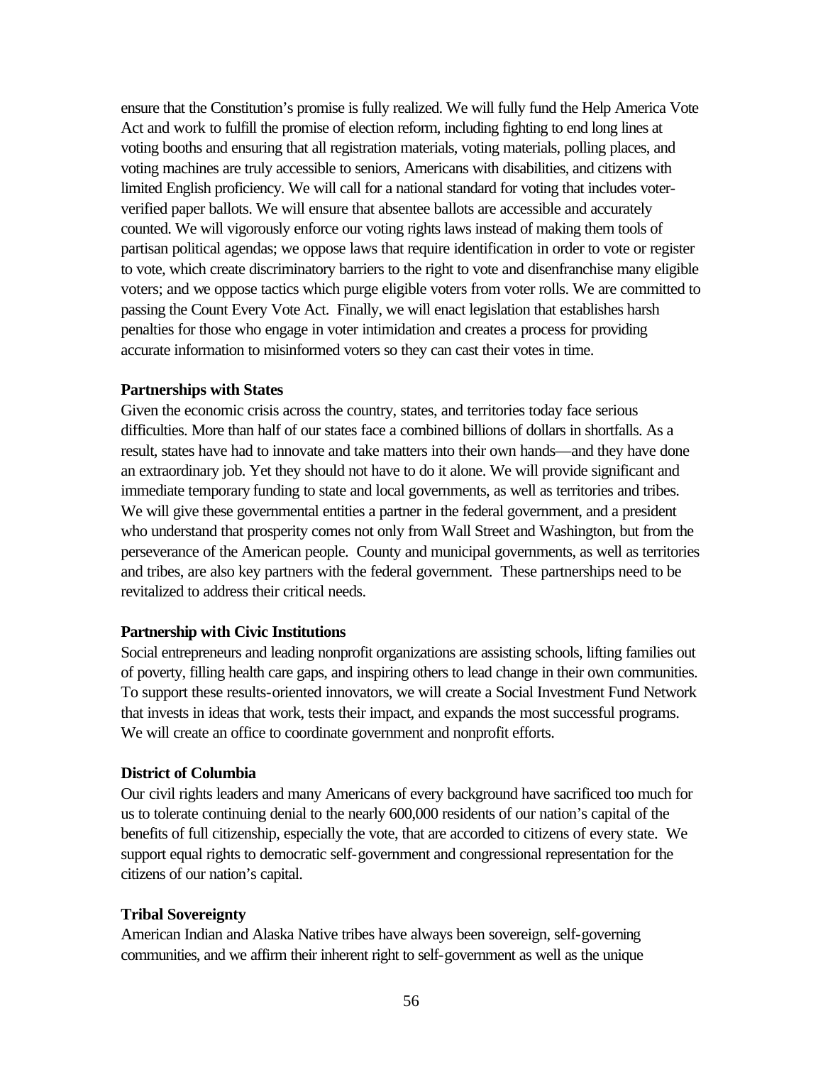ensure that the Constitution's promise is fully realized. We will fully fund the Help America Vote Act and work to fulfill the promise of election reform, including fighting to end long lines at voting booths and ensuring that all registration materials, voting materials, polling places, and voting machines are truly accessible to seniors, Americans with disabilities, and citizens with limited English proficiency. We will call for a national standard for voting that includes voter-verified paper ballots. We will ensure that absentee ballots are accessible and accurately counted. We will vigorously enforce our voting rights laws instead of making them tools of partisan political agendas; we oppose laws that require identification in order to vote or register to vote, which create discriminatory barriers to the right to vote and disenfranchise many eligible voters; and we oppose tactics which purge eligible voters from voter rolls. We are committed to passing the Count Every Vote Act. Finally, we will enact legislation that establishes harsh penalties for those who engage in voter intimidation and creates a process for providing accurate information to misinformed voters so they can cast their votes in time.

**Partnerships with States**

Given the economic crisis across the country, states, and territories today face serious difficulties. More than half of our states face a combined billions of dollars in shortfalls. As a result, states have had to innovate and take matters into their own hands—and they have done an extraordinary job. Yet they should not have to do it alone. We will provide significant and immediate temporary funding to state and local governments, as well as territories and tribes. We will give these governmental entities a partner in the federal government, and a president who understand that prosperity comes not only from Wall Street and Washington, but from the perseverance of the American people. County and municipal governments, as well as territories and tribes, are also key partners with the federal government. These partnerships need to be revitalized to address their critical needs.

**Partnership with Civic Institutions**

Social entrepreneurs and leading nonprofit organizations are assisting schools, lifting families out of poverty, filling health care gaps, and inspiring others to lead change in their own communities. To support these results-oriented innovators, we will create a Social Investment Fund Network that invests in ideas that work, tests their impact, and expands the most successful programs. We will create an office to coordinate government and nonprofit efforts.

**District of Columbia**

Our civil rights leaders and many Americans of every background have sacrificed too much for us to tolerate continuing denial to the nearly 600,000 residents of our nation's capital of the benefits of full citizenship, especially the vote, that are accorded to citizens of every state. We support equal rights to democratic self-government and congressional representation for the citizens of our nation's capital.

**Tribal Sovereignty**

American Indian and Alaska Native tribes have always been sovereign, self-governing communities, and we affirm their inherent right to self-government as well as the unique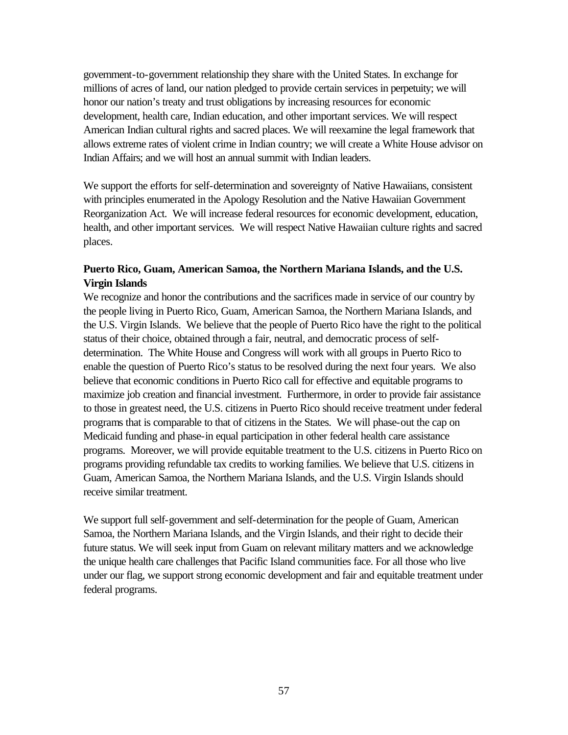government-to-government relationship they share with the United States. In exchange for millions of acres of land, our nation pledged to provide certain services in perpetuity; we will honor our nation's treaty and trust obligations by increasing resources for economic development, health care, Indian education, and other important services. We will respect American Indian cultural rights and sacred places. We will reexamine the legal framework that allows extreme rates of violent crime in Indian country; we will create a White House advisor on Indian Affairs; and we will host an annual summit with Indian leaders.

We support the efforts for self-determination and sovereignty of Native Hawaiians, consistent with principles enumerated in the Apology Resolution and the Native Hawaiian Government Reorganization Act. We will increase federal resources for economic development, education, health, and other important services. We will respect Native Hawaiian culture rights and sacred places.

**Puerto Rico, Guam, American Samoa, the Northern Mariana Islands, and the U.S. Virgin Islands**

We recognize and honor the contributions and the sacrifices made in service of our country by the people living in Puerto Rico, Guam, American Samoa, the Northern Mariana Islands, and the U.S. Virgin Islands. We believe that the people of Puerto Rico have the right to the political status of their choice, obtained through a fair, neutral, and democratic process of self-determination. The White House and Congress will work with all groups in Puerto Rico to enable the question of Puerto Rico's status to be resolved during the next four years. We also believe that economic conditions in Puerto Rico call for effective and equitable programs to maximize job creation and financial investment. Furthermore, in order to provide fair assistance to those in greatest need, the U.S. citizens in Puerto Rico should receive treatment under federal programs that is comparable to that of citizens in the States. We will phase-out the cap on Medicaid funding and phase-in equal participation in other federal health care assistance programs. Moreover, we will provide equitable treatment to the U.S. citizens in Puerto Rico on programs providing refundable tax credits to working families. We believe that U.S. citizens in Guam, American Samoa, the Northern Mariana Islands, and the U.S. Virgin Islands should receive similar treatment.

We support full self-government and self-determination for the people of Guam, American Samoa, the Northern Mariana Islands, and the Virgin Islands, and their right to decide their future status. We will seek input from Guam on relevant military matters and we acknowledge the unique health care challenges that Pacific Island communities face. For all those who live under our flag, we support strong economic development and fair and equitable treatment under federal programs.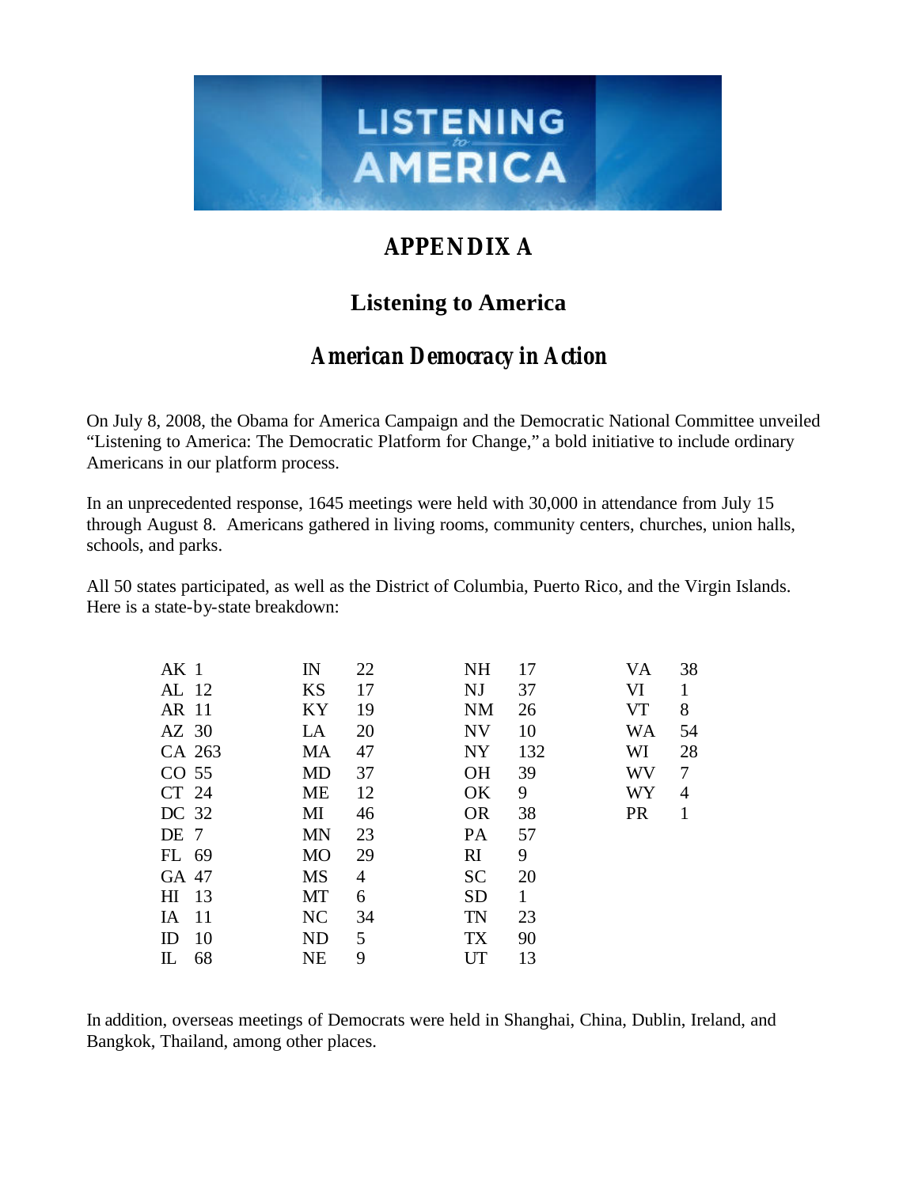# APPENDIX A

## Listening to America

### *American Democracy in Action*

On July 8, 2008, the Obama for America Campaign and the Democratic National Committee unveiled "Listening to America: The Democratic Platform for Change," a bold initiative to include ordinary Americans in our platform process.

In an unprecedented response, 1645 meetings were held with 30,000 in attendance from July 15 through August 8. Americans gathered in living rooms, community centers, churches, union halls, schools, and parks.

All 50 states participated, as well as the District of Columbia, Puerto Rico, and the Virgin Islands. Here is a state-by-state breakdown:

| | | | | | | | |
|---|---|---|---|---|---|---|---|
| AK | 1 | IN | 22 | NH | 17 | VA | 38 |
| AL | 12 | KS | 17 | NJ | 37 | VI | 1 |
| AR | 11 | KY | 19 | NM | 26 | VT | 8 |
| AZ | 30 | LA | 20 | NV | 10 | WA | 54 |
| CA | 263 | MA | 47 | NY | 132 | WI | 28 |
| CO | 55 | MD | 37 | OH | 39 | WV | 7 |
| CT | 24 | ME | 12 | OK | 9 | WY | 4 |
| DC | 32 | MI | 46 | OR | 38 | PR | 1 |
| DE | 7 | MN | 23 | PA | 57 | | |
| FL | 69 | MO | 29 | RI | 9 | | |
| GA | 47 | MS | 4 | SC | 20 | | |
| HI | 13 | MT | 6 | SD | 1 | | |
| IA | 11 | NC | 34 | TN | 23 | | |
| ID | 10 | ND | 5 | TX | 90 | | |
| IL | 68 | NE | 9 | UT | 13 | | |

In addition, overseas meetings of Democrats were held in Shanghai, China, Dublin, Ireland, and Bangkok, Thailand, among other places.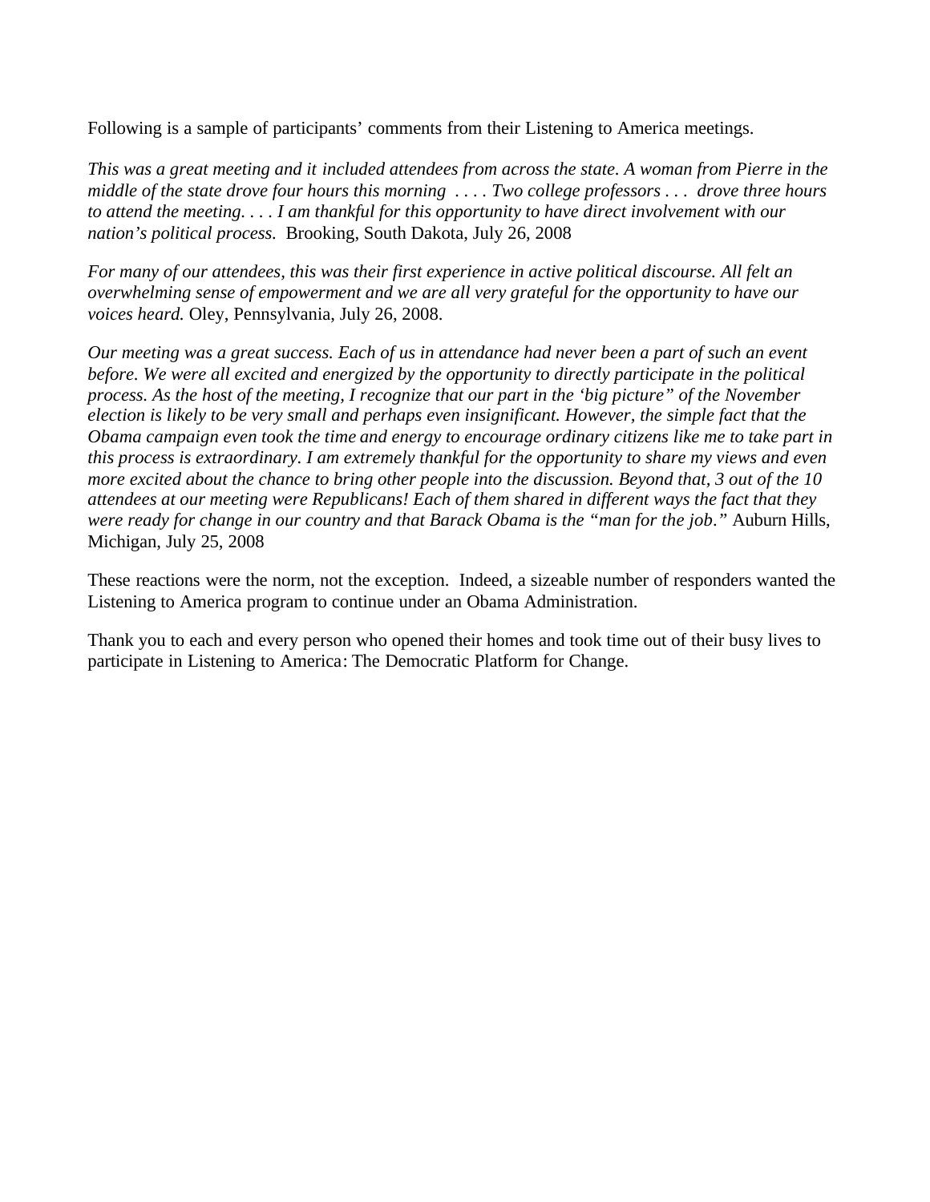Following is a sample of participants' comments from their Listening to America meetings.

*This was a great meeting and it included attendees from across the state. A woman from Pierre in the middle of the state drove four hours this morning . . . . Two college professors . . . drove three hours to attend the meeting. . . . I am thankful for this opportunity to have direct involvement with our nation's political process.* Brooking, South Dakota, July 26, 2008

*For many of our attendees, this was their first experience in active political discourse. All felt an overwhelming sense of empowerment and we are all very grateful for the opportunity to have our voices heard.* Oley, Pennsylvania, July 26, 2008.

*Our meeting was a great success. Each of us in attendance had never been a part of such an event before. We were all excited and energized by the opportunity to directly participate in the political process. As the host of the meeting, I recognize that our part in the 'big picture" of the November election is likely to be very small and perhaps even insignificant. However, the simple fact that the Obama campaign even took the time and energy to encourage ordinary citizens like me to take part in this process is extraordinary. I am extremely thankful for the opportunity to share my views and even more excited about the chance to bring other people into the discussion. Beyond that, 3 out of the 10 attendees at our meeting were Republicans! Each of them shared in different ways the fact that they were ready for change in our country and that Barack Obama is the "man for the job."* Auburn Hills, Michigan, July 25, 2008

These reactions were the norm, not the exception. Indeed, a sizeable number of responders wanted the Listening to America program to continue under an Obama Administration.

Thank you to each and every person who opened their homes and took time out of their busy lives to participate in Listening to America: The Democratic Platform for Change.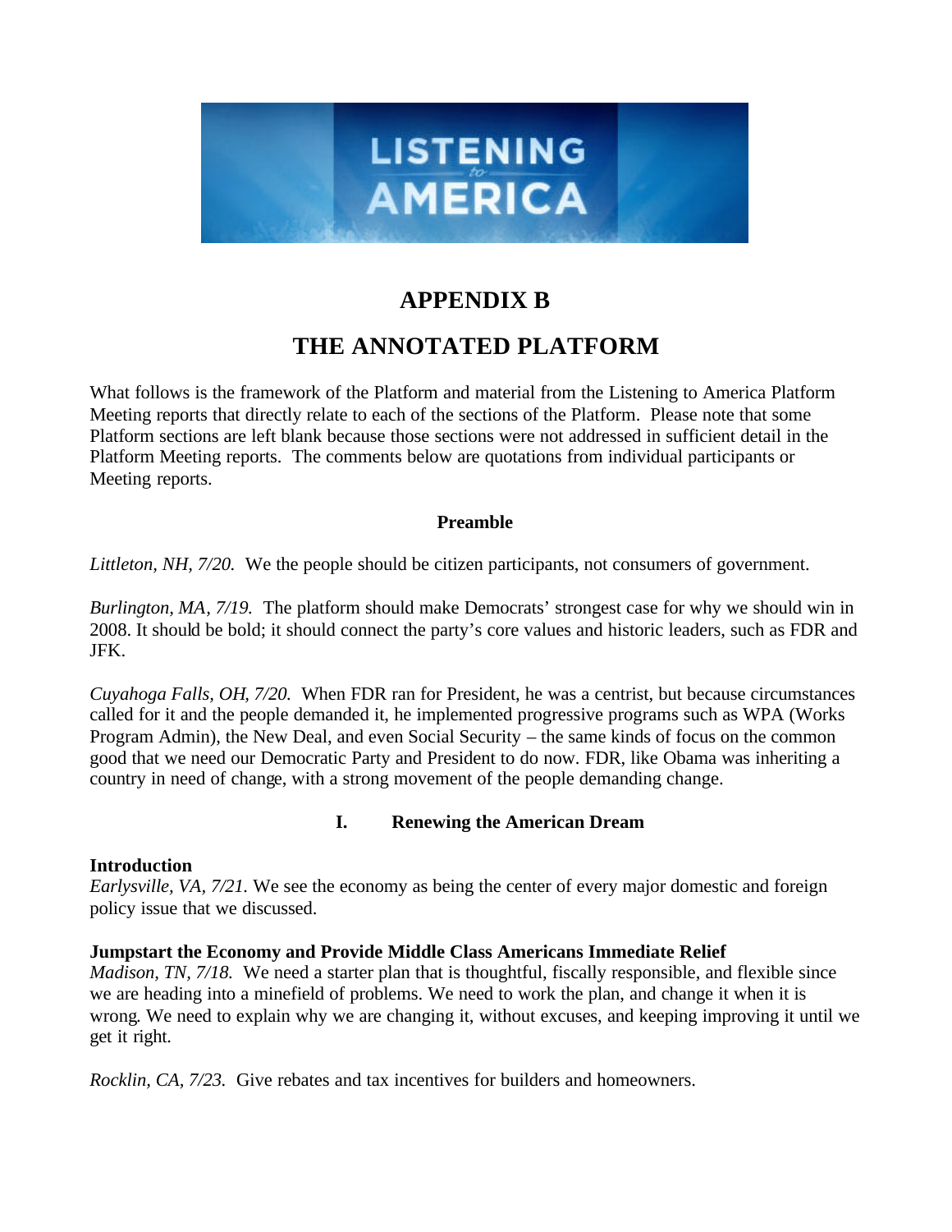# APPENDIX B

# THE ANNOTATED PLATFORM

What follows is the framework of the Platform and material from the Listening to America Platform Meeting reports that directly relate to each of the sections of the Platform. Please note that some Platform sections are left blank because those sections were not addressed in sufficient detail in the Platform Meeting reports. The comments below are quotations from individual participants or Meeting reports.

### Preamble

*Littleton, NH, 7/20.* We the people should be citizen participants, not consumers of government.

*Burlington, MA, 7/19.* The platform should make Democrats' strongest case for why we should win in 2008. It should be bold; it should connect the party's core values and historic leaders, such as FDR and JFK.

*Cuyahoga Falls, OH, 7/20.* When FDR ran for President, he was a centrist, but because circumstances called for it and the people demanded it, he implemented progressive programs such as WPA (Works Program Admin), the New Deal, and even Social Security – the same kinds of focus on the common good that we need our Democratic Party and President to do now. FDR, like Obama was inheriting a country in need of change, with a strong movement of the people demanding change.

## I. Renewing the American Dream

**Introduction**
*Earlysville, VA, 7/21.* We see the economy as being the center of every major domestic and foreign policy issue that we discussed.

**Jumpstart the Economy and Provide Middle Class Americans Immediate Relief**
*Madison, TN, 7/18.* We need a starter plan that is thoughtful, fiscally responsible, and flexible since we are heading into a minefield of problems. We need to work the plan, and change it when it is wrong. We need to explain why we are changing it, without excuses, and keeping improving it until we get it right.

*Rocklin, CA, 7/23.* Give rebates and tax incentives for builders and homeowners.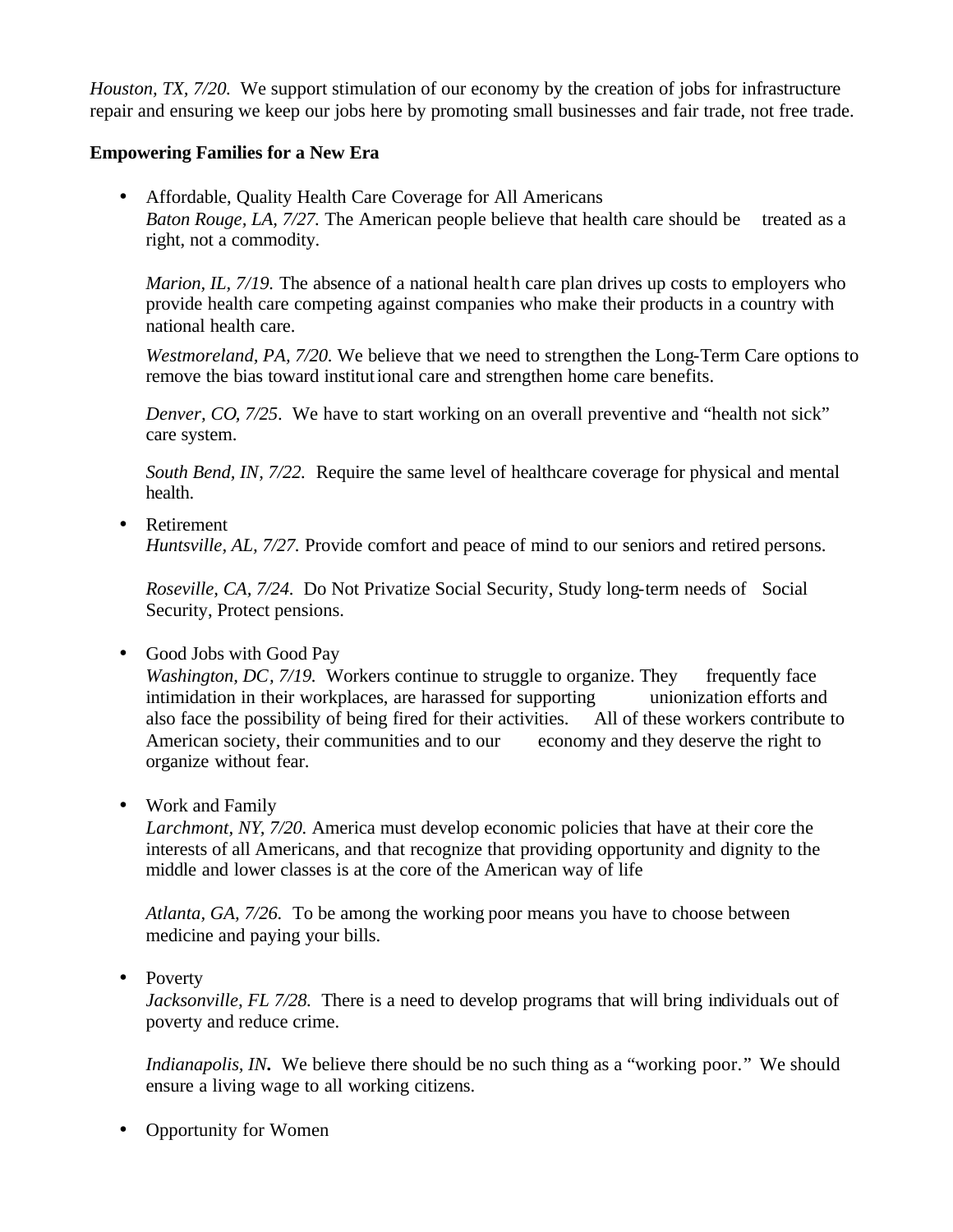*Houston, TX, 7/20.* We support stimulation of our economy by the creation of jobs for infrastructure repair and ensuring we keep our jobs here by promoting small businesses and fair trade, not free trade.

**Empowering Families for a New Era**

- Affordable, Quality Health Care Coverage for All Americans
  *Baton Rouge, LA, 7/27.* The American people believe that health care should be treated as a right, not a commodity.

  *Marion, IL, 7/19.* The absence of a national health care plan drives up costs to employers who provide health care competing against companies who make their products in a country with national health care.

  *Westmoreland, PA, 7/20.* We believe that we need to strengthen the Long-Term Care options to remove the bias toward institutional care and strengthen home care benefits.

  *Denver, CO, 7/25.* We have to start working on an overall preventive and "health not sick" care system.

  *South Bend, IN, 7/22.* Require the same level of healthcare coverage for physical and mental health.

- Retirement
  *Huntsville, AL, 7/27.* Provide comfort and peace of mind to our seniors and retired persons.

  *Roseville, CA, 7/24.* Do Not Privatize Social Security, Study long-term needs of Social Security, Protect pensions.

- Good Jobs with Good Pay
  *Washington, DC, 7/19.* Workers continue to struggle to organize. They frequently face intimidation in their workplaces, are harassed for supporting unionization efforts and also face the possibility of being fired for their activities. All of these workers contribute to American society, their communities and to our economy and they deserve the right to organize without fear.

- Work and Family
  *Larchmont, NY, 7/20.* America must develop economic policies that have at their core the interests of all Americans, and that recognize that providing opportunity and dignity to the middle and lower classes is at the core of the American way of life

  *Atlanta, GA, 7/26.* To be among the working poor means you have to choose between medicine and paying your bills.

- Poverty
  *Jacksonville, FL 7/28.* There is a need to develop programs that will bring individuals out of poverty and reduce crime.

  *Indianapolis, IN***.** We believe there should be no such thing as a "working poor." We should ensure a living wage to all working citizens.

- Opportunity for Women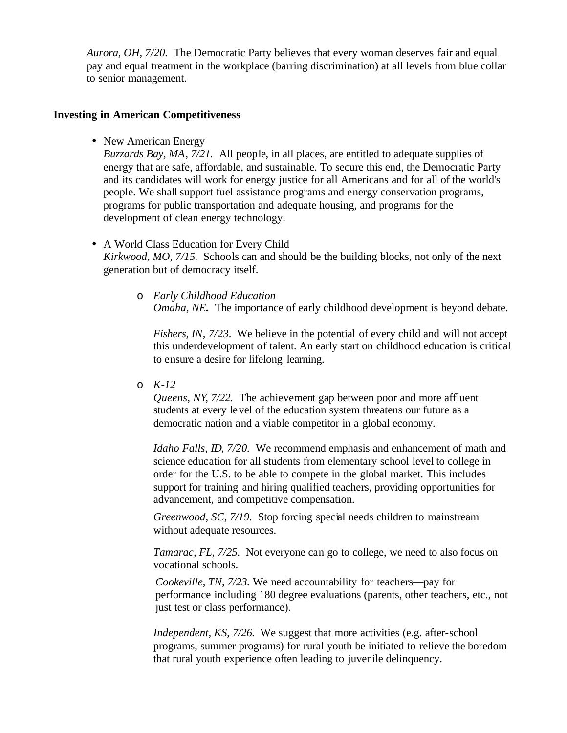*Aurora, OH, 7/20.* The Democratic Party believes that every woman deserves fair and equal pay and equal treatment in the workplace (barring discrimination) at all levels from blue collar to senior management.

**Investing in American Competitiveness**

- New American Energy
  *Buzzards Bay, MA, 7/21.* All people, in all places, are entitled to adequate supplies of energy that are safe, affordable, and sustainable. To secure this end, the Democratic Party and its candidates will work for energy justice for all Americans and for all of the world's people. We shall support fuel assistance programs and energy conservation programs, programs for public transportation and adequate housing, and programs for the development of clean energy technology.

- A World Class Education for Every Child
  *Kirkwood, MO, 7/15.* Schools can and should be the building blocks, not only of the next generation but of democracy itself.

  - *Early Childhood Education*
    *Omaha, NE.* The importance of early childhood development is beyond debate.

    *Fishers, IN, 7/23.* We believe in the potential of every child and will not accept this underdevelopment of talent. An early start on childhood education is critical to ensure a desire for lifelong learning.

  - *K-12*
    *Queens, NY, 7/22.* The achievement gap between poor and more affluent students at every level of the education system threatens our future as a democratic nation and a viable competitor in a global economy.

    *Idaho Falls, ID, 7/20.* We recommend emphasis and enhancement of math and science education for all students from elementary school level to college in order for the U.S. to be able to compete in the global market. This includes support for training and hiring qualified teachers, providing opportunities for advancement, and competitive compensation.

    *Greenwood, SC, 7/19.* Stop forcing special needs children to mainstream without adequate resources.

    *Tamarac, FL, 7/25.* Not everyone can go to college, we need to also focus on vocational schools.

    *Cookeville, TN, 7/23.* We need accountability for teachers—pay for performance including 180 degree evaluations (parents, other teachers, etc., not just test or class performance).

    *Independent, KS, 7/26.* We suggest that more activities (e.g. after-school programs, summer programs) for rural youth be initiated to relieve the boredom that rural youth experience often leading to juvenile delinquency.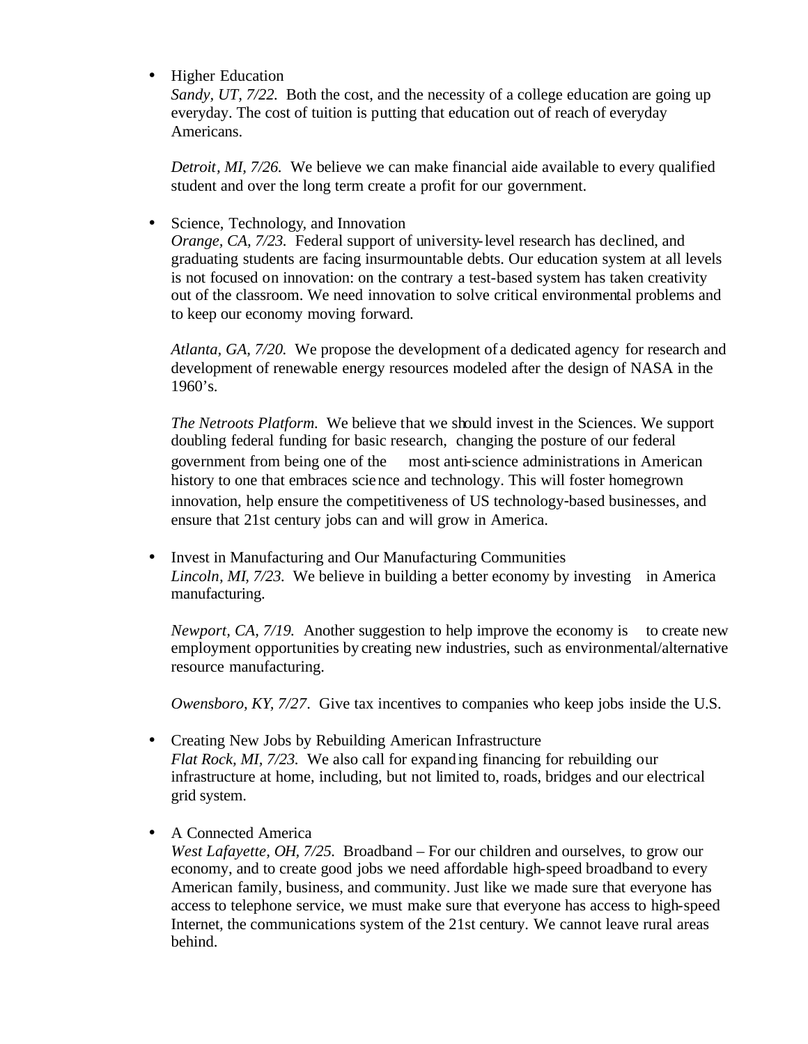- Higher Education

  *Sandy, UT, 7/22.* Both the cost, and the necessity of a college education are going up everyday. The cost of tuition is putting that education out of reach of everyday Americans.

  *Detroit, MI, 7/26.* We believe we can make financial aide available to every qualified student and over the long term create a profit for our government.

- Science, Technology, and Innovation

  *Orange, CA, 7/23.* Federal support of university-level research has declined, and graduating students are facing insurmountable debts. Our education system at all levels is not focused on innovation: on the contrary a test-based system has taken creativity out of the classroom. We need innovation to solve critical environmental problems and to keep our economy moving forward.

  *Atlanta, GA, 7/20.* We propose the development of a dedicated agency for research and development of renewable energy resources modeled after the design of NASA in the 1960's.

  *The Netroots Platform.* We believe that we should invest in the Sciences. We support doubling federal funding for basic research, changing the posture of our federal government from being one of the most anti-science administrations in American history to one that embraces science and technology. This will foster homegrown innovation, help ensure the competitiveness of US technology-based businesses, and ensure that 21st century jobs can and will grow in America.

- Invest in Manufacturing and Our Manufacturing Communities

  *Lincoln, MI, 7/23.* We believe in building a better economy by investing in America manufacturing.

  *Newport, CA, 7/19.* Another suggestion to help improve the economy is to create new employment opportunities by creating new industries, such as environmental/alternative resource manufacturing.

  *Owensboro, KY, 7/27.* Give tax incentives to companies who keep jobs inside the U.S.

- Creating New Jobs by Rebuilding American Infrastructure

  *Flat Rock, MI, 7/23.* We also call for expanding financing for rebuilding our infrastructure at home, including, but not limited to, roads, bridges and our electrical grid system.

- A Connected America

  *West Lafayette, OH, 7/25.* Broadband – For our children and ourselves, to grow our economy, and to create good jobs we need affordable high-speed broadband to every American family, business, and community. Just like we made sure that everyone has access to telephone service, we must make sure that everyone has access to high-speed Internet, the communications system of the 21st century. We cannot leave rural areas behind.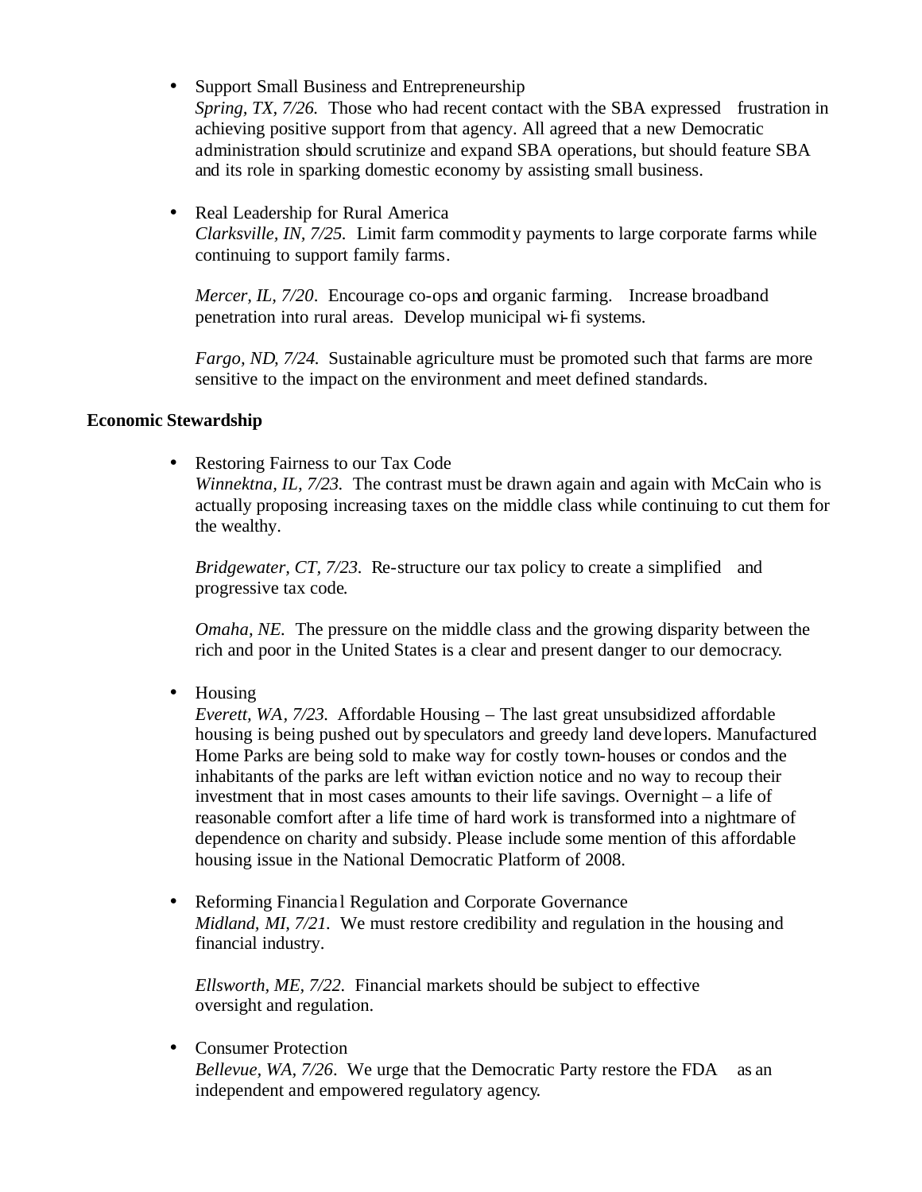- Support Small Business and Entrepreneurship
  *Spring, TX, 7/26.* Those who had recent contact with the SBA expressed frustration in achieving positive support from that agency. All agreed that a new Democratic administration should scrutinize and expand SBA operations, but should feature SBA and its role in sparking domestic economy by assisting small business.

- Real Leadership for Rural America
  *Clarksville, IN, 7/25.* Limit farm commodity payments to large corporate farms while continuing to support family farms.

  *Mercer, IL, 7/20.* Encourage co-ops and organic farming. Increase broadband penetration into rural areas. Develop municipal wi-fi systems.

  *Fargo, ND, 7/24.* Sustainable agriculture must be promoted such that farms are more sensitive to the impact on the environment and meet defined standards.

**Economic Stewardship**

- Restoring Fairness to our Tax Code
  *Winnektna, IL, 7/23.* The contrast must be drawn again and again with McCain who is actually proposing increasing taxes on the middle class while continuing to cut them for the wealthy.

  *Bridgewater, CT, 7/23.* Re-structure our tax policy to create a simplified and progressive tax code.

  *Omaha, NE.* The pressure on the middle class and the growing disparity between the rich and poor in the United States is a clear and present danger to our democracy.

- Housing
  *Everett, WA, 7/23.* Affordable Housing – The last great unsubsidized affordable housing is being pushed out by speculators and greedy developers. Manufactured Home Parks are being sold to make way for costly town-houses or condos and the inhabitants of the parks are left with an eviction notice and no way to recoup their investment that in most cases amounts to their life savings. Overnight – a life of reasonable comfort after a life time of hard work is transformed into a nightmare of dependence on charity and subsidy. Please include some mention of this affordable housing issue in the National Democratic Platform of 2008.

- Reforming Financial Regulation and Corporate Governance
  *Midland, MI, 7/21.* We must restore credibility and regulation in the housing and financial industry.

  *Ellsworth, ME, 7/22.* Financial markets should be subject to effective oversight and regulation.

- Consumer Protection
  *Bellevue, WA, 7/26.* We urge that the Democratic Party restore the FDA as an independent and empowered regulatory agency.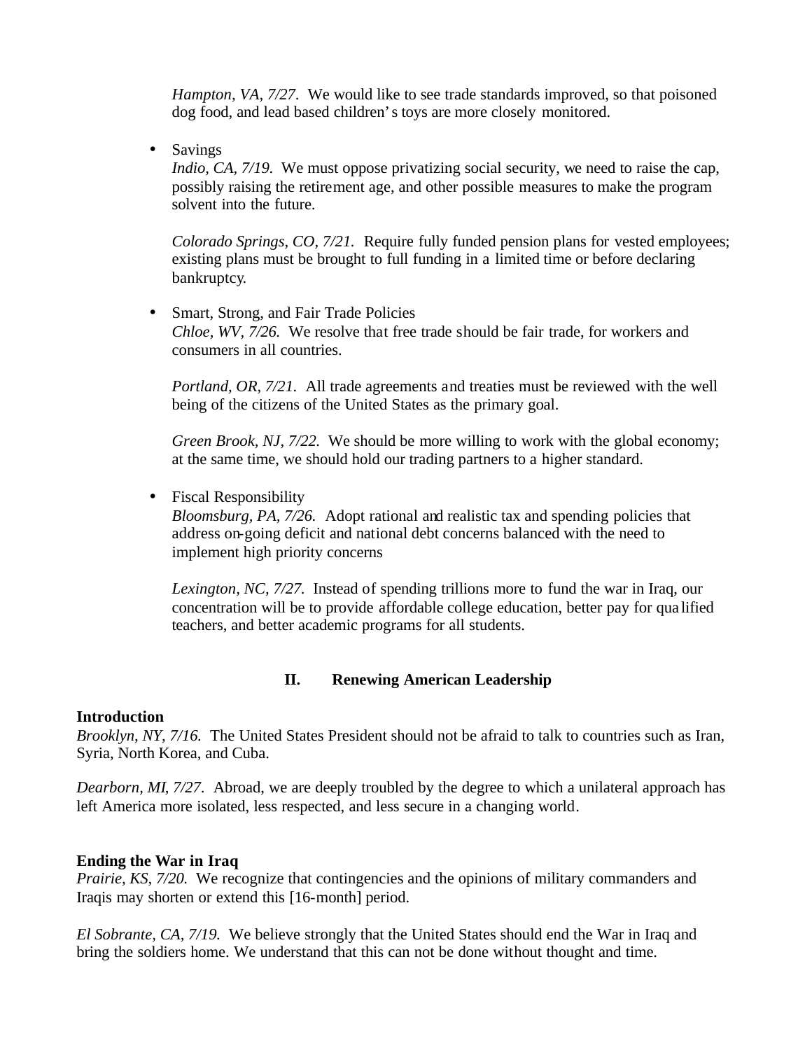*Hampton, VA, 7/27.* We would like to see trade standards improved, so that poisoned dog food, and lead based children's toys are more closely monitored.

- Savings

  *Indio, CA, 7/19.* We must oppose privatizing social security, we need to raise the cap, possibly raising the retirement age, and other possible measures to make the program solvent into the future.

  *Colorado Springs, CO, 7/21.* Require fully funded pension plans for vested employees; existing plans must be brought to full funding in a limited time or before declaring bankruptcy.

- Smart, Strong, and Fair Trade Policies

  *Chloe, WV, 7/26.* We resolve that free trade should be fair trade, for workers and consumers in all countries.

  *Portland, OR, 7/21.* All trade agreements and treaties must be reviewed with the well being of the citizens of the United States as the primary goal.

  *Green Brook, NJ, 7/22.* We should be more willing to work with the global economy; at the same time, we should hold our trading partners to a higher standard.

- Fiscal Responsibility

  *Bloomsburg, PA, 7/26.* Adopt rational and realistic tax and spending policies that address on-going deficit and national debt concerns balanced with the need to implement high priority concerns

  *Lexington, NC, 7/27.* Instead of spending trillions more to fund the war in Iraq, our concentration will be to provide affordable college education, better pay for qualified teachers, and better academic programs for all students.

## II. Renewing American Leadership

**Introduction**

*Brooklyn, NY, 7/16.* The United States President should not be afraid to talk to countries such as Iran, Syria, North Korea, and Cuba.

*Dearborn, MI, 7/27.* Abroad, we are deeply troubled by the degree to which a unilateral approach has left America more isolated, less respected, and less secure in a changing world.

**Ending the War in Iraq**

*Prairie, KS, 7/20.* We recognize that contingencies and the opinions of military commanders and Iraqis may shorten or extend this [16-month] period.

*El Sobrante, CA, 7/19.* We believe strongly that the United States should end the War in Iraq and bring the soldiers home. We understand that this can not be done without thought and time.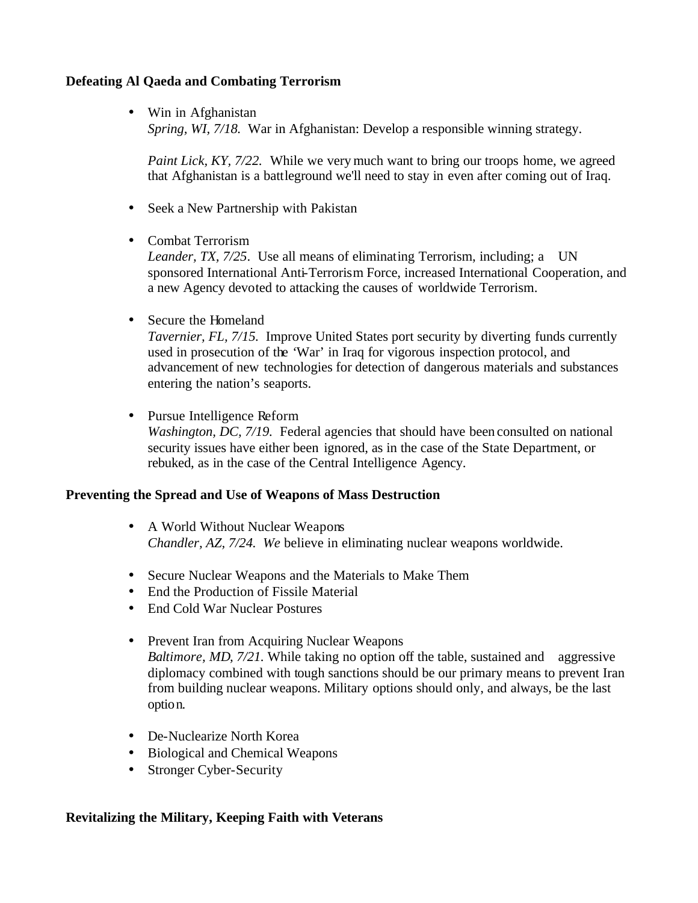**Defeating Al Qaeda and Combating Terrorism**

- Win in Afghanistan
  *Spring, WI, 7/18.* War in Afghanistan: Develop a responsible winning strategy.

  *Paint Lick, KY, 7/22.* While we very much want to bring our troops home, we agreed that Afghanistan is a battleground we'll need to stay in even after coming out of Iraq.

- Seek a New Partnership with Pakistan

- Combat Terrorism
  *Leander, TX, 7/25.* Use all means of eliminating Terrorism, including; a UN sponsored International Anti-Terrorism Force, increased International Cooperation, and a new Agency devoted to attacking the causes of worldwide Terrorism.

- Secure the Homeland
  *Tavernier, FL, 7/15.* Improve United States port security by diverting funds currently used in prosecution of the 'War' in Iraq for vigorous inspection protocol, and advancement of new technologies for detection of dangerous materials and substances entering the nation's seaports.

- Pursue Intelligence Reform
  *Washington, DC, 7/19.* Federal agencies that should have been consulted on national security issues have either been ignored, as in the case of the State Department, or rebuked, as in the case of the Central Intelligence Agency.

**Preventing the Spread and Use of Weapons of Mass Destruction**

- A World Without Nuclear Weapons
  *Chandler, AZ, 7/24. We* believe in eliminating nuclear weapons worldwide.

- Secure Nuclear Weapons and the Materials to Make Them
- End the Production of Fissile Material
- End Cold War Nuclear Postures

- Prevent Iran from Acquiring Nuclear Weapons
  *Baltimore, MD, 7/21.* While taking no option off the table, sustained and aggressive diplomacy combined with tough sanctions should be our primary means to prevent Iran from building nuclear weapons. Military options should only, and always, be the last option.

- De-Nuclearize North Korea
- Biological and Chemical Weapons
- Stronger Cyber-Security

**Revitalizing the Military, Keeping Faith with Veterans**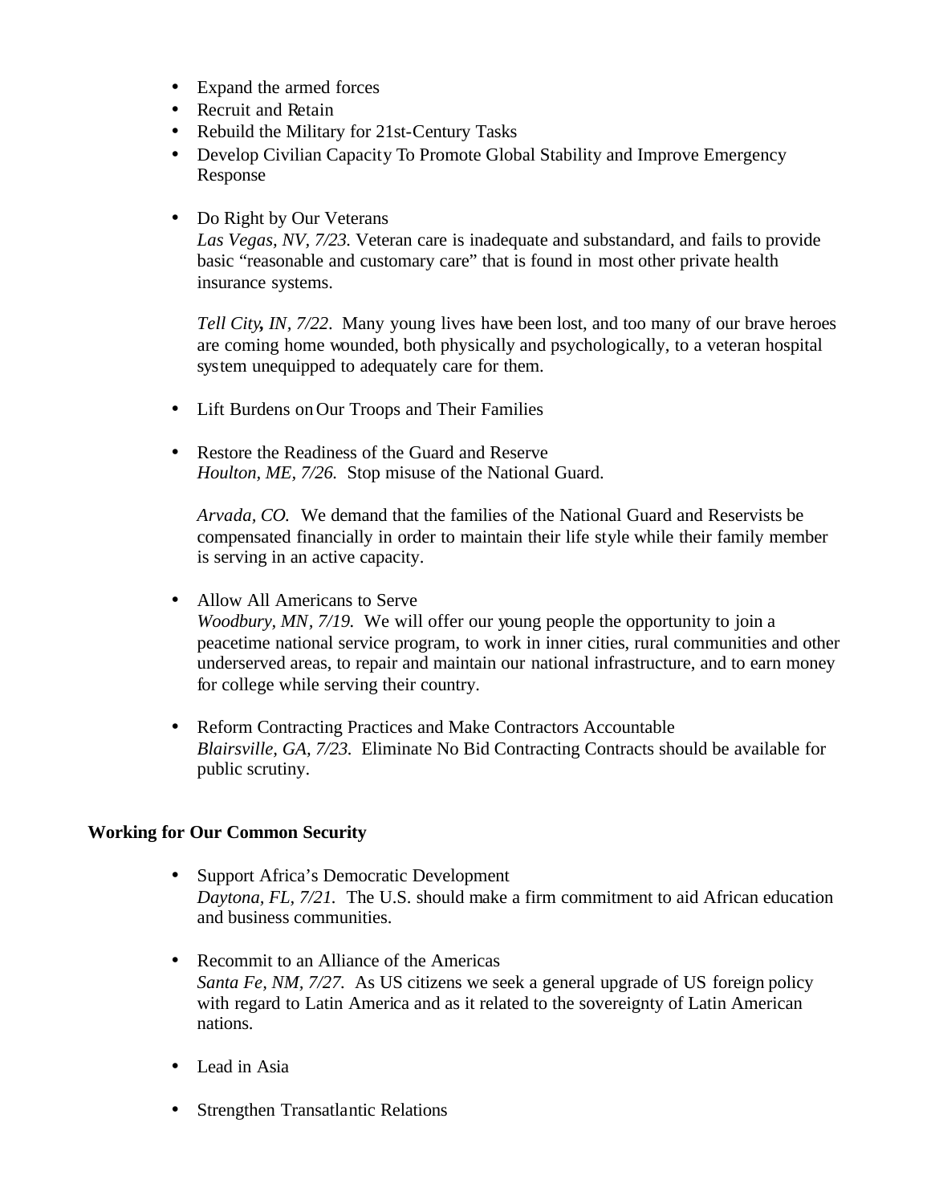- Expand the armed forces
- Recruit and Retain
- Rebuild the Military for 21st-Century Tasks
- Develop Civilian Capacity To Promote Global Stability and Improve Emergency Response

- Do Right by Our Veterans
  *Las Vegas, NV, 7/23.* Veteran care is inadequate and substandard, and fails to provide basic "reasonable and customary care" that is found in most other private health insurance systems.

  *Tell City**,** IN, 7/22.* Many young lives have been lost, and too many of our brave heroes are coming home wounded, both physically and psychologically, to a veteran hospital system unequipped to adequately care for them.

- Lift Burdens on Our Troops and Their Families

- Restore the Readiness of the Guard and Reserve
  *Houlton, ME, 7/26.* Stop misuse of the National Guard.

  *Arvada, CO.* We demand that the families of the National Guard and Reservists be compensated financially in order to maintain their life style while their family member is serving in an active capacity.

- Allow All Americans to Serve
  *Woodbury, MN, 7/19.* We will offer our young people the opportunity to join a peacetime national service program, to work in inner cities, rural communities and other underserved areas, to repair and maintain our national infrastructure, and to earn money for college while serving their country.

- Reform Contracting Practices and Make Contractors Accountable
  *Blairsville, GA, 7/23.* Eliminate No Bid Contracting Contracts should be available for public scrutiny.

**Working for Our Common Security**

- Support Africa's Democratic Development
  *Daytona, FL, 7/21.* The U.S. should make a firm commitment to aid African education and business communities.

- Recommit to an Alliance of the Americas
  *Santa Fe, NM, 7/27.* As US citizens we seek a general upgrade of US foreign policy with regard to Latin America and as it related to the sovereignty of Latin American nations.

- Lead in Asia

- Strengthen Transatlantic Relations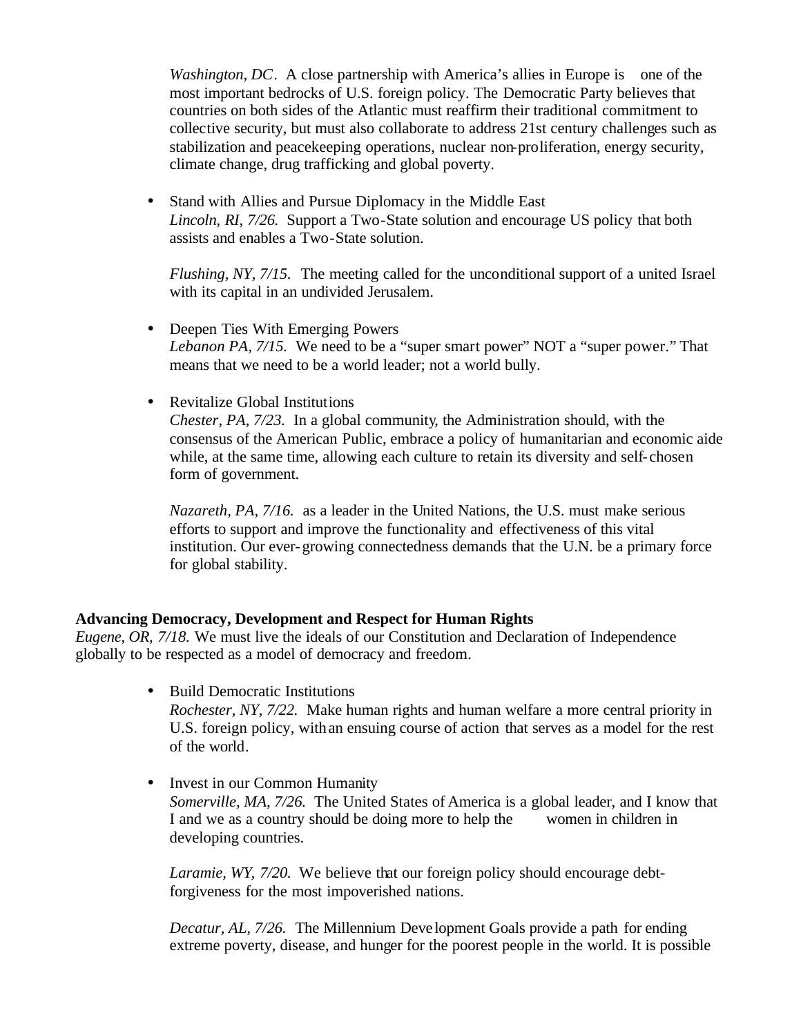*Washington, DC*. A close partnership with America's allies in Europe is one of the most important bedrocks of U.S. foreign policy. The Democratic Party believes that countries on both sides of the Atlantic must reaffirm their traditional commitment to collective security, but must also collaborate to address 21st century challenges such as stabilization and peacekeeping operations, nuclear non-proliferation, energy security, climate change, drug trafficking and global poverty.

- Stand with Allies and Pursue Diplomacy in the Middle East
  *Lincoln, RI, 7/26.* Support a Two-State solution and encourage US policy that both assists and enables a Two-State solution.

  *Flushing, NY, 7/15.* The meeting called for the unconditional support of a united Israel with its capital in an undivided Jerusalem.

- Deepen Ties With Emerging Powers
  *Lebanon PA, 7/15.* We need to be a "super smart power" NOT a "super power." That means that we need to be a world leader; not a world bully.

- Revitalize Global Institutions
  *Chester, PA, 7/23.* In a global community, the Administration should, with the consensus of the American Public, embrace a policy of humanitarian and economic aide while, at the same time, allowing each culture to retain its diversity and self-chosen form of government.

  *Nazareth, PA, 7/16.* as a leader in the United Nations, the U.S. must make serious efforts to support and improve the functionality and effectiveness of this vital institution. Our ever-growing connectedness demands that the U.N. be a primary force for global stability.

**Advancing Democracy, Development and Respect for Human Rights**
*Eugene, OR, 7/18.* We must live the ideals of our Constitution and Declaration of Independence globally to be respected as a model of democracy and freedom.

- Build Democratic Institutions
  *Rochester, NY, 7/22.* Make human rights and human welfare a more central priority in U.S. foreign policy, with an ensuing course of action that serves as a model for the rest of the world.

- Invest in our Common Humanity
  *Somerville, MA, 7/26.* The United States of America is a global leader, and I know that I and we as a country should be doing more to help the women in children in developing countries.

  *Laramie, WY, 7/20.* We believe that our foreign policy should encourage debt-forgiveness for the most impoverished nations.

  *Decatur, AL, 7/26.* The Millennium Development Goals provide a path for ending extreme poverty, disease, and hunger for the poorest people in the world. It is possible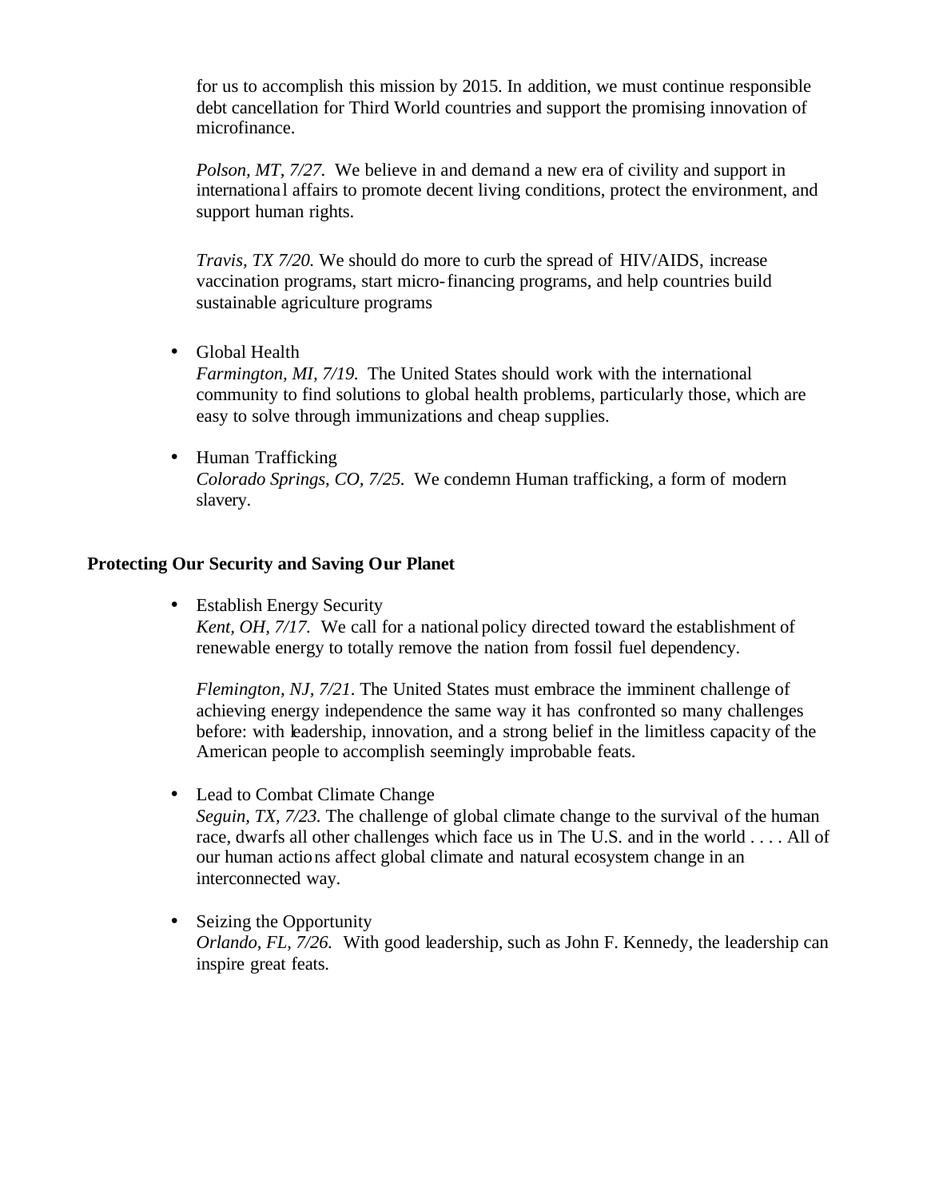for us to accomplish this mission by 2015. In addition, we must continue responsible debt cancellation for Third World countries and support the promising innovation of microfinance.

*Polson, MT, 7/27.* We believe in and demand a new era of civility and support in international affairs to promote decent living conditions, protect the environment, and support human rights.

*Travis, TX 7/20.* We should do more to curb the spread of HIV/AIDS, increase vaccination programs, start micro-financing programs, and help countries build sustainable agriculture programs

- Global Health
  *Farmington, MI, 7/19.* The United States should work with the international community to find solutions to global health problems, particularly those, which are easy to solve through immunizations and cheap supplies.

- Human Trafficking
  *Colorado Springs, CO, 7/25.* We condemn Human trafficking, a form of modern slavery.

**Protecting Our Security and Saving Our Planet**

- Establish Energy Security
  *Kent, OH, 7/17.* We call for a national policy directed toward the establishment of renewable energy to totally remove the nation from fossil fuel dependency.

  *Flemington, NJ, 7/21.* The United States must embrace the imminent challenge of achieving energy independence the same way it has confronted so many challenges before: with leadership, innovation, and a strong belief in the limitless capacity of the American people to accomplish seemingly improbable feats.

- Lead to Combat Climate Change
  *Seguin, TX, 7/23.* The challenge of global climate change to the survival of the human race, dwarfs all other challenges which face us in The U.S. and in the world . . . . All of our human actions affect global climate and natural ecosystem change in an interconnected way.

- Seizing the Opportunity
  *Orlando, FL, 7/26.* With good leadership, such as John F. Kennedy, the leadership can inspire great feats.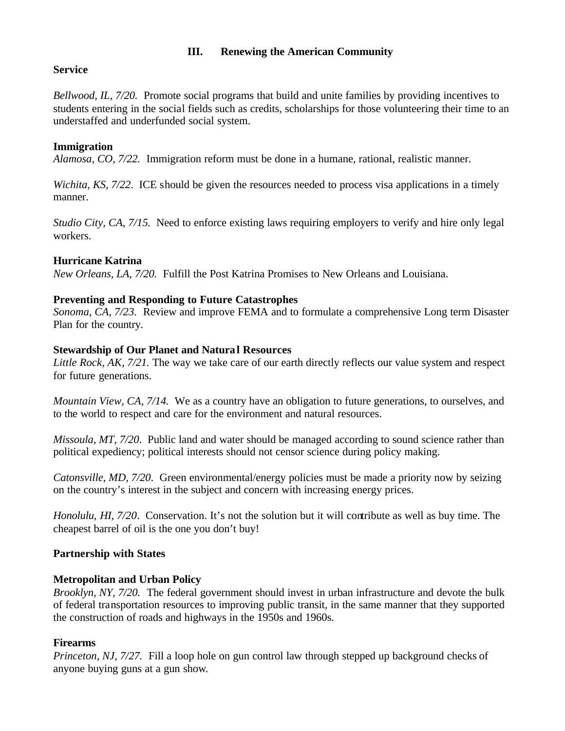## III. Renewing the American Community

### Service

*Bellwood, IL, 7/20.* Promote social programs that build and unite families by providing incentives to students entering in the social fields such as credits, scholarships for those volunteering their time to an understaffed and underfunded social system.

### Immigration

*Alamosa, CO, 7/22.* Immigration reform must be done in a humane, rational, realistic manner.

*Wichita, KS, 7/22.* ICE should be given the resources needed to process visa applications in a timely manner.

*Studio City, CA, 7/15.* Need to enforce existing laws requiring employers to verify and hire only legal workers.

### Hurricane Katrina

*New Orleans, LA, 7/20.* Fulfill the Post Katrina Promises to New Orleans and Louisiana.

### Preventing and Responding to Future Catastrophes

*Sonoma, CA, 7/23.* Review and improve FEMA and to formulate a comprehensive Long term Disaster Plan for the country.

### Stewardship of Our Planet and Natural Resources

*Little Rock, AK, 7/21.* The way we take care of our earth directly reflects our value system and respect for future generations.

*Mountain View, CA, 7/14.* We as a country have an obligation to future generations, to ourselves, and to the world to respect and care for the environment and natural resources.

*Missoula, MT, 7/20.* Public land and water should be managed according to sound science rather than political expediency; political interests should not censor science during policy making.

*Catonsville, MD, 7/20.* Green environmental/energy policies must be made a priority now by seizing on the country's interest in the subject and concern with increasing energy prices.

*Honolulu, HI, 7/20.* Conservation. It's not the solution but it will contribute as well as buy time. The cheapest barrel of oil is the one you don't buy!

### Partnership with States

### Metropolitan and Urban Policy

*Brooklyn, NY, 7/20.* The federal government should invest in urban infrastructure and devote the bulk of federal transportation resources to improving public transit, in the same manner that they supported the construction of roads and highways in the 1950s and 1960s.

### Firearms

*Princeton, NJ, 7/27.* Fill a loop hole on gun control law through stepped up background checks of anyone buying guns at a gun show.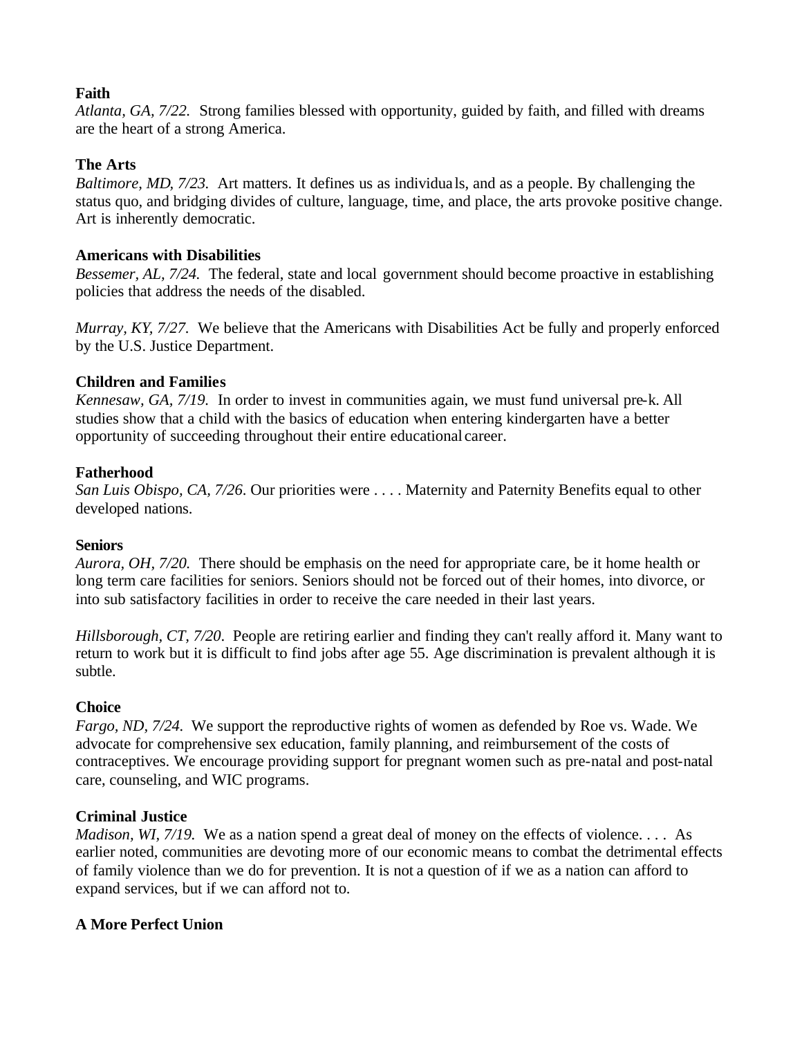**Faith**

*Atlanta, GA, 7/22.* Strong families blessed with opportunity, guided by faith, and filled with dreams are the heart of a strong America.

**The Arts**

*Baltimore, MD, 7/23.* Art matters. It defines us as individuals, and as a people. By challenging the status quo, and bridging divides of culture, language, time, and place, the arts provoke positive change. Art is inherently democratic.

**Americans with Disabilities**

*Bessemer, AL, 7/24.* The federal, state and local government should become proactive in establishing policies that address the needs of the disabled.

*Murray, KY, 7/27.* We believe that the Americans with Disabilities Act be fully and properly enforced by the U.S. Justice Department.

**Children and Families**

*Kennesaw, GA, 7/19.* In order to invest in communities again, we must fund universal pre-k. All studies show that a child with the basics of education when entering kindergarten have a better opportunity of succeeding throughout their entire educational career.

**Fatherhood**

*San Luis Obispo, CA, 7/26.* Our priorities were . . . . Maternity and Paternity Benefits equal to other developed nations.

**Seniors**

*Aurora, OH, 7/20.* There should be emphasis on the need for appropriate care, be it home health or long term care facilities for seniors. Seniors should not be forced out of their homes, into divorce, or into sub satisfactory facilities in order to receive the care needed in their last years.

*Hillsborough, CT, 7/20.* People are retiring earlier and finding they can't really afford it. Many want to return to work but it is difficult to find jobs after age 55. Age discrimination is prevalent although it is subtle.

**Choice**

*Fargo, ND, 7/24.* We support the reproductive rights of women as defended by Roe vs. Wade. We advocate for comprehensive sex education, family planning, and reimbursement of the costs of contraceptives. We encourage providing support for pregnant women such as pre-natal and post-natal care, counseling, and WIC programs.

**Criminal Justice**

*Madison, WI, 7/19.* We as a nation spend a great deal of money on the effects of violence. . . . As earlier noted, communities are devoting more of our economic means to combat the detrimental effects of family violence than we do for prevention. It is not a question of if we as a nation can afford to expand services, but if we can afford not to.

**A More Perfect Union**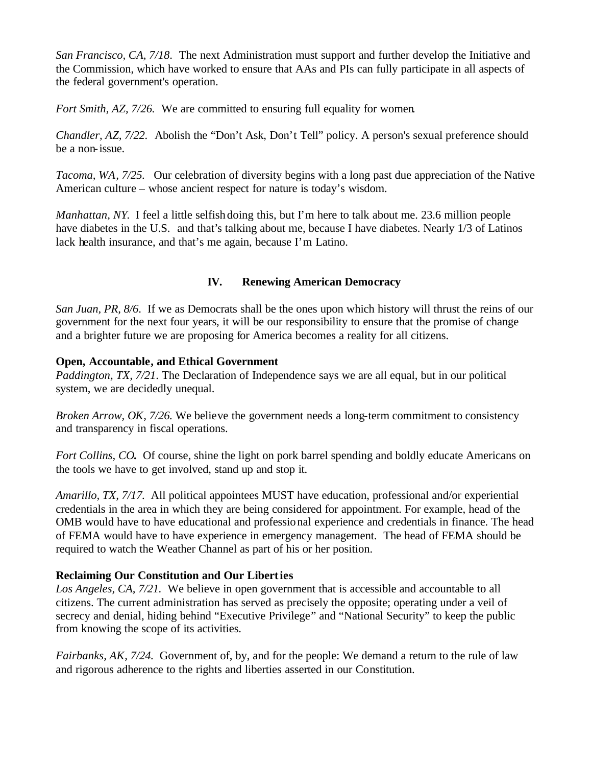*San Francisco, CA, 7/18*. The next Administration must support and further develop the Initiative and the Commission, which have worked to ensure that AAs and PIs can fully participate in all aspects of the federal government's operation.

*Fort Smith, AZ, 7/26.* We are committed to ensuring full equality for women.

*Chandler, AZ, 7/22.* Abolish the "Don't Ask, Don't Tell" policy. A person's sexual preference should be a non-issue.

*Tacoma, WA, 7/25.* Our celebration of diversity begins with a long past due appreciation of the Native American culture – whose ancient respect for nature is today's wisdom.

*Manhattan, NY.* I feel a little selfish doing this, but I'm here to talk about me. 23.6 million people have diabetes in the U.S. and that's talking about me, because I have diabetes. Nearly 1/3 of Latinos lack health insurance, and that's me again, because I'm Latino.

## IV. Renewing American Democracy

*San Juan, PR, 8/6*. If we as Democrats shall be the ones upon which history will thrust the reins of our government for the next four years, it will be our responsibility to ensure that the promise of change and a brighter future we are proposing for America becomes a reality for all citizens.

### Open, Accountable, and Ethical Government

*Paddington, TX, 7/21*. The Declaration of Independence says we are all equal, but in our political system, we are decidedly unequal.

*Broken Arrow, OK, 7/26.* We believe the government needs a long-term commitment to consistency and transparency in fiscal operations.

*Fort Collins, CO.* Of course, shine the light on pork barrel spending and boldly educate Americans on the tools we have to get involved, stand up and stop it.

*Amarillo, TX, 7/17.* All political appointees MUST have education, professional and/or experiential credentials in the area in which they are being considered for appointment. For example, head of the OMB would have to have educational and professional experience and credentials in finance. The head of FEMA would have to have experience in emergency management. The head of FEMA should be required to watch the Weather Channel as part of his or her position.

### Reclaiming Our Constitution and Our Liberties

*Los Angeles, CA, 7/21.* We believe in open government that is accessible and accountable to all citizens. The current administration has served as precisely the opposite; operating under a veil of secrecy and denial, hiding behind "Executive Privilege" and "National Security" to keep the public from knowing the scope of its activities.

*Fairbanks, AK, 7/24.* Government of, by, and for the people: We demand a return to the rule of law and rigorous adherence to the rights and liberties asserted in our Constitution.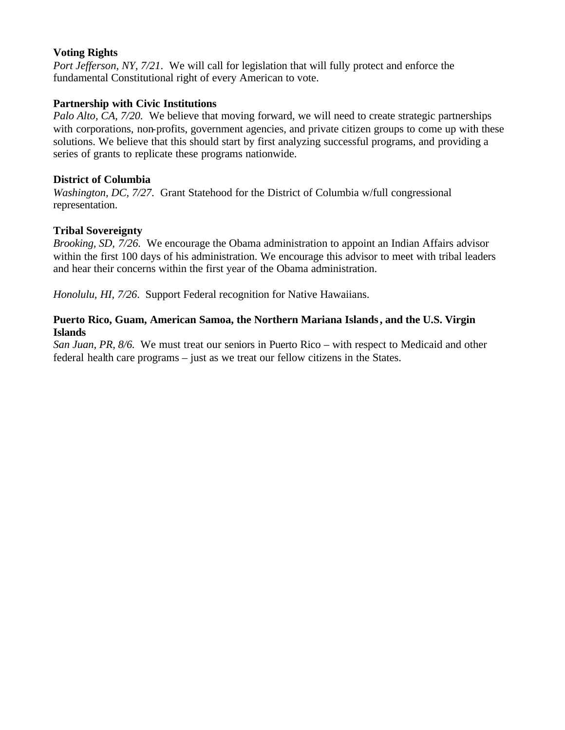**Voting Rights**

*Port Jefferson, NY, 7/21.* We will call for legislation that will fully protect and enforce the fundamental Constitutional right of every American to vote.

**Partnership with Civic Institutions**

*Palo Alto, CA, 7/20.* We believe that moving forward, we will need to create strategic partnerships with corporations, non-profits, government agencies, and private citizen groups to come up with these solutions. We believe that this should start by first analyzing successful programs, and providing a series of grants to replicate these programs nationwide.

**District of Columbia**

*Washington, DC, 7/27.* Grant Statehood for the District of Columbia w/full congressional representation.

**Tribal Sovereignty**

*Brooking, SD, 7/26.* We encourage the Obama administration to appoint an Indian Affairs advisor within the first 100 days of his administration. We encourage this advisor to meet with tribal leaders and hear their concerns within the first year of the Obama administration.

*Honolulu, HI, 7/26.* Support Federal recognition for Native Hawaiians.

**Puerto Rico, Guam, American Samoa, the Northern Mariana Islands, and the U.S. Virgin Islands**

*San Juan, PR, 8/6.* We must treat our seniors in Puerto Rico – with respect to Medicaid and other federal health care programs – just as we treat our fellow citizens in the States.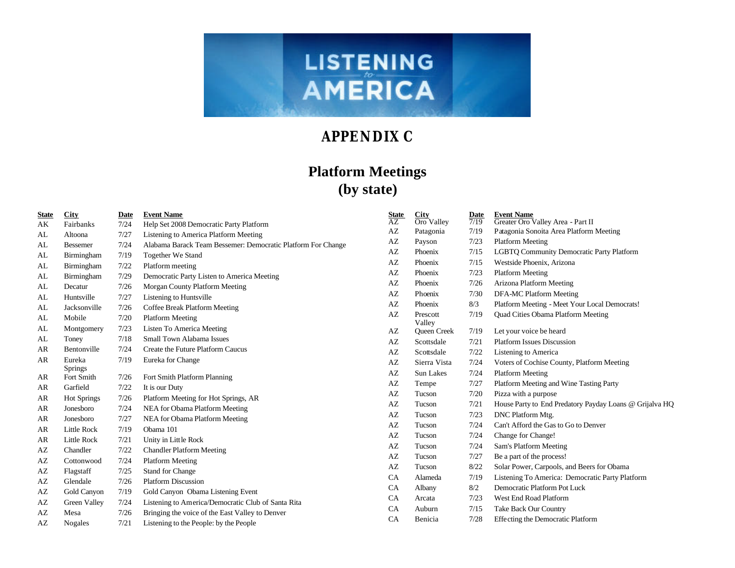# APPENDIX C

## Platform Meetings (by state)

| State | City | Date | Event Name |
|---|---|---|---|
| AK | Fairbanks | 7/24 | Help Set 2008 Democratic Party Platform |
| AL | Altoona | 7/27 | Listening to America Platform Meeting |
| AL | Bessemer | 7/24 | Alabama Barack Team Bessemer: Democratic Platform For Change |
| AL | Birmingham | 7/19 | Together We Stand |
| AL | Birmingham | 7/22 | Platform meeting |
| AL | Birmingham | 7/29 | Democratic Party Listen to America Meeting |
| AL | Decatur | 7/26 | Morgan County Platform Meeting |
| AL | Huntsville | 7/27 | Listening to Huntsville |
| AL | Jacksonville | 7/26 | Coffee Break Platform Meeting |
| AL | Mobile | 7/20 | Platform Meeting |
| AL | Montgomery | 7/23 | Listen To America Meeting |
| AL | Toney | 7/18 | Small Town Alabama Issues |
| AR | Bentonville | 7/24 | Create the Future Platform Caucus |
| AR | Eureka Springs | 7/19 | Eureka for Change |
| AR | Fort Smith | 7/26 | Fort Smith Platform Planning |
| AR | Garfield | 7/22 | It is our Duty |
| AR | Hot Springs | 7/26 | Platform Meeting for Hot Springs, AR |
| AR | Jonesboro | 7/24 | NEA for Obama Platform Meeting |
| AR | Jonesboro | 7/27 | NEA for Obama Platform Meeting |
| AR | Little Rock | 7/19 | Obama 101 |
| AR | Little Rock | 7/21 | Unity in Little Rock |
| AZ | Chandler | 7/22 | Chandler Platform Meeting |
| AZ | Cottonwood | 7/24 | Platform Meeting |
| AZ | Flagstaff | 7/25 | Stand for Change |
| AZ | Glendale | 7/26 | Platform Discussion |
| AZ | Gold Canyon | 7/19 | Gold Canyon Obama Listening Event |
| AZ | Green Valley | 7/24 | Listening to America/Democratic Club of Santa Rita |
| AZ | Mesa | 7/26 | Bringing the voice of the East Valley to Denver |
| AZ | Nogales | 7/21 | Listening to the People: by the People |
| AZ | Oro Valley | 7/19 | Greater Oro Valley Area - Part II |
| AZ | Patagonia | 7/19 | Patagonia Sonoita Area Platform Meeting |
| AZ | Payson | 7/23 | Platform Meeting |
| AZ | Phoenix | 7/15 | LGBTQ Community Democratic Party Platform |
| AZ | Phoenix | 7/15 | Westside Phoenix, Arizona |
| AZ | Phoenix | 7/23 | Platform Meeting |
| AZ | Phoenix | 7/26 | Arizona Platform Meeting |
| AZ | Phoenix | 7/30 | DFA-MC Platform Meeting |
| AZ | Phoenix | 8/3 | Platform Meeting - Meet Your Local Democrats! |
| AZ | Prescott Valley | 7/19 | Quad Cities Obama Platform Meeting |
| AZ | Queen Creek | 7/19 | Let your voice be heard |
| AZ | Scottsdale | 7/21 | Platform Issues Discussion |
| AZ | Scottsdale | 7/22 | Listening to America |
| AZ | Sierra Vista | 7/24 | Voters of Cochise County, Platform Meeting |
| AZ | Sun Lakes | 7/24 | Platform Meeting |
| AZ | Tempe | 7/27 | Platform Meeting and Wine Tasting Party |
| AZ | Tucson | 7/20 | Pizza with a purpose |
| AZ | Tucson | 7/21 | House Party to End Predatory Payday Loans @ Grijalva HQ |
| AZ | Tucson | 7/23 | DNC Platform Mtg. |
| AZ | Tucson | 7/24 | Can't Afford the Gas to Go to Denver |
| AZ | Tucson | 7/24 | Change for Change! |
| AZ | Tucson | 7/24 | Sam's Platform Meeting |
| AZ | Tucson | 7/27 | Be a part of the process! |
| AZ | Tucson | 8/22 | Solar Power, Carpools, and Beers for Obama |
| CA | Alameda | 7/19 | Listening To America: Democratic Party Platform |
| CA | Albany | 8/2 | Democratic Platform Pot Luck |
| CA | Arcata | 7/23 | West End Road Platform |
| CA | Auburn | 7/15 | Take Back Our Country |
| CA | Benicia | 7/28 | Effecting the Democratic Platform |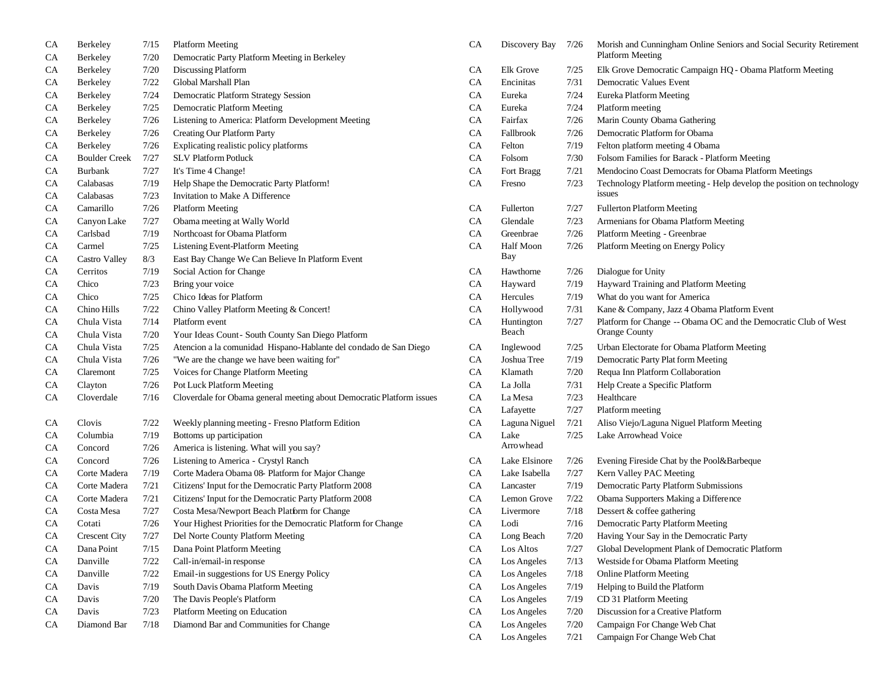| | | | |
|---|---|---|---|
| CA | Berkeley | 7/15 | Platform Meeting |
| CA | Berkeley | 7/20 | Democratic Party Platform Meeting in Berkeley |
| CA | Berkeley | 7/20 | Discussing Platform |
| CA | Berkeley | 7/22 | Global Marshall Plan |
| CA | Berkeley | 7/24 | Democratic Platform Strategy Session |
| CA | Berkeley | 7/25 | Democratic Platform Meeting |
| CA | Berkeley | 7/26 | Listening to America: Platform Development Meeting |
| CA | Berkeley | 7/26 | Creating Our Platform Party |
| CA | Berkeley | 7/26 | Explicating realistic policy platforms |
| CA | Boulder Creek | 7/27 | SLV Platform Potluck |
| CA | Burbank | 7/27 | It's Time 4 Change! |
| CA | Calabasas | 7/19 | Help Shape the Democratic Party Platform! |
| CA | Calabasas | 7/23 | Invitation to Make A Difference |
| CA | Camarillo | 7/26 | Platform Meeting |
| CA | Canyon Lake | 7/27 | Obama meeting at Wally World |
| CA | Carlsbad | 7/19 | Northcoast for Obama Platform |
| CA | Carmel | 7/25 | Listening Event-Platform Meeting |
| CA | Castro Valley | 8/3 | East Bay Change We Can Believe In Platform Event |
| CA | Cerritos | 7/19 | Social Action for Change |
| CA | Chico | 7/23 | Bring your voice |
| CA | Chico | 7/25 | Chico Ideas for Platform |
| CA | Chino Hills | 7/22 | Chino Valley Platform Meeting & Concert! |
| CA | Chula Vista | 7/14 | Platform event |
| CA | Chula Vista | 7/20 | Your Ideas Count - South County San Diego Platform |
| CA | Chula Vista | 7/25 | Atencion a la comunidad Hispano-Hablante del condado de San Diego |
| CA | Chula Vista | 7/26 | "We are the change we have been waiting for" |
| CA | Claremont | 7/25 | Voices for Change Platform Meeting |
| CA | Clayton | 7/26 | Pot Luck Platform Meeting |
| CA | Cloverdale | 7/16 | Cloverdale for Obama general meeting about Democratic Platform issues |
| CA | Clovis | 7/22 | Weekly planning meeting - Fresno Platform Edition |
| CA | Columbia | 7/19 | Bottoms up participation |
| CA | Concord | 7/26 | America is listening. What will you say? |
| CA | Concord | 7/26 | Listening to America - Crystyl Ranch |
| CA | Corte Madera | 7/19 | Corte Madera Obama 08- Platform for Major Change |
| CA | Corte Madera | 7/21 | Citizens' Input for the Democratic Party Platform 2008 |
| CA | Corte Madera | 7/21 | Citizens' Input for the Democratic Party Platform 2008 |
| CA | Costa Mesa | 7/27 | Costa Mesa/Newport Beach Platform for Change |
| CA | Cotati | 7/26 | Your Highest Priorities for the Democratic Platform for Change |
| CA | Crescent City | 7/27 | Del Norte County Platform Meeting |
| CA | Dana Point | 7/15 | Dana Point Platform Meeting |
| CA | Danville | 7/22 | Call-in/email-in response |
| CA | Danville | 7/22 | Email-in suggestions for US Energy Policy |
| CA | Davis | 7/19 | South Davis Obama Platform Meeting |
| CA | Davis | 7/20 | The Davis People's Platform |
| CA | Davis | 7/23 | Platform Meeting on Education |
| CA | Diamond Bar | 7/18 | Diamond Bar and Communities for Change |
| CA | Discovery Bay | 7/26 | Morish and Cunningham Online Seniors and Social Security Retirement Platform Meeting |
| CA | Elk Grove | 7/25 | Elk Grove Democratic Campaign HQ - Obama Platform Meeting |
| CA | Encinitas | 7/31 | Democratic Values Event |
| CA | Eureka | 7/24 | Eureka Platform Meeting |
| CA | Eureka | 7/24 | Platform meeting |
| CA | Fairfax | 7/26 | Marin County Obama Gathering |
| CA | Fallbrook | 7/26 | Democratic Platform for Obama |
| CA | Felton | 7/19 | Felton platform meeting 4 Obama |
| CA | Folsom | 7/30 | Folsom Families for Barack - Platform Meeting |
| CA | Fort Bragg | 7/21 | Mendocino Coast Democrats for Obama Platform Meetings |
| CA | Fresno | 7/23 | Technology Platform meeting - Help develop the position on technology issues |
| CA | Fullerton | 7/27 | Fullerton Platform Meeting |
| CA | Glendale | 7/23 | Armenians for Obama Platform Meeting |
| CA | Greenbrae | 7/26 | Platform Meeting - Greenbrae |
| CA | Half Moon Bay | 7/26 | Platform Meeting on Energy Policy |
| CA | Hawthorne | 7/26 | Dialogue for Unity |
| CA | Hayward | 7/19 | Hayward Training and Platform Meeting |
| CA | Hercules | 7/19 | What do you want for America |
| CA | Hollywood | 7/31 | Kane & Company, Jazz 4 Obama Platform Event |
| CA | Huntington Beach | 7/27 | Platform for Change -- Obama OC and the Democratic Club of West Orange County |
| CA | Inglewood | 7/25 | Urban Electorate for Obama Platform Meeting |
| CA | Joshua Tree | 7/19 | Democratic Party Plat form Meeting |
| CA | Klamath | 7/20 | Requa Inn Platform Collaboration |
| CA | La Jolla | 7/31 | Help Create a Specific Platform |
| CA | La Mesa | 7/23 | Healthcare |
| CA | Lafayette | 7/27 | Platform meeting |
| CA | Laguna Niguel | 7/21 | Aliso Viejo/Laguna Niguel Platform Meeting |
| CA | Lake Arrowhead | 7/25 | Lake Arrowhead Voice |
| CA | Lake Elsinore | 7/26 | Evening Fireside Chat by the Pool&Barbeque |
| CA | Lake Isabella | 7/27 | Kern Valley PAC Meeting |
| CA | Lancaster | 7/19 | Democratic Party Platform Submissions |
| CA | Lemon Grove | 7/22 | Obama Supporters Making a Difference |
| CA | Livermore | 7/18 | Dessert & coffee gathering |
| CA | Lodi | 7/16 | Democratic Party Platform Meeting |
| CA | Long Beach | 7/20 | Having Your Say in the Democratic Party |
| CA | Los Altos | 7/27 | Global Development Plank of Democratic Platform |
| CA | Los Angeles | 7/13 | Westside for Obama Platform Meeting |
| CA | Los Angeles | 7/18 | Online Platform Meeting |
| CA | Los Angeles | 7/19 | Helping to Build the Platform |
| CA | Los Angeles | 7/19 | CD 31 Platform Meeting |
| CA | Los Angeles | 7/20 | Discussion for a Creative Platform |
| CA | Los Angeles | 7/20 | Campaign For Change Web Chat |
| CA | Los Angeles | 7/21 | Campaign For Change Web Chat |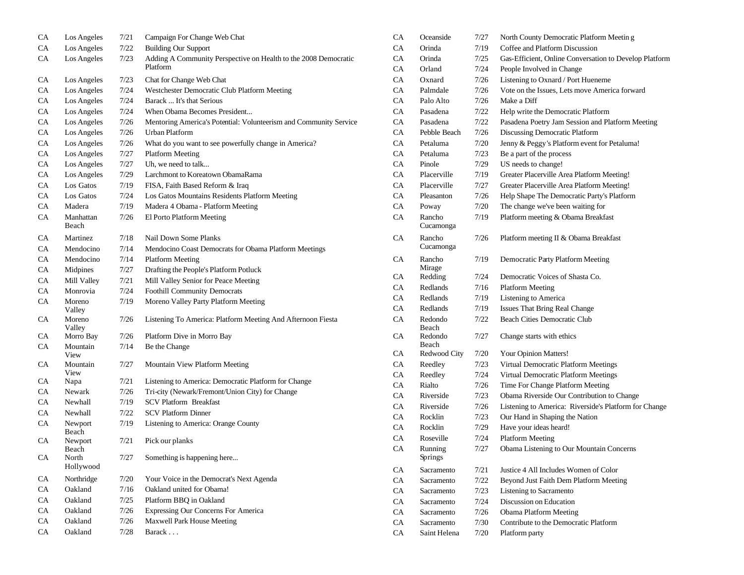| | | | |
|---|---|---|---|
| CA | Los Angeles | 7/21 | Campaign For Change Web Chat |
| CA | Los Angeles | 7/22 | Building Our Support |
| CA | Los Angeles | 7/23 | Adding A Community Perspective on Health to the 2008 Democratic Platform |
| CA | Los Angeles | 7/23 | Chat for Change Web Chat |
| CA | Los Angeles | 7/24 | Westchester Democratic Club Platform Meeting |
| CA | Los Angeles | 7/24 | Barack ... It's that Serious |
| CA | Los Angeles | 7/24 | When Obama Becomes President... |
| CA | Los Angeles | 7/26 | Mentoring America's Potential: Volunteerism and Community Service |
| CA | Los Angeles | 7/26 | Urban Platform |
| CA | Los Angeles | 7/26 | What do you want to see powerfully change in America? |
| CA | Los Angeles | 7/27 | Platform Meeting |
| CA | Los Angeles | 7/27 | Uh, we need to talk... |
| CA | Los Angeles | 7/29 | Larchmont to Koreatown ObamaRama |
| CA | Los Gatos | 7/19 | FISA, Faith Based Reform & Iraq |
| CA | Los Gatos | 7/24 | Los Gatos Mountains Residents Platform Meeting |
| CA | Madera | 7/19 | Madera 4 Obama - Platform Meeting |
| CA | Manhattan Beach | 7/26 | El Porto Platform Meeting |
| CA | Martinez | 7/18 | Nail Down Some Planks |
| CA | Mendocino | 7/14 | Mendocino Coast Democrats for Obama Platform Meetings |
| CA | Mendocino | 7/14 | Platform Meeting |
| CA | Midpines | 7/27 | Drafting the People's Platform Potluck |
| CA | Mill Valley | 7/21 | Mill Valley Senior for Peace Meeting |
| CA | Monrovia | 7/24 | Foothill Community Democrats |
| CA | Moreno Valley | 7/19 | Moreno Valley Party Platform Meeting |
| CA | Moreno Valley | 7/26 | Listening To America: Platform Meeting And Afternoon Fiesta |
| CA | Morro Bay | 7/26 | Platform Dive in Morro Bay |
| CA | Mountain View | 7/14 | Be the Change |
| CA | Mountain View | 7/27 | Mountain View Platform Meeting |
| CA | Napa | 7/21 | Listening to America: Democratic Platform for Change |
| CA | Newark | 7/26 | Tri-city (Newark/Fremont/Union City) for Change |
| CA | Newhall | 7/19 | SCV Platform Breakfast |
| CA | Newhall | 7/22 | SCV Platform Dinner |
| CA | Newport Beach | 7/19 | Listening to America: Orange County |
| CA | Newport Beach | 7/21 | Pick our planks |
| CA | North Hollywood | 7/27 | Something is happening here... |
| CA | Northridge | 7/20 | Your Voice in the Democrat's Next Agenda |
| CA | Oakland | 7/16 | Oakland united for Obama! |
| CA | Oakland | 7/25 | Platform BBQ in Oakland |
| CA | Oakland | 7/26 | Expressing Our Concerns For America |
| CA | Oakland | 7/26 | Maxwell Park House Meeting |
| CA | Oakland | 7/28 | Barack . . . |
| CA | Oceanside | 7/27 | North County Democratic Platform Meetin g |
| CA | Orinda | 7/19 | Coffee and Platform Discussion |
| CA | Orinda | 7/25 | Gas-Efficient, Online Conversation to Develop Platform |
| CA | Orland | 7/24 | People Involved in Change |
| CA | Oxnard | 7/26 | Listening to Oxnard / Port Hueneme |
| CA | Palmdale | 7/26 | Vote on the Issues, Lets move America forward |
| CA | Palo Alto | 7/26 | Make a Diff |
| CA | Pasadena | 7/22 | Help write the Democratic Platform |
| CA | Pasadena | 7/22 | Pasadena Poetry Jam Session and Platform Meeting |
| CA | Pebble Beach | 7/26 | Discussing Democratic Platform |
| CA | Petaluma | 7/20 | Jenny & Peggy's Platform event for Petaluma! |
| CA | Petaluma | 7/23 | Be a part of the process |
| CA | Pinole | 7/29 | US needs to change! |
| CA | Placerville | 7/19 | Greater Placerville Area Platform Meeting! |
| CA | Placerville | 7/27 | Greater Placerville Area Platform Meeting! |
| CA | Pleasanton | 7/26 | Help Shape The Democratic Party's Platform |
| CA | Poway | 7/20 | The change we've been waiting for |
| CA | Rancho Cucamonga | 7/19 | Platform meeting & Obama Breakfast |
| CA | Rancho Cucamonga | 7/26 | Platform meeting II & Obama Breakfast |
| CA | Rancho Mirage | 7/19 | Democratic Party Platform Meeting |
| CA | Redding | 7/24 | Democratic Voices of Shasta Co. |
| CA | Redlands | 7/16 | Platform Meeting |
| CA | Redlands | 7/19 | Listening to America |
| CA | Redlands | 7/19 | Issues That Bring Real Change |
| CA | Redondo Beach | 7/22 | Beach Cities Democratic Club |
| CA | Redondo Beach | 7/27 | Change starts with ethics |
| CA | Redwood City | 7/20 | Your Opinion Matters! |
| CA | Reedley | 7/23 | Virtual Democratic Platform Meetings |
| CA | Reedley | 7/24 | Virtual Democratic Platform Meetings |
| CA | Rialto | 7/26 | Time For Change Platform Meeting |
| CA | Riverside | 7/23 | Obama Riverside Our Contribution to Change |
| CA | Riverside | 7/26 | Listening to America: Riverside's Platform for Change |
| CA | Rocklin | 7/23 | Our Hand in Shaping the Nation |
| CA | Rocklin | 7/29 | Have your ideas heard! |
| CA | Roseville | 7/24 | Platform Meeting |
| CA | Running Springs | 7/27 | Obama Listening to Our Mountain Concerns |
| CA | Sacramento | 7/21 | Justice 4 All Includes Women of Color |
| CA | Sacramento | 7/22 | Beyond Just Faith Dem Platform Meeting |
| CA | Sacramento | 7/23 | Listening to Sacramento |
| CA | Sacramento | 7/24 | Discussion on Education |
| CA | Sacramento | 7/26 | Obama Platform Meeting |
| CA | Sacramento | 7/30 | Contribute to the Democratic Platform |
| CA | Saint Helena | 7/20 | Platform party |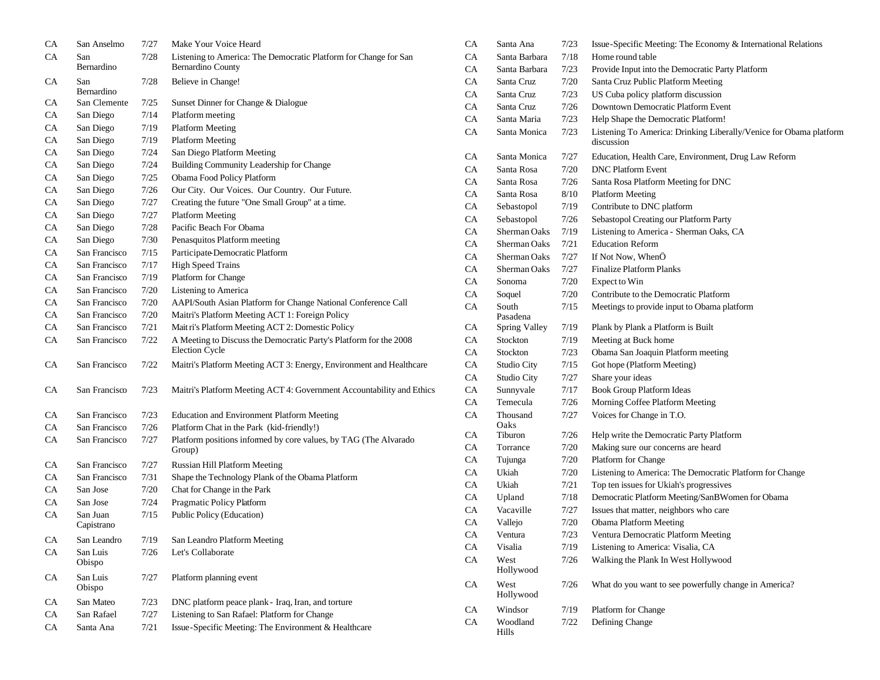| | | | |
|---|---|---|---|
| CA | San Anselmo | 7/27 | Make Your Voice Heard |
| CA | San Bernardino | 7/28 | Listening to America: The Democratic Platform for Change for San Bernardino County |
| CA | San Bernardino | 7/28 | Believe in Change! |
| CA | San Clemente | 7/25 | Sunset Dinner for Change & Dialogue |
| CA | San Diego | 7/14 | Platform meeting |
| CA | San Diego | 7/19 | Platform Meeting |
| CA | San Diego | 7/19 | Platform Meeting |
| CA | San Diego | 7/24 | San Diego Platform Meeting |
| CA | San Diego | 7/24 | Building Community Leadership for Change |
| CA | San Diego | 7/25 | Obama Food Policy Platform |
| CA | San Diego | 7/26 | Our City. Our Voices. Our Country. Our Future. |
| CA | San Diego | 7/27 | Creating the future "One Small Group" at a time. |
| CA | San Diego | 7/27 | Platform Meeting |
| CA | San Diego | 7/28 | Pacific Beach For Obama |
| CA | San Diego | 7/30 | Penasquitos Platform meeting |
| CA | San Francisco | 7/15 | Participate-Democratic Platform |
| CA | San Francisco | 7/17 | High Speed Trains |
| CA | San Francisco | 7/19 | Platform for Change |
| CA | San Francisco | 7/20 | Listening to America |
| CA | San Francisco | 7/20 | AAPI/South Asian Platform for Change National Conference Call |
| CA | San Francisco | 7/20 | Maitri's Platform Meeting ACT 1: Foreign Policy |
| CA | San Francisco | 7/21 | Maitri's Platform Meeting ACT 2: Domestic Policy |
| CA | San Francisco | 7/22 | A Meeting to Discuss the Democratic Party's Platform for the 2008 Election Cycle |
| CA | San Francisco | 7/22 | Maitri's Platform Meeting ACT 3: Energy, Environment and Healthcare |
| CA | San Francisco | 7/23 | Maitri's Platform Meeting ACT 4: Government Accountability and Ethics |
| CA | San Francisco | 7/23 | Education and Environment Platform Meeting |
| CA | San Francisco | 7/26 | Platform Chat in the Park (kid-friendly!) |
| CA | San Francisco | 7/27 | Platform positions informed by core values, by TAG (The Alvarado Group) |
| CA | San Francisco | 7/27 | Russian Hill Platform Meeting |
| CA | San Francisco | 7/31 | Shape the Technology Plank of the Obama Platform |
| CA | San Jose | 7/20 | Chat for Change in the Park |
| CA | San Jose | 7/24 | Pragmatic Policy Platform |
| CA | San Juan Capistrano | 7/15 | Public Policy (Education) |
| CA | San Leandro | 7/19 | San Leandro Platform Meeting |
| CA | San Luis Obispo | 7/26 | Let's Collaborate |
| CA | San Luis Obispo | 7/27 | Platform planning event |
| CA | San Mateo | 7/23 | DNC platform peace plank - Iraq, Iran, and torture |
| CA | San Rafael | 7/27 | Listening to San Rafael: Platform for Change |
| CA | Santa Ana | 7/21 | Issue-Specific Meeting: The Environment & Healthcare |
| CA | Santa Ana | 7/23 | Issue-Specific Meeting: The Economy & International Relations |
| CA | Santa Barbara | 7/18 | Home round table |
| CA | Santa Barbara | 7/23 | Provide Input into the Democratic Party Platform |
| CA | Santa Cruz | 7/20 | Santa Cruz Public Platform Meeting |
| CA | Santa Cruz | 7/23 | US Cuba policy platform discussion |
| CA | Santa Cruz | 7/26 | Downtown Democratic Platform Event |
| CA | Santa Maria | 7/23 | Help Shape the Democratic Platform! |
| CA | Santa Monica | 7/23 | Listening To America: Drinking Liberally/Venice for Obama platform discussion |
| CA | Santa Monica | 7/27 | Education, Health Care, Environment, Drug Law Reform |
| CA | Santa Rosa | 7/20 | DNC Platform Event |
| CA | Santa Rosa | 7/26 | Santa Rosa Platform Meeting for DNC |
| CA | Santa Rosa | 8/10 | Platform Meeting |
| CA | Sebastopol | 7/19 | Contribute to DNC platform |
| CA | Sebastopol | 7/26 | Sebastopol Creating our Platform Party |
| CA | Sherman Oaks | 7/19 | Listening to America - Sherman Oaks, CA |
| CA | Sherman Oaks | 7/21 | Education Reform |
| CA | Sherman Oaks | 7/27 | If Not Now, WhenÖ |
| CA | Sherman Oaks | 7/27 | Finalize Platform Planks |
| CA | Sonoma | 7/20 | Expect to Win |
| CA | Soquel | 7/20 | Contribute to the Democratic Platform |
| CA | South Pasadena | 7/15 | Meetings to provide input to Obama platform |
| CA | Spring Valley | 7/19 | Plank by Plank a Platform is Built |
| CA | Stockton | 7/19 | Meeting at Buck home |
| CA | Stockton | 7/23 | Obama San Joaquin Platform meeting |
| CA | Studio City | 7/15 | Got hope (Platform Meeting) |
| CA | Studio City | 7/27 | Share your ideas |
| CA | Sunnyvale | 7/17 | Book Group Platform Ideas |
| CA | Temecula | 7/26 | Morning Coffee Platform Meeting |
| CA | Thousand Oaks | 7/27 | Voices for Change in T.O. |
| CA | Tiburon | 7/26 | Help write the Democratic Party Platform |
| CA | Torrance | 7/20 | Making sure our concerns are heard |
| CA | Tujunga | 7/20 | Platform for Change |
| CA | Ukiah | 7/20 | Listening to America: The Democratic Platform for Change |
| CA | Ukiah | 7/21 | Top ten issues for Ukiah's progressives |
| CA | Upland | 7/18 | Democratic Platform Meeting/SanBWomen for Obama |
| CA | Vacaville | 7/27 | Issues that matter, neighbors who care |
| CA | Vallejo | 7/20 | Obama Platform Meeting |
| CA | Ventura | 7/23 | Ventura Democratic Platform Meeting |
| CA | Visalia | 7/19 | Listening to America: Visalia, CA |
| CA | West Hollywood | 7/26 | Walking the Plank In West Hollywood |
| CA | West Hollywood | 7/26 | What do you want to see powerfully change in America? |
| CA | Windsor | 7/19 | Platform for Change |
| CA | Woodland Hills | 7/22 | Defining Change |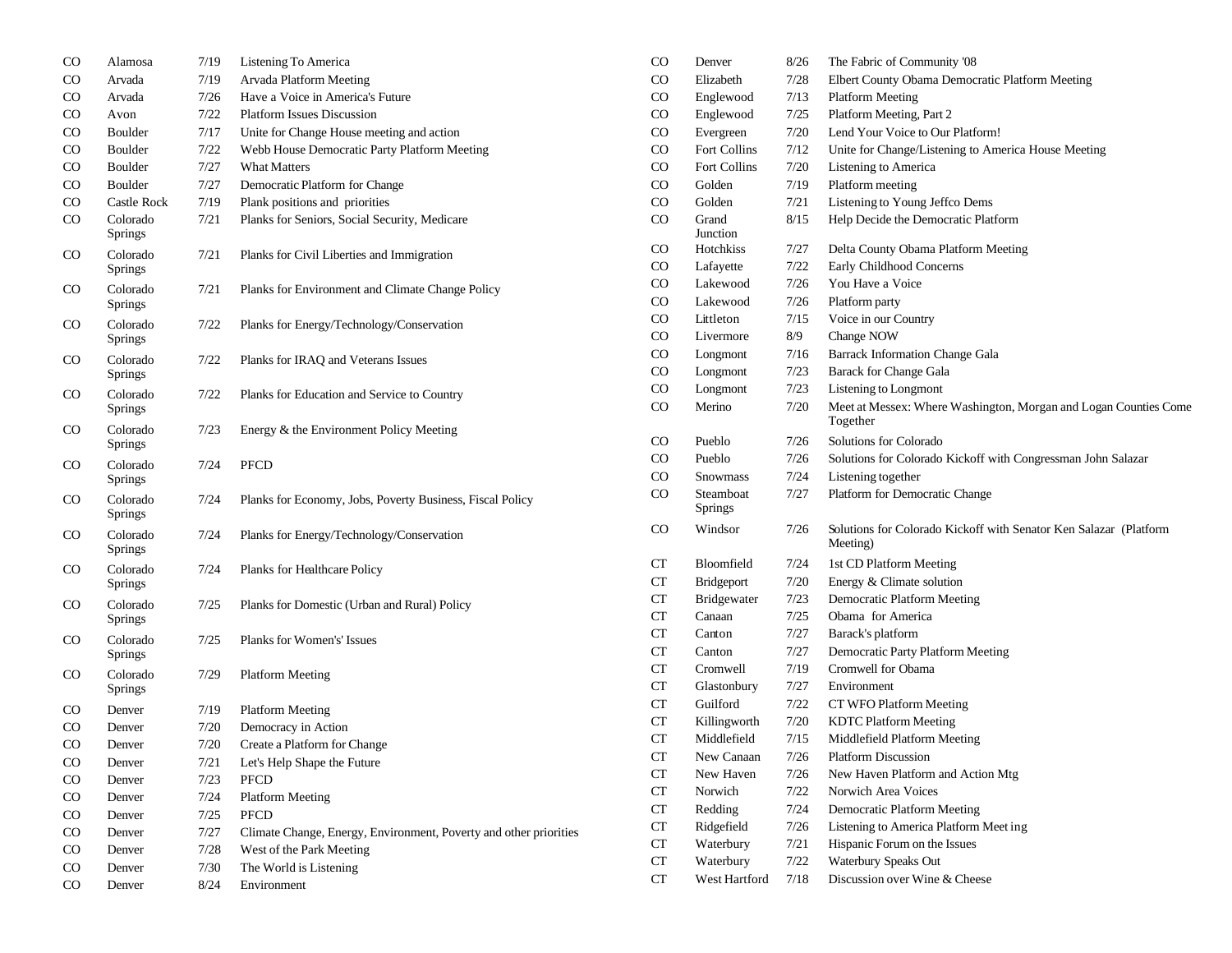| | | | |
|---|---|---|---|
| CO | Alamosa | 7/19 | Listening To America |
| CO | Arvada | 7/19 | Arvada Platform Meeting |
| CO | Arvada | 7/26 | Have a Voice in America's Future |
| CO | Avon | 7/22 | Platform Issues Discussion |
| CO | Boulder | 7/17 | Unite for Change House meeting and action |
| CO | Boulder | 7/22 | Webb House Democratic Party Platform Meeting |
| CO | Boulder | 7/27 | What Matters |
| CO | Boulder | 7/27 | Democratic Platform for Change |
| CO | Castle Rock | 7/19 | Plank positions and priorities |
| CO | Colorado Springs | 7/21 | Planks for Seniors, Social Security, Medicare |
| CO | Colorado Springs | 7/21 | Planks for Civil Liberties and Immigration |
| CO | Colorado Springs | 7/21 | Planks for Environment and Climate Change Policy |
| CO | Colorado Springs | 7/22 | Planks for Energy/Technology/Conservation |
| CO | Colorado Springs | 7/22 | Planks for IRAQ and Veterans Issues |
| CO | Colorado Springs | 7/22 | Planks for Education and Service to Country |
| CO | Colorado Springs | 7/23 | Energy & the Environment Policy Meeting |
| CO | Colorado Springs | 7/24 | PFCD |
| CO | Colorado Springs | 7/24 | Planks for Economy, Jobs, Poverty Business, Fiscal Policy |
| CO | Colorado Springs | 7/24 | Planks for Energy/Technology/Conservation |
| CO | Colorado Springs | 7/24 | Planks for Healthcare Policy |
| CO | Colorado Springs | 7/25 | Planks for Domestic (Urban and Rural) Policy |
| CO | Colorado Springs | 7/25 | Planks for Women's' Issues |
| CO | Colorado Springs | 7/29 | Platform Meeting |
| CO | Denver | 7/19 | Platform Meeting |
| CO | Denver | 7/20 | Democracy in Action |
| CO | Denver | 7/20 | Create a Platform for Change |
| CO | Denver | 7/21 | Let's Help Shape the Future |
| CO | Denver | 7/23 | PFCD |
| CO | Denver | 7/24 | Platform Meeting |
| CO | Denver | 7/25 | PFCD |
| CO | Denver | 7/27 | Climate Change, Energy, Environment, Poverty and other priorities |
| CO | Denver | 7/28 | West of the Park Meeting |
| CO | Denver | 7/30 | The World is Listening |
| CO | Denver | 8/24 | Environment |
| CO | Denver | 8/26 | The Fabric of Community '08 |
| CO | Elizabeth | 7/28 | Elbert County Obama Democratic Platform Meeting |
| CO | Englewood | 7/13 | Platform Meeting |
| CO | Englewood | 7/25 | Platform Meeting, Part 2 |
| CO | Evergreen | 7/20 | Lend Your Voice to Our Platform! |
| CO | Fort Collins | 7/12 | Unite for Change/Listening to America House Meeting |
| CO | Fort Collins | 7/20 | Listening to America |
| CO | Golden | 7/19 | Platform meeting |
| CO | Golden | 7/21 | Listening to Young Jeffco Dems |
| CO | Grand Junction | 8/15 | Help Decide the Democratic Platform |
| CO | Hotchkiss | 7/27 | Delta County Obama Platform Meeting |
| CO | Lafayette | 7/22 | Early Childhood Concerns |
| CO | Lakewood | 7/26 | You Have a Voice |
| CO | Lakewood | 7/26 | Platform party |
| CO | Littleton | 7/15 | Voice in our Country |
| CO | Livermore | 8/9 | Change NOW |
| CO | Longmont | 7/16 | Barrack Information Change Gala |
| CO | Longmont | 7/23 | Barack for Change Gala |
| CO | Longmont | 7/23 | Listening to Longmont |
| CO | Merino | 7/20 | Meet at Messex: Where Washington, Morgan and Logan Counties Come Together |
| CO | Pueblo | 7/26 | Solutions for Colorado |
| CO | Pueblo | 7/26 | Solutions for Colorado Kickoff with Congressman John Salazar |
| CO | Snowmass | 7/24 | Listening together |
| CO | Steamboat Springs | 7/27 | Platform for Democratic Change |
| CO | Windsor | 7/26 | Solutions for Colorado Kickoff with Senator Ken Salazar (Platform Meeting) |
| CT | Bloomfield | 7/24 | 1st CD Platform Meeting |
| CT | Bridgeport | 7/20 | Energy & Climate solution |
| CT | Bridgewater | 7/23 | Democratic Platform Meeting |
| CT | Canaan | 7/25 | Obama for America |
| CT | Canton | 7/27 | Barack's platform |
| CT | Canton | 7/27 | Democratic Party Platform Meeting |
| CT | Cromwell | 7/19 | Cromwell for Obama |
| CT | Glastonbury | 7/27 | Environment |
| CT | Guilford | 7/22 | CT WFO Platform Meeting |
| CT | Killingworth | 7/20 | KDTC Platform Meeting |
| CT | Middlefield | 7/15 | Middlefield Platform Meeting |
| CT | New Canaan | 7/26 | Platform Discussion |
| CT | New Haven | 7/26 | New Haven Platform and Action Mtg |
| CT | Norwich | 7/22 | Norwich Area Voices |
| CT | Redding | 7/24 | Democratic Platform Meeting |
| CT | Ridgefield | 7/26 | Listening to America Platform Meet ing |
| CT | Waterbury | 7/21 | Hispanic Forum on the Issues |
| CT | Waterbury | 7/22 | Waterbury Speaks Out |
| CT | West Hartford | 7/18 | Discussion over Wine & Cheese |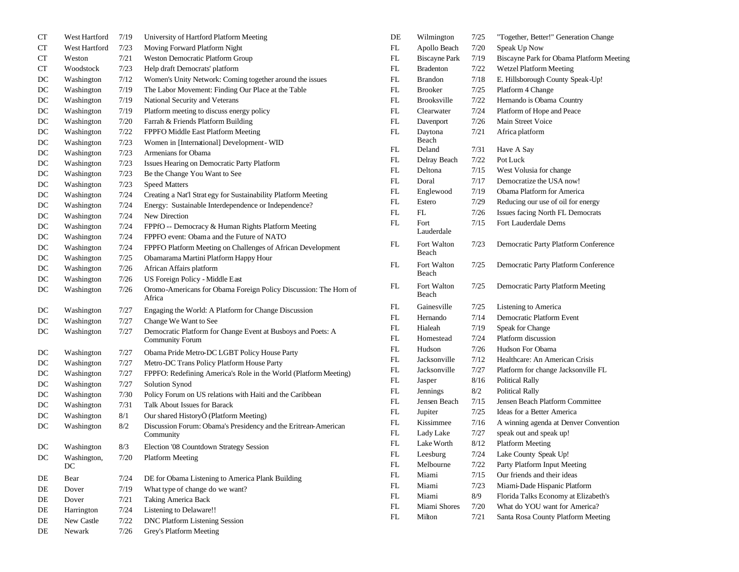| | | | |
|---|---|---|---|
| CT | West Hartford | 7/19 | University of Hartford Platform Meeting |
| CT | West Hartford | 7/23 | Moving Forward Platform Night |
| CT | Weston | 7/21 | Weston Democratic Platform Group |
| CT | Woodstock | 7/23 | Help draft Democrats' platform |
| DC | Washington | 7/12 | Women's Unity Network: Coming together around the issues |
| DC | Washington | 7/19 | The Labor Movement: Finding Our Place at the Table |
| DC | Washington | 7/19 | National Security and Veterans |
| DC | Washington | 7/19 | Platform meeting to discuss energy policy |
| DC | Washington | 7/20 | Farrah & Friends Platform Building |
| DC | Washington | 7/22 | FPPFO Middle East Platform Meeting |
| DC | Washington | 7/23 | Women in [International] Development - WID |
| DC | Washington | 7/23 | Armenians for Obama |
| DC | Washington | 7/23 | Issues Hearing on Democratic Party Platform |
| DC | Washington | 7/23 | Be the Change You Want to See |
| DC | Washington | 7/23 | Speed Matters |
| DC | Washington | 7/24 | Creating a Nat'l Strat egy for Sustainability Platform Meeting |
| DC | Washington | 7/24 | Energy: Sustainable Interdependence or Independence? |
| DC | Washington | 7/24 | New Direction |
| DC | Washington | 7/24 | FPPfO -- Democracy & Human Rights Platform Meeting |
| DC | Washington | 7/24 | FPPFO event: Obama and the Future of NATO |
| DC | Washington | 7/24 | FPPFO Platform Meeting on Challenges of African Development |
| DC | Washington | 7/25 | Obamarama Martini Platform Happy Hour |
| DC | Washington | 7/26 | African Affairs platform |
| DC | Washington | 7/26 | US Foreign Policy - Middle East |
| DC | Washington | 7/26 | Oromo-Americans for Obama Foreign Policy Discussion: The Horn of Africa |
| DC | Washington | 7/27 | Engaging the World: A Platform for Change Discussion |
| DC | Washington | 7/27 | Change We Want to See |
| DC | Washington | 7/27 | Democratic Platform for Change Event at Busboys and Poets: A Community Forum |
| DC | Washington | 7/27 | Obama Pride Metro-DC LGBT Policy House Party |
| DC | Washington | 7/27 | Metro-DC Trans Policy Platform House Party |
| DC | Washington | 7/27 | FPPFO: Redefining America's Role in the World (Platform Meeting) |
| DC | Washington | 7/27 | Solution Synod |
| DC | Washington | 7/30 | Policy Forum on US relations with Haiti and the Caribbean |
| DC | Washington | 7/31 | Talk About Issues for Barack |
| DC | Washington | 8/1 | Our shared HistoryÖ (Platform Meeting) |
| DC | Washington | 8/2 | Discussion Forum: Obama's Presidency and the Eritrean-American Community |
| DC | Washington | 8/3 | Election '08 Countdown Strategy Session |
| DC | Washington, DC | 7/20 | Platform Meeting |
| DE | Bear | 7/24 | DE for Obama Listening to America Plank Building |
| DE | Dover | 7/19 | What type of change do we want? |
| DE | Dover | 7/21 | Taking America Back |
| DE | Harrington | 7/24 | Listening to Delaware!! |
| DE | New Castle | 7/22 | DNC Platform Listening Session |
| DE | Newark | 7/26 | Grey's Platform Meeting |
| DE | Wilmington | 7/25 | "Together, Better!" Generation Change |
| FL | Apollo Beach | 7/20 | Speak Up Now |
| FL | Biscayne Park | 7/19 | Biscayne Park for Obama Platform Meeting |
| FL | Bradenton | 7/22 | Wetzel Platform Meeting |
| FL | Brandon | 7/18 | E. Hillsborough County Speak-Up! |
| FL | Brooker | 7/25 | Platform 4 Change |
| FL | Brooksville | 7/22 | Hernando is Obama Country |
| FL | Clearwater | 7/24 | Platform of Hope and Peace |
| FL | Davenport | 7/26 | Main Street Voice |
| FL | Daytona Beach | 7/21 | Africa platform |
| FL | Deland | 7/31 | Have A Say |
| FL | Delray Beach | 7/22 | Pot Luck |
| FL | Deltona | 7/15 | West Volusia for change |
| FL | Doral | 7/17 | Democratize the USA now! |
| FL | Englewood | 7/19 | Obama Platform for America |
| FL | Estero | 7/29 | Reducing our use of oil for energy |
| FL | FL | 7/26 | Issues facing North FL Democrats |
| FL | Fort Lauderdale | 7/15 | Fort Lauderdale Dems |
| FL | Fort Walton Beach | 7/23 | Democratic Party Platform Conference |
| FL | Fort Walton Beach | 7/25 | Democratic Party Platform Conference |
| FL | Fort Walton Beach | 7/25 | Democratic Party Platform Meeting |
| FL | Gainesville | 7/25 | Listening to America |
| FL | Hernando | 7/14 | Democratic Platform Event |
| FL | Hialeah | 7/19 | Speak for Change |
| FL | Homestead | 7/24 | Platform discussion |
| FL | Hudson | 7/26 | Hudson For Obama |
| FL | Jacksonville | 7/12 | Healthcare: An American Crisis |
| FL | Jacksonville | 7/27 | Platform for change Jacksonville FL |
| FL | Jasper | 8/16 | Political Rally |
| FL | Jennings | 8/2 | Political Rally |
| FL | Jensen Beach | 7/15 | Jensen Beach Platform Committee |
| FL | Jupiter | 7/25 | Ideas for a Better America |
| FL | Kissimmee | 7/16 | A winning agenda at Denver Convention |
| FL | Lady Lake | 7/27 | speak out and speak up! |
| FL | Lake Worth | 8/12 | Platform Meeting |
| FL | Leesburg | 7/24 | Lake County Speak Up! |
| FL | Melbourne | 7/22 | Party Platform Input Meeting |
| FL | Miami | 7/15 | Our friends and their ideas |
| FL | Miami | 7/23 | Miami-Dade Hispanic Platform |
| FL | Miami | 8/9 | Florida Talks Economy at Elizabeth's |
| FL | Miami Shores | 7/20 | What do YOU want for America? |
| FL | Milton | 7/21 | Santa Rosa County Platform Meeting |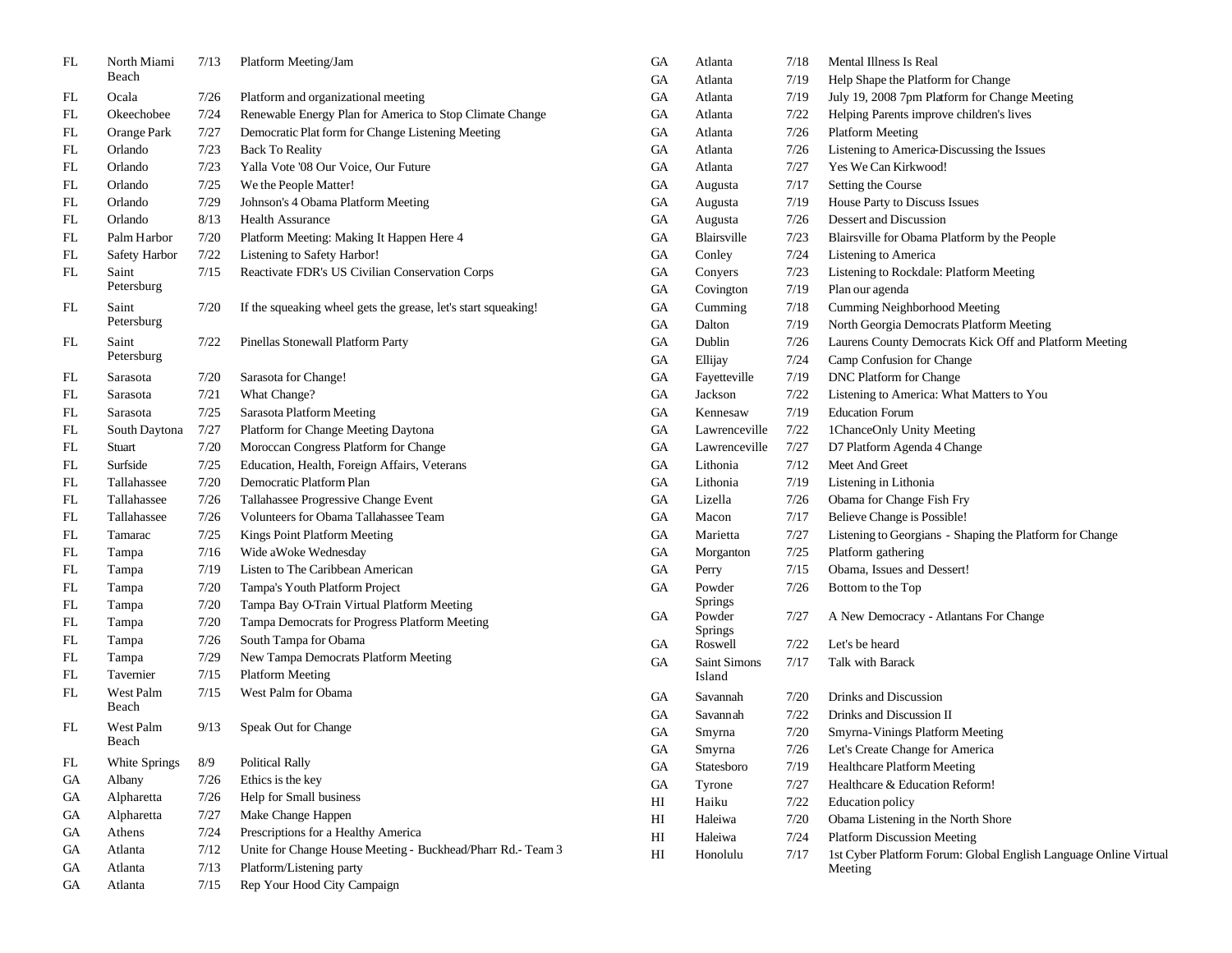| | | | |
|---|---|---|---|
| FL | North Miami Beach | 7/13 | Platform Meeting/Jam |
| FL | Ocala | 7/26 | Platform and organizational meeting |
| FL | Okeechobee | 7/24 | Renewable Energy Plan for America to Stop Climate Change |
| FL | Orange Park | 7/27 | Democratic Plat form for Change Listening Meeting |
| FL | Orlando | 7/23 | Back To Reality |
| FL | Orlando | 7/23 | Yalla Vote '08 Our Voice, Our Future |
| FL | Orlando | 7/25 | We the People Matter! |
| FL | Orlando | 7/29 | Johnson's 4 Obama Platform Meeting |
| FL | Orlando | 8/13 | Health Assurance |
| FL | Palm Harbor | 7/20 | Platform Meeting: Making It Happen Here 4 |
| FL | Safety Harbor | 7/22 | Listening to Safety Harbor! |
| FL | Saint Petersburg | 7/15 | Reactivate FDR's US Civilian Conservation Corps |
| FL | Saint Petersburg | 7/20 | If the squeaking wheel gets the grease, let's start squeaking! |
| FL | Saint Petersburg | 7/22 | Pinellas Stonewall Platform Party |
| FL | Sarasota | 7/20 | Sarasota for Change! |
| FL | Sarasota | 7/21 | What Change? |
| FL | Sarasota | 7/25 | Sarasota Platform Meeting |
| FL | South Daytona | 7/27 | Platform for Change Meeting Daytona |
| FL | Stuart | 7/20 | Moroccan Congress Platform for Change |
| FL | Surfside | 7/25 | Education, Health, Foreign Affairs, Veterans |
| FL | Tallahassee | 7/20 | Democratic Platform Plan |
| FL | Tallahassee | 7/26 | Tallahassee Progressive Change Event |
| FL | Tallahassee | 7/26 | Volunteers for Obama Tallahassee Team |
| FL | Tamarac | 7/25 | Kings Point Platform Meeting |
| FL | Tampa | 7/16 | Wide aWoke Wednesday |
| FL | Tampa | 7/19 | Listen to The Caribbean American |
| FL | Tampa | 7/20 | Tampa's Youth Platform Project |
| FL | Tampa | 7/20 | Tampa Bay O-Train Virtual Platform Meeting |
| FL | Tampa | 7/20 | Tampa Democrats for Progress Platform Meeting |
| FL | Tampa | 7/26 | South Tampa for Obama |
| FL | Tampa | 7/29 | New Tampa Democrats Platform Meeting |
| FL | Tavernier | 7/15 | Platform Meeting |
| FL | West Palm Beach | 7/15 | West Palm for Obama |
| FL | West Palm Beach | 9/13 | Speak Out for Change |
| FL | White Springs | 8/9 | Political Rally |
| GA | Albany | 7/26 | Ethics is the key |
| GA | Alpharetta | 7/26 | Help for Small business |
| GA | Alpharetta | 7/27 | Make Change Happen |
| GA | Athens | 7/24 | Prescriptions for a Healthy America |
| GA | Atlanta | 7/12 | Unite for Change House Meeting - Buckhead/Pharr Rd.- Team 3 |
| GA | Atlanta | 7/13 | Platform/Listening party |
| GA | Atlanta | 7/15 | Rep Your Hood City Campaign |
| GA | Atlanta | 7/18 | Mental Illness Is Real |
| GA | Atlanta | 7/19 | Help Shape the Platform for Change |
| GA | Atlanta | 7/19 | July 19, 2008 7pm Platform for Change Meeting |
| GA | Atlanta | 7/22 | Helping Parents improve children's lives |
| GA | Atlanta | 7/26 | Platform Meeting |
| GA | Atlanta | 7/26 | Listening to America-Discussing the Issues |
| GA | Atlanta | 7/27 | Yes We Can Kirkwood! |
| GA | Augusta | 7/17 | Setting the Course |
| GA | Augusta | 7/19 | House Party to Discuss Issues |
| GA | Augusta | 7/26 | Dessert and Discussion |
| GA | Blairsville | 7/23 | Blairsville for Obama Platform by the People |
| GA | Conley | 7/24 | Listening to America |
| GA | Conyers | 7/23 | Listening to Rockdale: Platform Meeting |
| GA | Covington | 7/19 | Plan our agenda |
| GA | Cumming | 7/18 | Cumming Neighborhood Meeting |
| GA | Dalton | 7/19 | North Georgia Democrats Platform Meeting |
| GA | Dublin | 7/26 | Laurens County Democrats Kick Off and Platform Meeting |
| GA | Ellijay | 7/24 | Camp Confusion for Change |
| GA | Fayetteville | 7/19 | DNC Platform for Change |
| GA | Jackson | 7/22 | Listening to America: What Matters to You |
| GA | Kennesaw | 7/19 | Education Forum |
| GA | Lawrenceville | 7/22 | 1ChanceOnly Unity Meeting |
| GA | Lawrenceville | 7/27 | D7 Platform Agenda 4 Change |
| GA | Lithonia | 7/12 | Meet And Greet |
| GA | Lithonia | 7/19 | Listening in Lithonia |
| GA | Lizella | 7/26 | Obama for Change Fish Fry |
| GA | Macon | 7/17 | Believe Change is Possible! |
| GA | Marietta | 7/27 | Listening to Georgians - Shaping the Platform for Change |
| GA | Morganton | 7/25 | Platform gathering |
| GA | Perry | 7/15 | Obama, Issues and Dessert! |
| GA | Powder Springs | 7/26 | Bottom to the Top |
| GA | Powder Springs | 7/27 | A New Democracy - Atlantans For Change |
| GA | Roswell | 7/22 | Let's be heard |
| GA | Saint Simons Island | 7/17 | Talk with Barack |
| GA | Savannah | 7/20 | Drinks and Discussion |
| GA | Savannah | 7/22 | Drinks and Discussion II |
| GA | Smyrna | 7/20 | Smyrna-Vinings Platform Meeting |
| GA | Smyrna | 7/26 | Let's Create Change for America |
| GA | Statesboro | 7/19 | Healthcare Platform Meeting |
| GA | Tyrone | 7/27 | Healthcare & Education Reform! |
| HI | Haiku | 7/22 | Education policy |
| HI | Haleiwa | 7/20 | Obama Listening in the North Shore |
| HI | Haleiwa | 7/24 | Platform Discussion Meeting |
| HI | Honolulu | 7/17 | 1st Cyber Platform Forum: Global English Language Online Virtual Meeting |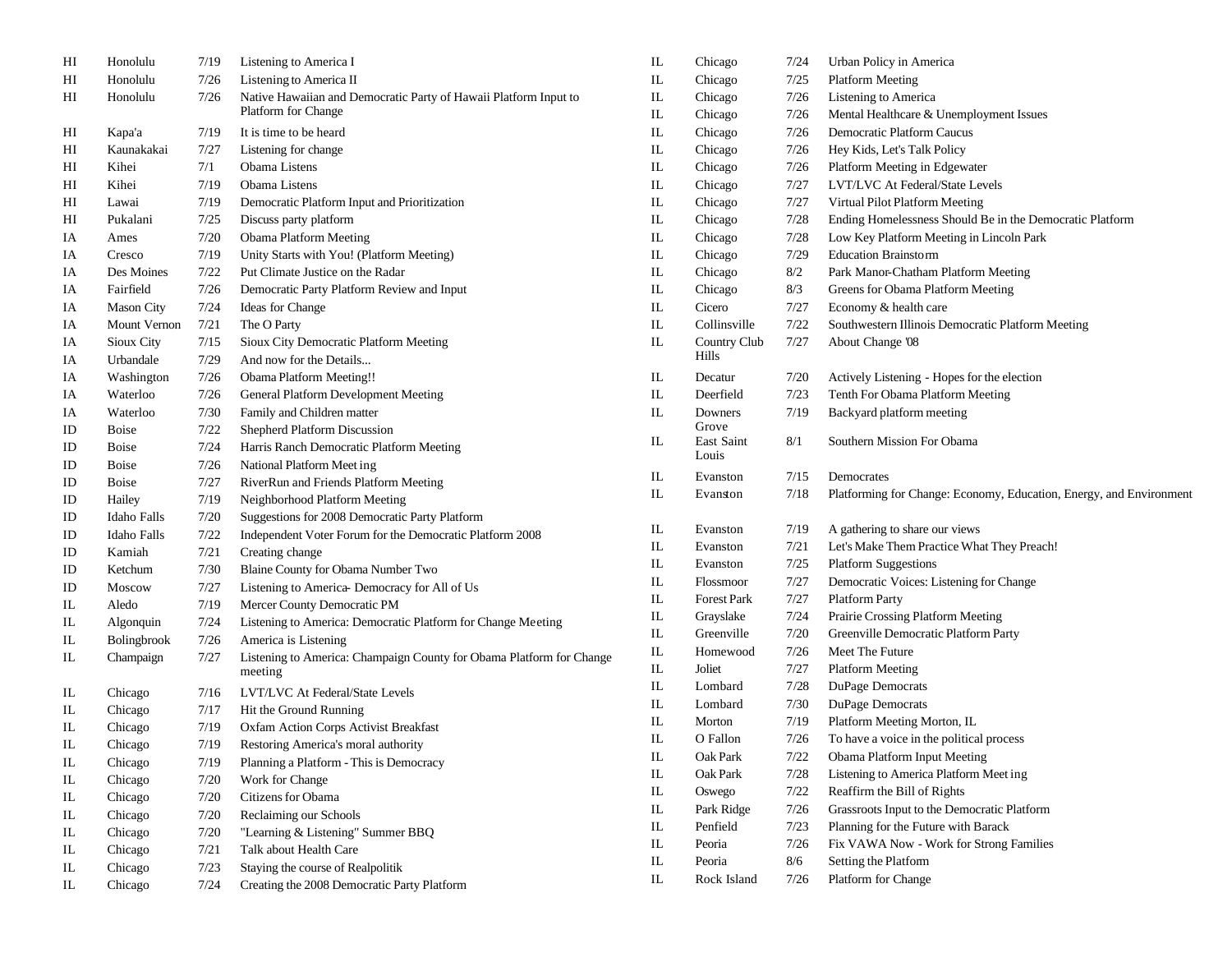| | | | |
|---|---|---|---|
| HI | Honolulu | 7/19 | Listening to America I |
| HI | Honolulu | 7/26 | Listening to America II |
| HI | Honolulu | 7/26 | Native Hawaiian and Democratic Party of Hawaii Platform Input to Platform for Change |
| HI | Kapa'a | 7/19 | It is time to be heard |
| HI | Kaunakakai | 7/27 | Listening for change |
| HI | Kihei | 7/1 | Obama Listens |
| HI | Kihei | 7/19 | Obama Listens |
| HI | Lawai | 7/19 | Democratic Platform Input and Prioritization |
| HI | Pukalani | 7/25 | Discuss party platform |
| IA | Ames | 7/20 | Obama Platform Meeting |
| IA | Cresco | 7/19 | Unity Starts with You! (Platform Meeting) |
| IA | Des Moines | 7/22 | Put Climate Justice on the Radar |
| IA | Fairfield | 7/26 | Democratic Party Platform Review and Input |
| IA | Mason City | 7/24 | Ideas for Change |
| IA | Mount Vernon | 7/21 | The O Party |
| IA | Sioux City | 7/15 | Sioux City Democratic Platform Meeting |
| IA | Urbandale | 7/29 | And now for the Details... |
| IA | Washington | 7/26 | Obama Platform Meeting!! |
| IA | Waterloo | 7/26 | General Platform Development Meeting |
| IA | Waterloo | 7/30 | Family and Children matter |
| ID | Boise | 7/22 | Shepherd Platform Discussion |
| ID | Boise | 7/24 | Harris Ranch Democratic Platform Meeting |
| ID | Boise | 7/26 | National Platform Meet ing |
| ID | Boise | 7/27 | RiverRun and Friends Platform Meeting |
| ID | Hailey | 7/19 | Neighborhood Platform Meeting |
| ID | Idaho Falls | 7/20 | Suggestions for 2008 Democratic Party Platform |
| ID | Idaho Falls | 7/22 | Independent Voter Forum for the Democratic Platform 2008 |
| ID | Kamiah | 7/21 | Creating change |
| ID | Ketchum | 7/30 | Blaine County for Obama Number Two |
| ID | Moscow | 7/27 | Listening to America- Democracy for All of Us |
| IL | Aledo | 7/19 | Mercer County Democratic PM |
| IL | Algonquin | 7/24 | Listening to America: Democratic Platform for Change Meeting |
| IL | Bolingbrook | 7/26 | America is Listening |
| IL | Champaign | 7/27 | Listening to America: Champaign County for Obama Platform for Change meeting |
| IL | Chicago | 7/16 | LVT/LVC At Federal/State Levels |
| IL | Chicago | 7/17 | Hit the Ground Running |
| IL | Chicago | 7/19 | Oxfam Action Corps Activist Breakfast |
| IL | Chicago | 7/19 | Restoring America's moral authority |
| IL | Chicago | 7/19 | Planning a Platform - This is Democracy |
| IL | Chicago | 7/20 | Work for Change |
| IL | Chicago | 7/20 | Citizens for Obama |
| IL | Chicago | 7/20 | Reclaiming our Schools |
| IL | Chicago | 7/20 | "Learning & Listening" Summer BBQ |
| IL | Chicago | 7/21 | Talk about Health Care |
| IL | Chicago | 7/23 | Staying the course of Realpolitik |
| IL | Chicago | 7/24 | Creating the 2008 Democratic Party Platform |
| IL | Chicago | 7/24 | Urban Policy in America |
| IL | Chicago | 7/25 | Platform Meeting |
| IL | Chicago | 7/26 | Listening to America |
| IL | Chicago | 7/26 | Mental Healthcare & Unemployment Issues |
| IL | Chicago | 7/26 | Democratic Platform Caucus |
| IL | Chicago | 7/26 | Hey Kids, Let's Talk Policy |
| IL | Chicago | 7/26 | Platform Meeting in Edgewater |
| IL | Chicago | 7/27 | LVT/LVC At Federal/State Levels |
| IL | Chicago | 7/27 | Virtual Pilot Platform Meeting |
| IL | Chicago | 7/28 | Ending Homelessness Should Be in the Democratic Platform |
| IL | Chicago | 7/28 | Low Key Platform Meeting in Lincoln Park |
| IL | Chicago | 7/29 | Education Brainstorm |
| IL | Chicago | 8/2 | Park Manor-Chatham Platform Meeting |
| IL | Chicago | 8/3 | Greens for Obama Platform Meeting |
| IL | Cicero | 7/27 | Economy & health care |
| IL | Collinsville | 7/22 | Southwestern Illinois Democratic Platform Meeting |
| IL | Country Club Hills | 7/27 | About Change '08 |
| IL | Decatur | 7/20 | Actively Listening - Hopes for the election |
| IL | Deerfield | 7/23 | Tenth For Obama Platform Meeting |
| IL | Downers Grove | 7/19 | Backyard platform meeting |
| IL | East Saint Louis | 8/1 | Southern Mission For Obama |
| IL | Evanston | 7/15 | Democrates |
| IL | Evanston | 7/18 | Platforming for Change: Economy, Education, Energy, and Environment |
| IL | Evanston | 7/19 | A gathering to share our views |
| IL | Evanston | 7/21 | Let's Make Them Practice What They Preach! |
| IL | Evanston | 7/25 | Platform Suggestions |
| IL | Flossmoor | 7/27 | Democratic Voices: Listening for Change |
| IL | Forest Park | 7/27 | Platform Party |
| IL | Grayslake | 7/24 | Prairie Crossing Platform Meeting |
| IL | Greenville | 7/20 | Greenville Democratic Platform Party |
| IL | Homewood | 7/26 | Meet The Future |
| IL | Joliet | 7/27 | Platform Meeting |
| IL | Lombard | 7/28 | DuPage Democrats |
| IL | Lombard | 7/30 | DuPage Democrats |
| IL | Morton | 7/19 | Platform Meeting Morton, IL |
| IL | O Fallon | 7/26 | To have a voice in the political process |
| IL | Oak Park | 7/22 | Obama Platform Input Meeting |
| IL | Oak Park | 7/28 | Listening to America Platform Meet ing |
| IL | Oswego | 7/22 | Reaffirm the Bill of Rights |
| IL | Park Ridge | 7/26 | Grassroots Input to the Democratic Platform |
| IL | Penfield | 7/23 | Planning for the Future with Barack |
| IL | Peoria | 7/26 | Fix VAWA Now - Work for Strong Families |
| IL | Peoria | 8/6 | Setting the Platform |
| IL | Rock Island | 7/26 | Platform for Change |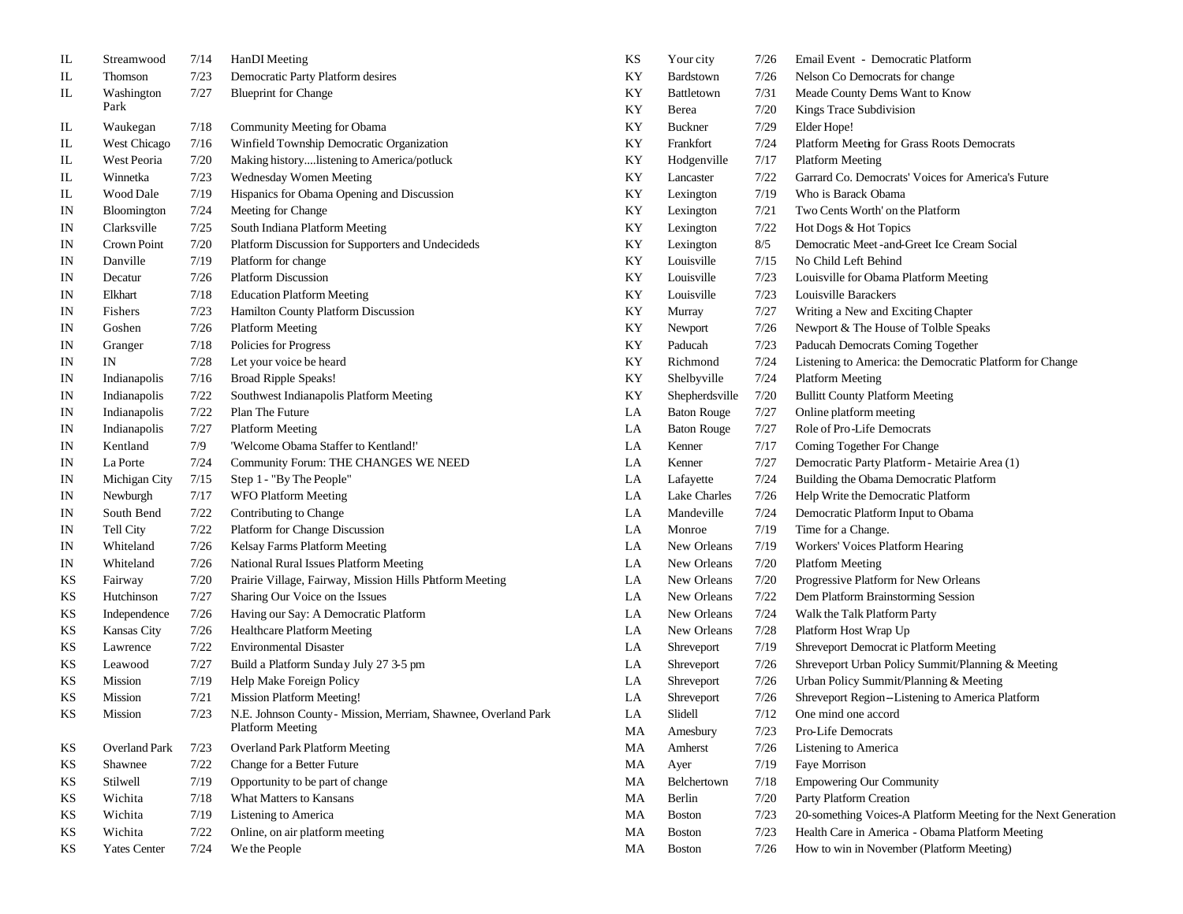| | | | |
|---|---|---|---|
| IL | Streamwood | 7/14 | HanDI Meeting |
| IL | Thomson | 7/23 | Democratic Party Platform desires |
| IL | Washington Park | 7/27 | Blueprint for Change |
| IL | Waukegan | 7/18 | Community Meeting for Obama |
| IL | West Chicago | 7/16 | Winfield Township Democratic Organization |
| IL | West Peoria | 7/20 | Making history....listening to America/potluck |
| IL | Winnetka | 7/23 | Wednesday Women Meeting |
| IL | Wood Dale | 7/19 | Hispanics for Obama Opening and Discussion |
| IN | Bloomington | 7/24 | Meeting for Change |
| IN | Clarksville | 7/25 | South Indiana Platform Meeting |
| IN | Crown Point | 7/20 | Platform Discussion for Supporters and Undecideds |
| IN | Danville | 7/19 | Platform for change |
| IN | Decatur | 7/26 | Platform Discussion |
| IN | Elkhart | 7/18 | Education Platform Meeting |
| IN | Fishers | 7/23 | Hamilton County Platform Discussion |
| IN | Goshen | 7/26 | Platform Meeting |
| IN | Granger | 7/18 | Policies for Progress |
| IN | IN | 7/28 | Let your voice be heard |
| IN | Indianapolis | 7/16 | Broad Ripple Speaks! |
| IN | Indianapolis | 7/22 | Southwest Indianapolis Platform Meeting |
| IN | Indianapolis | 7/22 | Plan The Future |
| IN | Indianapolis | 7/27 | Platform Meeting |
| IN | Kentland | 7/9 | 'Welcome Obama Staffer to Kentland!' |
| IN | La Porte | 7/24 | Community Forum: THE CHANGES WE NEED |
| IN | Michigan City | 7/15 | Step 1 - "By The People" |
| IN | Newburgh | 7/17 | WFO Platform Meeting |
| IN | South Bend | 7/22 | Contributing to Change |
| IN | Tell City | 7/22 | Platform for Change Discussion |
| IN | Whiteland | 7/26 | Kelsay Farms Platform Meeting |
| IN | Whiteland | 7/26 | National Rural Issues Platform Meeting |
| KS | Fairway | 7/20 | Prairie Village, Fairway, Mission Hills Platform Meeting |
| KS | Hutchinson | 7/27 | Sharing Our Voice on the Issues |
| KS | Independence | 7/26 | Having our Say: A Democratic Platform |
| KS | Kansas City | 7/26 | Healthcare Platform Meeting |
| KS | Lawrence | 7/22 | Environmental Disaster |
| KS | Leawood | 7/27 | Build a Platform Sunday July 27 3-5 pm |
| KS | Mission | 7/19 | Help Make Foreign Policy |
| KS | Mission | 7/21 | Mission Platform Meeting! |
| KS | Mission | 7/23 | N.E. Johnson County - Mission, Merriam, Shawnee, Overland Park Platform Meeting |
| KS | Overland Park | 7/23 | Overland Park Platform Meeting |
| KS | Shawnee | 7/22 | Change for a Better Future |
| KS | Stilwell | 7/19 | Opportunity to be part of change |
| KS | Wichita | 7/18 | What Matters to Kansans |
| KS | Wichita | 7/19 | Listening to America |
| KS | Wichita | 7/22 | Online, on air platform meeting |
| KS | Yates Center | 7/24 | We the People |
| KS | Your city | 7/26 | Email Event - Democratic Platform |
| KY | Bardstown | 7/26 | Nelson Co Democrats for change |
| KY | Battletown | 7/31 | Meade County Dems Want to Know |
| KY | Berea | 7/20 | Kings Trace Subdivision |
| KY | Buckner | 7/29 | Elder Hope! |
| KY | Frankfort | 7/24 | Platform Meeting for Grass Roots Democrats |
| KY | Hodgenville | 7/17 | Platform Meeting |
| KY | Lancaster | 7/22 | Garrard Co. Democrats' Voices for America's Future |
| KY | Lexington | 7/19 | Who is Barack Obama |
| KY | Lexington | 7/21 | Two Cents Worth' on the Platform |
| KY | Lexington | 7/22 | Hot Dogs & Hot Topics |
| KY | Lexington | 8/5 | Democratic Meet-and-Greet Ice Cream Social |
| KY | Louisville | 7/15 | No Child Left Behind |
| KY | Louisville | 7/23 | Louisville for Obama Platform Meeting |
| KY | Louisville | 7/23 | Louisville Barackers |
| KY | Murray | 7/27 | Writing a New and Exciting Chapter |
| KY | Newport | 7/26 | Newport & The House of Tolble Speaks |
| KY | Paducah | 7/23 | Paducah Democrats Coming Together |
| KY | Richmond | 7/24 | Listening to America: the Democratic Platform for Change |
| KY | Shelbyville | 7/24 | Platform Meeting |
| KY | Shepherdsville | 7/20 | Bullitt County Platform Meeting |
| LA | Baton Rouge | 7/27 | Online platform meeting |
| LA | Baton Rouge | 7/27 | Role of Pro-Life Democrats |
| LA | Kenner | 7/17 | Coming Together For Change |
| LA | Kenner | 7/27 | Democratic Party Platform - Metairie Area (1) |
| LA | Lafayette | 7/24 | Building the Obama Democratic Platform |
| LA | Lake Charles | 7/26 | Help Write the Democratic Platform |
| LA | Mandeville | 7/24 | Democratic Platform Input to Obama |
| LA | Monroe | 7/19 | Time for a Change. |
| LA | New Orleans | 7/19 | Workers' Voices Platform Hearing |
| LA | New Orleans | 7/20 | Platform Meeting |
| LA | New Orleans | 7/20 | Progressive Platform for New Orleans |
| LA | New Orleans | 7/22 | Dem Platform Brainstorming Session |
| LA | New Orleans | 7/24 | Walk the Talk Platform Party |
| LA | New Orleans | 7/28 | Platform Host Wrap Up |
| LA | Shreveport | 7/19 | Shreveport Democratic Platform Meeting |
| LA | Shreveport | 7/26 | Shreveport Urban Policy Summit/Planning & Meeting |
| LA | Shreveport | 7/26 | Urban Policy Summit/Planning & Meeting |
| LA | Shreveport | 7/26 | Shreveport Region--Listening to America Platform |
| LA | Slidell | 7/12 | One mind one accord |
| MA | Amesbury | 7/23 | Pro-Life Democrats |
| MA | Amherst | 7/26 | Listening to America |
| MA | Ayer | 7/19 | Faye Morrison |
| MA | Belchertown | 7/18 | Empowering Our Community |
| MA | Berlin | 7/20 | Party Platform Creation |
| MA | Boston | 7/23 | 20-something Voices-A Platform Meeting for the Next Generation |
| MA | Boston | 7/23 | Health Care in America - Obama Platform Meeting |
| MA | Boston | 7/26 | How to win in November (Platform Meeting) |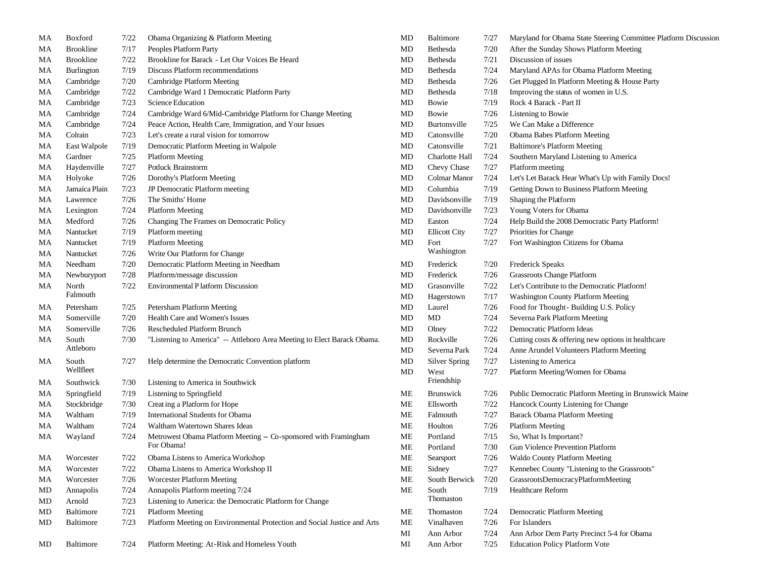| State | City | Date | Event |
|---|---|---|---|
| MA | Boxford | 7/22 | Obama Organizing & Platform Meeting |
| MA | Brookline | 7/17 | Peoples Platform Party |
| MA | Brookline | 7/22 | Brookline for Barack - Let Our Voices Be Heard |
| MA | Burlington | 7/19 | Discuss Platform recommendations |
| MA | Cambridge | 7/20 | Cambridge Platform Meeting |
| MA | Cambridge | 7/22 | Cambridge Ward 1 Democratic Platform Party |
| MA | Cambridge | 7/23 | Science Education |
| MA | Cambridge | 7/24 | Cambridge Ward 6/Mid-Cambridge Platform for Change Meeting |
| MA | Cambridge | 7/24 | Peace Action, Health Care, Immigration, and Your Issues |
| MA | Colrain | 7/23 | Let's create a rural vision for tomorrow |
| MA | East Walpole | 7/19 | Democratic Platform Meeting in Walpole |
| MA | Gardner | 7/25 | Platform Meeting |
| MA | Haydenville | 7/27 | Potluck Brainstorm |
| MA | Holyoke | 7/26 | Dorothy's Platform Meeting |
| MA | Jamaica Plain | 7/23 | JP Democratic Platform meeting |
| MA | Lawrence | 7/26 | The Smiths' Home |
| MA | Lexington | 7/24 | Platform Meeting |
| MA | Medford | 7/26 | Changing The Frames on Democratic Policy |
| MA | Nantucket | 7/19 | Platform meeting |
| MA | Nantucket | 7/19 | Platform Meeting |
| MA | Nantucket | 7/26 | Write Our Platform for Change |
| MA | Needham | 7/20 | Democratic Platform Meeting in Needham |
| MA | Newburyport | 7/28 | Platform/message discussion |
| MA | North Falmouth | 7/22 | Environmental Platform Discussion |
| MA | Petersham | 7/25 | Petersham Platform Meeting |
| MA | Somerville | 7/20 | Health Care and Women's Issues |
| MA | Somerville | 7/26 | Rescheduled Platform Brunch |
| MA | South Attleboro | 7/30 | "Listening to America" -- Attleboro Area Meeting to Elect Barack Obama. |
| MA | South Wellfleet | 7/27 | Help determine the Democratic Convention platform |
| MA | Southwick | 7/30 | Listening to America in Southwick |
| MA | Springfield | 7/19 | Listening to Springfield |
| MA | Stockbridge | 7/30 | Creating a Platform for Hope |
| MA | Waltham | 7/19 | International Students for Obama |
| MA | Waltham | 7/24 | Waltham Watertown Shares Ideas |
| MA | Wayland | 7/24 | Metrowest Obama Platform Meeting – Co-sponsored with Framingham For Obama! |
| MA | Worcester | 7/22 | Obama Listens to America Workshop |
| MA | Worcester | 7/22 | Obama Listens to America Workshop II |
| MA | Worcester | 7/26 | Worcester Platform Meeting |
| MD | Annapolis | 7/24 | Annapolis Platform meeting 7/24 |
| MD | Arnold | 7/23 | Listening to America: the Democratic Platform for Change |
| MD | Baltimore | 7/21 | Platform Meeting |
| MD | Baltimore | 7/23 | Platform Meeting on Environmental Protection and Social Justice and Arts |
| MD | Baltimore | 7/24 | Platform Meeting: At-Risk and Homeless Youth |
| MD | Baltimore | 7/27 | Maryland for Obama State Steering Committee Platform Discussion |
| MD | Bethesda | 7/20 | After the Sunday Shows Platform Meeting |
| MD | Bethesda | 7/21 | Discussion of issues |
| MD | Bethesda | 7/24 | Maryland APAs for Obama Platform Meeting |
| MD | Bethesda | 7/26 | Get Plugged In Platform Meeting & House Party |
| MD | Bethesda | 7/18 | Improving the status of women in U.S. |
| MD | Bowie | 7/19 | Rock 4 Barack - Part II |
| MD | Bowie | 7/26 | Listening to Bowie |
| MD | Burtonsville | 7/25 | We Can Make a Difference |
| MD | Catonsville | 7/20 | Obama Babes Platform Meeting |
| MD | Catonsville | 7/21 | Baltimore's Platform Meeting |
| MD | Charlotte Hall | 7/24 | Southern Maryland Listening to America |
| MD | Chevy Chase | 7/27 | Platform meeting |
| MD | Colmar Manor | 7/24 | Let's Let Barack Hear What's Up with Family Docs! |
| MD | Columbia | 7/19 | Getting Down to Business Platform Meeting |
| MD | Davidsonville | 7/19 | Shaping the Platform |
| MD | Davidsonville | 7/23 | Young Voters for Obama |
| MD | Easton | 7/24 | Help Build the 2008 Democratic Party Platform! |
| MD | Ellicott City | 7/27 | Priorities for Change |
| MD | Fort Washington | 7/27 | Fort Washington Citizens for Obama |
| MD | Frederick | 7/20 | Frederick Speaks |
| MD | Frederick | 7/26 | Grassroots Change Platform |
| MD | Grasonville | 7/22 | Let's Contribute to the Democratic Platform! |
| MD | Hagerstown | 7/17 | Washington County Platform Meeting |
| MD | Laurel | 7/26 | Food for Thought- Building U.S. Policy |
| MD | MD | 7/24 | Severna Park Platform Meeting |
| MD | Olney | 7/22 | Democratic Platform Ideas |
| MD | Rockville | 7/26 | Cutting costs & offering new options in healthcare |
| MD | Severna Park | 7/24 | Anne Arundel Volunteers Platform Meeting |
| MD | Silver Spring | 7/27 | Listening to America |
| MD | West Friendship | 7/27 | Platform Meeting/Women for Obama |
| ME | Brunswick | 7/26 | Public Democratic Platform Meeting in Brunswick Maine |
| ME | Ellsworth | 7/22 | Hancock County Listening for Change |
| ME | Falmouth | 7/27 | Barack Obama Platform Meeting |
| ME | Houlton | 7/26 | Platform Meeting |
| ME | Portland | 7/15 | So, What Is Important? |
| ME | Portland | 7/30 | Gun Violence Prevention Platform |
| ME | Searsport | 7/26 | Waldo County Platform Meeting |
| ME | Sidney | 7/27 | Kennebec County "Listening to the Grassroots" |
| ME | South Berwick | 7/20 | GrassrootsDemocracyPlatformMeeting |
| ME | South Thomaston | 7/19 | Healthcare Reform |
| ME | Thomaston | 7/24 | Democratic Platform Meeting |
| ME | Vinalhaven | 7/26 | For Islanders |
| MI | Ann Arbor | 7/24 | Ann Arbor Dem Party Precinct 5-4 for Obama |
| MI | Ann Arbor | 7/25 | Education Policy Platform Vote |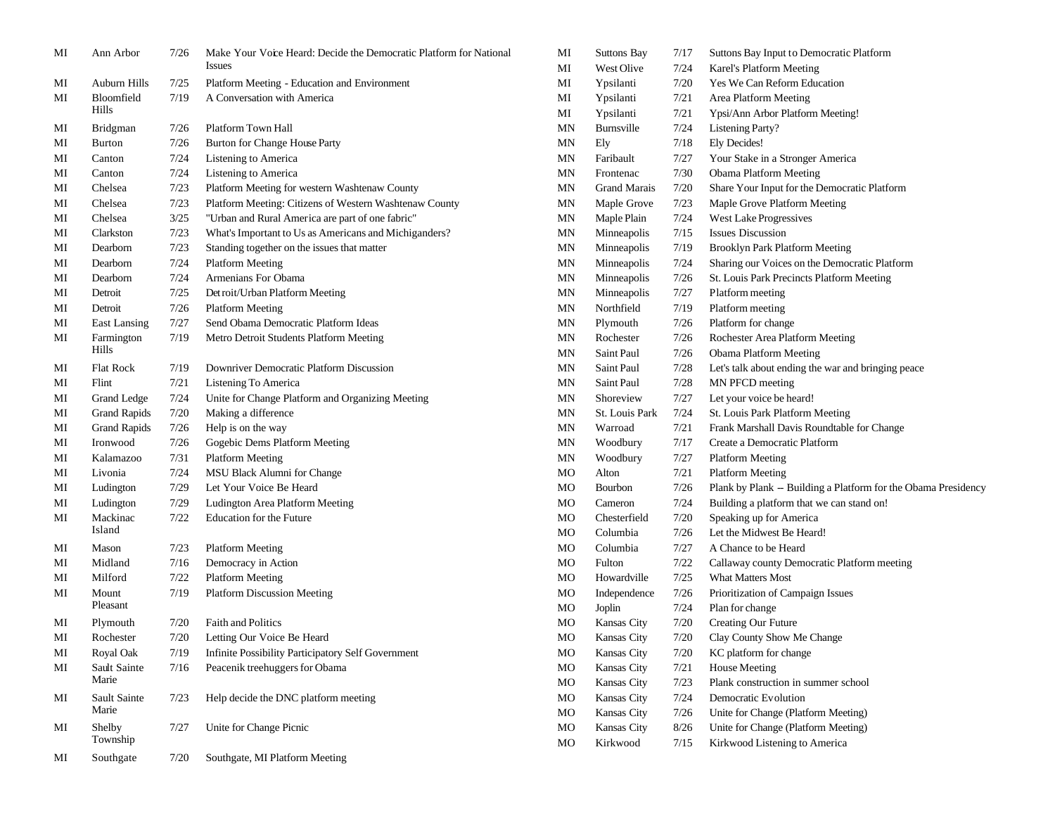| | | | |
|---|---|---|---|
| MI | Ann Arbor | 7/26 | Make Your Voice Heard: Decide the Democratic Platform for National Issues |
| MI | Auburn Hills | 7/25 | Platform Meeting - Education and Environment |
| MI | Bloomfield Hills | 7/19 | A Conversation with America |
| MI | Bridgman | 7/26 | Platform Town Hall |
| MI | Burton | 7/26 | Burton for Change House Party |
| MI | Canton | 7/24 | Listening to America |
| MI | Canton | 7/24 | Listening to America |
| MI | Chelsea | 7/23 | Platform Meeting for western Washtenaw County |
| MI | Chelsea | 7/23 | Platform Meeting: Citizens of Western Washtenaw County |
| MI | Chelsea | 3/25 | "Urban and Rural America are part of one fabric" |
| MI | Clarkston | 7/23 | What's Important to Us as Americans and Michiganders? |
| MI | Dearborn | 7/23 | Standing together on the issues that matter |
| MI | Dearborn | 7/24 | Platform Meeting |
| MI | Dearborn | 7/24 | Armenians For Obama |
| MI | Detroit | 7/25 | Detroit/Urban Platform Meeting |
| MI | Detroit | 7/26 | Platform Meeting |
| MI | East Lansing | 7/27 | Send Obama Democratic Platform Ideas |
| MI | Farmington Hills | 7/19 | Metro Detroit Students Platform Meeting |
| MI | Flat Rock | 7/19 | Downriver Democratic Platform Discussion |
| MI | Flint | 7/21 | Listening To America |
| MI | Grand Ledge | 7/24 | Unite for Change Platform and Organizing Meeting |
| MI | Grand Rapids | 7/20 | Making a difference |
| MI | Grand Rapids | 7/26 | Help is on the way |
| MI | Ironwood | 7/26 | Gogebic Dems Platform Meeting |
| MI | Kalamazoo | 7/31 | Platform Meeting |
| MI | Livonia | 7/24 | MSU Black Alumni for Change |
| MI | Ludington | 7/29 | Let Your Voice Be Heard |
| MI | Ludington | 7/29 | Ludington Area Platform Meeting |
| MI | Mackinac Island | 7/22 | Education for the Future |
| MI | Mason | 7/23 | Platform Meeting |
| MI | Midland | 7/16 | Democracy in Action |
| MI | Milford | 7/22 | Platform Meeting |
| MI | Mount Pleasant | 7/19 | Platform Discussion Meeting |
| MI | Plymouth | 7/20 | Faith and Politics |
| MI | Rochester | 7/20 | Letting Our Voice Be Heard |
| MI | Royal Oak | 7/19 | Infinite Possibility Participatory Self Government |
| MI | Sault Sainte Marie | 7/16 | Peacenik treehuggers for Obama |
| MI | Sault Sainte Marie | 7/23 | Help decide the DNC platform meeting |
| MI | Shelby Township | 7/27 | Unite for Change Picnic |
| MI | Southgate | 7/20 | Southgate, MI Platform Meeting |
| MI | Suttons Bay | 7/17 | Suttons Bay Input to Democratic Platform |
| MI | West Olive | 7/24 | Karel's Platform Meeting |
| MI | Ypsilanti | 7/20 | Yes We Can Reform Education |
| MI | Ypsilanti | 7/21 | Area Platform Meeting |
| MI | Ypsilanti | 7/21 | Ypsi/Ann Arbor Platform Meeting! |
| MN | Burnsville | 7/24 | Listening Party? |
| MN | Ely | 7/18 | Ely Decides! |
| MN | Faribault | 7/27 | Your Stake in a Stronger America |
| MN | Frontenac | 7/30 | Obama Platform Meeting |
| MN | Grand Marais | 7/20 | Share Your Input for the Democratic Platform |
| MN | Maple Grove | 7/23 | Maple Grove Platform Meeting |
| MN | Maple Plain | 7/24 | West Lake Progressives |
| MN | Minneapolis | 7/15 | Issues Discussion |
| MN | Minneapolis | 7/19 | Brooklyn Park Platform Meeting |
| MN | Minneapolis | 7/24 | Sharing our Voices on the Democratic Platform |
| MN | Minneapolis | 7/26 | St. Louis Park Precincts Platform Meeting |
| MN | Minneapolis | 7/27 | Platform meeting |
| MN | Northfield | 7/19 | Platform meeting |
| MN | Plymouth | 7/26 | Platform for change |
| MN | Rochester | 7/26 | Rochester Area Platform Meeting |
| MN | Saint Paul | 7/26 | Obama Platform Meeting |
| MN | Saint Paul | 7/28 | Let's talk about ending the war and bringing peace |
| MN | Saint Paul | 7/28 | MN PFCD meeting |
| MN | Shoreview | 7/27 | Let your voice be heard! |
| MN | St. Louis Park | 7/24 | St. Louis Park Platform Meeting |
| MN | Warroad | 7/21 | Frank Marshall Davis Roundtable for Change |
| MN | Woodbury | 7/17 | Create a Democratic Platform |
| MN | Woodbury | 7/27 | Platform Meeting |
| MO | Alton | 7/21 | Platform Meeting |
| MO | Bourbon | 7/26 | Plank by Plank -- Building a Platform for the Obama Presidency |
| MO | Cameron | 7/24 | Building a platform that we can stand on! |
| MO | Chesterfield | 7/20 | Speaking up for America |
| MO | Columbia | 7/26 | Let the Midwest Be Heard! |
| MO | Columbia | 7/27 | A Chance to be Heard |
| MO | Fulton | 7/22 | Callaway county Democratic Platform meeting |
| MO | Howardville | 7/25 | What Matters Most |
| MO | Independence | 7/26 | Prioritization of Campaign Issues |
| MO | Joplin | 7/24 | Plan for change |
| MO | Kansas City | 7/20 | Creating Our Future |
| MO | Kansas City | 7/20 | Clay County Show Me Change |
| MO | Kansas City | 7/20 | KC platform for change |
| MO | Kansas City | 7/21 | House Meeting |
| MO | Kansas City | 7/23 | Plank construction in summer school |
| MO | Kansas City | 7/24 | Democratic Evolution |
| MO | Kansas City | 7/26 | Unite for Change (Platform Meeting) |
| MO | Kansas City | 8/26 | Unite for Change (Platform Meeting) |
| MO | Kirkwood | 7/15 | Kirkwood Listening to America |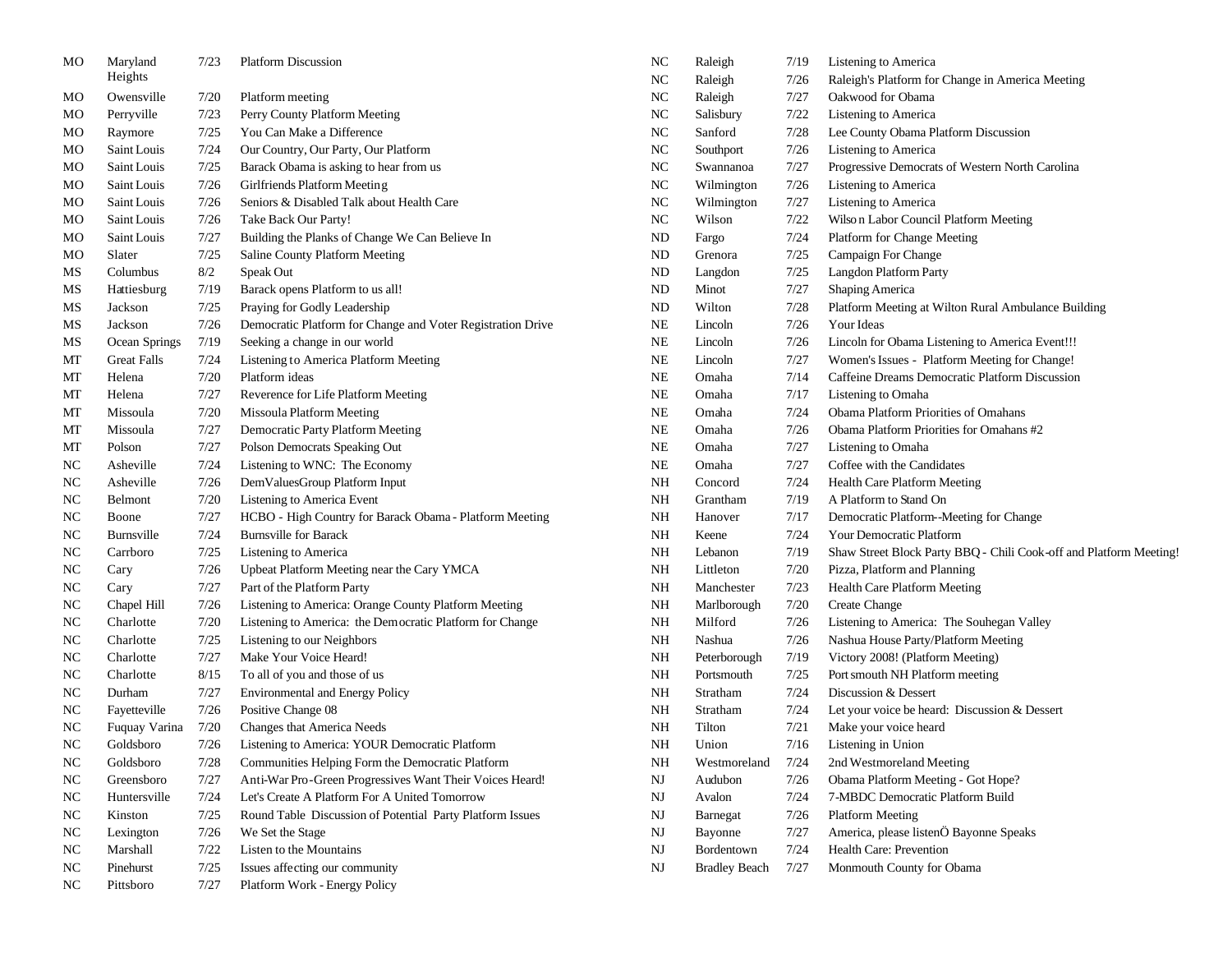| | | | |
|---|---|---|---|
| MO | Maryland Heights | 7/23 | Platform Discussion |
| MO | Owensville | 7/20 | Platform meeting |
| MO | Perryville | 7/23 | Perry County Platform Meeting |
| MO | Raymore | 7/25 | You Can Make a Difference |
| MO | Saint Louis | 7/24 | Our Country, Our Party, Our Platform |
| MO | Saint Louis | 7/25 | Barack Obama is asking to hear from us |
| MO | Saint Louis | 7/26 | Girlfriends Platform Meeting |
| MO | Saint Louis | 7/26 | Seniors & Disabled Talk about Health Care |
| MO | Saint Louis | 7/26 | Take Back Our Party! |
| MO | Saint Louis | 7/27 | Building the Planks of Change We Can Believe In |
| MO | Slater | 7/25 | Saline County Platform Meeting |
| MS | Columbus | 8/2 | Speak Out |
| MS | Hattiesburg | 7/19 | Barack opens Platform to us all! |
| MS | Jackson | 7/25 | Praying for Godly Leadership |
| MS | Jackson | 7/26 | Democratic Platform for Change and Voter Registration Drive |
| MS | Ocean Springs | 7/19 | Seeking a change in our world |
| MT | Great Falls | 7/24 | Listening to America Platform Meeting |
| MT | Helena | 7/20 | Platform ideas |
| MT | Helena | 7/27 | Reverence for Life Platform Meeting |
| MT | Missoula | 7/20 | Missoula Platform Meeting |
| MT | Missoula | 7/27 | Democratic Party Platform Meeting |
| MT | Polson | 7/27 | Polson Democrats Speaking Out |
| NC | Asheville | 7/24 | Listening to WNC: The Economy |
| NC | Asheville | 7/26 | DemValuesGroup Platform Input |
| NC | Belmont | 7/20 | Listening to America Event |
| NC | Boone | 7/27 | HCBO - High Country for Barack Obama - Platform Meeting |
| NC | Burnsville | 7/24 | Burnsville for Barack |
| NC | Carrboro | 7/25 | Listening to America |
| NC | Cary | 7/26 | Upbeat Platform Meeting near the Cary YMCA |
| NC | Cary | 7/27 | Part of the Platform Party |
| NC | Chapel Hill | 7/26 | Listening to America: Orange County Platform Meeting |
| NC | Charlotte | 7/20 | Listening to America: the Democratic Platform for Change |
| NC | Charlotte | 7/25 | Listening to our Neighbors |
| NC | Charlotte | 7/27 | Make Your Voice Heard! |
| NC | Charlotte | 8/15 | To all of you and those of us |
| NC | Durham | 7/27 | Environmental and Energy Policy |
| NC | Fayetteville | 7/26 | Positive Change 08 |
| NC | Fuquay Varina | 7/20 | Changes that America Needs |
| NC | Goldsboro | 7/26 | Listening to America: YOUR Democratic Platform |
| NC | Goldsboro | 7/28 | Communities Helping Form the Democratic Platform |
| NC | Greensboro | 7/27 | Anti-War Pro-Green Progressives Want Their Voices Heard! |
| NC | Huntersville | 7/24 | Let's Create A Platform For A United Tomorrow |
| NC | Kinston | 7/25 | Round Table Discussion of Potential Party Platform Issues |
| NC | Lexington | 7/26 | We Set the Stage |
| NC | Marshall | 7/22 | Listen to the Mountains |
| NC | Pinehurst | 7/25 | Issues affecting our community |
| NC | Pittsboro | 7/27 | Platform Work - Energy Policy |
| NC | Raleigh | 7/19 | Listening to America |
| NC | Raleigh | 7/26 | Raleigh's Platform for Change in America Meeting |
| NC | Raleigh | 7/27 | Oakwood for Obama |
| NC | Salisbury | 7/22 | Listening to America |
| NC | Sanford | 7/28 | Lee County Obama Platform Discussion |
| NC | Southport | 7/26 | Listening to America |
| NC | Swannanoa | 7/27 | Progressive Democrats of Western North Carolina |
| NC | Wilmington | 7/26 | Listening to America |
| NC | Wilmington | 7/27 | Listening to America |
| NC | Wilson | 7/22 | Wilson Labor Council Platform Meeting |
| ND | Fargo | 7/24 | Platform for Change Meeting |
| ND | Grenora | 7/25 | Campaign For Change |
| ND | Langdon | 7/25 | Langdon Platform Party |
| ND | Minot | 7/27 | Shaping America |
| ND | Wilton | 7/28 | Platform Meeting at Wilton Rural Ambulance Building |
| NE | Lincoln | 7/26 | Your Ideas |
| NE | Lincoln | 7/26 | Lincoln for Obama Listening to America Event!!! |
| NE | Lincoln | 7/27 | Women's Issues - Platform Meeting for Change! |
| NE | Omaha | 7/14 | Caffeine Dreams Democratic Platform Discussion |
| NE | Omaha | 7/17 | Listening to Omaha |
| NE | Omaha | 7/24 | Obama Platform Priorities of Omahans |
| NE | Omaha | 7/26 | Obama Platform Priorities for Omahans #2 |
| NE | Omaha | 7/27 | Listening to Omaha |
| NE | Omaha | 7/27 | Coffee with the Candidates |
| NH | Concord | 7/24 | Health Care Platform Meeting |
| NH | Grantham | 7/19 | A Platform to Stand On |
| NH | Hanover | 7/17 | Democratic Platform--Meeting for Change |
| NH | Keene | 7/24 | Your Democratic Platform |
| NH | Lebanon | 7/19 | Shaw Street Block Party BBQ - Chili Cook-off and Platform Meeting! |
| NH | Littleton | 7/20 | Pizza, Platform and Planning |
| NH | Manchester | 7/23 | Health Care Platform Meeting |
| NH | Marlborough | 7/20 | Create Change |
| NH | Milford | 7/26 | Listening to America: The Souhegan Valley |
| NH | Nashua | 7/26 | Nashua House Party/Platform Meeting |
| NH | Peterborough | 7/19 | Victory 2008! (Platform Meeting) |
| NH | Portsmouth | 7/25 | Portsmouth NH Platform meeting |
| NH | Stratham | 7/24 | Discussion & Dessert |
| NH | Stratham | 7/24 | Let your voice be heard: Discussion & Dessert |
| NH | Tilton | 7/21 | Make your voice heard |
| NH | Union | 7/16 | Listening in Union |
| NH | Westmoreland | 7/24 | 2nd Westmoreland Meeting |
| NJ | Audubon | 7/26 | Obama Platform Meeting - Got Hope? |
| NJ | Avalon | 7/24 | 7-MBDC Democratic Platform Build |
| NJ | Barnegat | 7/26 | Platform Meeting |
| NJ | Bayonne | 7/27 | America, please listenÖ Bayonne Speaks |
| NJ | Bordentown | 7/24 | Health Care: Prevention |
| NJ | Bradley Beach | 7/27 | Monmouth County for Obama |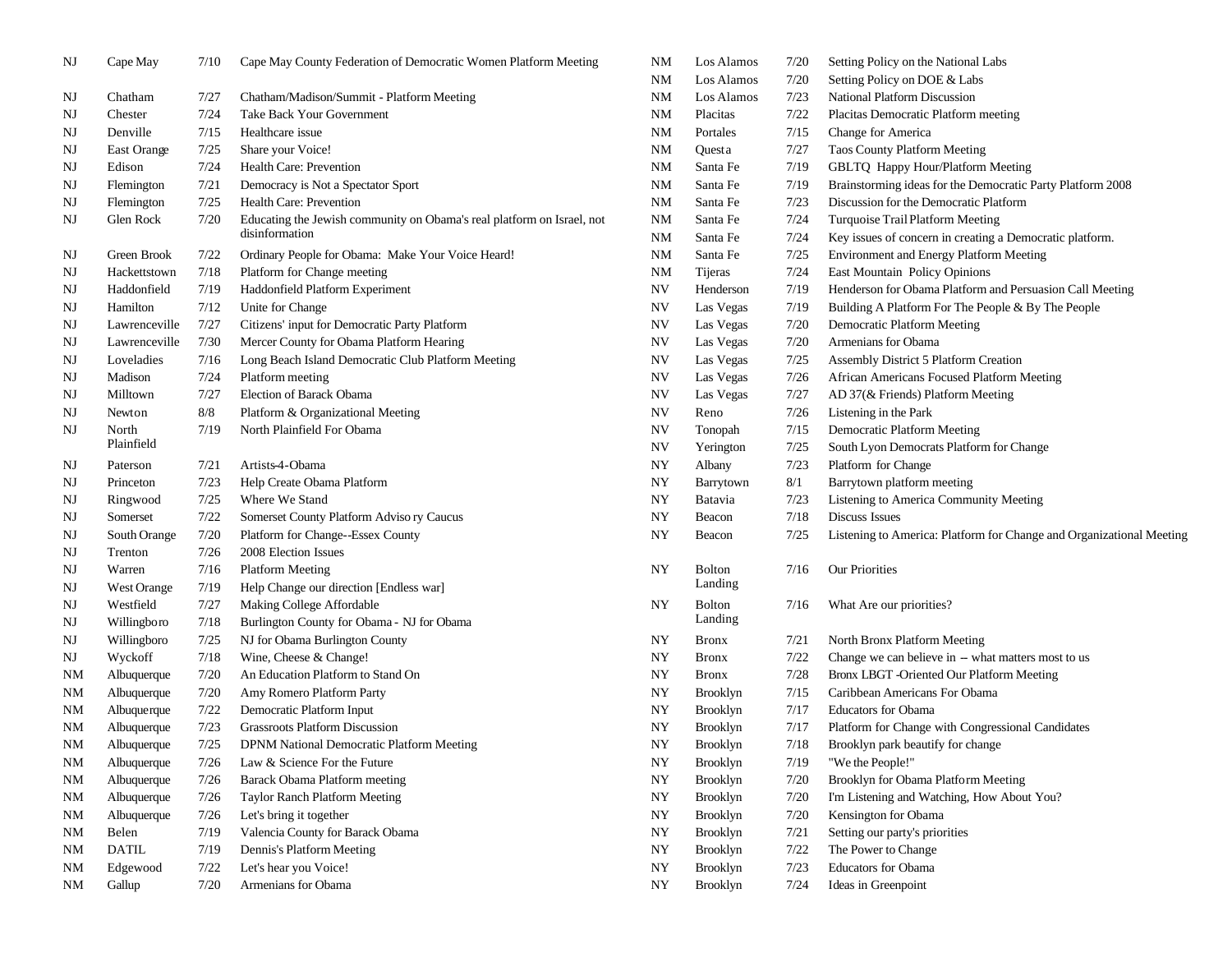| | | | |
|---|---|---|---|
| NJ | Cape May | 7/10 | Cape May County Federation of Democratic Women Platform Meeting |
| NJ | Chatham | 7/27 | Chatham/Madison/Summit - Platform Meeting |
| NJ | Chester | 7/24 | Take Back Your Government |
| NJ | Denville | 7/15 | Healthcare issue |
| NJ | East Orange | 7/25 | Share your Voice! |
| NJ | Edison | 7/24 | Health Care: Prevention |
| NJ | Flemington | 7/21 | Democracy is Not a Spectator Sport |
| NJ | Flemington | 7/25 | Health Care: Prevention |
| NJ | Glen Rock | 7/20 | Educating the Jewish community on Obama's real platform on Israel, not disinformation |
| NJ | Green Brook | 7/22 | Ordinary People for Obama: Make Your Voice Heard! |
| NJ | Hackettstown | 7/18 | Platform for Change meeting |
| NJ | Haddonfield | 7/19 | Haddonfield Platform Experiment |
| NJ | Hamilton | 7/12 | Unite for Change |
| NJ | Lawrenceville | 7/27 | Citizens' input for Democratic Party Platform |
| NJ | Lawrenceville | 7/30 | Mercer County for Obama Platform Hearing |
| NJ | Loveladies | 7/16 | Long Beach Island Democratic Club Platform Meeting |
| NJ | Madison | 7/24 | Platform meeting |
| NJ | Milltown | 7/27 | Election of Barack Obama |
| NJ | Newton | 8/8 | Platform & Organizational Meeting |
| NJ | North Plainfield | 7/19 | North Plainfield For Obama |
| NJ | Paterson | 7/21 | Artists-4-Obama |
| NJ | Princeton | 7/23 | Help Create Obama Platform |
| NJ | Ringwood | 7/25 | Where We Stand |
| NJ | Somerset | 7/22 | Somerset County Platform Advisory Caucus |
| NJ | South Orange | 7/20 | Platform for Change--Essex County |
| NJ | Trenton | 7/26 | 2008 Election Issues |
| NJ | Warren | 7/16 | Platform Meeting |
| NJ | West Orange | 7/19 | Help Change our direction [Endless war] |
| NJ | Westfield | 7/27 | Making College Affordable |
| NJ | Willingboro | 7/18 | Burlington County for Obama - NJ for Obama |
| NJ | Willingboro | 7/25 | NJ for Obama Burlington County |
| NJ | Wyckoff | 7/18 | Wine, Cheese & Change! |
| NM | Albuquerque | 7/20 | An Education Platform to Stand On |
| NM | Albuquerque | 7/20 | Amy Romero Platform Party |
| NM | Albuquerque | 7/22 | Democratic Platform Input |
| NM | Albuquerque | 7/23 | Grassroots Platform Discussion |
| NM | Albuquerque | 7/25 | DPNM National Democratic Platform Meeting |
| NM | Albuquerque | 7/26 | Law & Science For the Future |
| NM | Albuquerque | 7/26 | Barack Obama Platform meeting |
| NM | Albuquerque | 7/26 | Taylor Ranch Platform Meeting |
| NM | Albuquerque | 7/26 | Let's bring it together |
| NM | Belen | 7/19 | Valencia County for Barack Obama |
| NM | DATIL | 7/19 | Dennis's Platform Meeting |
| NM | Edgewood | 7/22 | Let's hear you Voice! |
| NM | Gallup | 7/20 | Armenians for Obama |
| NM | Los Alamos | 7/20 | Setting Policy on the National Labs |
| NM | Los Alamos | 7/20 | Setting Policy on DOE & Labs |
| NM | Los Alamos | 7/23 | National Platform Discussion |
| NM | Placitas | 7/22 | Placitas Democratic Platform meeting |
| NM | Portales | 7/15 | Change for America |
| NM | Questa | 7/27 | Taos County Platform Meeting |
| NM | Santa Fe | 7/19 | GBLTQ Happy Hour/Platform Meeting |
| NM | Santa Fe | 7/19 | Brainstorming ideas for the Democratic Party Platform 2008 |
| NM | Santa Fe | 7/23 | Discussion for the Democratic Platform |
| NM | Santa Fe | 7/24 | Turquoise Trail Platform Meeting |
| NM | Santa Fe | 7/24 | Key issues of concern in creating a Democratic platform. |
| NM | Santa Fe | 7/25 | Environment and Energy Platform Meeting |
| NM | Tijeras | 7/24 | East Mountain Policy Opinions |
| NV | Henderson | 7/19 | Henderson for Obama Platform and Persuasion Call Meeting |
| NV | Las Vegas | 7/19 | Building A Platform For The People & By The People |
| NV | Las Vegas | 7/20 | Democratic Platform Meeting |
| NV | Las Vegas | 7/20 | Armenians for Obama |
| NV | Las Vegas | 7/25 | Assembly District 5 Platform Creation |
| NV | Las Vegas | 7/26 | African Americans Focused Platform Meeting |
| NV | Las Vegas | 7/27 | AD 37(& Friends) Platform Meeting |
| NV | Reno | 7/26 | Listening in the Park |
| NV | Tonopah | 7/15 | Democratic Platform Meeting |
| NV | Yerington | 7/25 | South Lyon Democrats Platform for Change |
| NY | Albany | 7/23 | Platform for Change |
| NY | Barrytown | 8/1 | Barrytown platform meeting |
| NY | Batavia | 7/23 | Listening to America Community Meeting |
| NY | Beacon | 7/18 | Discuss Issues |
| NY | Beacon | 7/25 | Listening to America: Platform for Change and Organizational Meeting |
| NY | Bolton Landing | 7/16 | Our Priorities |
| NY | Bolton Landing | 7/16 | What Are our priorities? |
| NY | Bronx | 7/21 | North Bronx Platform Meeting |
| NY | Bronx | 7/22 | Change we can believe in -- what matters most to us |
| NY | Bronx | 7/28 | Bronx LBGT -Oriented Our Platform Meeting |
| NY | Brooklyn | 7/15 | Caribbean Americans For Obama |
| NY | Brooklyn | 7/17 | Educators for Obama |
| NY | Brooklyn | 7/17 | Platform for Change with Congressional Candidates |
| NY | Brooklyn | 7/18 | Brooklyn park beautify for change |
| NY | Brooklyn | 7/19 | "We the People!" |
| NY | Brooklyn | 7/20 | Brooklyn for Obama Platform Meeting |
| NY | Brooklyn | 7/20 | I'm Listening and Watching, How About You? |
| NY | Brooklyn | 7/20 | Kensington for Obama |
| NY | Brooklyn | 7/21 | Setting our party's priorities |
| NY | Brooklyn | 7/22 | The Power to Change |
| NY | Brooklyn | 7/23 | Educators for Obama |
| NY | Brooklyn | 7/24 | Ideas in Greenpoint |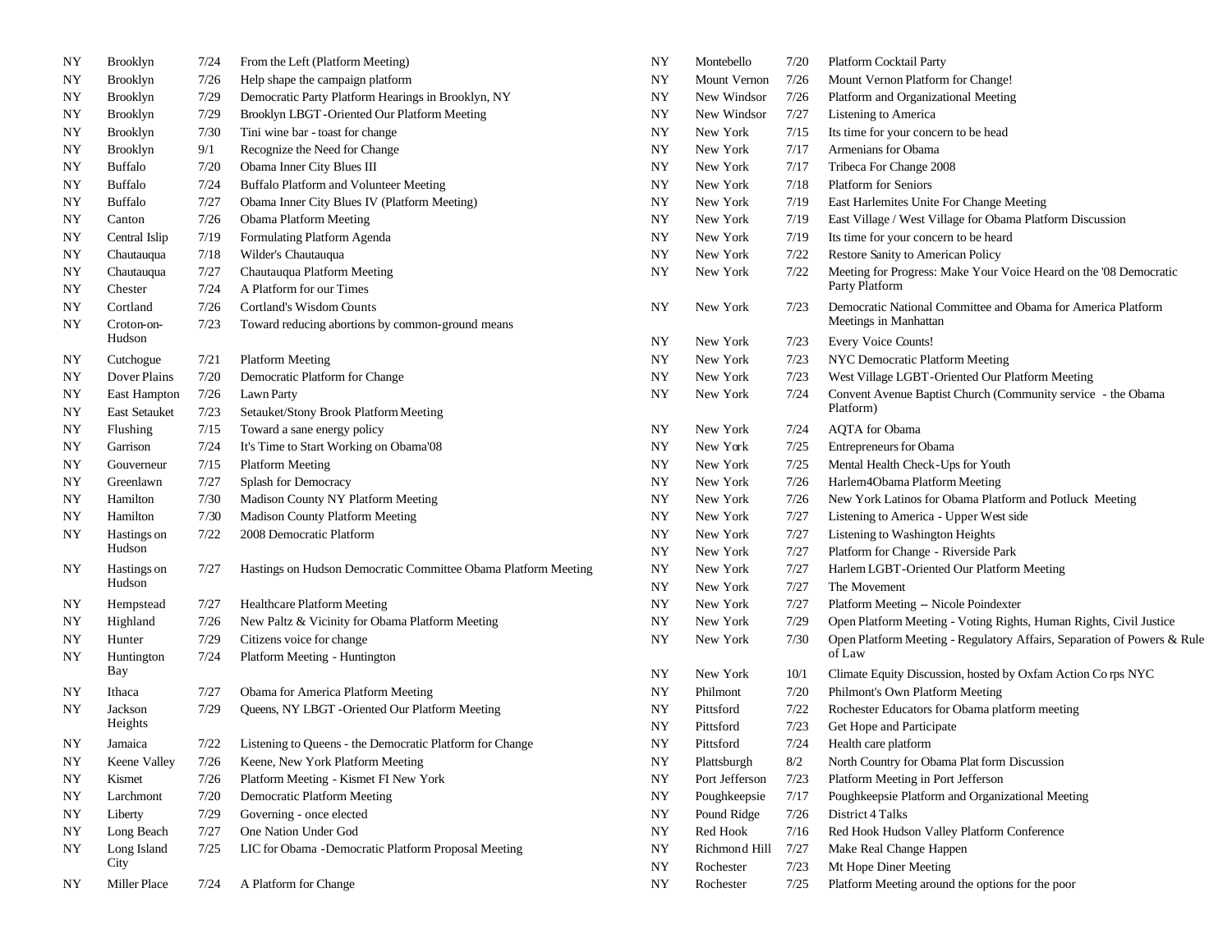| | | | |
|---|---|---|---|
| NY | Brooklyn | 7/24 | From the Left (Platform Meeting) |
| NY | Brooklyn | 7/26 | Help shape the campaign platform |
| NY | Brooklyn | 7/29 | Democratic Party Platform Hearings in Brooklyn, NY |
| NY | Brooklyn | 7/29 | Brooklyn LBGT-Oriented Our Platform Meeting |
| NY | Brooklyn | 7/30 | Tini wine bar - toast for change |
| NY | Brooklyn | 9/1 | Recognize the Need for Change |
| NY | Buffalo | 7/20 | Obama Inner City Blues III |
| NY | Buffalo | 7/24 | Buffalo Platform and Volunteer Meeting |
| NY | Buffalo | 7/27 | Obama Inner City Blues IV (Platform Meeting) |
| NY | Canton | 7/26 | Obama Platform Meeting |
| NY | Central Islip | 7/19 | Formulating Platform Agenda |
| NY | Chautauqua | 7/18 | Wilder's Chautauqua |
| NY | Chautauqua | 7/27 | Chautauqua Platform Meeting |
| NY | Chester | 7/24 | A Platform for our Times |
| NY | Cortland | 7/26 | Cortland's Wisdom Counts |
| NY | Croton-on-Hudson | 7/23 | Toward reducing abortions by common-ground means |
| NY | Cutchogue | 7/21 | Platform Meeting |
| NY | Dover Plains | 7/20 | Democratic Platform for Change |
| NY | East Hampton | 7/26 | Lawn Party |
| NY | East Setauket | 7/23 | Setauket/Stony Brook Platform Meeting |
| NY | Flushing | 7/15 | Toward a sane energy policy |
| NY | Garrison | 7/24 | It's Time to Start Working on Obama'08 |
| NY | Gouverneur | 7/15 | Platform Meeting |
| NY | Greenlawn | 7/27 | Splash for Democracy |
| NY | Hamilton | 7/30 | Madison County NY Platform Meeting |
| NY | Hamilton | 7/30 | Madison County Platform Meeting |
| NY | Hastings on Hudson | 7/22 | 2008 Democratic Platform |
| NY | Hastings on Hudson | 7/27 | Hastings on Hudson Democratic Committee Obama Platform Meeting |
| NY | Hempstead | 7/27 | Healthcare Platform Meeting |
| NY | Highland | 7/26 | New Paltz & Vicinity for Obama Platform Meeting |
| NY | Hunter | 7/29 | Citizens voice for change |
| NY | Huntington Bay | 7/24 | Platform Meeting - Huntington |
| NY | Ithaca | 7/27 | Obama for America Platform Meeting |
| NY | Jackson Heights | 7/29 | Queens, NY LBGT -Oriented Our Platform Meeting |
| NY | Jamaica | 7/22 | Listening to Queens - the Democratic Platform for Change |
| NY | Keene Valley | 7/26 | Keene, New York Platform Meeting |
| NY | Kismet | 7/26 | Platform Meeting - Kismet FI New York |
| NY | Larchmont | 7/20 | Democratic Platform Meeting |
| NY | Liberty | 7/29 | Governing - once elected |
| NY | Long Beach | 7/27 | One Nation Under God |
| NY | Long Island City | 7/25 | LIC for Obama -Democratic Platform Proposal Meeting |
| NY | Miller Place | 7/24 | A Platform for Change |
| NY | Montebello | 7/20 | Platform Cocktail Party |
| NY | Mount Vernon | 7/26 | Mount Vernon Platform for Change! |
| NY | New Windsor | 7/26 | Platform and Organizational Meeting |
| NY | New Windsor | 7/27 | Listening to America |
| NY | New York | 7/15 | Its time for your concern to be head |
| NY | New York | 7/17 | Armenians for Obama |
| NY | New York | 7/17 | Tribeca For Change 2008 |
| NY | New York | 7/18 | Platform for Seniors |
| NY | New York | 7/19 | East Harlemites Unite For Change Meeting |
| NY | New York | 7/19 | East Village / West Village for Obama Platform Discussion |
| NY | New York | 7/19 | Its time for your concern to be heard |
| NY | New York | 7/22 | Restore Sanity to American Policy |
| NY | New York | 7/22 | Meeting for Progress: Make Your Voice Heard on the '08 Democratic Party Platform |
| NY | New York | 7/23 | Democratic National Committee and Obama for America Platform Meetings in Manhattan |
| NY | New York | 7/23 | Every Voice Counts! |
| NY | New York | 7/23 | NYC Democratic Platform Meeting |
| NY | New York | 7/23 | West Village LGBT-Oriented Our Platform Meeting |
| NY | New York | 7/24 | Convent Avenue Baptist Church (Community service - the Obama Platform) |
| NY | New York | 7/24 | AQTA for Obama |
| NY | New York | 7/25 | Entrepreneurs for Obama |
| NY | New York | 7/25 | Mental Health Check-Ups for Youth |
| NY | New York | 7/26 | Harlem4Obama Platform Meeting |
| NY | New York | 7/26 | New York Latinos for Obama Platform and Potluck Meeting |
| NY | New York | 7/27 | Listening to America - Upper West side |
| NY | New York | 7/27 | Listening to Washington Heights |
| NY | New York | 7/27 | Platform for Change - Riverside Park |
| NY | New York | 7/27 | Harlem LGBT-Oriented Our Platform Meeting |
| NY | New York | 7/27 | The Movement |
| NY | New York | 7/27 | Platform Meeting -- Nicole Poindexter |
| NY | New York | 7/29 | Open Platform Meeting - Voting Rights, Human Rights, Civil Justice |
| NY | New York | 7/30 | Open Platform Meeting - Regulatory Affairs, Separation of Powers & Rule of Law |
| NY | New York | 10/1 | Climate Equity Discussion, hosted by Oxfam Action Co rps NYC |
| NY | Philmont | 7/20 | Philmont's Own Platform Meeting |
| NY | Pittsford | 7/22 | Rochester Educators for Obama platform meeting |
| NY | Pittsford | 7/23 | Get Hope and Participate |
| NY | Pittsford | 7/24 | Health care platform |
| NY | Plattsburgh | 8/2 | North Country for Obama Plat form Discussion |
| NY | Port Jefferson | 7/23 | Platform Meeting in Port Jefferson |
| NY | Poughkeepsie | 7/17 | Poughkeepsie Platform and Organizational Meeting |
| NY | Pound Ridge | 7/26 | District 4 Talks |
| NY | Red Hook | 7/16 | Red Hook Hudson Valley Platform Conference |
| NY | Richmond Hill | 7/27 | Make Real Change Happen |
| NY | Rochester | 7/23 | Mt Hope Diner Meeting |
| NY | Rochester | 7/25 | Platform Meeting around the options for the poor |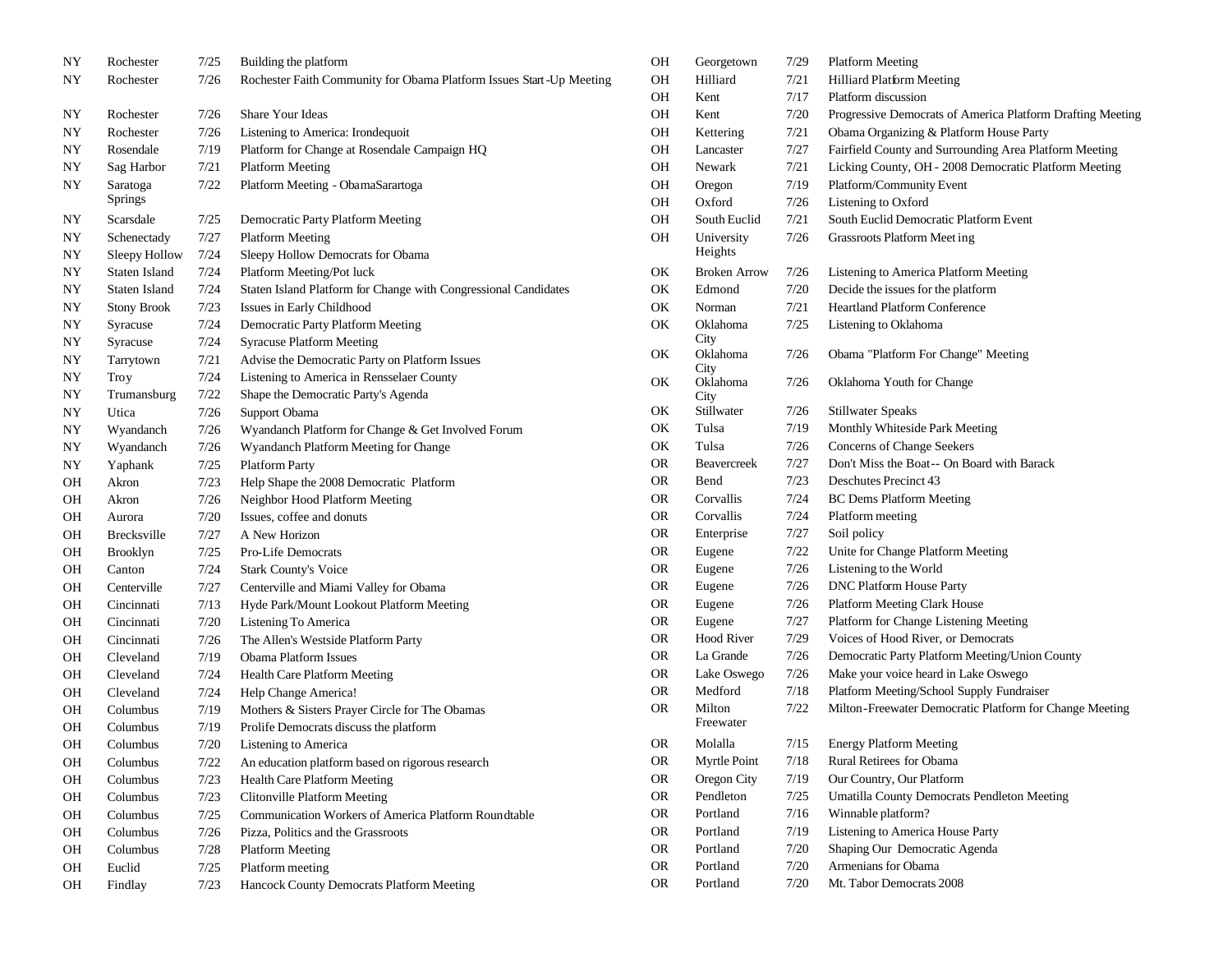| | | | |
|---|---|---|---|
| NY | Rochester | 7/25 | Building the platform |
| NY | Rochester | 7/26 | Rochester Faith Community for Obama Platform Issues Start-Up Meeting |
| NY | Rochester | 7/26 | Share Your Ideas |
| NY | Rochester | 7/26 | Listening to America: Irondequoit |
| NY | Rosendale | 7/19 | Platform for Change at Rosendale Campaign HQ |
| NY | Sag Harbor | 7/21 | Platform Meeting |
| NY | Saratoga Springs | 7/22 | Platform Meeting - ObamaSarartoga |
| NY | Scarsdale | 7/25 | Democratic Party Platform Meeting |
| NY | Schenectady | 7/27 | Platform Meeting |
| NY | Sleepy Hollow | 7/24 | Sleepy Hollow Democrats for Obama |
| NY | Staten Island | 7/24 | Platform Meeting/Pot luck |
| NY | Staten Island | 7/24 | Staten Island Platform for Change with Congressional Candidates |
| NY | Stony Brook | 7/23 | Issues in Early Childhood |
| NY | Syracuse | 7/24 | Democratic Party Platform Meeting |
| NY | Syracuse | 7/24 | Syracuse Platform Meeting |
| NY | Tarrytown | 7/21 | Advise the Democratic Party on Platform Issues |
| NY | Troy | 7/24 | Listening to America in Rensselaer County |
| NY | Trumansburg | 7/22 | Shape the Democratic Party's Agenda |
| NY | Utica | 7/26 | Support Obama |
| NY | Wyandanch | 7/26 | Wyandanch Platform for Change & Get Involved Forum |
| NY | Wyandanch | 7/26 | Wyandanch Platform Meeting for Change |
| NY | Yaphank | 7/25 | Platform Party |
| OH | Akron | 7/23 | Help Shape the 2008 Democratic Platform |
| OH | Akron | 7/26 | Neighbor Hood Platform Meeting |
| OH | Aurora | 7/20 | Issues, coffee and donuts |
| OH | Brecksville | 7/27 | A New Horizon |
| OH | Brooklyn | 7/25 | Pro-Life Democrats |
| OH | Canton | 7/24 | Stark County's Voice |
| OH | Centerville | 7/27 | Centerville and Miami Valley for Obama |
| OH | Cincinnati | 7/13 | Hyde Park/Mount Lookout Platform Meeting |
| OH | Cincinnati | 7/20 | Listening To America |
| OH | Cincinnati | 7/26 | The Allen's Westside Platform Party |
| OH | Cleveland | 7/19 | Obama Platform Issues |
| OH | Cleveland | 7/24 | Health Care Platform Meeting |
| OH | Cleveland | 7/24 | Help Change America! |
| OH | Columbus | 7/19 | Mothers & Sisters Prayer Circle for The Obamas |
| OH | Columbus | 7/19 | Prolife Democrats discuss the platform |
| OH | Columbus | 7/20 | Listening to America |
| OH | Columbus | 7/22 | An education platform based on rigorous research |
| OH | Columbus | 7/23 | Health Care Platform Meeting |
| OH | Columbus | 7/23 | Clitonville Platform Meeting |
| OH | Columbus | 7/25 | Communication Workers of America Platform Roundtable |
| OH | Columbus | 7/26 | Pizza, Politics and the Grassroots |
| OH | Columbus | 7/28 | Platform Meeting |
| OH | Euclid | 7/25 | Platform meeting |
| OH | Findlay | 7/23 | Hancock County Democrats Platform Meeting |
| OH | Georgetown | 7/29 | Platform Meeting |
| OH | Hilliard | 7/21 | Hilliard Platform Meeting |
| OH | Kent | 7/17 | Platform discussion |
| OH | Kent | 7/20 | Progressive Democrats of America Platform Drafting Meeting |
| OH | Kettering | 7/21 | Obama Organizing & Platform House Party |
| OH | Lancaster | 7/27 | Fairfield County and Surrounding Area Platform Meeting |
| OH | Newark | 7/21 | Licking County, OH - 2008 Democratic Platform Meeting |
| OH | Oregon | 7/19 | Platform/Community Event |
| OH | Oxford | 7/26 | Listening to Oxford |
| OH | South Euclid | 7/21 | South Euclid Democratic Platform Event |
| OH | University Heights | 7/26 | Grassroots Platform Meeting |
| OK | Broken Arrow | 7/26 | Listening to America Platform Meeting |
| OK | Edmond | 7/20 | Decide the issues for the platform |
| OK | Norman | 7/21 | Heartland Platform Conference |
| OK | Oklahoma City | 7/25 | Listening to Oklahoma |
| OK | Oklahoma City | 7/26 | Obama "Platform For Change" Meeting |
| OK | Oklahoma City | 7/26 | Oklahoma Youth for Change |
| OK | Stillwater | 7/26 | Stillwater Speaks |
| OK | Tulsa | 7/19 | Monthly Whiteside Park Meeting |
| OK | Tulsa | 7/26 | Concerns of Change Seekers |
| OR | Beavercreek | 7/27 | Don't Miss the Boat-- On Board with Barack |
| OR | Bend | 7/23 | Deschutes Precinct 43 |
| OR | Corvallis | 7/24 | BC Dems Platform Meeting |
| OR | Corvallis | 7/24 | Platform meeting |
| OR | Enterprise | 7/27 | Soil policy |
| OR | Eugene | 7/22 | Unite for Change Platform Meeting |
| OR | Eugene | 7/26 | Listening to the World |
| OR | Eugene | 7/26 | DNC Platform House Party |
| OR | Eugene | 7/26 | Platform Meeting Clark House |
| OR | Eugene | 7/27 | Platform for Change Listening Meeting |
| OR | Hood River | 7/29 | Voices of Hood River, or Democrats |
| OR | La Grande | 7/26 | Democratic Party Platform Meeting/Union County |
| OR | Lake Oswego | 7/26 | Make your voice heard in Lake Oswego |
| OR | Medford | 7/18 | Platform Meeting/School Supply Fundraiser |
| OR | Milton Freewater | 7/22 | Milton-Freewater Democratic Platform for Change Meeting |
| OR | Molalla | 7/15 | Energy Platform Meeting |
| OR | Myrtle Point | 7/18 | Rural Retirees for Obama |
| OR | Oregon City | 7/19 | Our Country, Our Platform |
| OR | Pendleton | 7/25 | Umatilla County Democrats Pendleton Meeting |
| OR | Portland | 7/16 | Winnable platform? |
| OR | Portland | 7/19 | Listening to America House Party |
| OR | Portland | 7/20 | Shaping Our Democratic Agenda |
| OR | Portland | 7/20 | Armenians for Obama |
| OR | Portland | 7/20 | Mt. Tabor Democrats 2008 |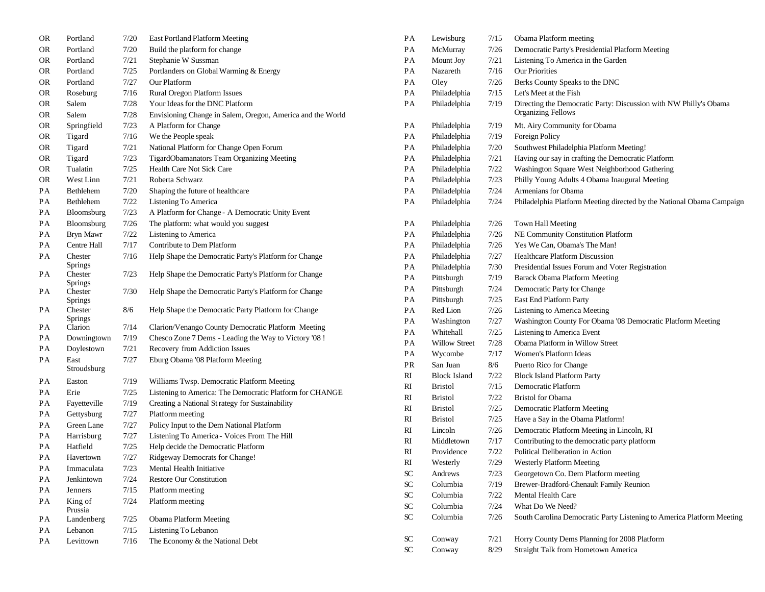| | | | |
|---|---|---|---|
| OR | Portland | 7/20 | East Portland Platform Meeting |
| OR | Portland | 7/20 | Build the platform for change |
| OR | Portland | 7/21 | Stephanie W Sussman |
| OR | Portland | 7/25 | Portlanders on Global Warming & Energy |
| OR | Portland | 7/27 | Our Platform |
| OR | Roseburg | 7/16 | Rural Oregon Platform Issues |
| OR | Salem | 7/28 | Your Ideas for the DNC Platform |
| OR | Salem | 7/28 | Envisioning Change in Salem, Oregon, America and the World |
| OR | Springfield | 7/23 | A Platform for Change |
| OR | Tigard | 7/16 | We the People speak |
| OR | Tigard | 7/21 | National Platform for Change Open Forum |
| OR | Tigard | 7/23 | TigardObamanators Team Organizing Meeting |
| OR | Tualatin | 7/25 | Health Care Not Sick Care |
| OR | West Linn | 7/21 | Roberta Schwarz |
| PA | Bethlehem | 7/20 | Shaping the future of healthcare |
| PA | Bethlehem | 7/22 | Listening To America |
| PA | Bloomsburg | 7/23 | A Platform for Change - A Democratic Unity Event |
| PA | Bloomsburg | 7/26 | The platform: what would you suggest |
| PA | Bryn Mawr | 7/22 | Listening to America |
| PA | Centre Hall | 7/17 | Contribute to Dem Platform |
| PA | Chester Springs | 7/16 | Help Shape the Democratic Party's Platform for Change |
| PA | Chester Springs | 7/23 | Help Shape the Democratic Party's Platform for Change |
| PA | Chester Springs | 7/30 | Help Shape the Democratic Party's Platform for Change |
| PA | Chester Springs | 8/6 | Help Shape the Democratic Party Platform for Change |
| PA | Clarion | 7/14 | Clarion/Venango County Democratic Platform Meeting |
| PA | Downingtown | 7/19 | Chesco Zone 7 Dems - Leading the Way to Victory '08 ! |
| PA | Doylestown | 7/21 | Recovery from Addiction Issues |
| PA | East Stroudsburg | 7/27 | Eburg Obama '08 Platform Meeting |
| PA | Easton | 7/19 | Williams Twsp. Democratic Platform Meeting |
| PA | Erie | 7/25 | Listening to America: The Democratic Platform for CHANGE |
| PA | Fayetteville | 7/19 | Creating a National St rategy for Sustainability |
| PA | Gettysburg | 7/27 | Platform meeting |
| PA | Green Lane | 7/27 | Policy Input to the Dem National Platform |
| PA | Harrisburg | 7/27 | Listening To America - Voices From The Hill |
| PA | Hatfield | 7/25 | Help decide the Democratic Platform |
| PA | Havertown | 7/27 | Ridgeway Democrats for Change! |
| PA | Immaculata | 7/23 | Mental Health Initiative |
| PA | Jenkintown | 7/24 | Restore Our Constitution |
| PA | Jenners | 7/15 | Platform meeting |
| PA | King of Prussia | 7/24 | Platform meeting |
| PA | Landenberg | 7/25 | Obama Platform Meeting |
| PA | Lebanon | 7/15 | Listening To Lebanon |
| PA | Levittown | 7/16 | The Economy & the National Debt |
| PA | Lewisburg | 7/15 | Obama Platform meeting |
| PA | McMurray | 7/26 | Democratic Party's Presidential Platform Meeting |
| PA | Mount Joy | 7/21 | Listening To America in the Garden |
| PA | Nazareth | 7/16 | Our Priorities |
| PA | Oley | 7/26 | Berks County Speaks to the DNC |
| PA | Philadelphia | 7/15 | Let's Meet at the Fish |
| PA | Philadelphia | 7/19 | Directing the Democratic Party: Discussion with NW Philly's Obama Organizing Fellows |
| PA | Philadelphia | 7/19 | Mt. Airy Community for Obama |
| PA | Philadelphia | 7/19 | Foreign Policy |
| PA | Philadelphia | 7/20 | Southwest Philadelphia Platform Meeting! |
| PA | Philadelphia | 7/21 | Having our say in crafting the Democratic Platform |
| PA | Philadelphia | 7/22 | Washington Square West Neighborhood Gathering |
| PA | Philadelphia | 7/23 | Philly Young Adults 4 Obama Inaugural Meeting |
| PA | Philadelphia | 7/24 | Armenians for Obama |
| PA | Philadelphia | 7/24 | Philadelphia Platform Meeting directed by the National Obama Campaign |
| PA | Philadelphia | 7/26 | Town Hall Meeting |
| PA | Philadelphia | 7/26 | NE Community Constitution Platform |
| PA | Philadelphia | 7/26 | Yes We Can, Obama's The Man! |
| PA | Philadelphia | 7/27 | Healthcare Platform Discussion |
| PA | Philadelphia | 7/30 | Presidential Issues Forum and Voter Registration |
| PA | Pittsburgh | 7/19 | Barack Obama Platform Meeting |
| PA | Pittsburgh | 7/24 | Democratic Party for Change |
| PA | Pittsburgh | 7/25 | East End Platform Party |
| PA | Red Lion | 7/26 | Listening to America Meeting |
| PA | Washington | 7/27 | Washington County For Obama '08 Democratic Platform Meeting |
| PA | Whitehall | 7/25 | Listening to America Event |
| PA | Willow Street | 7/28 | Obama Platform in Willow Street |
| PA | Wycombe | 7/17 | Women's Platform Ideas |
| PR | San Juan | 8/6 | Puerto Rico for Change |
| RI | Block Island | 7/22 | Block Island Platform Party |
| RI | Bristol | 7/15 | Democratic Platform |
| RI | Bristol | 7/22 | Bristol for Obama |
| RI | Bristol | 7/25 | Democratic Platform Meeting |
| RI | Bristol | 7/25 | Have a Say in the Obama Platform! |
| RI | Lincoln | 7/26 | Democratic Platform Meeting in Lincoln, RI |
| RI | Middletown | 7/17 | Contributing to the democratic party platform |
| RI | Providence | 7/22 | Political Deliberation in Action |
| RI | Westerly | 7/29 | Westerly Platform Meeting |
| SC | Andrews | 7/23 | Georgetown Co. Dem Platform meeting |
| SC | Columbia | 7/19 | Brewer-Bradford-Chenault Family Reunion |
| SC | Columbia | 7/22 | Mental Health Care |
| SC | Columbia | 7/24 | What Do We Need? |
| SC | Columbia | 7/26 | South Carolina Democratic Party Listening to America Platform Meeting |
| SC | Conway | 7/21 | Horry County Dems Planning for 2008 Platform |
| SC | Conway | 8/29 | Straight Talk from Hometown America |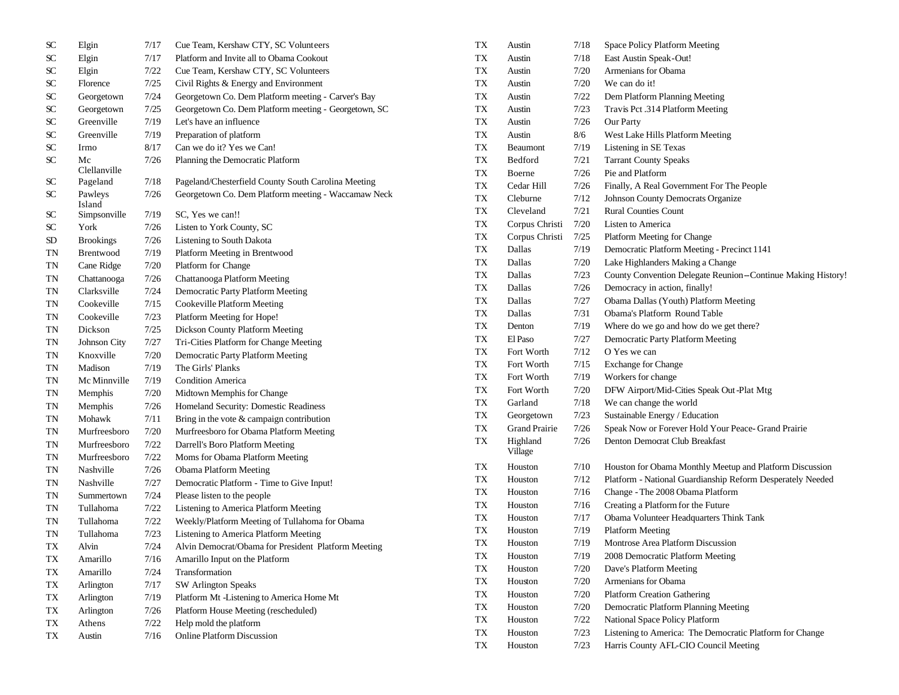| | | | |
|---|---|---|---|
| SC | Elgin | 7/17 | Cue Team, Kershaw CTY, SC Volunteers |
| SC | Elgin | 7/17 | Platform and Invite all to Obama Cookout |
| SC | Elgin | 7/22 | Cue Team, Kershaw CTY, SC Volunteers |
| SC | Florence | 7/25 | Civil Rights & Energy and Environment |
| SC | Georgetown | 7/24 | Georgetown Co. Dem Platform meeting - Carver's Bay |
| SC | Georgetown | 7/25 | Georgetown Co. Dem Platform meeting - Georgetown, SC |
| SC | Greenville | 7/19 | Let's have an influence |
| SC | Greenville | 7/19 | Preparation of platform |
| SC | Irmo | 8/17 | Can we do it? Yes we Can! |
| SC | Mc Clellanville | 7/26 | Planning the Democratic Platform |
| SC | Pageland | 7/18 | Pageland/Chesterfield County South Carolina Meeting |
| SC | Pawleys Island | 7/26 | Georgetown Co. Dem Platform meeting - Waccamaw Neck |
| SC | Simpsonville | 7/19 | SC, Yes we can!! |
| SC | York | 7/26 | Listen to York County, SC |
| SD | Brookings | 7/26 | Listening to South Dakota |
| TN | Brentwood | 7/19 | Platform Meeting in Brentwood |
| TN | Cane Ridge | 7/20 | Platform for Change |
| TN | Chattanooga | 7/26 | Chattanooga Platform Meeting |
| TN | Clarksville | 7/24 | Democratic Party Platform Meeting |
| TN | Cookeville | 7/15 | Cookeville Platform Meeting |
| TN | Cookeville | 7/23 | Platform Meeting for Hope! |
| TN | Dickson | 7/25 | Dickson County Platform Meeting |
| TN | Johnson City | 7/27 | Tri-Cities Platform for Change Meeting |
| TN | Knoxville | 7/20 | Democratic Party Platform Meeting |
| TN | Madison | 7/19 | The Girls' Planks |
| TN | Mc Minnville | 7/19 | Condition America |
| TN | Memphis | 7/20 | Midtown Memphis for Change |
| TN | Memphis | 7/26 | Homeland Security: Domestic Readiness |
| TN | Mohawk | 7/11 | Bring in the vote & campaign contribution |
| TN | Murfreesboro | 7/20 | Murfreesboro for Obama Platform Meeting |
| TN | Murfreesboro | 7/22 | Darrell's Boro Platform Meeting |
| TN | Murfreesboro | 7/22 | Moms for Obama Platform Meeting |
| TN | Nashville | 7/26 | Obama Platform Meeting |
| TN | Nashville | 7/27 | Democratic Platform - Time to Give Input! |
| TN | Summertown | 7/24 | Please listen to the people |
| TN | Tullahoma | 7/22 | Listening to America Platform Meeting |
| TN | Tullahoma | 7/22 | Weekly/Platform Meeting of Tullahoma for Obama |
| TN | Tullahoma | 7/23 | Listening to America Platform Meeting |
| TX | Alvin | 7/24 | Alvin Democrat/Obama for President Platform Meeting |
| TX | Amarillo | 7/16 | Amarillo Input on the Platform |
| TX | Amarillo | 7/24 | Transformation |
| TX | Arlington | 7/17 | SW Arlington Speaks |
| TX | Arlington | 7/19 | Platform Mt -Listening to America Home Mt |
| TX | Arlington | 7/26 | Platform House Meeting (rescheduled) |
| TX | Athens | 7/22 | Help mold the platform |
| TX | Austin | 7/16 | Online Platform Discussion |
| TX | Austin | 7/18 | Space Policy Platform Meeting |
| TX | Austin | 7/18 | East Austin Speak-Out! |
| TX | Austin | 7/20 | Armenians for Obama |
| TX | Austin | 7/20 | We can do it! |
| TX | Austin | 7/22 | Dem Platform Planning Meeting |
| TX | Austin | 7/23 | Travis Pct .314 Platform Meeting |
| TX | Austin | 7/26 | Our Party |
| TX | Austin | 8/6 | West Lake Hills Platform Meeting |
| TX | Beaumont | 7/19 | Listening in SE Texas |
| TX | Bedford | 7/21 | Tarrant County Speaks |
| TX | Boerne | 7/26 | Pie and Platform |
| TX | Cedar Hill | 7/26 | Finally, A Real Government For The People |
| TX | Cleburne | 7/12 | Johnson County Democrats Organize |
| TX | Cleveland | 7/21 | Rural Counties Count |
| TX | Corpus Christi | 7/20 | Listen to America |
| TX | Corpus Christi | 7/25 | Platform Meeting for Change |
| TX | Dallas | 7/19 | Democratic Platform Meeting - Precinct 1141 |
| TX | Dallas | 7/20 | Lake Highlanders Making a Change |
| TX | Dallas | 7/23 | County Convention Delegate Reunion--Continue Making History! |
| TX | Dallas | 7/26 | Democracy in action, finally! |
| TX | Dallas | 7/27 | Obama Dallas (Youth) Platform Meeting |
| TX | Dallas | 7/31 | Obama's Platform Round Table |
| TX | Denton | 7/19 | Where do we go and how do we get there? |
| TX | El Paso | 7/27 | Democratic Party Platform Meeting |
| TX | Fort Worth | 7/12 | O Yes we can |
| TX | Fort Worth | 7/15 | Exchange for Change |
| TX | Fort Worth | 7/19 | Workers for change |
| TX | Fort Worth | 7/20 | DFW Airport/Mid-Cities Speak Out -Plat Mtg |
| TX | Garland | 7/18 | We can change the world |
| TX | Georgetown | 7/23 | Sustainable Energy / Education |
| TX | Grand Prairie | 7/26 | Speak Now or Forever Hold Your Peace- Grand Prairie |
| TX | Highland Village | 7/26 | Denton Democrat Club Breakfast |
| TX | Houston | 7/10 | Houston for Obama Monthly Meetup and Platform Discussion |
| TX | Houston | 7/12 | Platform - National Guardianship Reform Desperately Needed |
| TX | Houston | 7/16 | Change - The 2008 Obama Platform |
| TX | Houston | 7/16 | Creating a Platform for the Future |
| TX | Houston | 7/17 | Obama Volunteer Headquarters Think Tank |
| TX | Houston | 7/19 | Platform Meeting |
| TX | Houston | 7/19 | Montrose Area Platform Discussion |
| TX | Houston | 7/19 | 2008 Democratic Platform Meeting |
| TX | Houston | 7/20 | Dave's Platform Meeting |
| TX | Houston | 7/20 | Armenians for Obama |
| TX | Houston | 7/20 | Platform Creation Gathering |
| TX | Houston | 7/20 | Democratic Platform Planning Meeting |
| TX | Houston | 7/22 | National Space Policy Platform |
| TX | Houston | 7/23 | Listening to America: The Democratic Platform for Change |
| TX | Houston | 7/23 | Harris County AFL-CIO Council Meeting |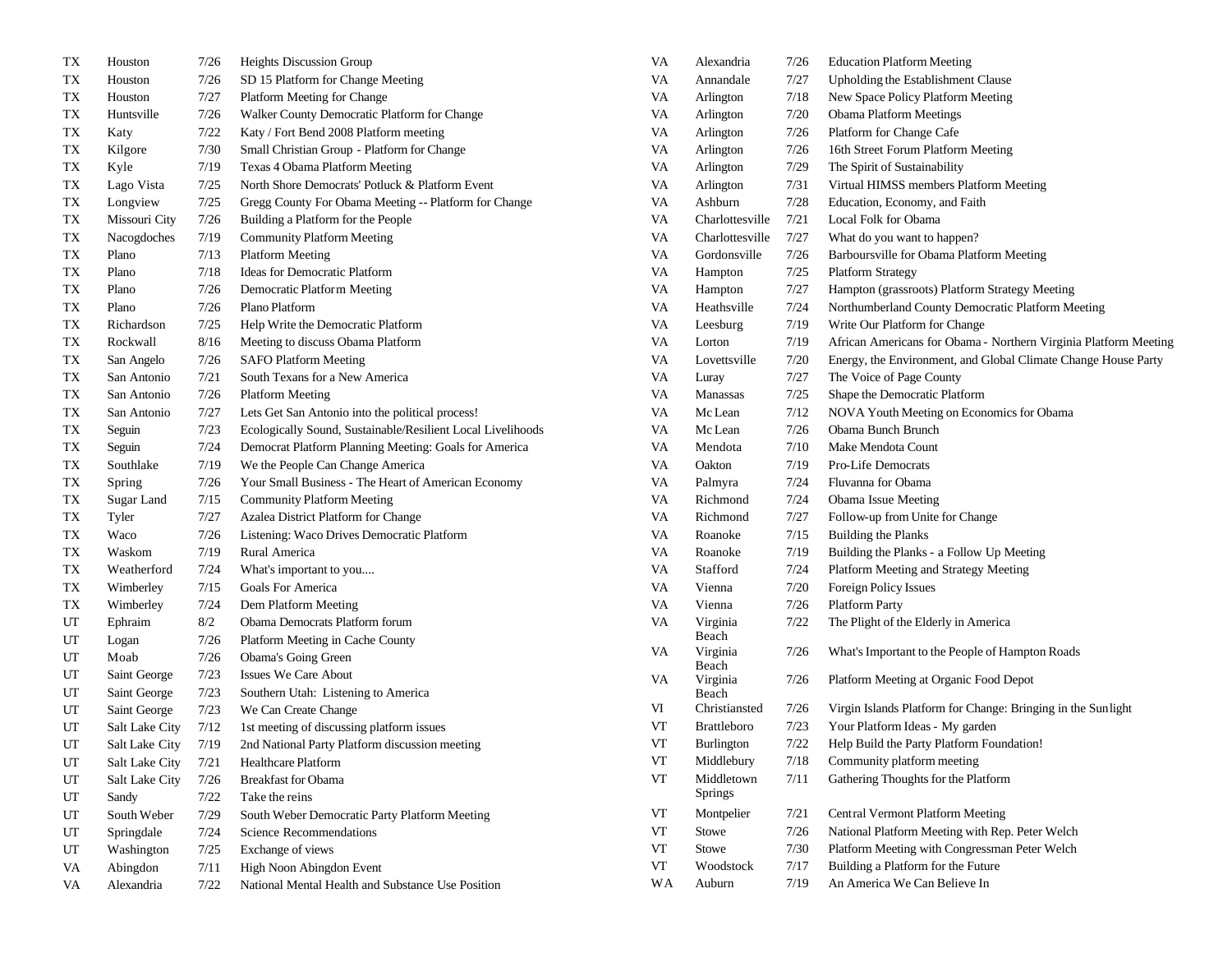| | | | |
|---|---|---|---|
| TX | Houston | 7/26 | Heights Discussion Group |
| TX | Houston | 7/26 | SD 15 Platform for Change Meeting |
| TX | Houston | 7/27 | Platform Meeting for Change |
| TX | Huntsville | 7/26 | Walker County Democratic Platform for Change |
| TX | Katy | 7/22 | Katy / Fort Bend 2008 Platform meeting |
| TX | Kilgore | 7/30 | Small Christian Group - Platform for Change |
| TX | Kyle | 7/19 | Texas 4 Obama Platform Meeting |
| TX | Lago Vista | 7/25 | North Shore Democrats' Potluck & Platform Event |
| TX | Longview | 7/25 | Gregg County For Obama Meeting -- Platform for Change |
| TX | Missouri City | 7/26 | Building a Platform for the People |
| TX | Nacogdoches | 7/19 | Community Platform Meeting |
| TX | Plano | 7/13 | Platform Meeting |
| TX | Plano | 7/18 | Ideas for Democratic Platform |
| TX | Plano | 7/26 | Democratic Platform Meeting |
| TX | Plano | 7/26 | Plano Platform |
| TX | Richardson | 7/25 | Help Write the Democratic Platform |
| TX | Rockwall | 8/16 | Meeting to discuss Obama Platform |
| TX | San Angelo | 7/26 | SAFO Platform Meeting |
| TX | San Antonio | 7/21 | South Texans for a New America |
| TX | San Antonio | 7/26 | Platform Meeting |
| TX | San Antonio | 7/27 | Lets Get San Antonio into the political process! |
| TX | Seguin | 7/23 | Ecologically Sound, Sustainable/Resilient Local Livelihoods |
| TX | Seguin | 7/24 | Democrat Platform Planning Meeting: Goals for America |
| TX | Southlake | 7/19 | We the People Can Change America |
| TX | Spring | 7/26 | Your Small Business - The Heart of American Economy |
| TX | Sugar Land | 7/15 | Community Platform Meeting |
| TX | Tyler | 7/27 | Azalea District Platform for Change |
| TX | Waco | 7/26 | Listening: Waco Drives Democratic Platform |
| TX | Waskom | 7/19 | Rural America |
| TX | Weatherford | 7/24 | What's important to you.... |
| TX | Wimberley | 7/15 | Goals For America |
| TX | Wimberley | 7/24 | Dem Platform Meeting |
| UT | Ephraim | 8/2 | Obama Democrats Platform forum |
| UT | Logan | 7/26 | Platform Meeting in Cache County |
| UT | Moab | 7/26 | Obama's Going Green |
| UT | Saint George | 7/23 | Issues We Care About |
| UT | Saint George | 7/23 | Southern Utah: Listening to America |
| UT | Saint George | 7/23 | We Can Create Change |
| UT | Salt Lake City | 7/12 | 1st meeting of discussing platform issues |
| UT | Salt Lake City | 7/19 | 2nd National Party Platform discussion meeting |
| UT | Salt Lake City | 7/21 | Healthcare Platform |
| UT | Salt Lake City | 7/26 | Breakfast for Obama |
| UT | Sandy | 7/22 | Take the reins |
| UT | South Weber | 7/29 | South Weber Democratic Party Platform Meeting |
| UT | Springdale | 7/24 | Science Recommendations |
| UT | Washington | 7/25 | Exchange of views |
| VA | Abingdon | 7/11 | High Noon Abingdon Event |
| VA | Alexandria | 7/22 | National Mental Health and Substance Use Position |
| VA | Alexandria | 7/26 | Education Platform Meeting |
| VA | Annandale | 7/27 | Upholding the Establishment Clause |
| VA | Arlington | 7/18 | New Space Policy Platform Meeting |
| VA | Arlington | 7/20 | Obama Platform Meetings |
| VA | Arlington | 7/26 | Platform for Change Cafe |
| VA | Arlington | 7/26 | 16th Street Forum Platform Meeting |
| VA | Arlington | 7/29 | The Spirit of Sustainability |
| VA | Arlington | 7/31 | Virtual HIMSS members Platform Meeting |
| VA | Ashburn | 7/28 | Education, Economy, and Faith |
| VA | Charlottesville | 7/21 | Local Folk for Obama |
| VA | Charlottesville | 7/27 | What do you want to happen? |
| VA | Gordonsville | 7/26 | Barboursville for Obama Platform Meeting |
| VA | Hampton | 7/25 | Platform Strategy |
| VA | Hampton | 7/27 | Hampton (grassroots) Platform Strategy Meeting |
| VA | Heathsville | 7/24 | Northumberland County Democratic Platform Meeting |
| VA | Leesburg | 7/19 | Write Our Platform for Change |
| VA | Lorton | 7/19 | African Americans for Obama - Northern Virginia Platform Meeting |
| VA | Lovettsville | 7/20 | Energy, the Environment, and Global Climate Change House Party |
| VA | Luray | 7/27 | The Voice of Page County |
| VA | Manassas | 7/25 | Shape the Democratic Platform |
| VA | Mc Lean | 7/12 | NOVA Youth Meeting on Economics for Obama |
| VA | Mc Lean | 7/26 | Obama Bunch Brunch |
| VA | Mendota | 7/10 | Make Mendota Count |
| VA | Oakton | 7/19 | Pro-Life Democrats |
| VA | Palmyra | 7/24 | Fluvanna for Obama |
| VA | Richmond | 7/24 | Obama Issue Meeting |
| VA | Richmond | 7/27 | Follow-up from Unite for Change |
| VA | Roanoke | 7/15 | Building the Planks |
| VA | Roanoke | 7/19 | Building the Planks - a Follow Up Meeting |
| VA | Stafford | 7/24 | Platform Meeting and Strategy Meeting |
| VA | Vienna | 7/20 | Foreign Policy Issues |
| VA | Vienna | 7/26 | Platform Party |
| VA | Virginia Beach | 7/22 | The Plight of the Elderly in America |
| VA | Virginia Beach | 7/26 | What's Important to the People of Hampton Roads |
| VA | Virginia Beach | 7/26 | Platform Meeting at Organic Food Depot |
| VI | Christiansted | 7/26 | Virgin Islands Platform for Change: Bringing in the Sunlight |
| VT | Brattleboro | 7/23 | Your Platform Ideas - My garden |
| VT | Burlington | 7/22 | Help Build the Party Platform Foundation! |
| VT | Middlebury | 7/18 | Community platform meeting |
| VT | Middletown Springs | 7/11 | Gathering Thoughts for the Platform |
| VT | Montpelier | 7/21 | Central Vermont Platform Meeting |
| VT | Stowe | 7/26 | National Platform Meeting with Rep. Peter Welch |
| VT | Stowe | 7/30 | Platform Meeting with Congressman Peter Welch |
| VT | Woodstock | 7/17 | Building a Platform for the Future |
| WA | Auburn | 7/19 | An America We Can Believe In |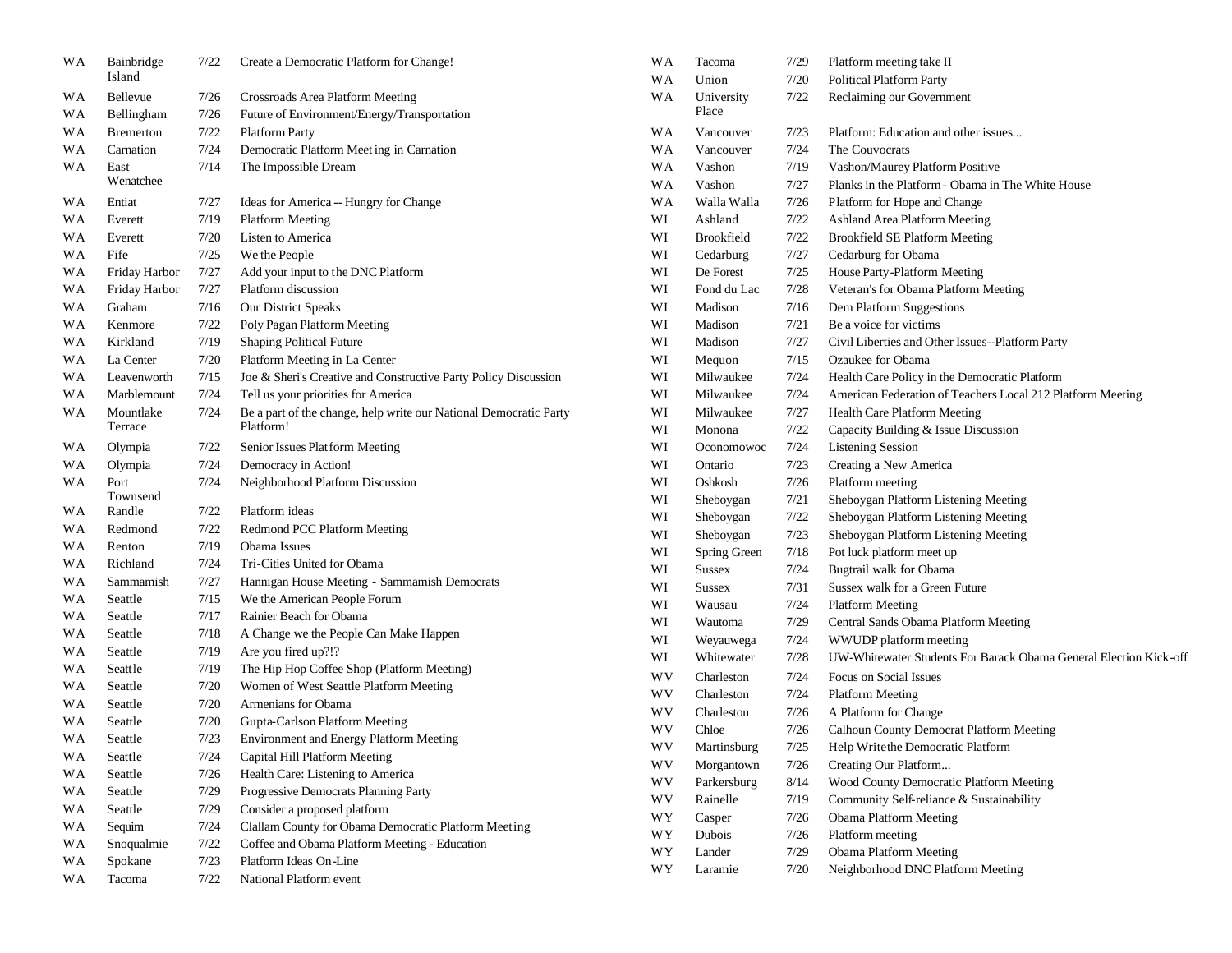| | | | |
|---|---|---|---|
| WA | Bainbridge Island | 7/22 | Create a Democratic Platform for Change! |
| WA | Bellevue | 7/26 | Crossroads Area Platform Meeting |
| WA | Bellingham | 7/26 | Future of Environment/Energy/Transportation |
| WA | Bremerton | 7/22 | Platform Party |
| WA | Carnation | 7/24 | Democratic Platform Meet ing in Carnation |
| WA | East Wenatchee | 7/14 | The Impossible Dream |
| WA | Entiat | 7/27 | Ideas for America -- Hungry for Change |
| WA | Everett | 7/19 | Platform Meeting |
| WA | Everett | 7/20 | Listen to America |
| WA | Fife | 7/25 | We the People |
| WA | Friday Harbor | 7/27 | Add your input to the DNC Platform |
| WA | Friday Harbor | 7/27 | Platform discussion |
| WA | Graham | 7/16 | Our District Speaks |
| WA | Kenmore | 7/22 | Poly Pagan Platform Meeting |
| WA | Kirkland | 7/19 | Shaping Political Future |
| WA | La Center | 7/20 | Platform Meeting in La Center |
| WA | Leavenworth | 7/15 | Joe & Sheri's Creative and Constructive Party Policy Discussion |
| WA | Marblemount | 7/24 | Tell us your priorities for America |
| WA | Mountlake Terrace | 7/24 | Be a part of the change, help write our National Democratic Party Platform! |
| WA | Olympia | 7/22 | Senior Issues Plat form Meeting |
| WA | Olympia | 7/24 | Democracy in Action! |
| WA | Port Townsend | 7/24 | Neighborhood Platform Discussion |
| WA | Randle | 7/22 | Platform ideas |
| WA | Redmond | 7/22 | Redmond PCC Platform Meeting |
| WA | Renton | 7/19 | Obama Issues |
| WA | Richland | 7/24 | Tri-Cities United for Obama |
| WA | Sammamish | 7/27 | Hannigan House Meeting - Sammamish Democrats |
| WA | Seattle | 7/15 | We the American People Forum |
| WA | Seattle | 7/17 | Rainier Beach for Obama |
| WA | Seattle | 7/18 | A Change we the People Can Make Happen |
| WA | Seattle | 7/19 | Are you fired up?!? |
| WA | Seattle | 7/19 | The Hip Hop Coffee Shop (Platform Meeting) |
| WA | Seattle | 7/20 | Women of West Seattle Platform Meeting |
| WA | Seattle | 7/20 | Armenians for Obama |
| WA | Seattle | 7/20 | Gupta-Carlson Platform Meeting |
| WA | Seattle | 7/23 | Environment and Energy Platform Meeting |
| WA | Seattle | 7/24 | Capital Hill Platform Meeting |
| WA | Seattle | 7/26 | Health Care: Listening to America |
| WA | Seattle | 7/29 | Progressive Democrats Planning Party |
| WA | Seattle | 7/29 | Consider a proposed platform |
| WA | Sequim | 7/24 | Clallam County for Obama Democratic Platform Meeting |
| WA | Snoqualmie | 7/22 | Coffee and Obama Platform Meeting - Education |
| WA | Spokane | 7/23 | Platform Ideas On-Line |
| WA | Tacoma | 7/22 | National Platform event |
| WA | Tacoma | 7/29 | Platform meeting take II |
| WA | Union | 7/20 | Political Platform Party |
| WA | University Place | 7/22 | Reclaiming our Government |
| WA | Vancouver | 7/23 | Platform: Education and other issues... |
| WA | Vancouver | 7/24 | The Couvocrats |
| WA | Vashon | 7/19 | Vashon/Maurey Platform Positive |
| WA | Vashon | 7/27 | Planks in the Platform - Obama in The White House |
| WA | Walla Walla | 7/26 | Platform for Hope and Change |
| WI | Ashland | 7/22 | Ashland Area Platform Meeting |
| WI | Brookfield | 7/22 | Brookfield SE Platform Meeting |
| WI | Cedarburg | 7/27 | Cedarburg for Obama |
| WI | De Forest | 7/25 | House Party-Platform Meeting |
| WI | Fond du Lac | 7/28 | Veteran's for Obama Platform Meeting |
| WI | Madison | 7/16 | Dem Platform Suggestions |
| WI | Madison | 7/21 | Be a voice for victims |
| WI | Madison | 7/27 | Civil Liberties and Other Issues--Platform Party |
| WI | Mequon | 7/15 | Ozaukee for Obama |
| WI | Milwaukee | 7/24 | Health Care Policy in the Democratic Platform |
| WI | Milwaukee | 7/24 | American Federation of Teachers Local 212 Platform Meeting |
| WI | Milwaukee | 7/27 | Health Care Platform Meeting |
| WI | Monona | 7/22 | Capacity Building & Issue Discussion |
| WI | Oconomowoc | 7/24 | Listening Session |
| WI | Ontario | 7/23 | Creating a New America |
| WI | Oshkosh | 7/26 | Platform meeting |
| WI | Sheboygan | 7/21 | Sheboygan Platform Listening Meeting |
| WI | Sheboygan | 7/22 | Sheboygan Platform Listening Meeting |
| WI | Sheboygan | 7/23 | Sheboygan Platform Listening Meeting |
| WI | Spring Green | 7/18 | Pot luck platform meet up |
| WI | Sussex | 7/24 | Bugtrail walk for Obama |
| WI | Sussex | 7/31 | Sussex walk for a Green Future |
| WI | Wausau | 7/24 | Platform Meeting |
| WI | Wautoma | 7/29 | Central Sands Obama Platform Meeting |
| WI | Weyauwega | 7/24 | WWUDP platform meeting |
| WI | Whitewater | 7/28 | UW-Whitewater Students For Barack Obama General Election Kick-off |
| WV | Charleston | 7/24 | Focus on Social Issues |
| WV | Charleston | 7/24 | Platform Meeting |
| WV | Charleston | 7/26 | A Platform for Change |
| WV | Chloe | 7/26 | Calhoun County Democrat Platform Meeting |
| WV | Martinsburg | 7/25 | Help Writethe Democratic Platform |
| WV | Morgantown | 7/26 | Creating Our Platform... |
| WV | Parkersburg | 8/14 | Wood County Democratic Platform Meeting |
| WV | Rainelle | 7/19 | Community Self-reliance & Sustainability |
| WY | Casper | 7/26 | Obama Platform Meeting |
| WY | Dubois | 7/26 | Platform meeting |
| WY | Lander | 7/29 | Obama Platform Meeting |
| WY | Laramie | 7/20 | Neighborhood DNC Platform Meeting |